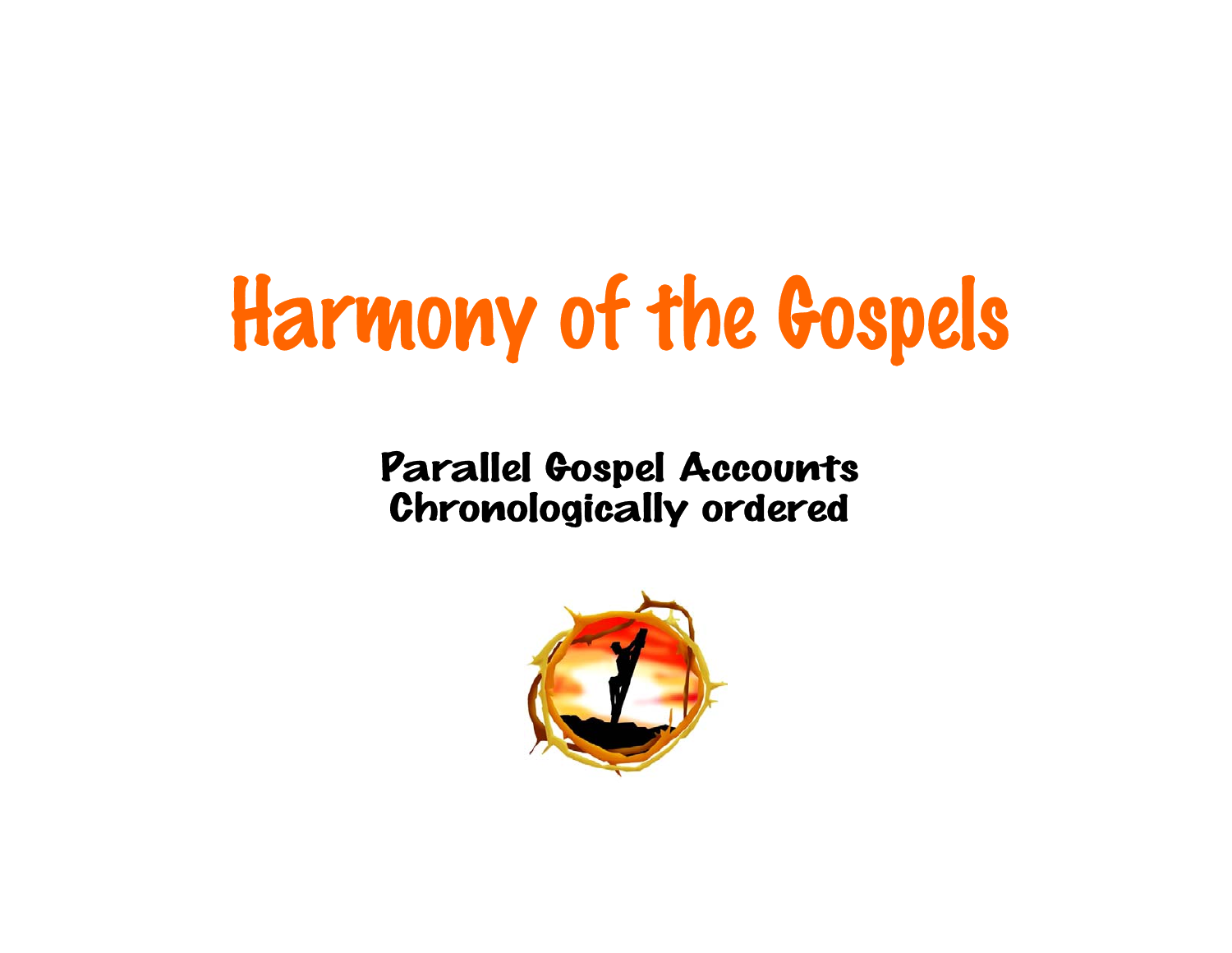# Harmony of the Gospels

**Parallel Gospel Accounts**
**Chronologically ordered**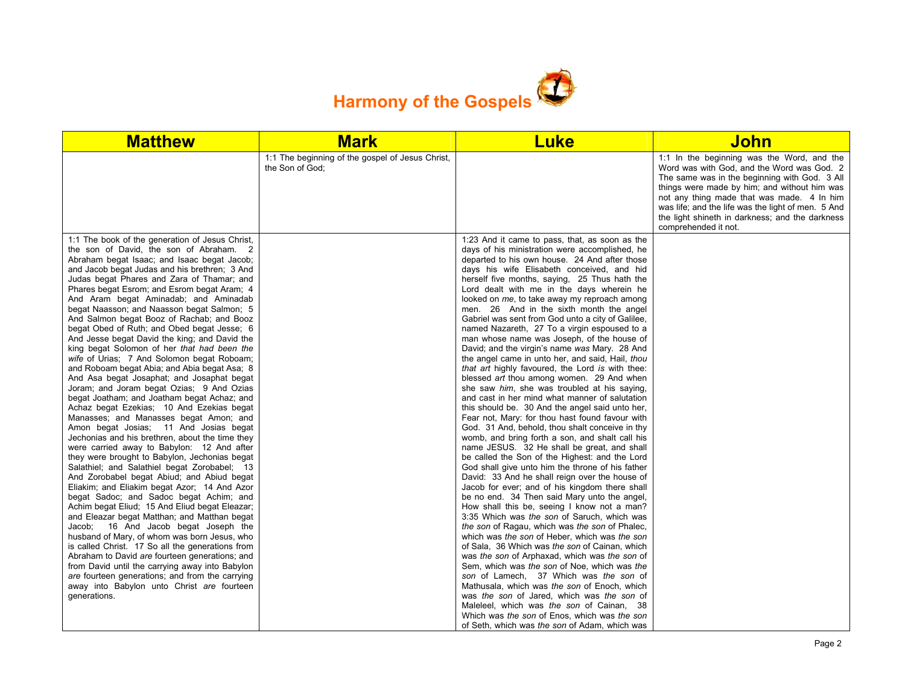# Harmony of the Gospels

| Matthew | Mark | Luke | John |
|---|---|---|---|
| | 1:1 The beginning of the gospel of Jesus Christ, the Son of God; | | 1:1 In the beginning was the Word, and the Word was with God, and the Word was God. 2 The same was in the beginning with God. 3 All things were made by him; and without him was not any thing made that was made. 4 In him was life; and the life was the light of men. 5 And the light shineth in darkness; and the darkness comprehended it not. |
| 1:1 The book of the generation of Jesus Christ, the son of David, the son of Abraham. 2 Abraham begat Isaac; and Isaac begat Jacob; and Jacob begat Judas and his brethren; 3 And Judas begat Phares and Zara of Thamar; and Phares begat Esrom; and Esrom begat Aram; 4 And Aram begat Aminadab; and Aminadab begat Naasson; and Naasson begat Salmon; 5 And Salmon begat Booz of Rachab; and Booz begat Obed of Ruth; and Obed begat Jesse; 6 And Jesse begat David the king; and David the king begat Solomon of her *that had been the wife* of Urias; 7 And Solomon begat Roboam; and Roboam begat Abia; and Abia begat Asa; 8 And Asa begat Josaphat; and Josaphat begat Joram; and Joram begat Ozias; 9 And Ozias begat Joatham; and Joatham begat Achaz; and Achaz begat Ezekias; 10 And Ezekias begat Manasses; and Manasses begat Amon; and Amon begat Josias; 11 And Josias begat Jechonias and his brethren, about the time they were carried away to Babylon: 12 And after they were brought to Babylon, Jechonias begat Salathiel; and Salathiel begat Zorobabel; 13 And Zorobabel begat Abiud; and Abiud begat Eliakim; and Eliakim begat Azor; 14 And Azor begat Sadoc; and Sadoc begat Achim; and Achim begat Eliud; 15 And Eliud begat Eleazar; and Eleazar begat Matthan; and Matthan begat Jacob; 16 And Jacob begat Joseph the husband of Mary, of whom was born Jesus, who is called Christ. 17 So all the generations from Abraham to David *are* fourteen generations; and from David until the carrying away into Babylon *are* fourteen generations; and from the carrying away into Babylon unto Christ *are* fourteen generations. | | 1:23 And it came to pass, that, as soon as the days of his ministration were accomplished, he departed to his own house. 24 And after those days his wife Elisabeth conceived, and hid herself five months, saying, 25 Thus hath the Lord dealt with me in the days wherein he looked on *me*, to take away my reproach among men. 26 And in the sixth month the angel Gabriel was sent from God unto a city of Galilee, named Nazareth, 27 To a virgin espoused to a man whose name was Joseph, of the house of David; and the virgin's name *was* Mary. 28 And the angel came in unto her, and said, Hail, *thou that art* highly favoured, the Lord *is* with thee: blessed *art* thou among women. 29 And when she saw *him*, she was troubled at his saying, and cast in her mind what manner of salutation this should be. 30 And the angel said unto her, Fear not, Mary: for thou hast found favour with God. 31 And, behold, thou shalt conceive in thy womb, and bring forth a son, and shalt call his name JESUS. 32 He shall be great, and shall be called the Son of the Highest: and the Lord God shall give unto him the throne of his father David: 33 And he shall reign over the house of Jacob for ever; and of his kingdom there shall be no end. 34 Then said Mary unto the angel, How shall this be, seeing I know not a man? 3:35 Which was *the son* of Saruch, which was *the son* of Ragau, which was *the son* of Phalec, which was *the son* of Heber, which was *the son* of Sala, 36 Which was *the son* of Cainan, which was *the son* of Arphaxad, which was *the son* of Sem, which was *the son* of Noe, which was *the son* of Lamech, 37 Which was *the son* of Mathusala, which was *the son* of Enoch, which was *the son* of Jared, which was *the son* of Maleleel, which was *the son* of Cainan, 38 Which was *the son* of Enos, which was *the son* of Seth, which was *the son* of Adam, which was | |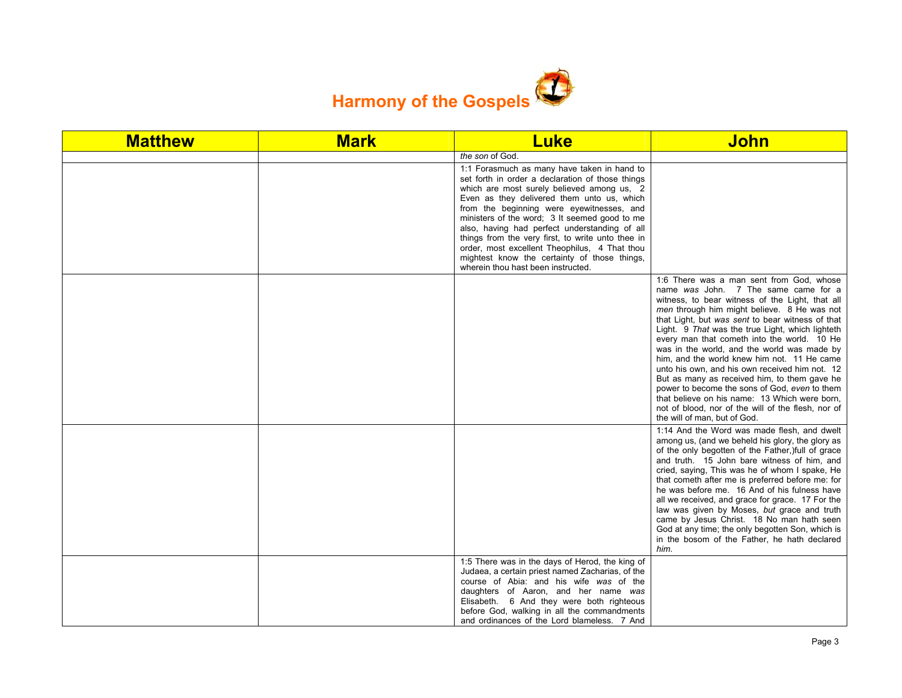# Harmony of the Gospels

| Matthew | Mark | Luke | John |
|---|---|---|---|
| | | *the son* of God. | |
| | | 1:1 Forasmuch as many have taken in hand to set forth in order a declaration of those things which are most surely believed among us, 2 Even as they delivered them unto us, which from the beginning were eyewitnesses, and ministers of the word; 3 It seemed good to me also, having had perfect understanding of all things from the very first, to write unto thee in order, most excellent Theophilus, 4 That thou mightest know the certainty of those things, wherein thou hast been instructed. | |
| | | | 1:6 There was a man sent from God, whose name *was* John. 7 The same came for a witness, to bear witness of the Light, that all *men* through him might believe. 8 He was not that Light, but *was sent* to bear witness of that Light. 9 *That* was the true Light, which lighteth every man that cometh into the world. 10 He was in the world, and the world was made by him, and the world knew him not. 11 He came unto his own, and his own received him not. 12 But as many as received him, to them gave he power to become the sons of God, *even* to them that believe on his name: 13 Which were born, not of blood, nor of the will of the flesh, nor of the will of man, but of God. |
| | | | 1:14 And the Word was made flesh, and dwelt among us, (and we beheld his glory, the glory as of the only begotten of the Father,)full of grace and truth. 15 John bare witness of him, and cried, saying, This was he of whom I spake, He that cometh after me is preferred before me: for he was before me. 16 And of his fulness have all we received, and grace for grace. 17 For the law was given by Moses, *but* grace and truth came by Jesus Christ. 18 No man hath seen God at any time; the only begotten Son, which is in the bosom of the Father, he hath declared *him*. |
| | | 1:5 There was in the days of Herod, the king of Judaea, a certain priest named Zacharias, of the course of Abia: and his wife *was* of the daughters of Aaron, and her name *was* Elisabeth. 6 And they were both righteous before God, walking in all the commandments and ordinances of the Lord blameless. 7 And | |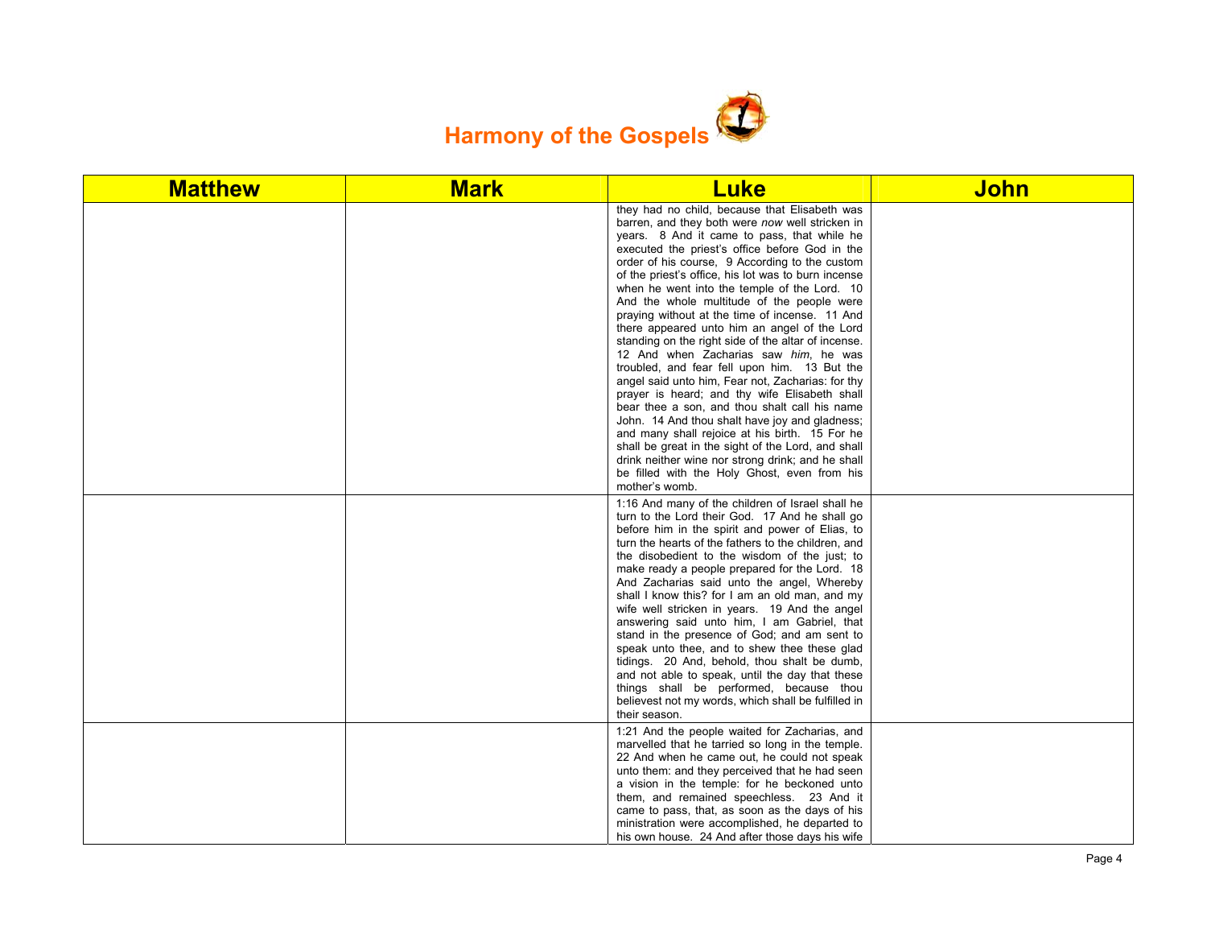# Harmony of the Gospels

| Matthew | Mark | Luke | John |
|---|---|---|---|
| | | they had no child, because that Elisabeth was barren, and they both were *now* well stricken in years. 8 And it came to pass, that while he executed the priest's office before God in the order of his course, 9 According to the custom of the priest's office, his lot was to burn incense when he went into the temple of the Lord. 10 And the whole multitude of the people were praying without at the time of incense. 11 And there appeared unto him an angel of the Lord standing on the right side of the altar of incense. 12 And when Zacharias saw *him*, he was troubled, and fear fell upon him. 13 But the angel said unto him, Fear not, Zacharias: for thy prayer is heard; and thy wife Elisabeth shall bear thee a son, and thou shalt call his name John. 14 And thou shalt have joy and gladness; and many shall rejoice at his birth. 15 For he shall be great in the sight of the Lord, and shall drink neither wine nor strong drink; and he shall be filled with the Holy Ghost, even from his mother's womb. | |
| | | 1:16 And many of the children of Israel shall he turn to the Lord their God. 17 And he shall go before him in the spirit and power of Elias, to turn the hearts of the fathers to the children, and the disobedient to the wisdom of the just; to make ready a people prepared for the Lord. 18 And Zacharias said unto the angel, Whereby shall I know this? for I am an old man, and my wife well stricken in years. 19 And the angel answering said unto him, I am Gabriel, that stand in the presence of God; and am sent to speak unto thee, and to shew thee these glad tidings. 20 And, behold, thou shalt be dumb, and not able to speak, until the day that these things shall be performed, because thou believest not my words, which shall be fulfilled in their season. | |
| | | 1:21 And the people waited for Zacharias, and marvelled that he tarried so long in the temple. 22 And when he came out, he could not speak unto them: and they perceived that he had seen a vision in the temple: for he beckoned unto them, and remained speechless. 23 And it came to pass, that, as soon as the days of his ministration were accomplished, he departed to his own house. 24 And after those days his wife | |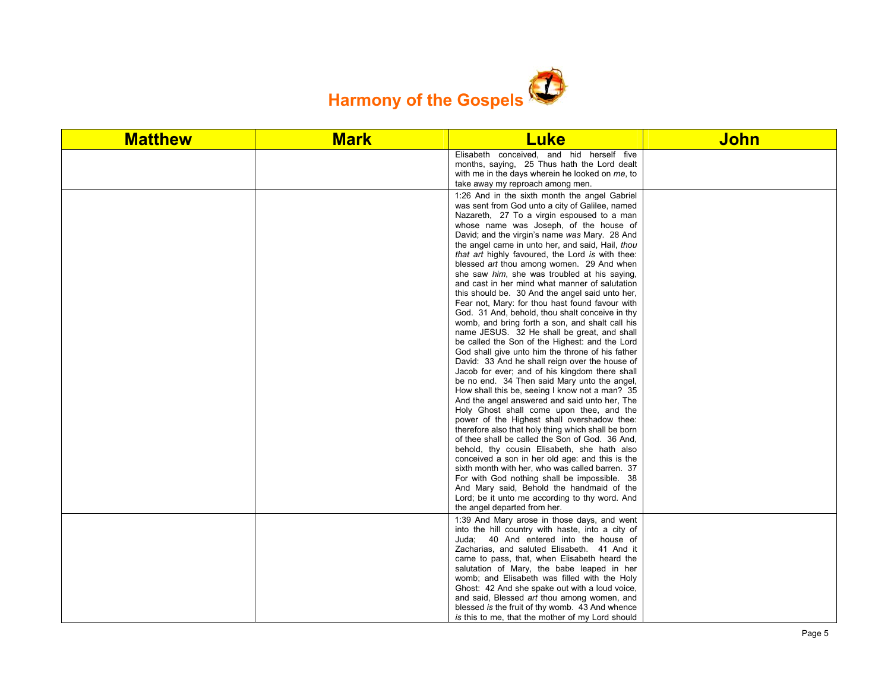# Harmony of the Gospels

| Matthew | Mark | Luke | John |
|---|---|---|---|
| | | Elisabeth conceived, and hid herself five months, saying, 25 Thus hath the Lord dealt with me in the days wherein he looked on *me*, to take away my reproach among men. | |
| | | 1:26 And in the sixth month the angel Gabriel was sent from God unto a city of Galilee, named Nazareth, 27 To a virgin espoused to a man whose name was Joseph, of the house of David; and the virgin's name *was* Mary. 28 And the angel came in unto her, and said, Hail, *thou that art* highly favoured, the Lord *is* with thee: blessed *art* thou among women. 29 And when she saw *him*, she was troubled at his saying, and cast in her mind what manner of salutation this should be. 30 And the angel said unto her, Fear not, Mary: for thou hast found favour with God. 31 And, behold, thou shalt conceive in thy womb, and bring forth a son, and shalt call his name JESUS. 32 He shall be great, and shall be called the Son of the Highest: and the Lord God shall give unto him the throne of his father David: 33 And he shall reign over the house of Jacob for ever; and of his kingdom there shall be no end. 34 Then said Mary unto the angel, How shall this be, seeing I know not a man? 35 And the angel answered and said unto her, The Holy Ghost shall come upon thee, and the power of the Highest shall overshadow thee: therefore also that holy thing which shall be born of thee shall be called the Son of God. 36 And, behold, thy cousin Elisabeth, she hath also conceived a son in her old age: and this is the sixth month with her, who was called barren. 37 For with God nothing shall be impossible. 38 And Mary said, Behold the handmaid of the Lord; be it unto me according to thy word. And the angel departed from her. | |
| | | 1:39 And Mary arose in those days, and went into the hill country with haste, into a city of Juda; 40 And entered into the house of Zacharias, and saluted Elisabeth. 41 And it came to pass, that, when Elisabeth heard the salutation of Mary, the babe leaped in her womb; and Elisabeth was filled with the Holy Ghost: 42 And she spake out with a loud voice, and said, Blessed *art* thou among women, and blessed *is* the fruit of thy womb. 43 And whence *is* this to me, that the mother of my Lord should | |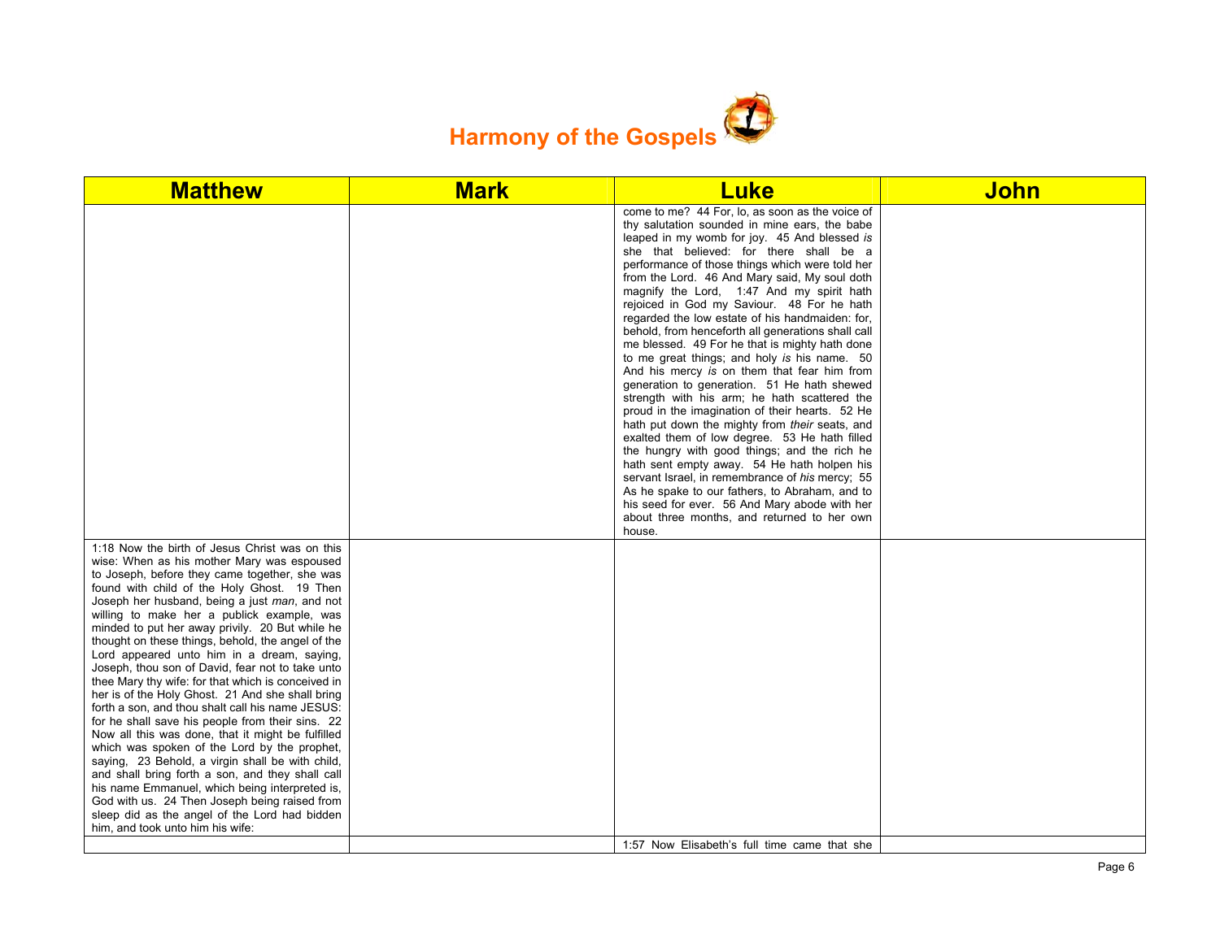# Harmony of the Gospels

| Matthew | Mark | Luke | John |
|---|---|---|---|
| | | come to me? 44 For, lo, as soon as the voice of thy salutation sounded in mine ears, the babe leaped in my womb for joy. 45 And blessed *is* she that believed: for there shall be a performance of those things which were told her from the Lord. 46 And Mary said, My soul doth magnify the Lord, 1:47 And my spirit hath rejoiced in God my Saviour. 48 For he hath regarded the low estate of his handmaiden: for, behold, from henceforth all generations shall call me blessed. 49 For he that is mighty hath done to me great things; and holy *is* his name. 50 And his mercy *is* on them that fear him from generation to generation. 51 He hath shewed strength with his arm; he hath scattered the proud in the imagination of their hearts. 52 He hath put down the mighty from *their* seats, and exalted them of low degree. 53 He hath filled the hungry with good things; and the rich he hath sent empty away. 54 He hath holpen his servant Israel, in remembrance of *his* mercy; 55 As he spake to our fathers, to Abraham, and to his seed for ever. 56 And Mary abode with her about three months, and returned to her own house. | |
| 1:18 Now the birth of Jesus Christ was on this wise: When as his mother Mary was espoused to Joseph, before they came together, she was found with child of the Holy Ghost. 19 Then Joseph her husband, being a just *man*, and not willing to make her a publick example, was minded to put her away privily. 20 But while he thought on these things, behold, the angel of the Lord appeared unto him in a dream, saying, Joseph, thou son of David, fear not to take unto thee Mary thy wife: for that which is conceived in her is of the Holy Ghost. 21 And she shall bring forth a son, and thou shalt call his name JESUS: for he shall save his people from their sins. 22 Now all this was done, that it might be fulfilled which was spoken of the Lord by the prophet, saying, 23 Behold, a virgin shall be with child, and shall bring forth a son, and they shall call his name Emmanuel, which being interpreted is, God with us. 24 Then Joseph being raised from sleep did as the angel of the Lord had bidden him, and took unto him his wife: | | | |
| | | 1:57 Now Elisabeth's full time came that she | |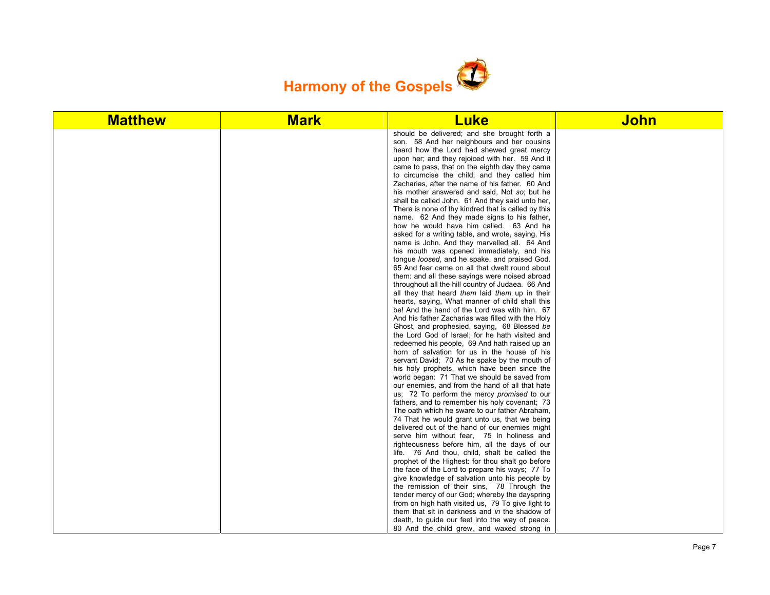# Harmony of the Gospels

| Matthew | Mark | Luke | John |
|---|---|---|---|
| | | should be delivered; and she brought forth a son. 58 And her neighbours and her cousins heard how the Lord had shewed great mercy upon her; and they rejoiced with her. 59 And it came to pass, that on the eighth day they came to circumcise the child; and they called him Zacharias, after the name of his father. 60 And his mother answered and said, Not *so*; but he shall be called John. 61 And they said unto her, There is none of thy kindred that is called by this name. 62 And they made signs to his father, how he would have him called. 63 And he asked for a writing table, and wrote, saying, His name is John. And they marvelled all. 64 And his mouth was opened immediately, and his tongue *loosed*, and he spake, and praised God. 65 And fear came on all that dwelt round about them: and all these sayings were noised abroad throughout all the hill country of Judaea. 66 And all they that heard *them* laid *them* up in their hearts, saying, What manner of child shall this be! And the hand of the Lord was with him. 67 And his father Zacharias was filled with the Holy Ghost, and prophesied, saying, 68 Blessed *be* the Lord God of Israel; for he hath visited and redeemed his people, 69 And hath raised up an horn of salvation for us in the house of his servant David; 70 As he spake by the mouth of his holy prophets, which have been since the world began: 71 That we should be saved from our enemies, and from the hand of all that hate us; 72 To perform the mercy *promised* to our fathers, and to remember his holy covenant; 73 The oath which he sware to our father Abraham, 74 That he would grant unto us, that we being delivered out of the hand of our enemies might serve him without fear, 75 In holiness and righteousness before him, all the days of our life. 76 And thou, child, shalt be called the prophet of the Highest: for thou shalt go before the face of the Lord to prepare his ways; 77 To give knowledge of salvation unto his people by the remission of their sins, 78 Through the tender mercy of our God; whereby the dayspring from on high hath visited us, 79 To give light to them that sit in darkness and *in* the shadow of death, to guide our feet into the way of peace. 80 And the child grew, and waxed strong in | |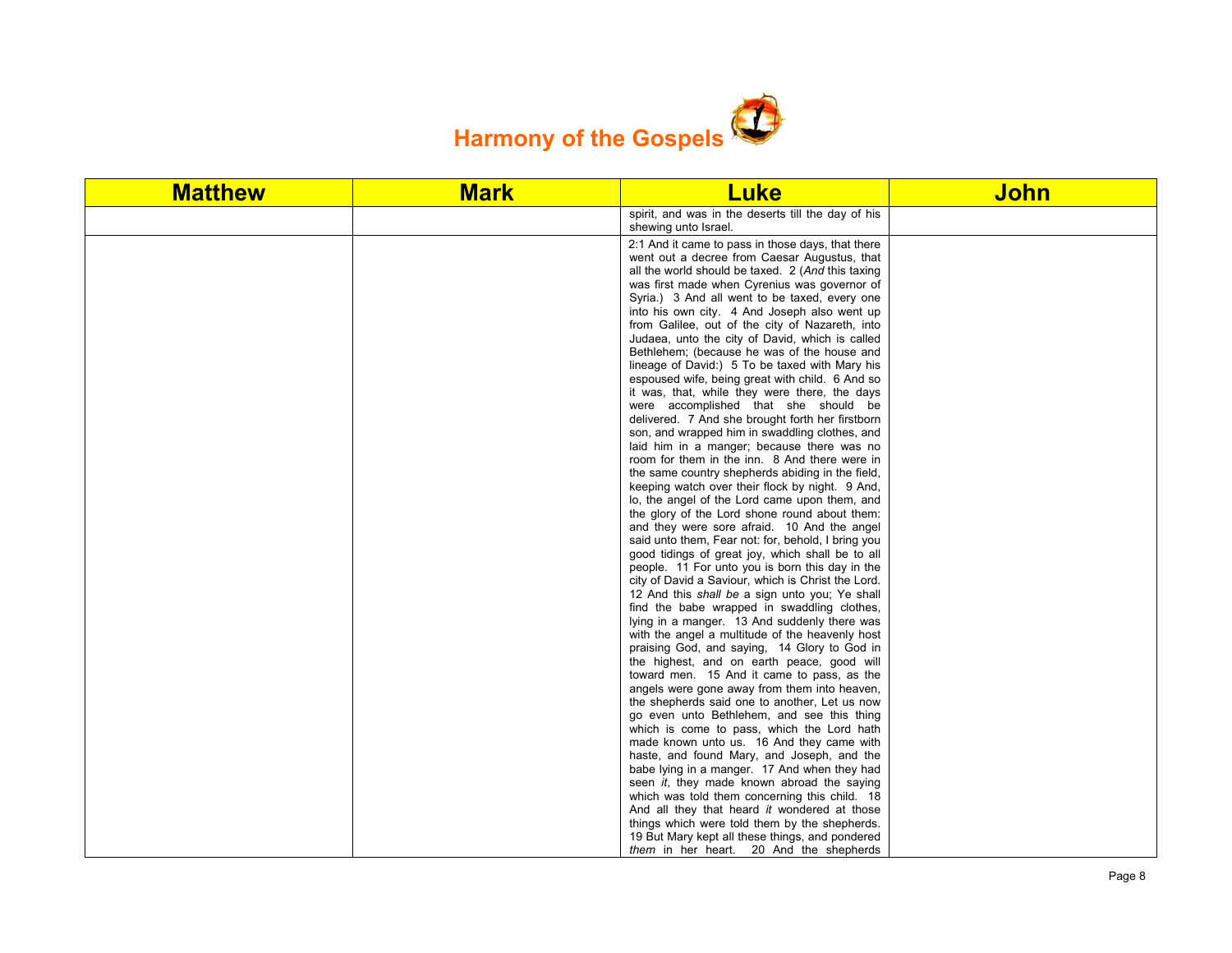# Harmony of the Gospels

| Matthew | Mark | Luke | John |
|---|---|---|---|
| | | spirit, and was in the deserts till the day of his shewing unto Israel. | |
| | | 2:1 And it came to pass in those days, that there went out a decree from Caesar Augustus, that all the world should be taxed. 2 (*And* this taxing was first made when Cyrenius was governor of Syria.) 3 And all went to be taxed, every one into his own city. 4 And Joseph also went up from Galilee, out of the city of Nazareth, into Judaea, unto the city of David, which is called Bethlehem; (because he was of the house and lineage of David:) 5 To be taxed with Mary his espoused wife, being great with child. 6 And so it was, that, while they were there, the days were accomplished that she should be delivered. 7 And she brought forth her firstborn son, and wrapped him in swaddling clothes, and laid him in a manger; because there was no room for them in the inn. 8 And there were in the same country shepherds abiding in the field, keeping watch over their flock by night. 9 And, lo, the angel of the Lord came upon them, and the glory of the Lord shone round about them: and they were sore afraid. 10 And the angel said unto them, Fear not: for, behold, I bring you good tidings of great joy, which shall be to all people. 11 For unto you is born this day in the city of David a Saviour, which is Christ the Lord. 12 And this *shall be* a sign unto you; Ye shall find the babe wrapped in swaddling clothes, lying in a manger. 13 And suddenly there was with the angel a multitude of the heavenly host praising God, and saying, 14 Glory to God in the highest, and on earth peace, good will toward men. 15 And it came to pass, as the angels were gone away from them into heaven, the shepherds said one to another, Let us now go even unto Bethlehem, and see this thing which is come to pass, which the Lord hath made known unto us. 16 And they came with haste, and found Mary, and Joseph, and the babe lying in a manger. 17 And when they had seen *it*, they made known abroad the saying which was told them concerning this child. 18 And all they that heard *it* wondered at those things which were told them by the shepherds. 19 But Mary kept all these things, and pondered *them* in her heart. 20 And the shepherds | |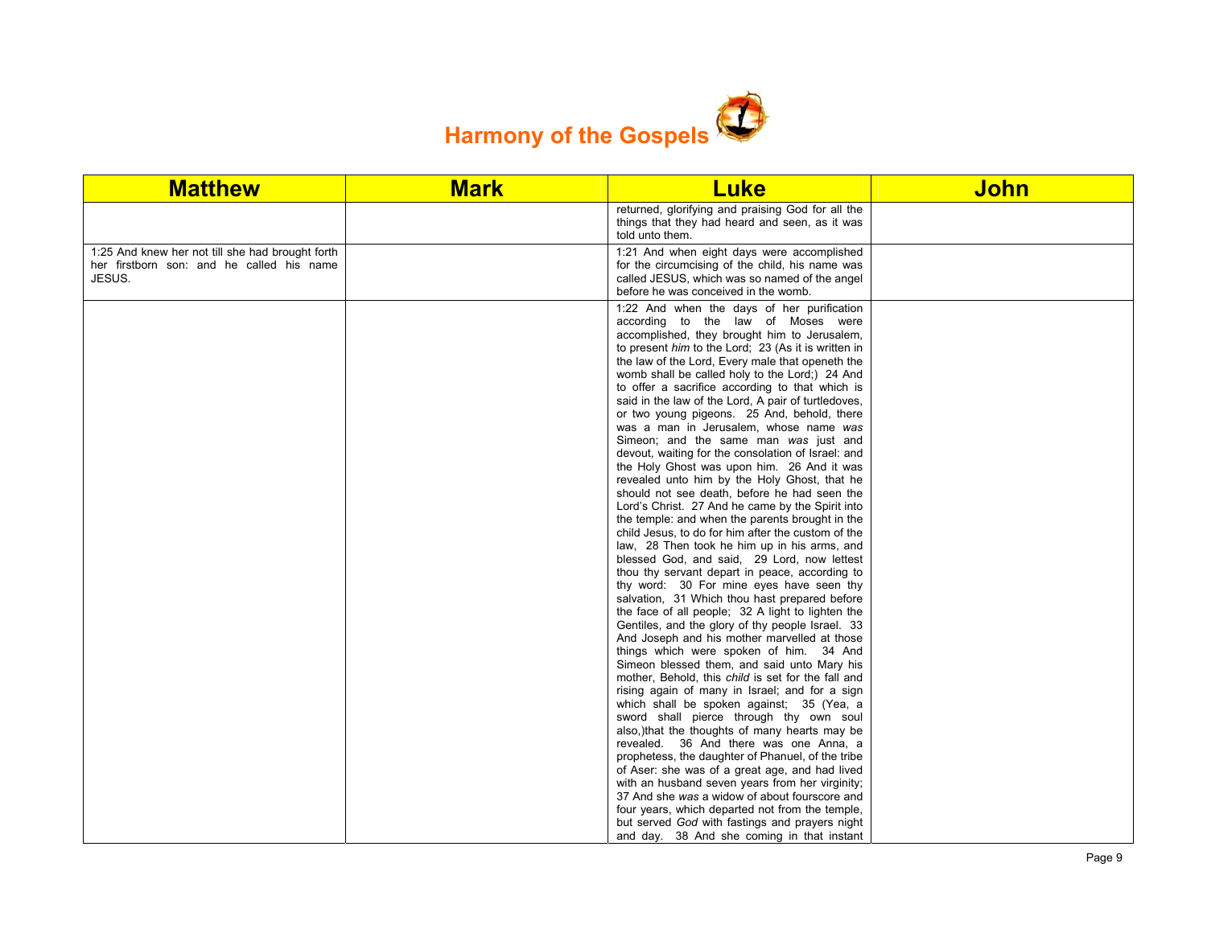# Harmony of the Gospels

| Matthew | Mark | Luke | John |
|---|---|---|---|
| | | returned, glorifying and praising God for all the things that they had heard and seen, as it was told unto them. | |
| 1:25 And knew her not till she had brought forth her firstborn son: and he called his name JESUS. | | 1:21 And when eight days were accomplished for the circumcising of the child, his name was called JESUS, which was so named of the angel before he was conceived in the womb. | |
| | | 1:22 And when the days of her purification according to the law of Moses were accomplished, they brought him to Jerusalem, to present *him* to the Lord; 23 (As it is written in the law of the Lord, Every male that openeth the womb shall be called holy to the Lord;) 24 And to offer a sacrifice according to that which is said in the law of the Lord, A pair of turtledoves, or two young pigeons. 25 And, behold, there was a man in Jerusalem, whose name *was* Simeon; and the same man *was* just and devout, waiting for the consolation of Israel: and the Holy Ghost was upon him. 26 And it was revealed unto him by the Holy Ghost, that he should not see death, before he had seen the Lord's Christ. 27 And he came by the Spirit into the temple: and when the parents brought in the child Jesus, to do for him after the custom of the law, 28 Then took he him up in his arms, and blessed God, and said, 29 Lord, now lettest thou thy servant depart in peace, according to thy word: 30 For mine eyes have seen thy salvation, 31 Which thou hast prepared before the face of all people; 32 A light to lighten the Gentiles, and the glory of thy people Israel. 33 And Joseph and his mother marvelled at those things which were spoken of him. 34 And Simeon blessed them, and said unto Mary his mother, Behold, this *child* is set for the fall and rising again of many in Israel; and for a sign which shall be spoken against; 35 (Yea, a sword shall pierce through thy own soul also,)that the thoughts of many hearts may be revealed. 36 And there was one Anna, a prophetess, the daughter of Phanuel, of the tribe of Aser: she was of a great age, and had lived with an husband seven years from her virginity; 37 And she *was* a widow of about fourscore and four years, which departed not from the temple, but served *God* with fastings and prayers night and day. 38 And she coming in that instant | |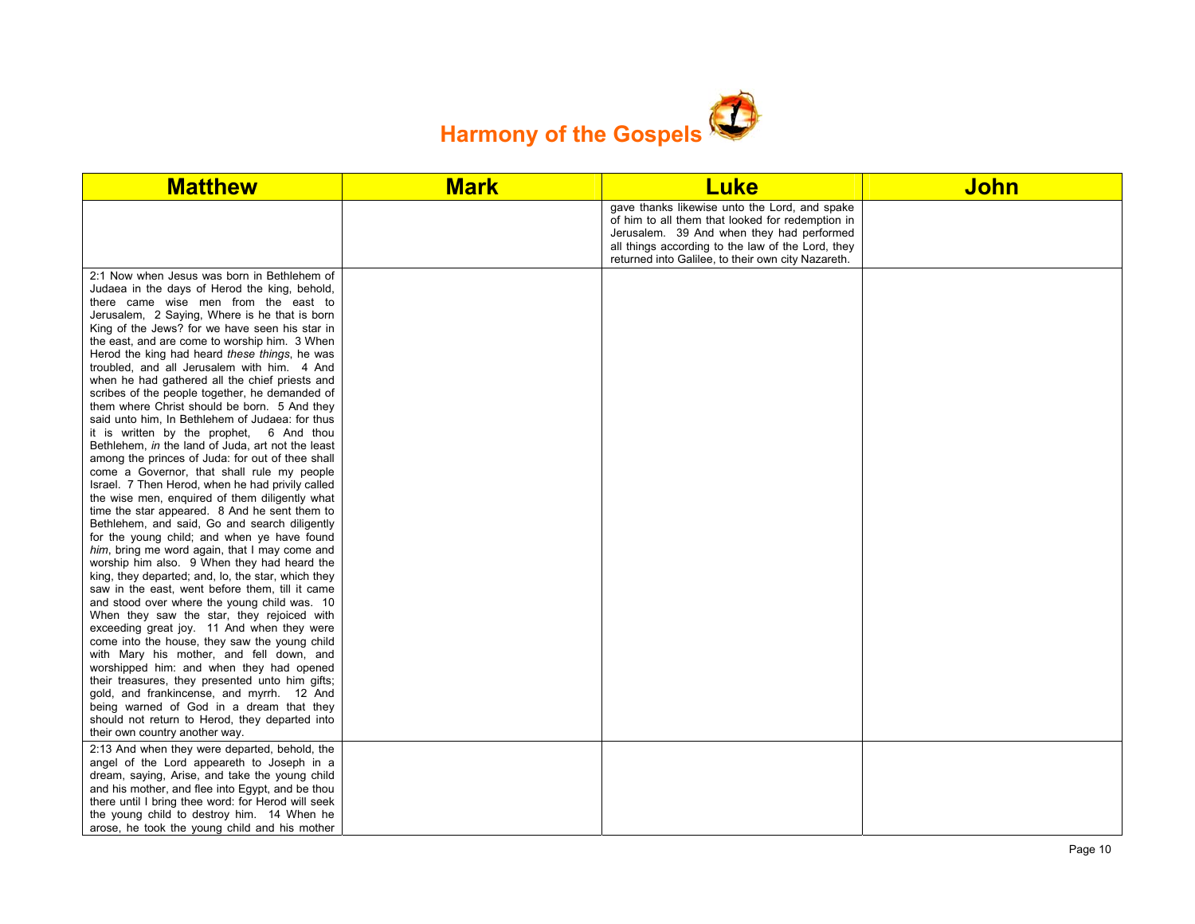# Harmony of the Gospels

| Matthew | Mark | Luke | John |
|---|---|---|---|
| | | gave thanks likewise unto the Lord, and spake of him to all them that looked for redemption in Jerusalem. 39 And when they had performed all things according to the law of the Lord, they returned into Galilee, to their own city Nazareth. | |
| 2:1 Now when Jesus was born in Bethlehem of Judaea in the days of Herod the king, behold, there came wise men from the east to Jerusalem, 2 Saying, Where is he that is born King of the Jews? for we have seen his star in the east, and are come to worship him. 3 When Herod the king had heard *these things*, he was troubled, and all Jerusalem with him. 4 And when he had gathered all the chief priests and scribes of the people together, he demanded of them where Christ should be born. 5 And they said unto him, In Bethlehem of Judaea: for thus it is written by the prophet, 6 And thou Bethlehem, *in* the land of Juda, art not the least among the princes of Juda: for out of thee shall come a Governor, that shall rule my people Israel. 7 Then Herod, when he had privily called the wise men, enquired of them diligently what time the star appeared. 8 And he sent them to Bethlehem, and said, Go and search diligently for the young child; and when ye have found *him*, bring me word again, that I may come and worship him also. 9 When they had heard the king, they departed; and, lo, the star, which they saw in the east, went before them, till it came and stood over where the young child was. 10 When they saw the star, they rejoiced with exceeding great joy. 11 And when they were come into the house, they saw the young child with Mary his mother, and fell down, and worshipped him: and when they had opened their treasures, they presented unto him gifts; gold, and frankincense, and myrrh. 12 And being warned of God in a dream that they should not return to Herod, they departed into their own country another way. | | | |
| 2:13 And when they were departed, behold, the angel of the Lord appeareth to Joseph in a dream, saying, Arise, and take the young child and his mother, and flee into Egypt, and be thou there until I bring thee word: for Herod will seek the young child to destroy him. 14 When he arose, he took the young child and his mother | | | |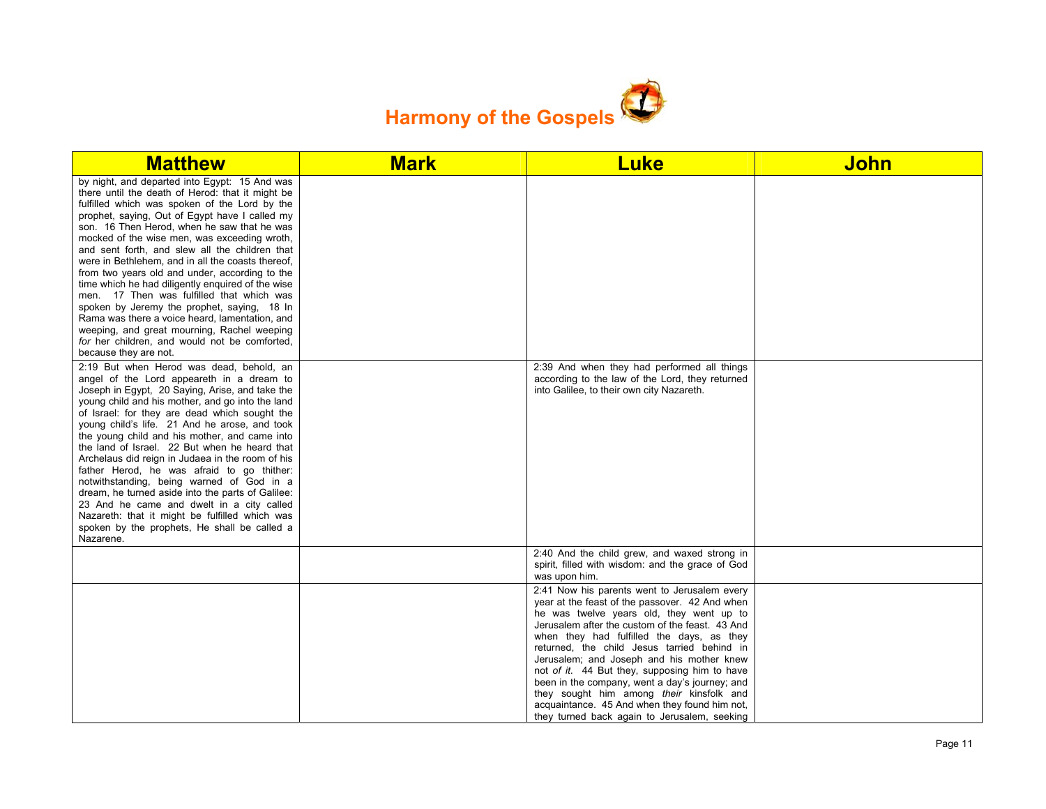# Harmony of the Gospels

| Matthew | Mark | Luke | John |
|---|---|---|---|
| by night, and departed into Egypt: 15 And was there until the death of Herod: that it might be fulfilled which was spoken of the Lord by the prophet, saying, Out of Egypt have I called my son. 16 Then Herod, when he saw that he was mocked of the wise men, was exceeding wroth, and sent forth, and slew all the children that were in Bethlehem, and in all the coasts thereof, from two years old and under, according to the time which he had diligently enquired of the wise men. 17 Then was fulfilled that which was spoken by Jeremy the prophet, saying, 18 In Rama was there a voice heard, lamentation, and weeping, and great mourning, Rachel weeping *for* her children, and would not be comforted, because they are not. | | | |
| 2:19 But when Herod was dead, behold, an angel of the Lord appeareth in a dream to Joseph in Egypt, 20 Saying, Arise, and take the young child and his mother, and go into the land of Israel: for they are dead which sought the young child's life. 21 And he arose, and took the young child and his mother, and came into the land of Israel. 22 But when he heard that Archelaus did reign in Judaea in the room of his father Herod, he was afraid to go thither: notwithstanding, being warned of God in a dream, he turned aside into the parts of Galilee: 23 And he came and dwelt in a city called Nazareth: that it might be fulfilled which was spoken by the prophets, He shall be called a Nazarene. | | 2:39 And when they had performed all things according to the law of the Lord, they returned into Galilee, to their own city Nazareth. | |
| | | 2:40 And the child grew, and waxed strong in spirit, filled with wisdom: and the grace of God was upon him. | |
| | | 2:41 Now his parents went to Jerusalem every year at the feast of the passover. 42 And when he was twelve years old, they went up to Jerusalem after the custom of the feast. 43 And when they had fulfilled the days, as they returned, the child Jesus tarried behind in Jerusalem; and Joseph and his mother knew not *of it*. 44 But they, supposing him to have been in the company, went a day's journey; and they sought him among *their* kinsfolk and acquaintance. 45 And when they found him not, they turned back again to Jerusalem, seeking | |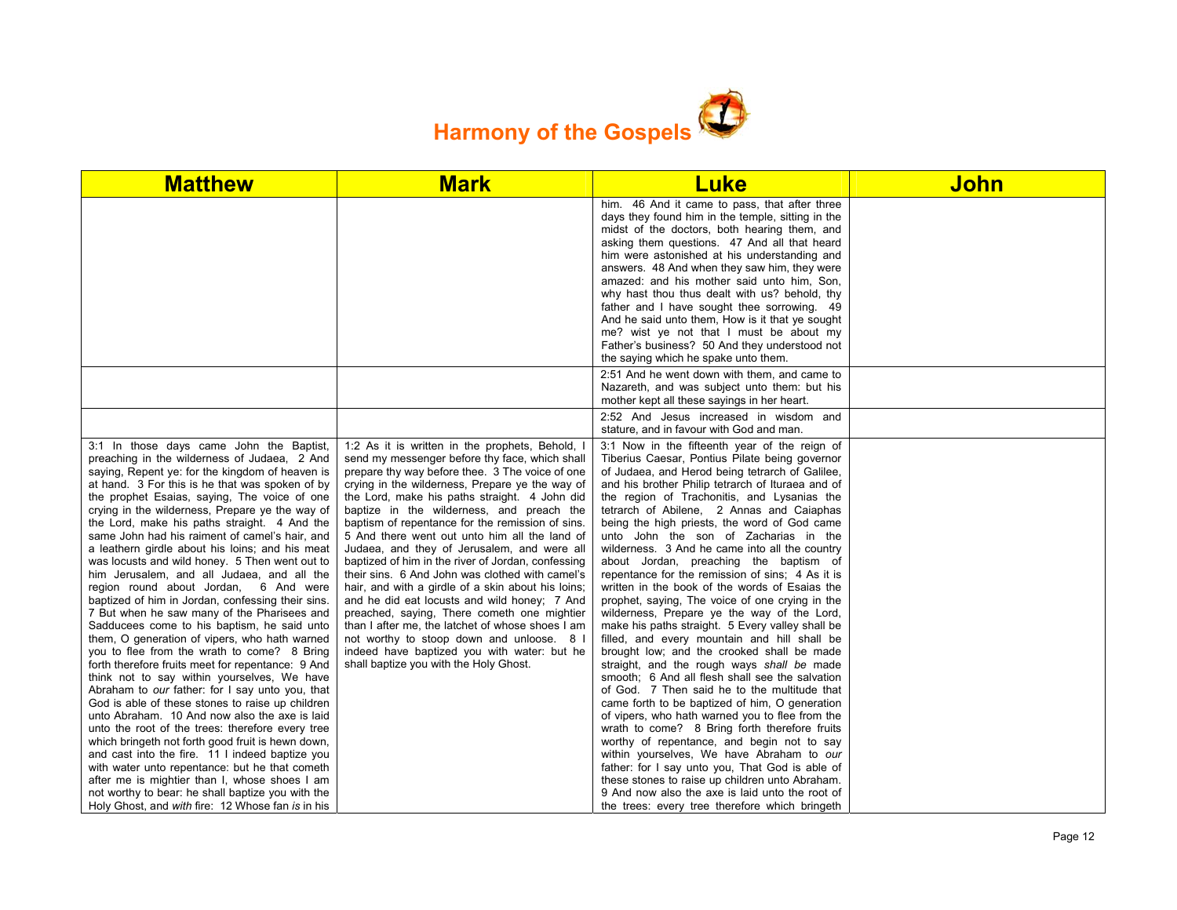# Harmony of the Gospels

| Matthew | Mark | Luke | John |
|---|---|---|---|
| | | him. 46 And it came to pass, that after three days they found him in the temple, sitting in the midst of the doctors, both hearing them, and asking them questions. 47 And all that heard him were astonished at his understanding and answers. 48 And when they saw him, they were amazed: and his mother said unto him, Son, why hast thou thus dealt with us? behold, thy father and I have sought thee sorrowing. 49 And he said unto them, How is it that ye sought me? wist ye not that I must be about my Father's business? 50 And they understood not the saying which he spake unto them. | |
| | | 2:51 And he went down with them, and came to Nazareth, and was subject unto them: but his mother kept all these sayings in her heart. | |
| | | 2:52 And Jesus increased in wisdom and stature, and in favour with God and man. | |
| 3:1 In those days came John the Baptist, preaching in the wilderness of Judaea, 2 And saying, Repent ye: for the kingdom of heaven is at hand. 3 For this is he that was spoken of by the prophet Esaias, saying, The voice of one crying in the wilderness, Prepare ye the way of the Lord, make his paths straight. 4 And the same John had his raiment of camel's hair, and a leathern girdle about his loins; and his meat was locusts and wild honey. 5 Then went out to him Jerusalem, and all Judaea, and all the region round about Jordan, 6 And were baptized of him in Jordan, confessing their sins. 7 But when he saw many of the Pharisees and Sadducees come to his baptism, he said unto them, O generation of vipers, who hath warned you to flee from the wrath to come? 8 Bring forth therefore fruits meet for repentance: 9 And think not to say within yourselves, We have Abraham to *our* father: for I say unto you, that God is able of these stones to raise up children unto Abraham. 10 And now also the axe is laid unto the root of the trees: therefore every tree which bringeth not forth good fruit is hewn down, and cast into the fire. 11 I indeed baptize you with water unto repentance: but he that cometh after me is mightier than I, whose shoes I am not worthy to bear: he shall baptize you with the Holy Ghost, and *with* fire: 12 Whose fan *is* in his | 1:2 As it is written in the prophets, Behold, I send my messenger before thy face, which shall prepare thy way before thee. 3 The voice of one crying in the wilderness, Prepare ye the way of the Lord, make his paths straight. 4 John did baptize in the wilderness, and preach the baptism of repentance for the remission of sins. 5 And there went out unto him all the land of Judaea, and they of Jerusalem, and were all baptized of him in the river of Jordan, confessing their sins. 6 And John was clothed with camel's hair, and with a girdle of a skin about his loins; and he did eat locusts and wild honey; 7 And preached, saying, There cometh one mightier than I after me, the latchet of whose shoes I am not worthy to stoop down and unloose. 8 I indeed have baptized you with water: but he shall baptize you with the Holy Ghost. | 3:1 Now in the fifteenth year of the reign of Tiberius Caesar, Pontius Pilate being governor of Judaea, and Herod being tetrarch of Galilee, and his brother Philip tetrarch of Ituraea and of the region of Trachonitis, and Lysanias the tetrarch of Abilene, 2 Annas and Caiaphas being the high priests, the word of God came unto John the son of Zacharias in the wilderness. 3 And he came into all the country about Jordan, preaching the baptism of repentance for the remission of sins; 4 As it is written in the book of the words of Esaias the prophet, saying, The voice of one crying in the wilderness, Prepare ye the way of the Lord, make his paths straight. 5 Every valley shall be filled, and every mountain and hill shall be brought low; and the crooked shall be made straight, and the rough ways *shall be* made smooth; 6 And all flesh shall see the salvation of God. 7 Then said he to the multitude that came forth to be baptized of him, O generation of vipers, who hath warned you to flee from the wrath to come? 8 Bring forth therefore fruits worthy of repentance, and begin not to say within yourselves, We have Abraham to *our* father: for I say unto you, That God is able of these stones to raise up children unto Abraham. 9 And now also the axe is laid unto the root of the trees: every tree therefore which bringeth | |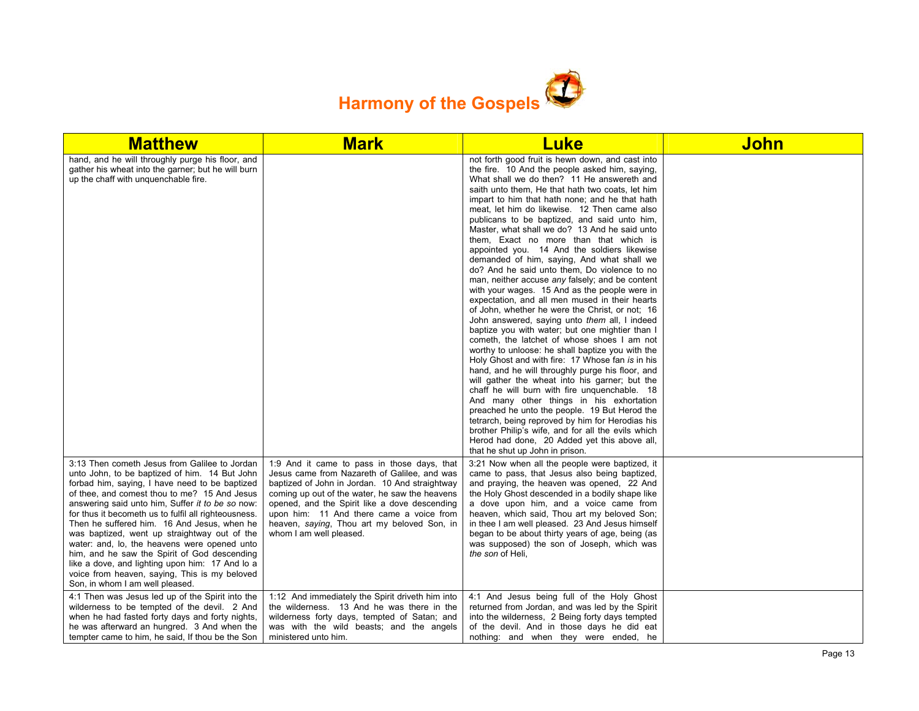# Harmony of the Gospels

| Matthew | Mark | Luke | John |
|---|---|---|---|
| hand, and he will throughly purge his floor, and gather his wheat into the garner; but he will burn up the chaff with unquenchable fire. | | not forth good fruit is hewn down, and cast into the fire. 10 And the people asked him, saying, What shall we do then? 11 He answereth and saith unto them, He that hath two coats, let him impart to him that hath none; and he that hath meat, let him do likewise. 12 Then came also publicans to be baptized, and said unto him, Master, what shall we do? 13 And he said unto them, Exact no more than that which is appointed you. 14 And the soldiers likewise demanded of him, saying, And what shall we do? And he said unto them, Do violence to no man, neither accuse *any* falsely; and be content with your wages. 15 And as the people were in expectation, and all men mused in their hearts of John, whether he were the Christ, or not; 16 John answered, saying unto *them* all, I indeed baptize you with water; but one mightier than I cometh, the latchet of whose shoes I am not worthy to unloose: he shall baptize you with the Holy Ghost and with fire: 17 Whose fan *is* in his hand, and he will throughly purge his floor, and will gather the wheat into his garner; but the chaff he will burn with fire unquenchable. 18 And many other things in his exhortation preached he unto the people. 19 But Herod the tetrarch, being reproved by him for Herodias his brother Philip's wife, and for all the evils which Herod had done, 20 Added yet this above all, that he shut up John in prison. | |
| 3:13 Then cometh Jesus from Galilee to Jordan unto John, to be baptized of him. 14 But John forbad him, saying, I have need to be baptized of thee, and comest thou to me? 15 And Jesus answering said unto him, Suffer *it to be so* now: for thus it becometh us to fulfil all righteousness. Then he suffered him. 16 And Jesus, when he was baptized, went up straightway out of the water: and, lo, the heavens were opened unto him, and he saw the Spirit of God descending like a dove, and lighting upon him: 17 And lo a voice from heaven, saying, This is my beloved Son, in whom I am well pleased. | 1:9 And it came to pass in those days, that Jesus came from Nazareth of Galilee, and was baptized of John in Jordan. 10 And straightway coming up out of the water, he saw the heavens opened, and the Spirit like a dove descending upon him: 11 And there came a voice from heaven, *saying*, Thou art my beloved Son, in whom I am well pleased. | 3:21 Now when all the people were baptized, it came to pass, that Jesus also being baptized, and praying, the heaven was opened, 22 And the Holy Ghost descended in a bodily shape like a dove upon him, and a voice came from heaven, which said, Thou art my beloved Son; in thee I am well pleased. 23 And Jesus himself began to be about thirty years of age, being (as was supposed) the son of Joseph, which was *the son* of Heli, | |
| 4:1 Then was Jesus led up of the Spirit into the wilderness to be tempted of the devil. 2 And when he had fasted forty days and forty nights, he was afterward an hungred. 3 And when the tempter came to him, he said, If thou be the Son | 1:12 And immediately the Spirit driveth him into the wilderness. 13 And he was there in the wilderness forty days, tempted of Satan; and was with the wild beasts; and the angels ministered unto him. | 4:1 And Jesus being full of the Holy Ghost returned from Jordan, and was led by the Spirit into the wilderness, 2 Being forty days tempted of the devil. And in those days he did eat nothing: and when they were ended, he | |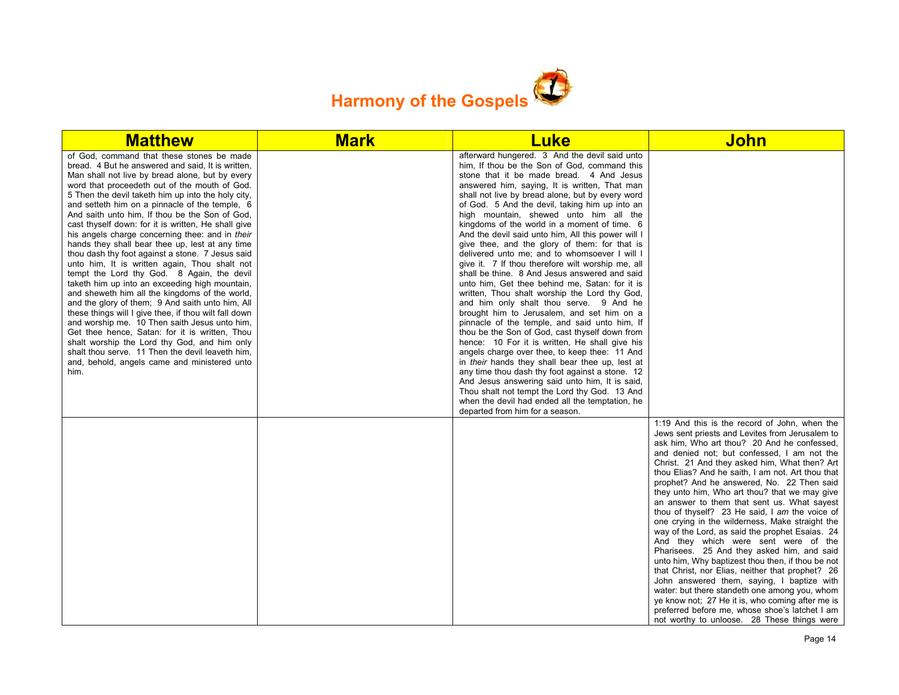# Harmony of the Gospels

| Matthew | Mark | Luke | John |
|---|---|---|---|
| of God, command that these stones be made bread. 4 But he answered and said, It is written, Man shall not live by bread alone, but by every word that proceedeth out of the mouth of God. 5 Then the devil taketh him up into the holy city, and setteth him on a pinnacle of the temple, 6 And saith unto him, If thou be the Son of God, cast thyself down: for it is written, He shall give his angels charge concerning thee: and in *their* hands they shall bear thee up, lest at any time thou dash thy foot against a stone. 7 Jesus said unto him, It is written again, Thou shalt not tempt the Lord thy God. 8 Again, the devil taketh him up into an exceeding high mountain, and sheweth him all the kingdoms of the world, and the glory of them; 9 And saith unto him, All these things will I give thee, if thou wilt fall down and worship me. 10 Then saith Jesus unto him, Get thee hence, Satan: for it is written, Thou shalt worship the Lord thy God, and him only shalt thou serve. 11 Then the devil leaveth him, and, behold, angels came and ministered unto him. | | afterward hungered. 3 And the devil said unto him, If thou be the Son of God, command this stone that it be made bread. 4 And Jesus answered him, saying, It is written, That man shall not live by bread alone, but by every word of God. 5 And the devil, taking him up into an high mountain, shewed unto him all the kingdoms of the world in a moment of time. 6 And the devil said unto him, All this power will I give thee, and the glory of them: for that is delivered unto me; and to whomsoever I will I give it. 7 If thou therefore wilt worship me, all shall be thine. 8 And Jesus answered and said unto him, Get thee behind me, Satan: for it is written, Thou shalt worship the Lord thy God, and him only shalt thou serve. 9 And he brought him to Jerusalem, and set him on a pinnacle of the temple, and said unto him, If thou be the Son of God, cast thyself down from hence: 10 For it is written, He shall give his angels charge over thee, to keep thee: 11 And in *their* hands they shall bear thee up, lest at any time thou dash thy foot against a stone. 12 And Jesus answering said unto him, It is said, Thou shalt not tempt the Lord thy God. 13 And when the devil had ended all the temptation, he departed from him for a season. | |
| | | | 1:19 And this is the record of John, when the Jews sent priests and Levites from Jerusalem to ask him, Who art thou? 20 And he confessed, and denied not; but confessed, I am not the Christ. 21 And they asked him, What then? Art thou Elias? And he saith, I am not. Art thou that prophet? And he answered, No. 22 Then said they unto him, Who art thou? that we may give an answer to them that sent us. What sayest thou of thyself? 23 He said, I *am* the voice of one crying in the wilderness, Make straight the way of the Lord, as said the prophet Esaias. 24 And they which were sent were of the Pharisees. 25 And they asked him, and said unto him, Why baptizest thou then, if thou be not that Christ, nor Elias, neither that prophet? 26 John answered them, saying, I baptize with water: but there standeth one among you, whom ye know not; 27 He it is, who coming after me is preferred before me, whose shoe's latchet I am not worthy to unloose. 28 These things were |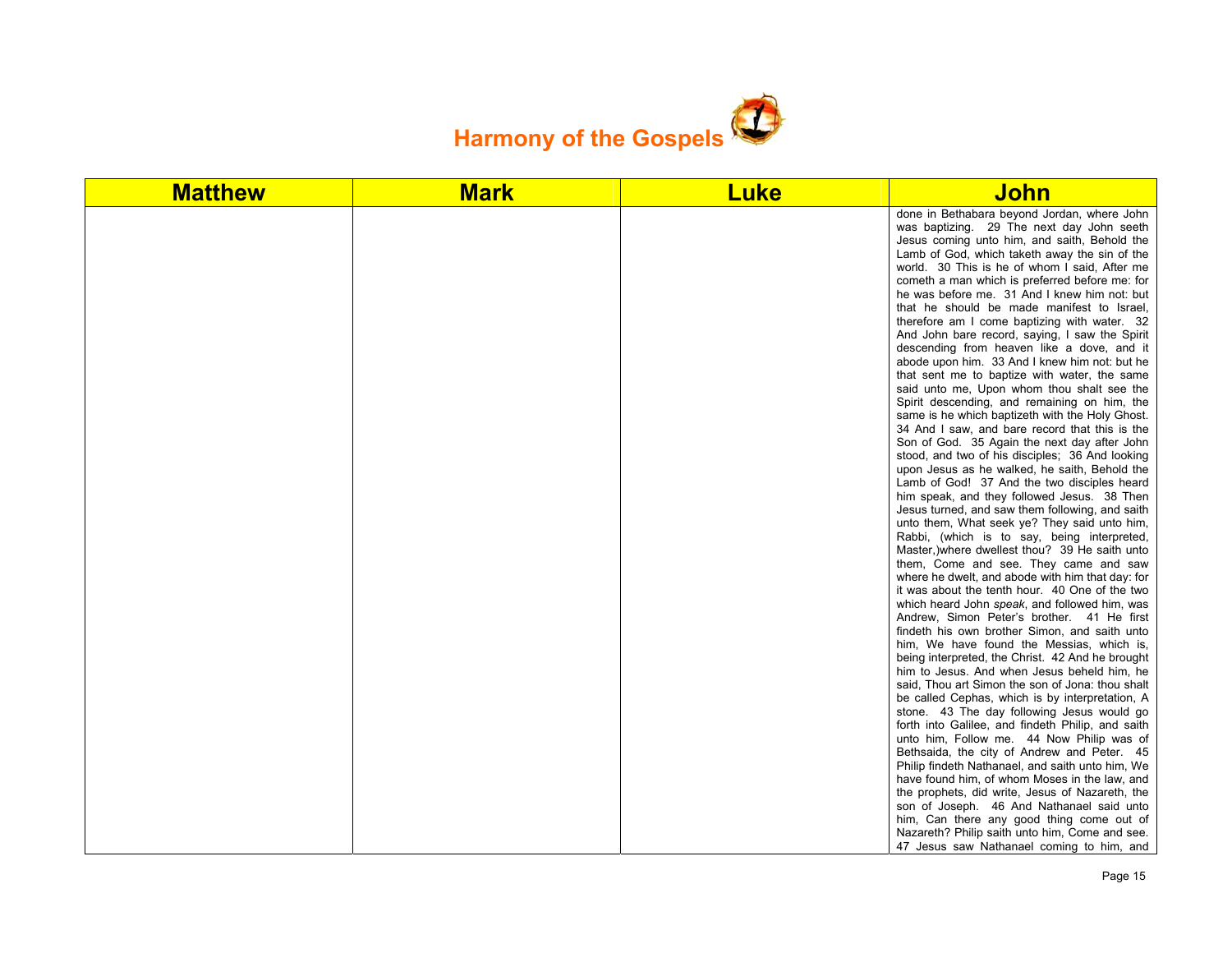# Harmony of the Gospels

| Matthew | Mark | Luke | John |
|---|---|---|---|
| | | | done in Bethabara beyond Jordan, where John was baptizing. 29 The next day John seeth Jesus coming unto him, and saith, Behold the Lamb of God, which taketh away the sin of the world. 30 This is he of whom I said, After me cometh a man which is preferred before me: for he was before me. 31 And I knew him not: but that he should be made manifest to Israel, therefore am I come baptizing with water. 32 And John bare record, saying, I saw the Spirit descending from heaven like a dove, and it abode upon him. 33 And I knew him not: but he that sent me to baptize with water, the same said unto me, Upon whom thou shalt see the Spirit descending, and remaining on him, the same is he which baptizeth with the Holy Ghost. 34 And I saw, and bare record that this is the Son of God. 35 Again the next day after John stood, and two of his disciples; 36 And looking upon Jesus as he walked, he saith, Behold the Lamb of God! 37 And the two disciples heard him speak, and they followed Jesus. 38 Then Jesus turned, and saw them following, and saith unto them, What seek ye? They said unto him, Rabbi, (which is to say, being interpreted, Master,)where dwellest thou? 39 He saith unto them, Come and see. They came and saw where he dwelt, and abode with him that day: for it was about the tenth hour. 40 One of the two which heard John *speak*, and followed him, was Andrew, Simon Peter's brother. 41 He first findeth his own brother Simon, and saith unto him, We have found the Messias, which is, being interpreted, the Christ. 42 And he brought him to Jesus. And when Jesus beheld him, he said, Thou art Simon the son of Jona: thou shalt be called Cephas, which is by interpretation, A stone. 43 The day following Jesus would go forth into Galilee, and findeth Philip, and saith unto him, Follow me. 44 Now Philip was of Bethsaida, the city of Andrew and Peter. 45 Philip findeth Nathanael, and saith unto him, We have found him, of whom Moses in the law, and the prophets, did write, Jesus of Nazareth, the son of Joseph. 46 And Nathanael said unto him, Can there any good thing come out of Nazareth? Philip saith unto him, Come and see. 47 Jesus saw Nathanael coming to him, and |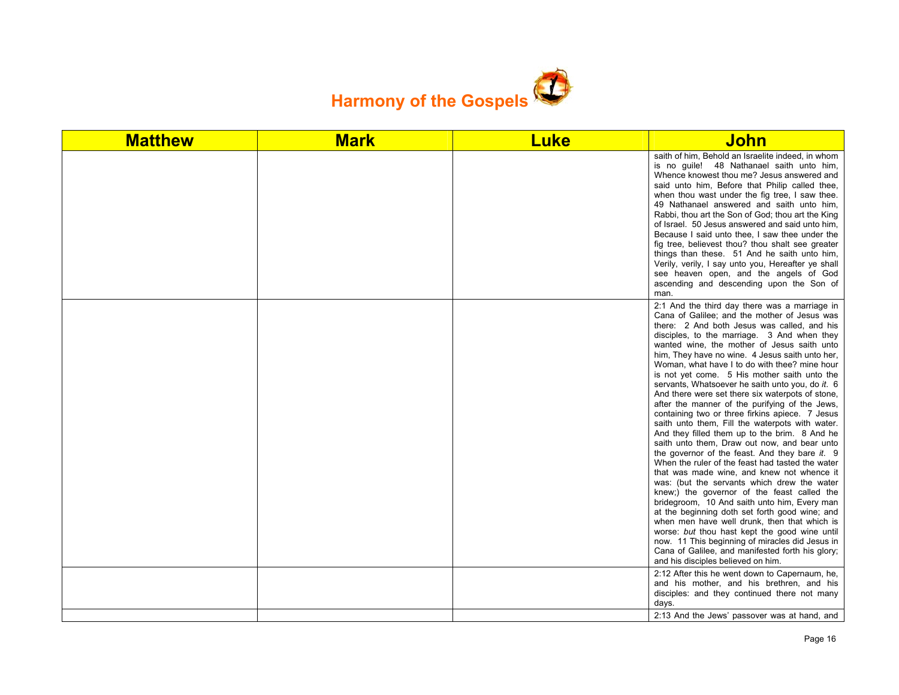# Harmony of the Gospels

| Matthew | Mark | Luke | John |
|---|---|---|---|
| | | | saith of him, Behold an Israelite indeed, in whom is no guile! 48 Nathanael saith unto him, Whence knowest thou me? Jesus answered and said unto him, Before that Philip called thee, when thou wast under the fig tree, I saw thee. 49 Nathanael answered and saith unto him, Rabbi, thou art the Son of God; thou art the King of Israel. 50 Jesus answered and said unto him, Because I said unto thee, I saw thee under the fig tree, believest thou? thou shalt see greater things than these. 51 And he saith unto him, Verily, verily, I say unto you, Hereafter ye shall see heaven open, and the angels of God ascending and descending upon the Son of man. |
| | | | 2:1 And the third day there was a marriage in Cana of Galilee; and the mother of Jesus was there: 2 And both Jesus was called, and his disciples, to the marriage. 3 And when they wanted wine, the mother of Jesus saith unto him, They have no wine. 4 Jesus saith unto her, Woman, what have I to do with thee? mine hour is not yet come. 5 His mother saith unto the servants, Whatsoever he saith unto you, do *it*. 6 And there were set there six waterpots of stone, after the manner of the purifying of the Jews, containing two or three firkins apiece. 7 Jesus saith unto them, Fill the waterpots with water. And they filled them up to the brim. 8 And he saith unto them, Draw out now, and bear unto the governor of the feast. And they bare *it*. 9 When the ruler of the feast had tasted the water that was made wine, and knew not whence it was: (but the servants which drew the water knew;) the governor of the feast called the bridegroom, 10 And saith unto him, Every man at the beginning doth set forth good wine; and when men have well drunk, then that which is worse: *but* thou hast kept the good wine until now. 11 This beginning of miracles did Jesus in Cana of Galilee, and manifested forth his glory; and his disciples believed on him. |
| | | | 2:12 After this he went down to Capernaum, he, and his mother, and his brethren, and his disciples: and they continued there not many days. |
| | | | 2:13 And the Jews' passover was at hand, and |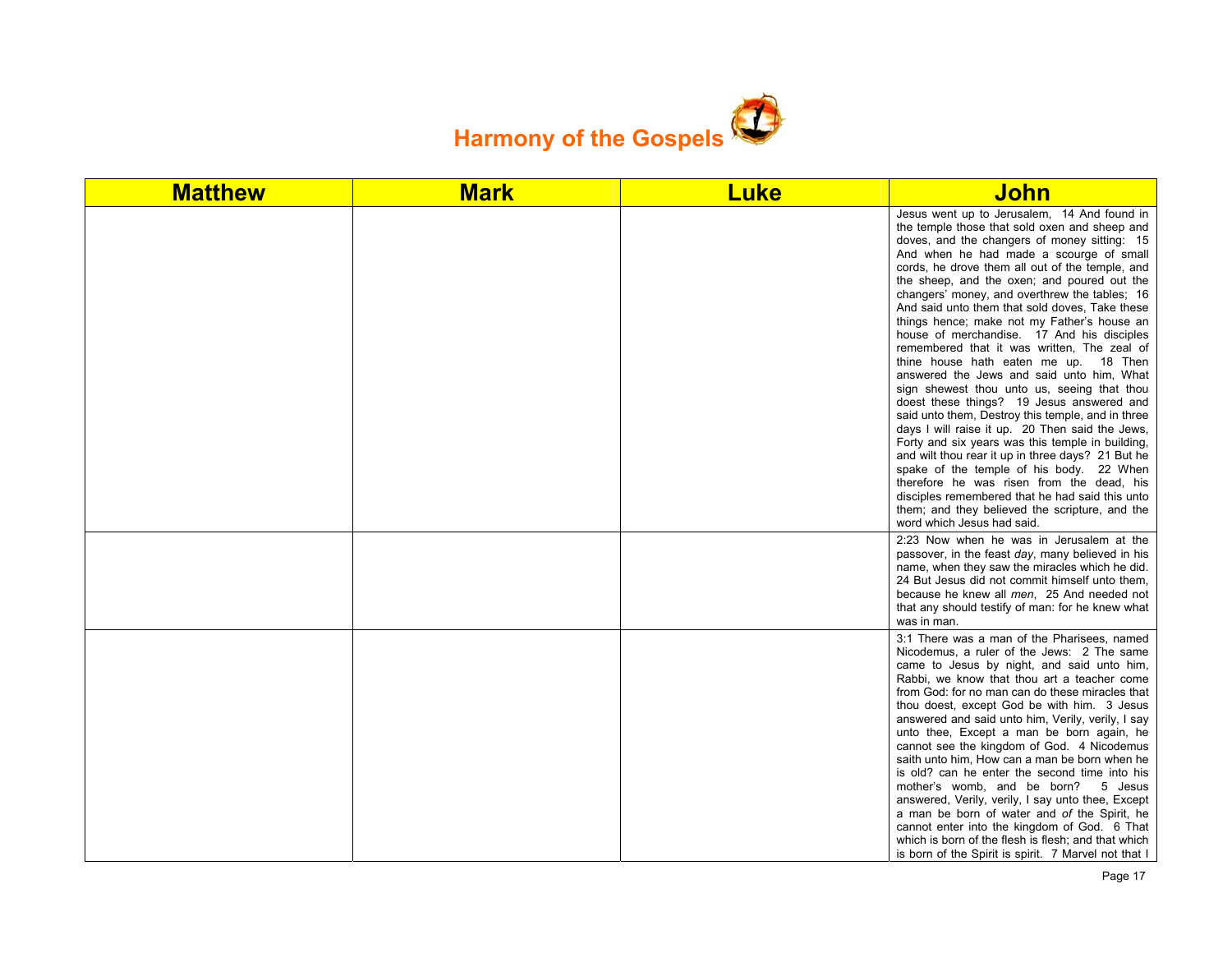# Harmony of the Gospels

| Matthew | Mark | Luke | John |
| --- | --- | --- | --- |
| | | | Jesus went up to Jerusalem, 14 And found in the temple those that sold oxen and sheep and doves, and the changers of money sitting: 15 And when he had made a scourge of small cords, he drove them all out of the temple, and the sheep, and the oxen; and poured out the changers' money, and overthrew the tables; 16 And said unto them that sold doves, Take these things hence; make not my Father's house an house of merchandise. 17 And his disciples remembered that it was written, The zeal of thine house hath eaten me up. 18 Then answered the Jews and said unto him, What sign shewest thou unto us, seeing that thou doest these things? 19 Jesus answered and said unto them, Destroy this temple, and in three days I will raise it up. 20 Then said the Jews, Forty and six years was this temple in building, and wilt thou rear it up in three days? 21 But he spake of the temple of his body. 22 When therefore he was risen from the dead, his disciples remembered that he had said this unto them; and they believed the scripture, and the word which Jesus had said. |
| | | | 2:23 Now when he was in Jerusalem at the passover, in the feast *day*, many believed in his name, when they saw the miracles which he did. 24 But Jesus did not commit himself unto them, because he knew all *men*, 25 And needed not that any should testify of man: for he knew what was in man. |
| | | | 3:1 There was a man of the Pharisees, named Nicodemus, a ruler of the Jews: 2 The same came to Jesus by night, and said unto him, Rabbi, we know that thou art a teacher come from God: for no man can do these miracles that thou doest, except God be with him. 3 Jesus answered and said unto him, Verily, verily, I say unto thee, Except a man be born again, he cannot see the kingdom of God. 4 Nicodemus saith unto him, How can a man be born when he is old? can he enter the second time into his mother's womb, and be born? 5 Jesus answered, Verily, verily, I say unto thee, Except a man be born of water and *of* the Spirit, he cannot enter into the kingdom of God. 6 That which is born of the flesh is flesh; and that which is born of the Spirit is spirit. 7 Marvel not that I |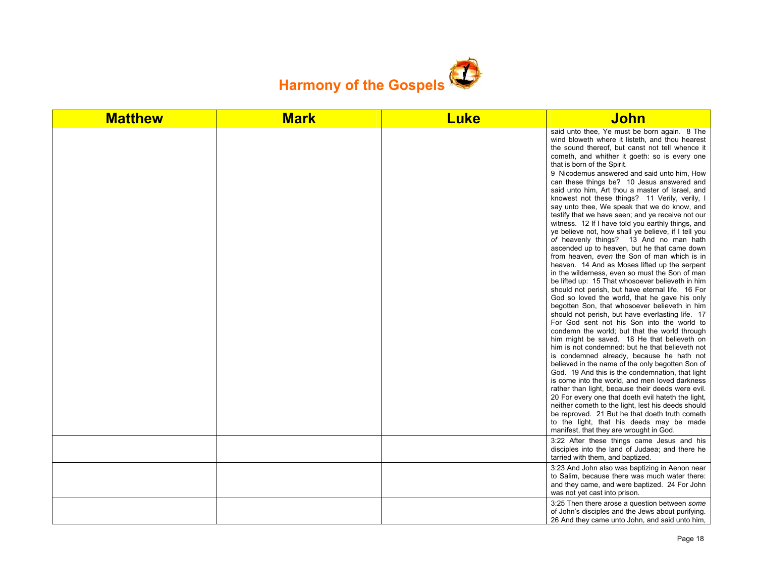# Harmony of the Gospels

| Matthew | Mark | Luke | John |
|---|---|---|---|
| | | | said unto thee, Ye must be born again. 8 The wind bloweth where it listeth, and thou hearest the sound thereof, but canst not tell whence it cometh, and whither it goeth: so is every one that is born of the Spirit. 9 Nicodemus answered and said unto him, How can these things be? 10 Jesus answered and said unto him, Art thou a master of Israel, and knowest not these things? 11 Verily, verily, I say unto thee, We speak that we do know, and testify that we have seen; and ye receive not our witness. 12 If I have told you earthly things, and ye believe not, how shall ye believe, if I tell you *of* heavenly things? 13 And no man hath ascended up to heaven, but he that came down from heaven, *even* the Son of man which is in heaven. 14 And as Moses lifted up the serpent in the wilderness, even so must the Son of man be lifted up: 15 That whosoever believeth in him should not perish, but have eternal life. 16 For God so loved the world, that he gave his only begotten Son, that whosoever believeth in him should not perish, but have everlasting life. 17 For God sent not his Son into the world to condemn the world; but that the world through him might be saved. 18 He that believeth on him is not condemned: but he that believeth not is condemned already, because he hath not believed in the name of the only begotten Son of God. 19 And this is the condemnation, that light is come into the world, and men loved darkness rather than light, because their deeds were evil. 20 For every one that doeth evil hateth the light, neither cometh to the light, lest his deeds should be reproved. 21 But he that doeth truth cometh to the light, that his deeds may be made manifest, that they are wrought in God. |
| | | | 3:22 After these things came Jesus and his disciples into the land of Judaea; and there he tarried with them, and baptized. |
| | | | 3:23 And John also was baptizing in Aenon near to Salim, because there was much water there: and they came, and were baptized. 24 For John was not yet cast into prison. |
| | | | 3:25 Then there arose a question between *some* of John's disciples and the Jews about purifying. 26 And they came unto John, and said unto him, |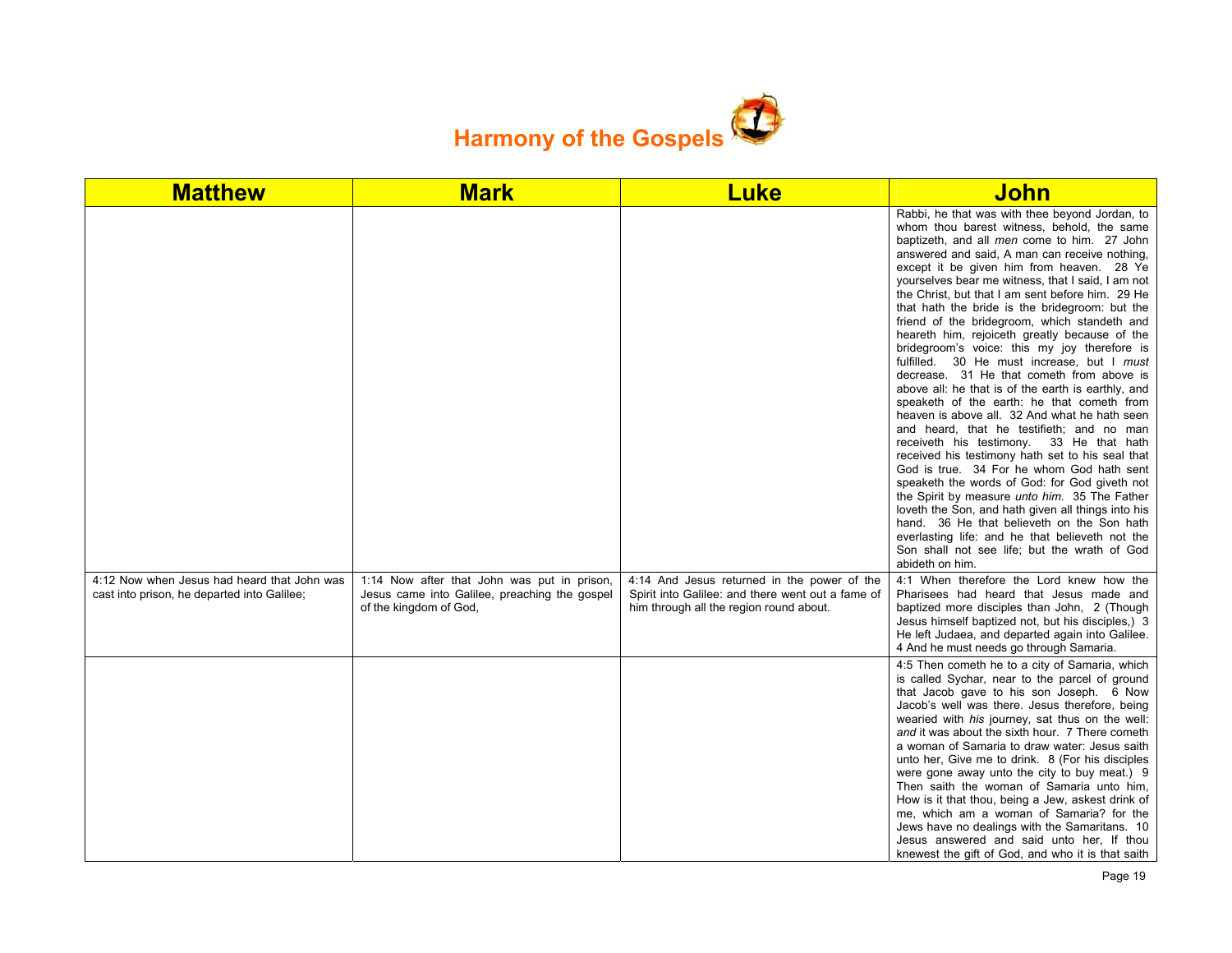# Harmony of the Gospels

| Matthew | Mark | Luke | John |
|---|---|---|---|
| | | | Rabbi, he that was with thee beyond Jordan, to whom thou barest witness, behold, the same baptizeth, and all *men* come to him. 27 John answered and said, A man can receive nothing, except it be given him from heaven. 28 Ye yourselves bear me witness, that I said, I am not the Christ, but that I am sent before him. 29 He that hath the bride is the bridegroom: but the friend of the bridegroom, which standeth and heareth him, rejoiceth greatly because of the bridegroom's voice: this my joy therefore is fulfilled. 30 He must increase, but I *must* decrease. 31 He that cometh from above is above all: he that is of the earth is earthly, and speaketh of the earth: he that cometh from heaven is above all. 32 And what he hath seen and heard, that he testifieth; and no man receiveth his testimony. 33 He that hath received his testimony hath set to his seal that God is true. 34 For he whom God hath sent speaketh the words of God: for God giveth not the Spirit by measure *unto him*. 35 The Father loveth the Son, and hath given all things into his hand. 36 He that believeth on the Son hath everlasting life: and he that believeth not the Son shall not see life; but the wrath of God abideth on him. |
| 4:12 Now when Jesus had heard that John was cast into prison, he departed into Galilee; | 1:14 Now after that John was put in prison, Jesus came into Galilee, preaching the gospel of the kingdom of God, | 4:14 And Jesus returned in the power of the Spirit into Galilee: and there went out a fame of him through all the region round about. | 4:1 When therefore the Lord knew how the Pharisees had heard that Jesus made and baptized more disciples than John, 2 (Though Jesus himself baptized not, but his disciples,) 3 He left Judaea, and departed again into Galilee. 4 And he must needs go through Samaria. |
| | | | 4:5 Then cometh he to a city of Samaria, which is called Sychar, near to the parcel of ground that Jacob gave to his son Joseph. 6 Now Jacob's well was there. Jesus therefore, being wearied with *his* journey, sat thus on the well: *and* it was about the sixth hour. 7 There cometh a woman of Samaria to draw water: Jesus saith unto her, Give me to drink. 8 (For his disciples were gone away unto the city to buy meat.) 9 Then saith the woman of Samaria unto him, How is it that thou, being a Jew, askest drink of me, which am a woman of Samaria? for the Jews have no dealings with the Samaritans. 10 Jesus answered and said unto her, If thou knewest the gift of God, and who it is that saith |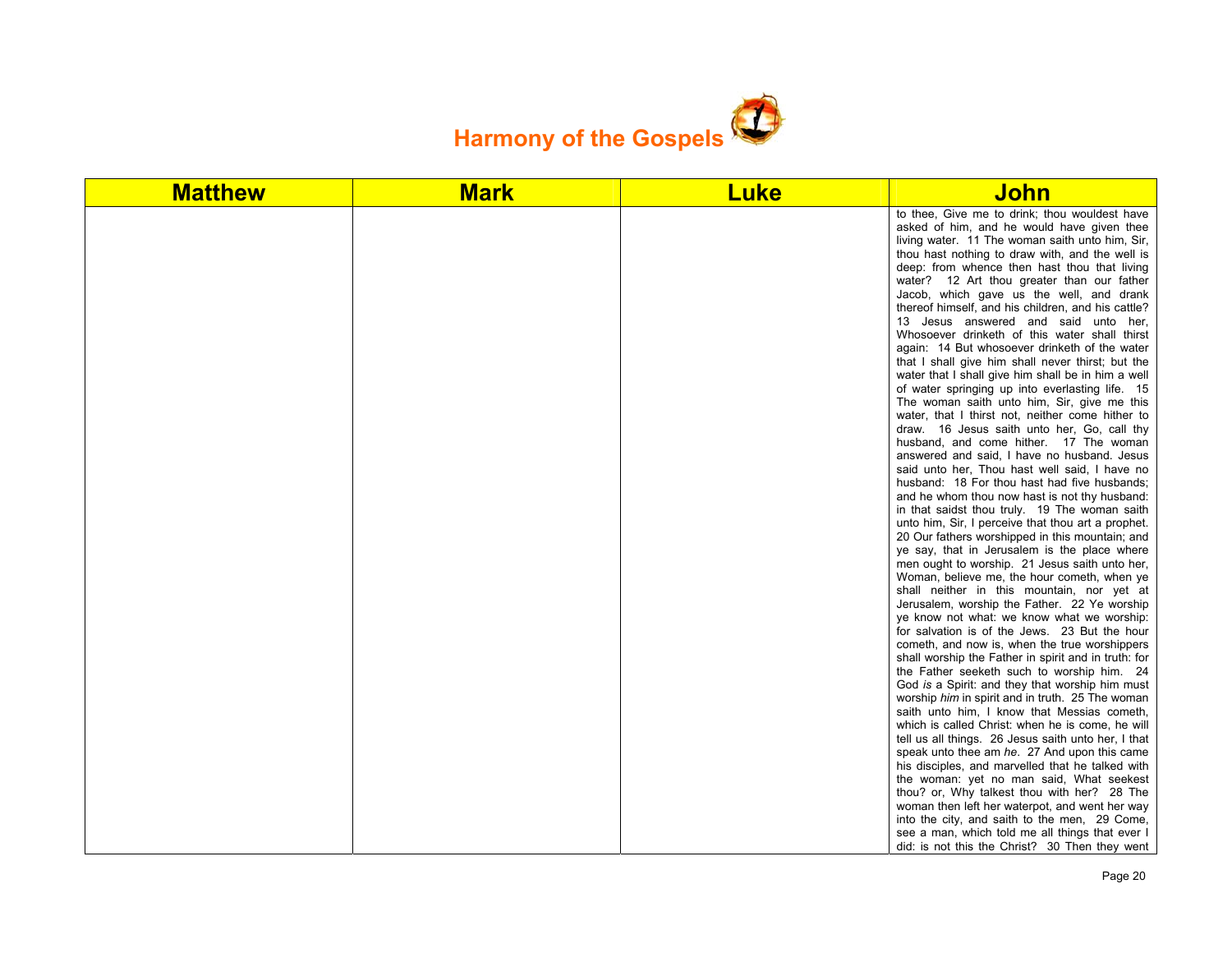# Harmony of the Gospels

| Matthew | Mark | Luke | John |
| --- | --- | --- | --- |
| | | | to thee, Give me to drink; thou wouldest have asked of him, and he would have given thee living water. 11 The woman saith unto him, Sir, thou hast nothing to draw with, and the well is deep: from whence then hast thou that living water? 12 Art thou greater than our father Jacob, which gave us the well, and drank thereof himself, and his children, and his cattle? 13 Jesus answered and said unto her, Whosoever drinketh of this water shall thirst again: 14 But whosoever drinketh of the water that I shall give him shall never thirst; but the water that I shall give him shall be in him a well of water springing up into everlasting life. 15 The woman saith unto him, Sir, give me this water, that I thirst not, neither come hither to draw. 16 Jesus saith unto her, Go, call thy husband, and come hither. 17 The woman answered and said, I have no husband. Jesus said unto her, Thou hast well said, I have no husband: 18 For thou hast had five husbands; and he whom thou now hast is not thy husband: in that saidst thou truly. 19 The woman saith unto him, Sir, I perceive that thou art a prophet. 20 Our fathers worshipped in this mountain; and ye say, that in Jerusalem is the place where men ought to worship. 21 Jesus saith unto her, Woman, believe me, the hour cometh, when ye shall neither in this mountain, nor yet at Jerusalem, worship the Father. 22 Ye worship ye know not what: we know what we worship: for salvation is of the Jews. 23 But the hour cometh, and now is, when the true worshippers shall worship the Father in spirit and in truth: for the Father seeketh such to worship him. 24 God *is* a Spirit: and they that worship him must worship *him* in spirit and in truth. 25 The woman saith unto him, I know that Messias cometh, which is called Christ: when he is come, he will tell us all things. 26 Jesus saith unto her, I that speak unto thee am *he*. 27 And upon this came his disciples, and marvelled that he talked with the woman: yet no man said, What seekest thou? or, Why talkest thou with her? 28 The woman then left her waterpot, and went her way into the city, and saith to the men, 29 Come, see a man, which told me all things that ever I did: is not this the Christ? 30 Then they went |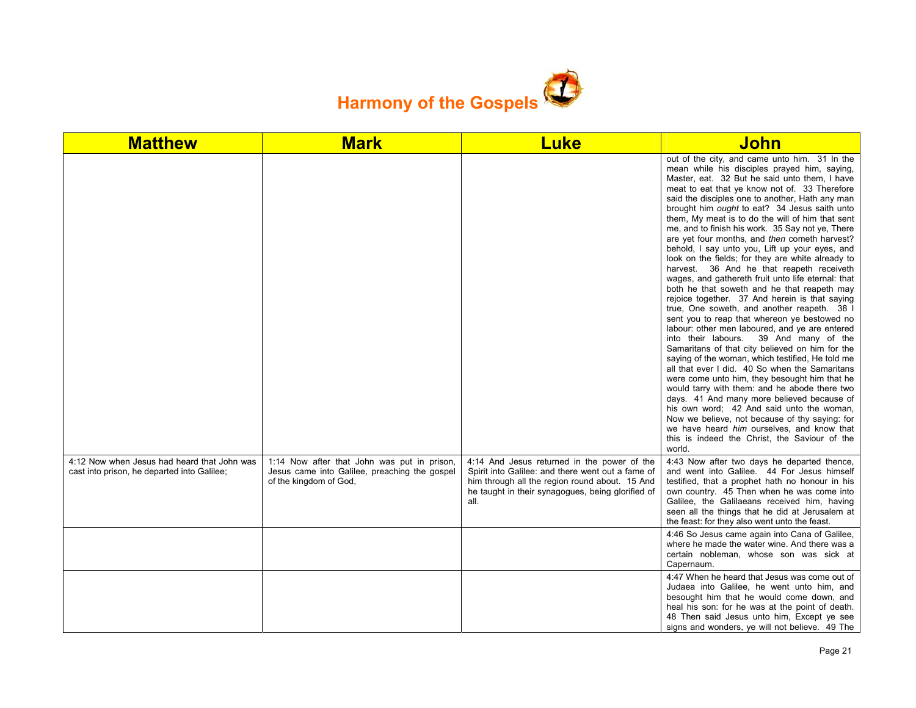# Harmony of the Gospels

| Matthew | Mark | Luke | John |
|---|---|---|---|
| | | | out of the city, and came unto him. 31 In the mean while his disciples prayed him, saying, Master, eat. 32 But he said unto them, I have meat to eat that ye know not of. 33 Therefore said the disciples one to another, Hath any man brought him *ought* to eat? 34 Jesus saith unto them, My meat is to do the will of him that sent me, and to finish his work. 35 Say not ye, There are yet four months, and *then* cometh harvest? behold, I say unto you, Lift up your eyes, and look on the fields; for they are white already to harvest. 36 And he that reapeth receiveth wages, and gathereth fruit unto life eternal: that both he that soweth and he that reapeth may rejoice together. 37 And herein is that saying true, One soweth, and another reapeth. 38 I sent you to reap that whereon ye bestowed no labour: other men laboured, and ye are entered into their labours. 39 And many of the Samaritans of that city believed on him for the saying of the woman, which testified, He told me all that ever I did. 40 So when the Samaritans were come unto him, they besought him that he would tarry with them: and he abode there two days. 41 And many more believed because of his own word; 42 And said unto the woman, Now we believe, not because of thy saying: for we have heard *him* ourselves, and know that this is indeed the Christ, the Saviour of the world. |
| 4:12 Now when Jesus had heard that John was cast into prison, he departed into Galilee; | 1:14 Now after that John was put in prison, Jesus came into Galilee, preaching the gospel of the kingdom of God, | 4:14 And Jesus returned in the power of the Spirit into Galilee: and there went out a fame of him through all the region round about. 15 And he taught in their synagogues, being glorified of all. | 4:43 Now after two days he departed thence, and went into Galilee. 44 For Jesus himself testified, that a prophet hath no honour in his own country. 45 Then when he was come into Galilee, the Galilaeans received him, having seen all the things that he did at Jerusalem at the feast: for they also went unto the feast. |
| | | | 4:46 So Jesus came again into Cana of Galilee, where he made the water wine. And there was a certain nobleman, whose son was sick at Capernaum. |
| | | | 4:47 When he heard that Jesus was come out of Judaea into Galilee, he went unto him, and besought him that he would come down, and heal his son: for he was at the point of death. 48 Then said Jesus unto him, Except ye see signs and wonders, ye will not believe. 49 The |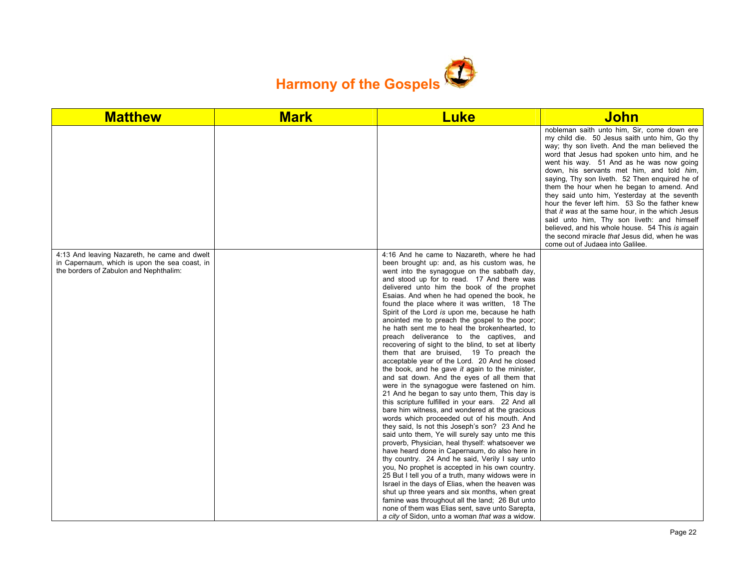# Harmony of the Gospels

| Matthew | Mark | Luke | John |
|---|---|---|---|
| | | | nobleman saith unto him, Sir, come down ere my child die. 50 Jesus saith unto him, Go thy way; thy son liveth. And the man believed the word that Jesus had spoken unto him, and he went his way. 51 And as he was now going down, his servants met him, and told *him*, saying, Thy son liveth. 52 Then enquired he of them the hour when he began to amend. And they said unto him, Yesterday at the seventh hour the fever left him. 53 So the father knew that *it was* at the same hour, in the which Jesus said unto him, Thy son liveth: and himself believed, and his whole house. 54 This *is* again the second miracle *that* Jesus did, when he was come out of Judaea into Galilee. |
| 4:13 And leaving Nazareth, he came and dwelt in Capernaum, which is upon the sea coast, in the borders of Zabulon and Nephthalim: | | 4:16 And he came to Nazareth, where he had been brought up: and, as his custom was, he went into the synagogue on the sabbath day, and stood up for to read. 17 And there was delivered unto him the book of the prophet Esaias. And when he had opened the book, he found the place where it was written, 18 The Spirit of the Lord *is* upon me, because he hath anointed me to preach the gospel to the poor; he hath sent me to heal the brokenhearted, to preach deliverance to the captives, and recovering of sight to the blind, to set at liberty them that are bruised, 19 To preach the acceptable year of the Lord. 20 And he closed the book, and he gave *it* again to the minister, and sat down. And the eyes of all them that were in the synagogue were fastened on him. 21 And he began to say unto them, This day is this scripture fulfilled in your ears. 22 And all bare him witness, and wondered at the gracious words which proceeded out of his mouth. And they said, Is not this Joseph's son? 23 And he said unto them, Ye will surely say unto me this proverb, Physician, heal thyself: whatsoever we have heard done in Capernaum, do also here in thy country. 24 And he said, Verily I say unto you, No prophet is accepted in his own country. 25 But I tell you of a truth, many widows were in Israel in the days of Elias, when the heaven was shut up three years and six months, when great famine was throughout all the land; 26 But unto none of them was Elias sent, save unto Sarepta, *a city* of Sidon, unto a woman *that was* a widow. | |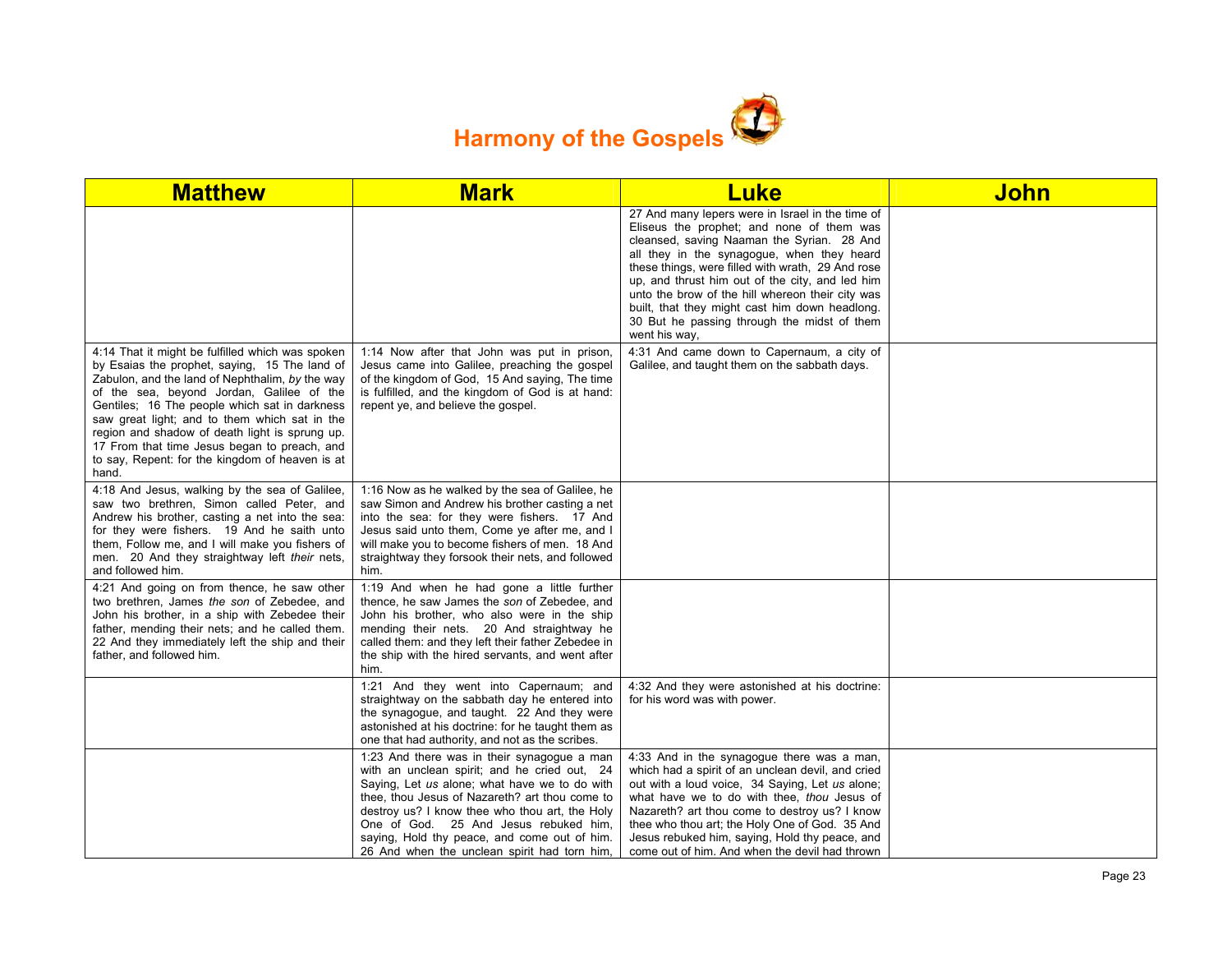# Harmony of the Gospels

| Matthew | Mark | Luke | John |
|---|---|---|---|
| | | 27 And many lepers were in Israel in the time of Eliseus the prophet; and none of them was cleansed, saving Naaman the Syrian. 28 And all they in the synagogue, when they heard these things, were filled with wrath, 29 And rose up, and thrust him out of the city, and led him unto the brow of the hill whereon their city was built, that they might cast him down headlong. 30 But he passing through the midst of them went his way, | |
| 4:14 That it might be fulfilled which was spoken by Esaias the prophet, saying, 15 The land of Zabulon, and the land of Nephthalim, *by* the way of the sea, beyond Jordan, Galilee of the Gentiles; 16 The people which sat in darkness saw great light; and to them which sat in the region and shadow of death light is sprung up. 17 From that time Jesus began to preach, and to say, Repent: for the kingdom of heaven is at hand. | 1:14 Now after that John was put in prison, Jesus came into Galilee, preaching the gospel of the kingdom of God, 15 And saying, The time is fulfilled, and the kingdom of God is at hand: repent ye, and believe the gospel. | 4:31 And came down to Capernaum, a city of Galilee, and taught them on the sabbath days. | |
| 4:18 And Jesus, walking by the sea of Galilee, saw two brethren, Simon called Peter, and Andrew his brother, casting a net into the sea: for they were fishers. 19 And he saith unto them, Follow me, and I will make you fishers of men. 20 And they straightway left *their* nets, and followed him. | 1:16 Now as he walked by the sea of Galilee, he saw Simon and Andrew his brother casting a net into the sea: for they were fishers. 17 And Jesus said unto them, Come ye after me, and I will make you to become fishers of men. 18 And straightway they forsook their nets, and followed him. | | |
| 4:21 And going on from thence, he saw other two brethren, James *the son* of Zebedee, and John his brother, in a ship with Zebedee their father, mending their nets; and he called them. 22 And they immediately left the ship and their father, and followed him. | 1:19 And when he had gone a little further thence, he saw James the *son* of Zebedee, and John his brother, who also were in the ship mending their nets. 20 And straightway he called them: and they left their father Zebedee in the ship with the hired servants, and went after him. | | |
| | 1:21 And they went into Capernaum; and straightway on the sabbath day he entered into the synagogue, and taught. 22 And they were astonished at his doctrine: for he taught them as one that had authority, and not as the scribes. | 4:32 And they were astonished at his doctrine: for his word was with power. | |
| | 1:23 And there was in their synagogue a man with an unclean spirit; and he cried out, 24 Saying, Let *us* alone; what have we to do with thee, thou Jesus of Nazareth? art thou come to destroy us? I know thee who thou art, the Holy One of God. 25 And Jesus rebuked him, saying, Hold thy peace, and come out of him. 26 And when the unclean spirit had torn him, | 4:33 And in the synagogue there was a man, which had a spirit of an unclean devil, and cried out with a loud voice, 34 Saying, Let *us* alone; what have we to do with thee, *thou* Jesus of Nazareth? art thou come to destroy us? I know thee who thou art; the Holy One of God. 35 And Jesus rebuked him, saying, Hold thy peace, and come out of him. And when the devil had thrown | |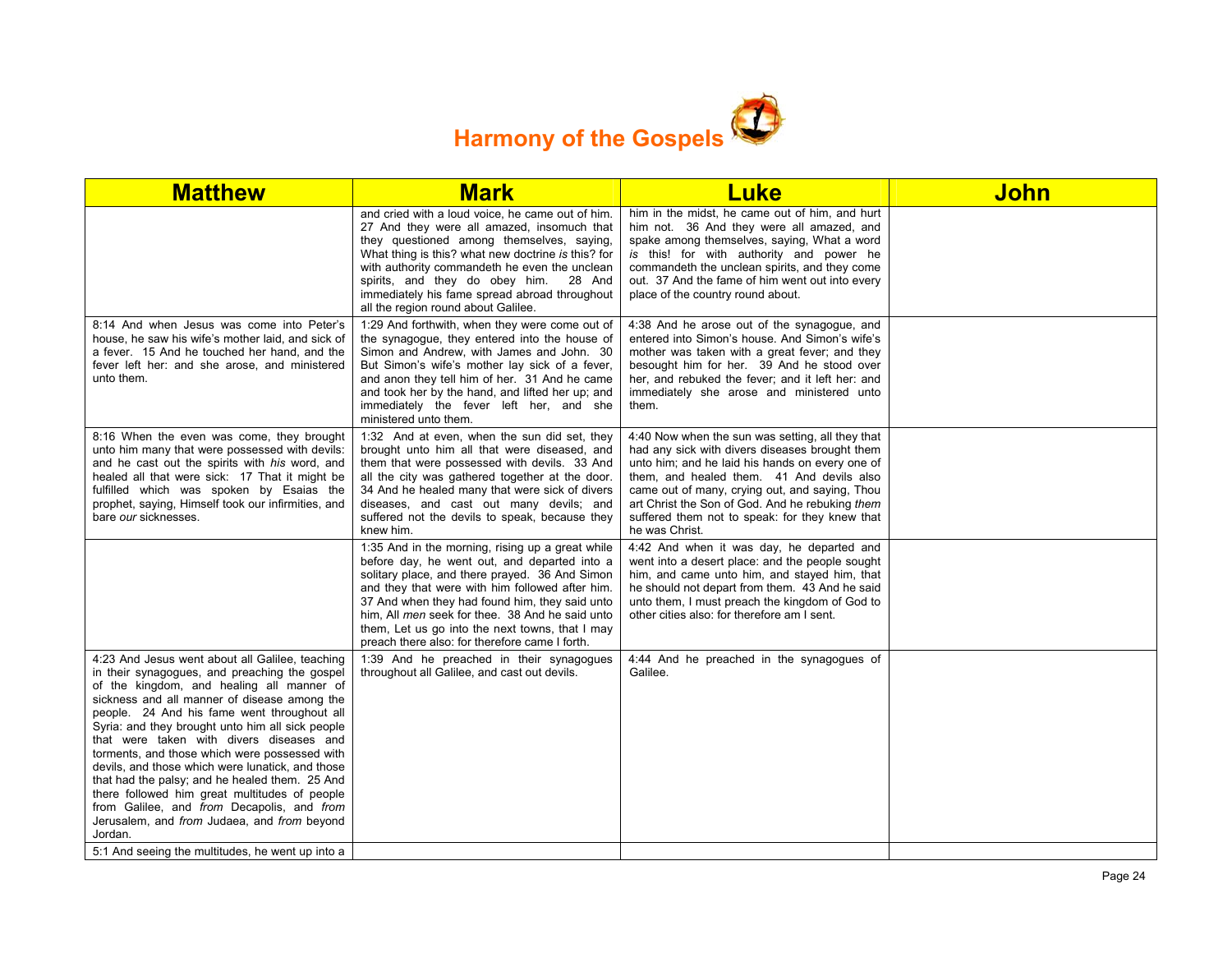# Harmony of the Gospels

| Matthew | Mark | Luke | John |
|---|---|---|---|
| | and cried with a loud voice, he came out of him. 27 And they were all amazed, insomuch that they questioned among themselves, saying, What thing is this? what new doctrine *is* this? for with authority commandeth he even the unclean spirits, and they do obey him. 28 And immediately his fame spread abroad throughout all the region round about Galilee. | him in the midst, he came out of him, and hurt him not. 36 And they were all amazed, and spake among themselves, saying, What a word *is* this! for with authority and power he commandeth the unclean spirits, and they come out. 37 And the fame of him went out into every place of the country round about. | |
| 8:14 And when Jesus was come into Peter's house, he saw his wife's mother laid, and sick of a fever. 15 And he touched her hand, and the fever left her: and she arose, and ministered unto them. | 1:29 And forthwith, when they were come out of the synagogue, they entered into the house of Simon and Andrew, with James and John. 30 But Simon's wife's mother lay sick of a fever, and anon they tell him of her. 31 And he came and took her by the hand, and lifted her up; and immediately the fever left her, and she ministered unto them. | 4:38 And he arose out of the synagogue, and entered into Simon's house. And Simon's wife's mother was taken with a great fever; and they besought him for her. 39 And he stood over her, and rebuked the fever; and it left her: and immediately she arose and ministered unto them. | |
| 8:16 When the even was come, they brought unto him many that were possessed with devils: and he cast out the spirits with *his* word, and healed all that were sick: 17 That it might be fulfilled which was spoken by Esaias the prophet, saying, Himself took our infirmities, and bare *our* sicknesses. | 1:32 And at even, when the sun did set, they brought unto him all that were diseased, and them that were possessed with devils. 33 And all the city was gathered together at the door. 34 And he healed many that were sick of divers diseases, and cast out many devils; and suffered not the devils to speak, because they knew him. | 4:40 Now when the sun was setting, all they that had any sick with divers diseases brought them unto him; and he laid his hands on every one of them, and healed them. 41 And devils also came out of many, crying out, and saying, Thou art Christ the Son of God. And he rebuking *them* suffered them not to speak: for they knew that he was Christ. | |
| | 1:35 And in the morning, rising up a great while before day, he went out, and departed into a solitary place, and there prayed. 36 And Simon and they that were with him followed after him. 37 And when they had found him, they said unto him, All *men* seek for thee. 38 And he said unto them, Let us go into the next towns, that I may preach there also: for therefore came I forth. | 4:42 And when it was day, he departed and went into a desert place: and the people sought him, and came unto him, and stayed him, that he should not depart from them. 43 And he said unto them, I must preach the kingdom of God to other cities also: for therefore am I sent. | |
| 4:23 And Jesus went about all Galilee, teaching in their synagogues, and preaching the gospel of the kingdom, and healing all manner of sickness and all manner of disease among the people. 24 And his fame went throughout all Syria: and they brought unto him all sick people that were taken with divers diseases and torments, and those which were possessed with devils, and those which were lunatick, and those that had the palsy; and he healed them. 25 And there followed him great multitudes of people from Galilee, and *from* Decapolis, and *from* Jerusalem, and *from* Judaea, and *from* beyond Jordan. | 1:39 And he preached in their synagogues throughout all Galilee, and cast out devils. | 4:44 And he preached in the synagogues of Galilee. | |
| 5:1 And seeing the multitudes, he went up into a | | | |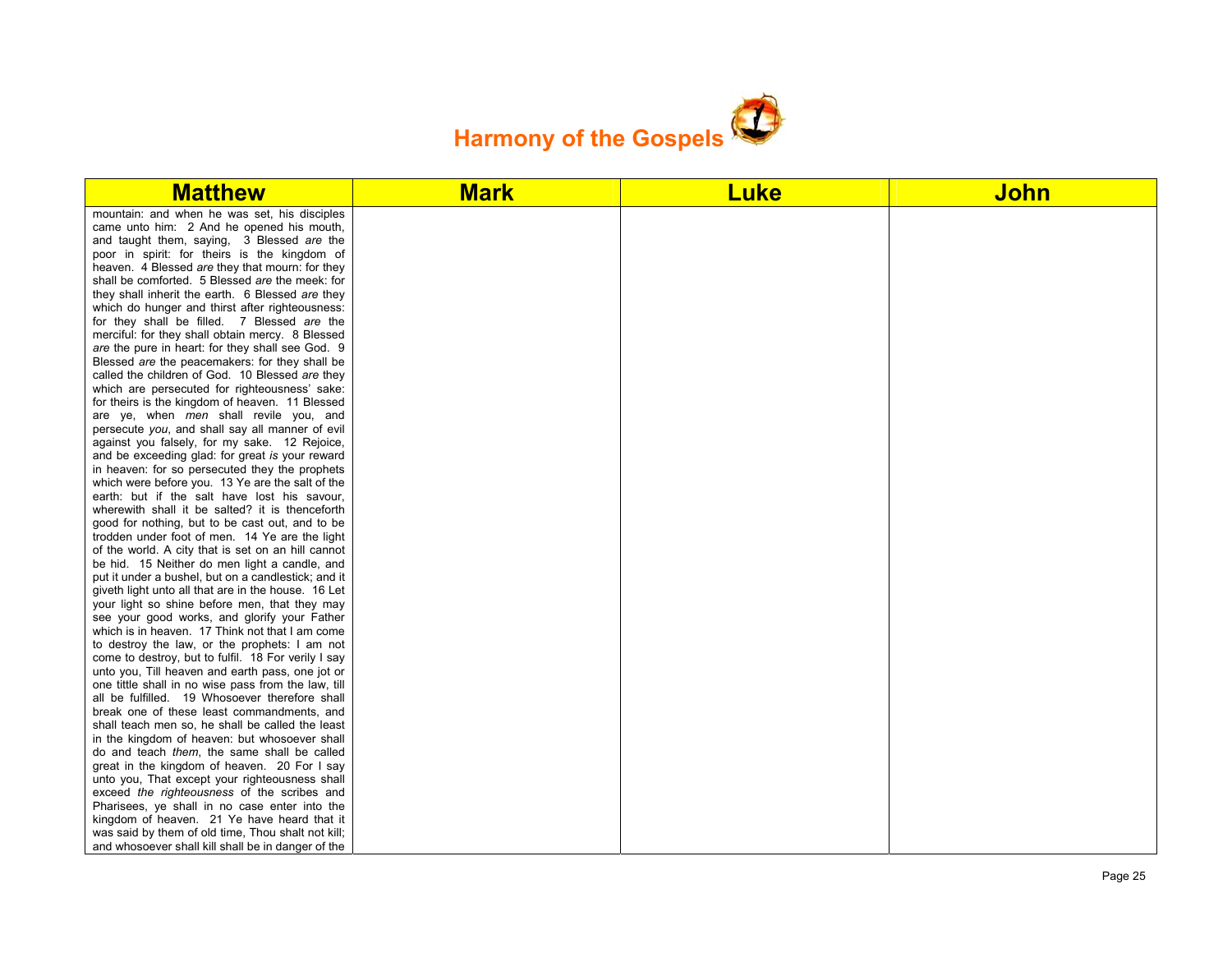# Harmony of the Gospels

| Matthew | Mark | Luke | John |
|---|---|---|---|
| mountain: and when he was set, his disciples came unto him: 2 And he opened his mouth, and taught them, saying, 3 Blessed *are* the poor in spirit: for theirs is the kingdom of heaven. 4 Blessed *are* they that mourn: for they shall be comforted. 5 Blessed *are* the meek: for they shall inherit the earth. 6 Blessed *are* they which do hunger and thirst after righteousness: for they shall be filled. 7 Blessed *are* the merciful: for they shall obtain mercy. 8 Blessed *are* the pure in heart: for they shall see God. 9 Blessed *are* the peacemakers: for they shall be called the children of God. 10 Blessed *are* they which are persecuted for righteousness' sake: for theirs is the kingdom of heaven. 11 Blessed are ye, when *men* shall revile you, and persecute *you*, and shall say all manner of evil against you falsely, for my sake. 12 Rejoice, and be exceeding glad: for great *is* your reward in heaven: for so persecuted they the prophets which were before you. 13 Ye are the salt of the earth: but if the salt have lost his savour, wherewith shall it be salted? it is thenceforth good for nothing, but to be cast out, and to be trodden under foot of men. 14 Ye are the light of the world. A city that is set on an hill cannot be hid. 15 Neither do men light a candle, and put it under a bushel, but on a candlestick; and it giveth light unto all that are in the house. 16 Let your light so shine before men, that they may see your good works, and glorify your Father which is in heaven. 17 Think not that I am come to destroy the law, or the prophets: I am not come to destroy, but to fulfil. 18 For verily I say unto you, Till heaven and earth pass, one jot or one tittle shall in no wise pass from the law, till all be fulfilled. 19 Whosoever therefore shall break one of these least commandments, and shall teach men so, he shall be called the least in the kingdom of heaven: but whosoever shall do and teach *them*, the same shall be called great in the kingdom of heaven. 20 For I say unto you, That except your righteousness shall exceed *the righteousness* of the scribes and Pharisees, ye shall in no case enter into the kingdom of heaven. 21 Ye have heard that it was said by them of old time, Thou shalt not kill; and whosoever shall kill shall be in danger of the | | | |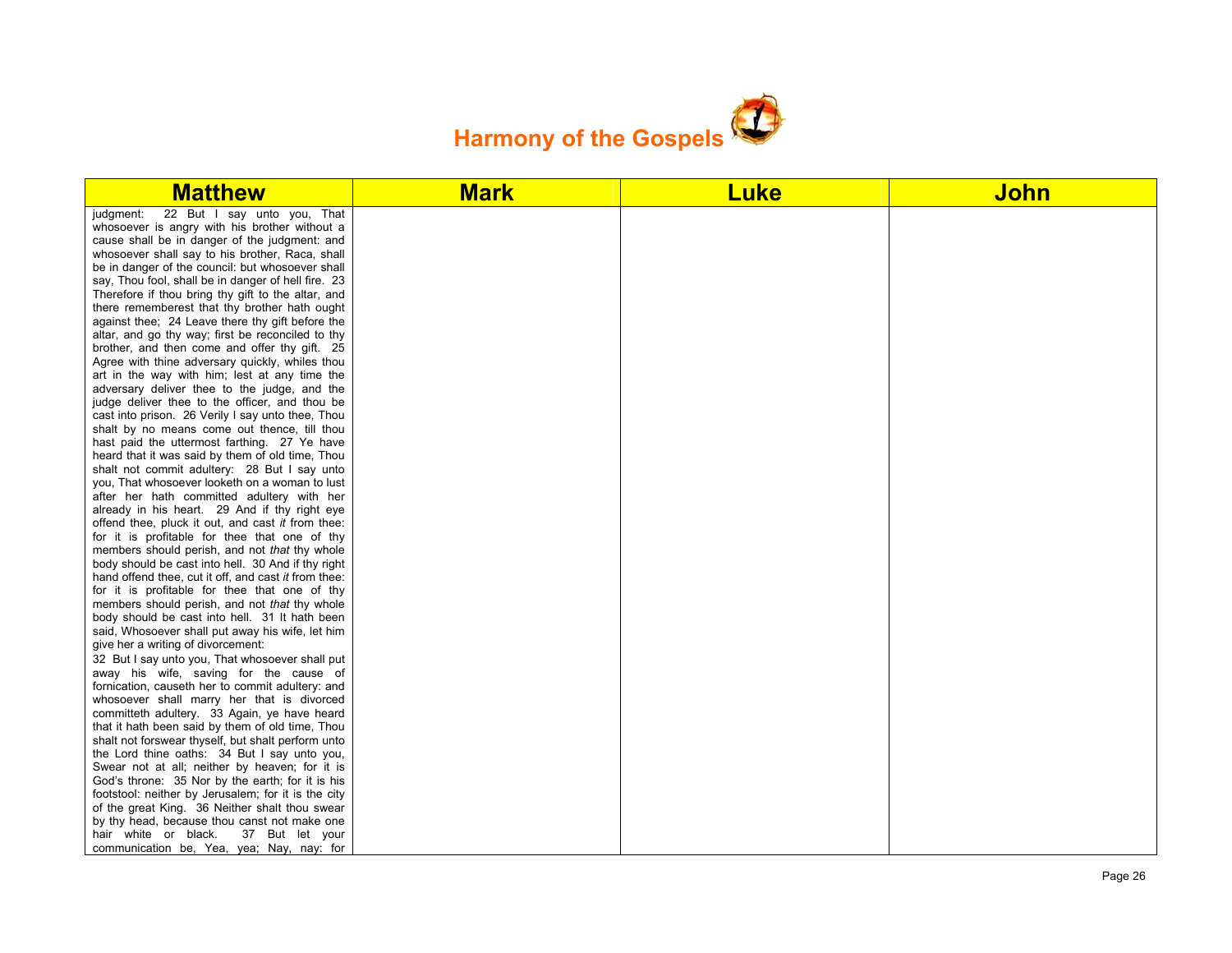## Harmony of the Gospels

| Matthew | Mark | Luke | John |
|---|---|---|---|
| judgment: 22 But I say unto you, That whosoever is angry with his brother without a cause shall be in danger of the judgment: and whosoever shall say to his brother, Raca, shall be in danger of the council: but whosoever shall say, Thou fool, shall be in danger of hell fire. 23 Therefore if thou bring thy gift to the altar, and there rememberest that thy brother hath ought against thee; 24 Leave there thy gift before the altar, and go thy way; first be reconciled to thy brother, and then come and offer thy gift. 25 Agree with thine adversary quickly, whiles thou art in the way with him; lest at any time the adversary deliver thee to the judge, and the judge deliver thee to the officer, and thou be cast into prison. 26 Verily I say unto thee, Thou shalt by no means come out thence, till thou hast paid the uttermost farthing. 27 Ye have heard that it was said by them of old time, Thou shalt not commit adultery: 28 But I say unto you, That whosoever looketh on a woman to lust after her hath committed adultery with her already in his heart. 29 And if thy right eye offend thee, pluck it out, and cast *it* from thee: for it is profitable for thee that one of thy members should perish, and not *that* thy whole body should be cast into hell. 30 And if thy right hand offend thee, cut it off, and cast *it* from thee: for it is profitable for thee that one of thy members should perish, and not *that* thy whole body should be cast into hell. 31 It hath been said, Whosoever shall put away his wife, let him give her a writing of divorcement: 32 But I say unto you, That whosoever shall put away his wife, saving for the cause of fornication, causeth her to commit adultery: and whosoever shall marry her that is divorced committeth adultery. 33 Again, ye have heard that it hath been said by them of old time, Thou shalt not forswear thyself, but shalt perform unto the Lord thine oaths: 34 But I say unto you, Swear not at all; neither by heaven; for it is God's throne: 35 Nor by the earth; for it is his footstool: neither by Jerusalem; for it is the city of the great King. 36 Neither shalt thou swear by thy head, because thou canst not make one hair white or black. 37 But let your communication be, Yea, yea; Nay, nay: for | | | |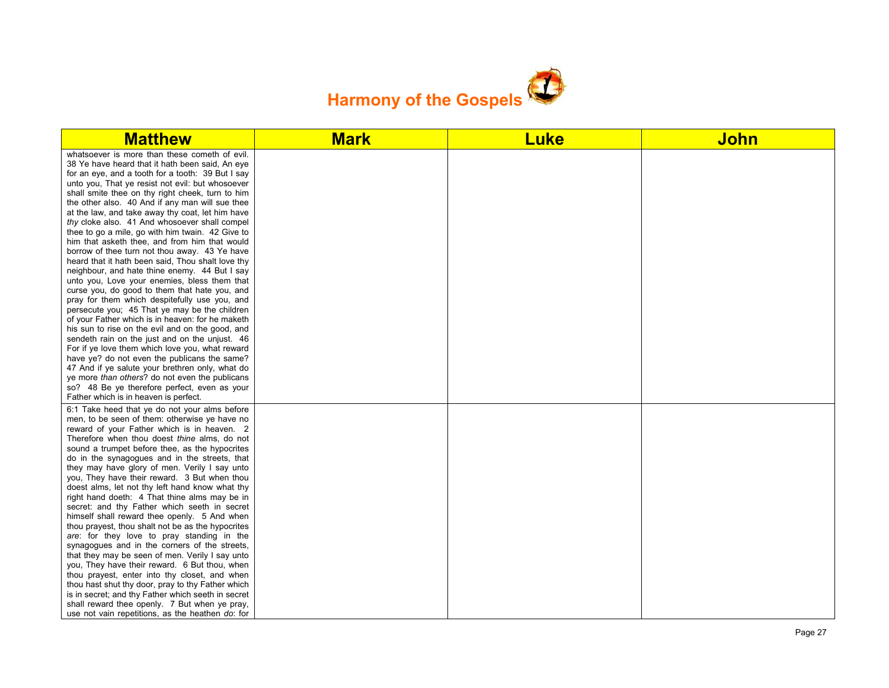# Harmony of the Gospels

| Matthew | Mark | Luke | John |
|---|---|---|---|
| whatsoever is more than these cometh of evil. 38 Ye have heard that it hath been said, An eye for an eye, and a tooth for a tooth: 39 But I say unto you, That ye resist not evil: but whosoever shall smite thee on thy right cheek, turn to him the other also. 40 And if any man will sue thee at the law, and take away thy coat, let him have *thy* cloke also. 41 And whosoever shall compel thee to go a mile, go with him twain. 42 Give to him that asketh thee, and from him that would borrow of thee turn not thou away. 43 Ye have heard that it hath been said, Thou shalt love thy neighbour, and hate thine enemy. 44 But I say unto you, Love your enemies, bless them that curse you, do good to them that hate you, and pray for them which despitefully use you, and persecute you; 45 That ye may be the children of your Father which is in heaven: for he maketh his sun to rise on the evil and on the good, and sendeth rain on the just and on the unjust. 46 For if ye love them which love you, what reward have ye? do not even the publicans the same? 47 And if ye salute your brethren only, what do ye more *than others*? do not even the publicans so? 48 Be ye therefore perfect, even as your Father which is in heaven is perfect. | | | |
| 6:1 Take heed that ye do not your alms before men, to be seen of them: otherwise ye have no reward of your Father which is in heaven. 2 Therefore when thou doest *thine* alms, do not sound a trumpet before thee, as the hypocrites do in the synagogues and in the streets, that they may have glory of men. Verily I say unto you, They have their reward. 3 But when thou doest alms, let not thy left hand know what thy right hand doeth: 4 That thine alms may be in secret: and thy Father which seeth in secret himself shall reward thee openly. 5 And when thou prayest, thou shalt not be as the hypocrites *are*: for they love to pray standing in the synagogues and in the corners of the streets, that they may be seen of men. Verily I say unto you, They have their reward. 6 But thou, when thou prayest, enter into thy closet, and when thou hast shut thy door, pray to thy Father which is in secret; and thy Father which seeth in secret shall reward thee openly. 7 But when ye pray, use not vain repetitions, as the heathen *do*: for | | | |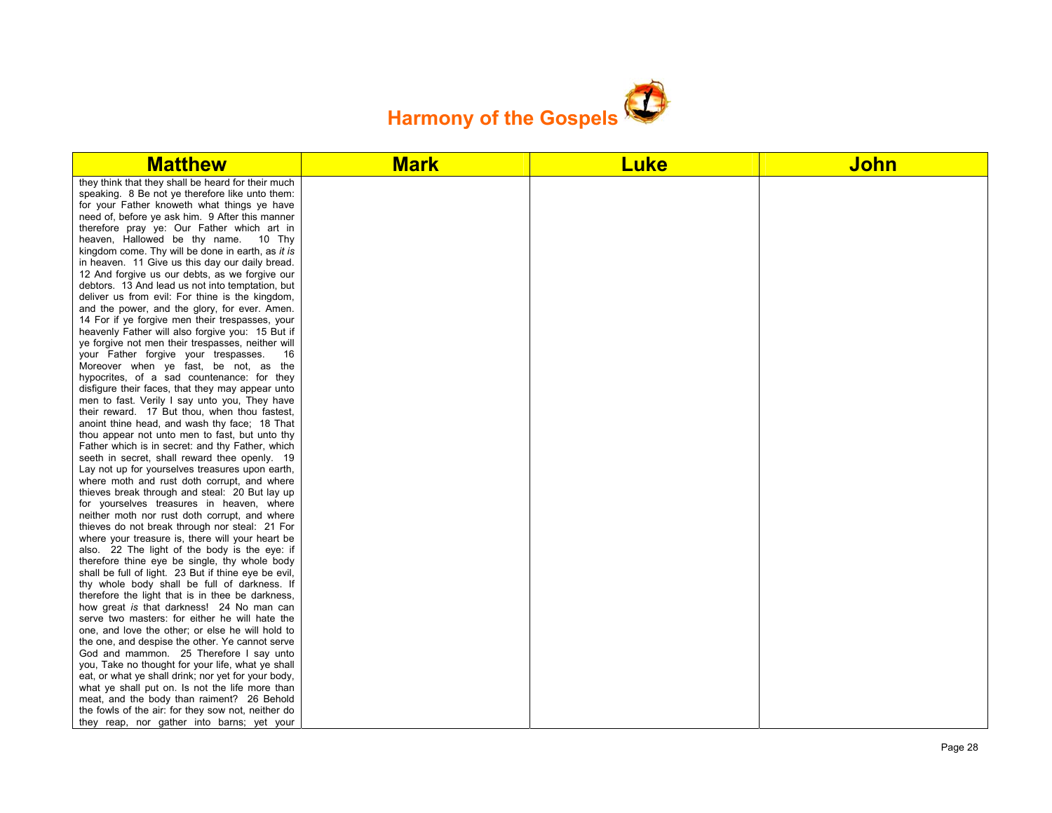# Harmony of the Gospels

| Matthew | Mark | Luke | John |
| --- | --- | --- | --- |
| they think that they shall be heard for their much speaking. 8 Be not ye therefore like unto them: for your Father knoweth what things ye have need of, before ye ask him. 9 After this manner therefore pray ye: Our Father which art in heaven, Hallowed be thy name. 10 Thy kingdom come. Thy will be done in earth, as *it is* in heaven. 11 Give us this day our daily bread. 12 And forgive us our debts, as we forgive our debtors. 13 And lead us not into temptation, but deliver us from evil: For thine is the kingdom, and the power, and the glory, for ever. Amen. 14 For if ye forgive men their trespasses, your heavenly Father will also forgive you: 15 But if ye forgive not men their trespasses, neither will your Father forgive your trespasses. 16 Moreover when ye fast, be not, as the hypocrites, of a sad countenance: for they disfigure their faces, that they may appear unto men to fast. Verily I say unto you, They have their reward. 17 But thou, when thou fastest, anoint thine head, and wash thy face; 18 That thou appear not unto men to fast, but unto thy Father which is in secret: and thy Father, which seeth in secret, shall reward thee openly. 19 Lay not up for yourselves treasures upon earth, where moth and rust doth corrupt, and where thieves break through and steal: 20 But lay up for yourselves treasures in heaven, where neither moth nor rust doth corrupt, and where thieves do not break through nor steal: 21 For where your treasure is, there will your heart be also. 22 The light of the body is the eye: if therefore thine eye be single, thy whole body shall be full of light. 23 But if thine eye be evil, thy whole body shall be full of darkness. If therefore the light that is in thee be darkness, how great *is* that darkness! 24 No man can serve two masters: for either he will hate the one, and love the other; or else he will hold to the one, and despise the other. Ye cannot serve God and mammon. 25 Therefore I say unto you, Take no thought for your life, what ye shall eat, or what ye shall drink; nor yet for your body, what ye shall put on. Is not the life more than meat, and the body than raiment? 26 Behold the fowls of the air: for they sow not, neither do they reap, nor gather into barns; yet your | | | |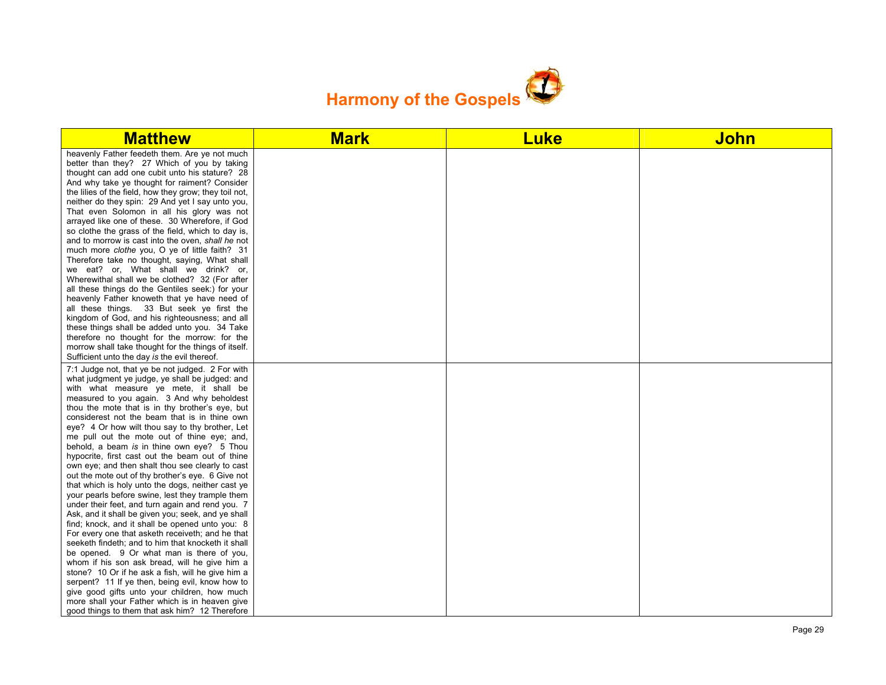# Harmony of the Gospels

| Matthew | Mark | Luke | John |
|---|---|---|---|
| heavenly Father feedeth them. Are ye not much better than they? 27 Which of you by taking thought can add one cubit unto his stature? 28 And why take ye thought for raiment? Consider the lilies of the field, how they grow; they toil not, neither do they spin: 29 And yet I say unto you, That even Solomon in all his glory was not arrayed like one of these. 30 Wherefore, if God so clothe the grass of the field, which to day is, and to morrow is cast into the oven, *shall he* not much more *clothe* you, O ye of little faith? 31 Therefore take no thought, saying, What shall we eat? or, What shall we drink? or, Wherewithal shall we be clothed? 32 (For after all these things do the Gentiles seek:) for your heavenly Father knoweth that ye have need of all these things. 33 But seek ye first the kingdom of God, and his righteousness; and all these things shall be added unto you. 34 Take therefore no thought for the morrow: for the morrow shall take thought for the things of itself. Sufficient unto the day *is* the evil thereof. | | | |
| 7:1 Judge not, that ye be not judged. 2 For with what judgment ye judge, ye shall be judged: and with what measure ye mete, it shall be measured to you again. 3 And why beholdest thou the mote that is in thy brother's eye, but considerest not the beam that is in thine own eye? 4 Or how wilt thou say to thy brother, Let me pull out the mote out of thine eye; and, behold, a beam *is* in thine own eye? 5 Thou hypocrite, first cast out the beam out of thine own eye; and then shalt thou see clearly to cast out the mote out of thy brother's eye. 6 Give not that which is holy unto the dogs, neither cast ye your pearls before swine, lest they trample them under their feet, and turn again and rend you. 7 Ask, and it shall be given you; seek, and ye shall find; knock, and it shall be opened unto you: 8 For every one that asketh receiveth; and he that seeketh findeth; and to him that knocketh it shall be opened. 9 Or what man is there of you, whom if his son ask bread, will he give him a stone? 10 Or if he ask a fish, will he give him a serpent? 11 If ye then, being evil, know how to give good gifts unto your children, how much more shall your Father which is in heaven give good things to them that ask him? 12 Therefore | | | |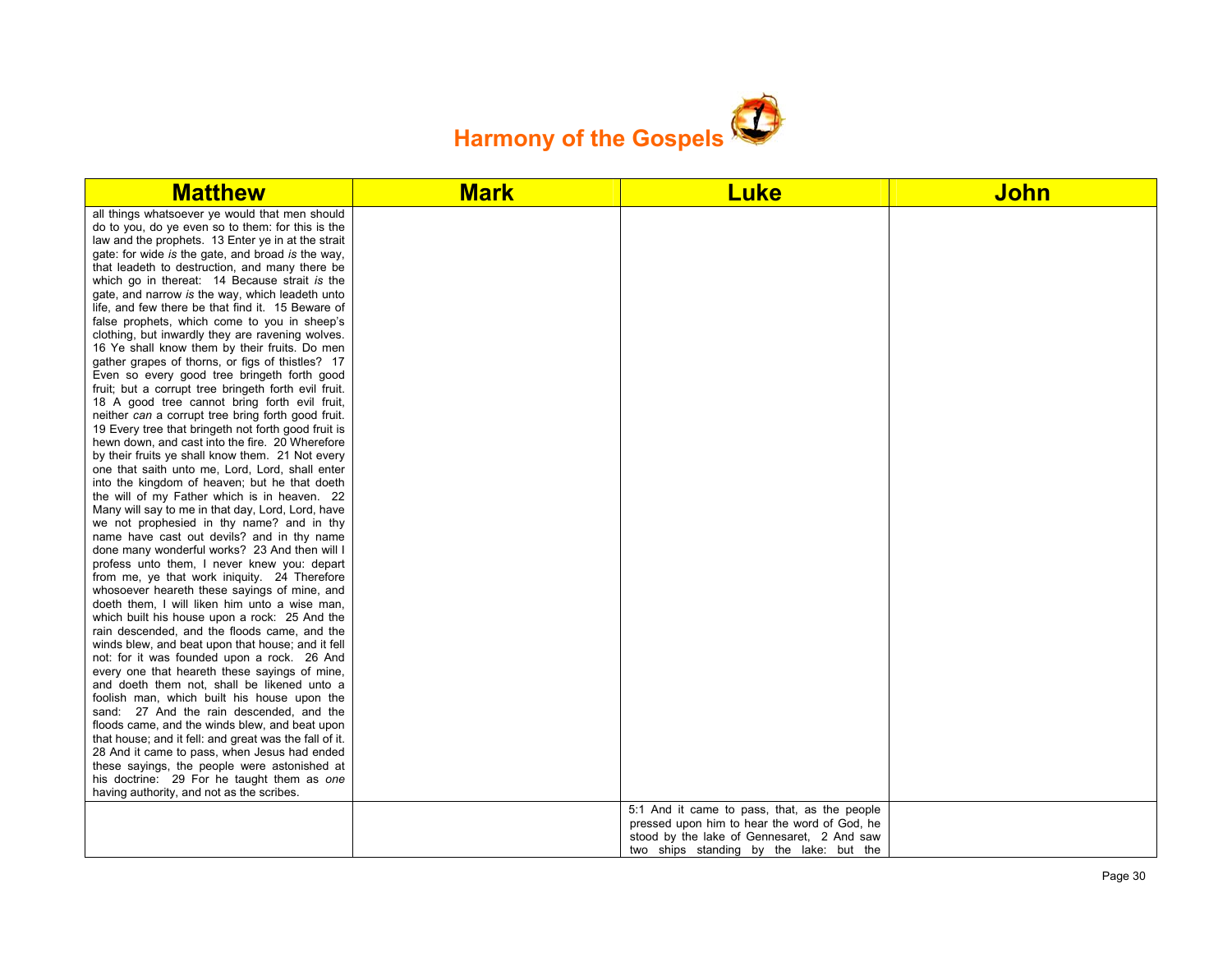# Harmony of the Gospels

| Matthew | Mark | Luke | John |
|---|---|---|---|
| all things whatsoever ye would that men should do to you, do ye even so to them: for this is the law and the prophets. 13 Enter ye in at the strait gate: for wide *is* the gate, and broad *is* the way, that leadeth to destruction, and many there be which go in thereat: 14 Because strait *is* the gate, and narrow *is* the way, which leadeth unto life, and few there be that find it. 15 Beware of false prophets, which come to you in sheep's clothing, but inwardly they are ravening wolves. 16 Ye shall know them by their fruits. Do men gather grapes of thorns, or figs of thistles? 17 Even so every good tree bringeth forth good fruit; but a corrupt tree bringeth forth evil fruit. 18 A good tree cannot bring forth evil fruit, neither *can* a corrupt tree bring forth good fruit. 19 Every tree that bringeth not forth good fruit is hewn down, and cast into the fire. 20 Wherefore by their fruits ye shall know them. 21 Not every one that saith unto me, Lord, Lord, shall enter into the kingdom of heaven; but he that doeth the will of my Father which is in heaven. 22 Many will say to me in that day, Lord, Lord, have we not prophesied in thy name? and in thy name have cast out devils? and in thy name done many wonderful works? 23 And then will I profess unto them, I never knew you: depart from me, ye that work iniquity. 24 Therefore whosoever heareth these sayings of mine, and doeth them, I will liken him unto a wise man, which built his house upon a rock: 25 And the rain descended, and the floods came, and the winds blew, and beat upon that house; and it fell not: for it was founded upon a rock. 26 And every one that heareth these sayings of mine, and doeth them not, shall be likened unto a foolish man, which built his house upon the sand: 27 And the rain descended, and the floods came, and the winds blew, and beat upon that house; and it fell: and great was the fall of it. 28 And it came to pass, when Jesus had ended these sayings, the people were astonished at his doctrine: 29 For he taught them as *one* having authority, and not as the scribes. | | | |
| | | 5:1 And it came to pass, that, as the people pressed upon him to hear the word of God, he stood by the lake of Gennesaret, 2 And saw two ships standing by the lake: but the | |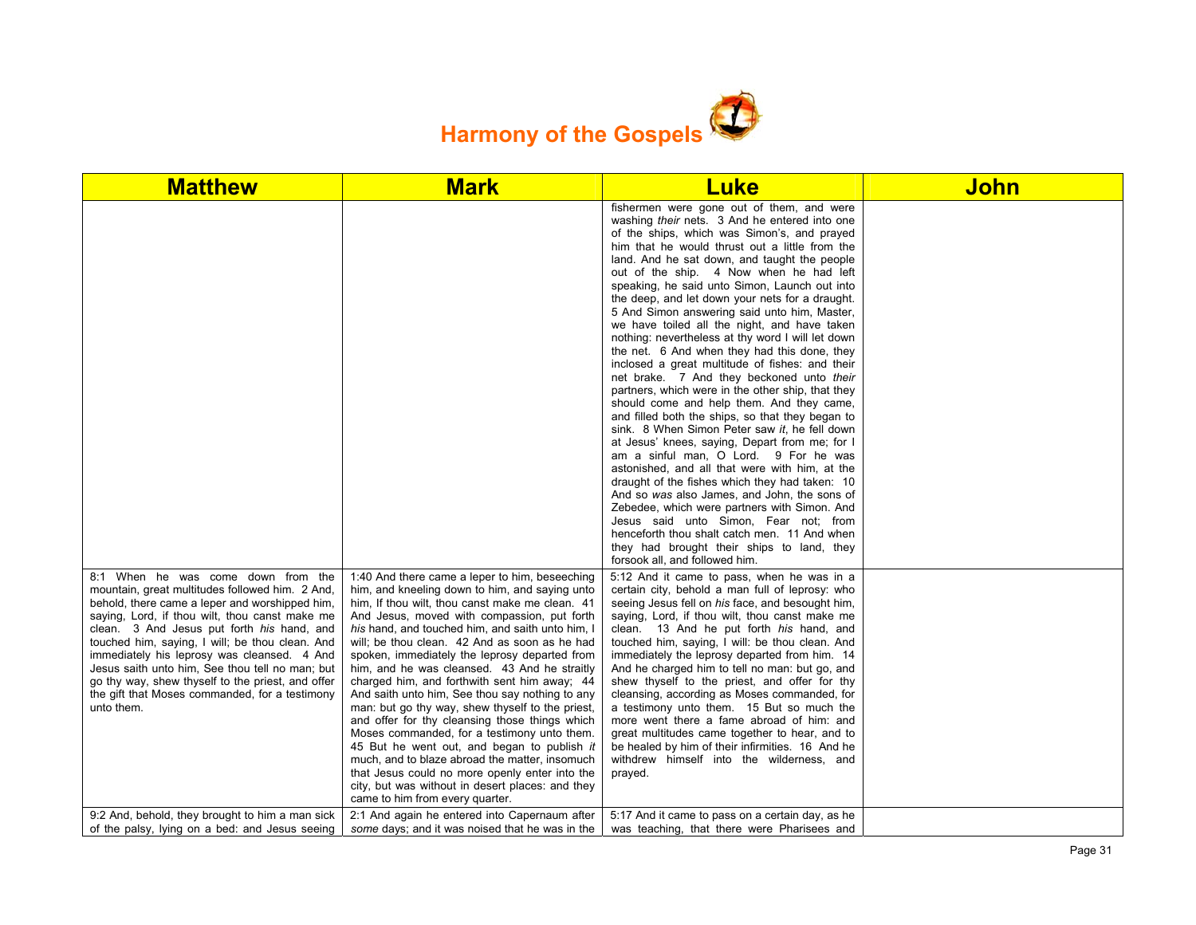# Harmony of the Gospels

| Matthew | Mark | Luke | John |
|---|---|---|---|
| | | fishermen were gone out of them, and were washing *their* nets. 3 And he entered into one of the ships, which was Simon's, and prayed him that he would thrust out a little from the land. And he sat down, and taught the people out of the ship. 4 Now when he had left speaking, he said unto Simon, Launch out into the deep, and let down your nets for a draught. 5 And Simon answering said unto him, Master, we have toiled all the night, and have taken nothing: nevertheless at thy word I will let down the net. 6 And when they had this done, they inclosed a great multitude of fishes: and their net brake. 7 And they beckoned unto *their* partners, which were in the other ship, that they should come and help them. And they came, and filled both the ships, so that they began to sink. 8 When Simon Peter saw *it*, he fell down at Jesus' knees, saying, Depart from me; for I am a sinful man, O Lord. 9 For he was astonished, and all that were with him, at the draught of the fishes which they had taken: 10 And so *was* also James, and John, the sons of Zebedee, which were partners with Simon. And Jesus said unto Simon, Fear not; from henceforth thou shalt catch men. 11 And when they had brought their ships to land, they forsook all, and followed him. | |
| 8:1 When he was come down from the mountain, great multitudes followed him. 2 And, behold, there came a leper and worshipped him, saying, Lord, if thou wilt, thou canst make me clean. 3 And Jesus put forth *his* hand, and touched him, saying, I will; be thou clean. And immediately his leprosy was cleansed. 4 And Jesus saith unto him, See thou tell no man; but go thy way, shew thyself to the priest, and offer the gift that Moses commanded, for a testimony unto them. | 1:40 And there came a leper to him, beseeching him, and kneeling down to him, and saying unto him, If thou wilt, thou canst make me clean. 41 And Jesus, moved with compassion, put forth *his* hand, and touched him, and saith unto him, I will; be thou clean. 42 And as soon as he had spoken, immediately the leprosy departed from him, and he was cleansed. 43 And he straitly charged him, and forthwith sent him away; 44 And saith unto him, See thou say nothing to any man: but go thy way, shew thyself to the priest, and offer for thy cleansing those things which Moses commanded, for a testimony unto them. 45 But he went out, and began to publish *it* much, and to blaze abroad the matter, insomuch that Jesus could no more openly enter into the city, but was without in desert places: and they came to him from every quarter. | 5:12 And it came to pass, when he was in a certain city, behold a man full of leprosy: who seeing Jesus fell on *his* face, and besought him, saying, Lord, if thou wilt, thou canst make me clean. 13 And he put forth *his* hand, and touched him, saying, I will: be thou clean. And immediately the leprosy departed from him. 14 And he charged him to tell no man: but go, and shew thyself to the priest, and offer for thy cleansing, according as Moses commanded, for a testimony unto them. 15 But so much the more went there a fame abroad of him: and great multitudes came together to hear, and to be healed by him of their infirmities. 16 And he withdrew himself into the wilderness, and prayed. | |
| 9:2 And, behold, they brought to him a man sick of the palsy, lying on a bed: and Jesus seeing | 2:1 And again he entered into Capernaum after *some* days; and it was noised that he was in the | 5:17 And it came to pass on a certain day, as he was teaching, that there were Pharisees and | |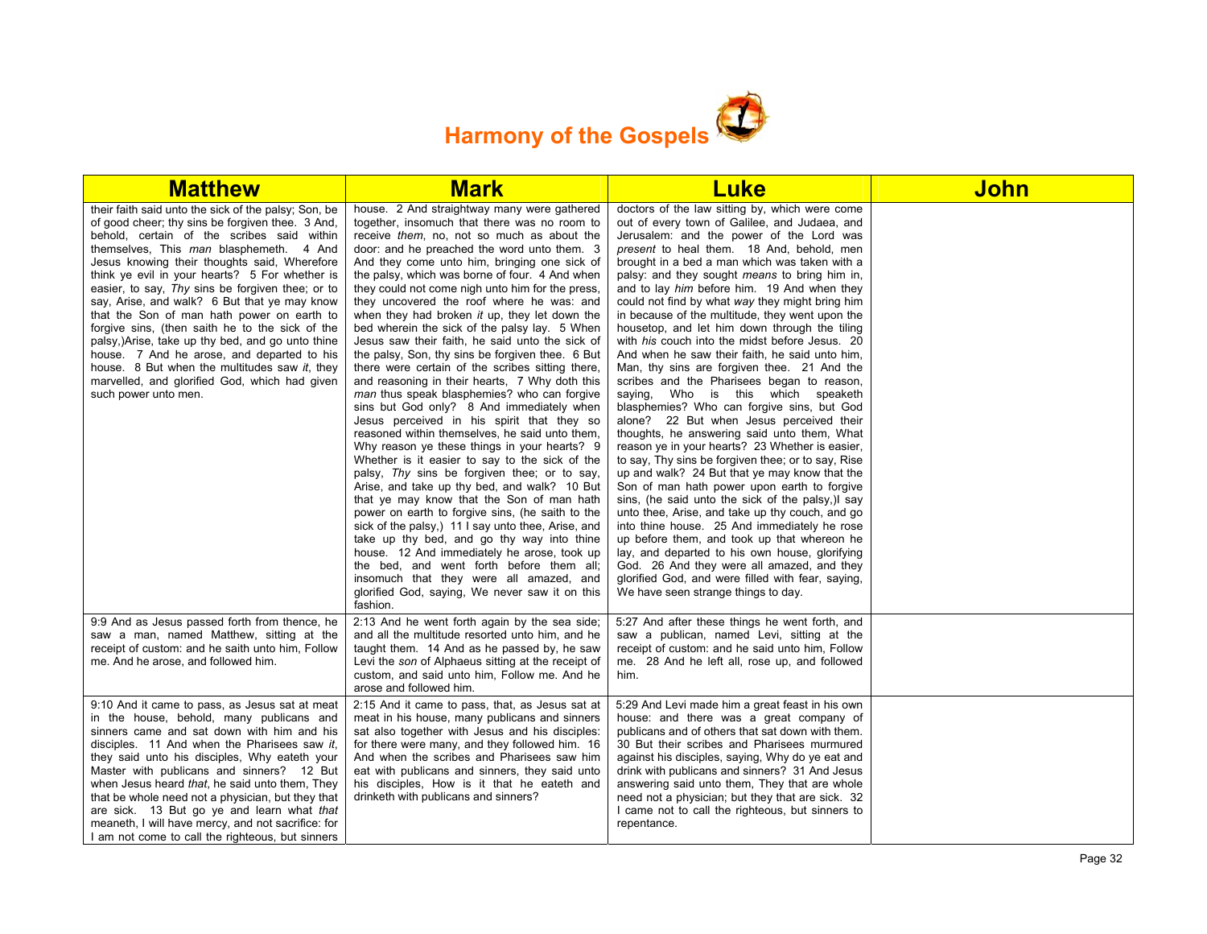# Harmony of the Gospels

| Matthew | Mark | Luke | John |
|---|---|---|---|
| their faith said unto the sick of the palsy; Son, be of good cheer; thy sins be forgiven thee. 3 And, behold, certain of the scribes said within themselves, This *man* blasphemeth. 4 And Jesus knowing their thoughts said, Wherefore think ye evil in your hearts? 5 For whether is easier, to say, *Thy* sins be forgiven thee; or to say, Arise, and walk? 6 But that ye may know that the Son of man hath power on earth to forgive sins, (then saith he to the sick of the palsy,)Arise, take up thy bed, and go unto thine house. 7 And he arose, and departed to his house. 8 But when the multitudes saw *it*, they marvelled, and glorified God, which had given such power unto men. | house. 2 And straightway many were gathered together, insomuch that there was no room to receive *them*, no, not so much as about the door: and he preached the word unto them. 3 And they come unto him, bringing one sick of the palsy, which was borne of four. 4 And when they could not come nigh unto him for the press, they uncovered the roof where he was: and when they had broken *it* up, they let down the bed wherein the sick of the palsy lay. 5 When Jesus saw their faith, he said unto the sick of the palsy, Son, thy sins be forgiven thee. 6 But there were certain of the scribes sitting there, and reasoning in their hearts, 7 Why doth this *man* thus speak blasphemies? who can forgive sins but God only? 8 And immediately when Jesus perceived in his spirit that they so reasoned within themselves, he said unto them, Why reason ye these things in your hearts? 9 Whether is it easier to say to the sick of the palsy, *Thy* sins be forgiven thee; or to say, Arise, and take up thy bed, and walk? 10 But that ye may know that the Son of man hath power on earth to forgive sins, (he saith to the sick of the palsy,) 11 I say unto thee, Arise, and take up thy bed, and go thy way into thine house. 12 And immediately he arose, took up the bed, and went forth before them all; insomuch that they were all amazed, and glorified God, saying, We never saw it on this fashion. | doctors of the law sitting by, which were come out of every town of Galilee, and Judaea, and Jerusalem: and the power of the Lord was *present* to heal them. 18 And, behold, men brought in a bed a man which was taken with a palsy: and they sought *means* to bring him in, and to lay *him* before him. 19 And when they could not find by what *way* they might bring him in because of the multitude, they went upon the housetop, and let him down through the tiling with *his* couch into the midst before Jesus. 20 And when he saw their faith, he said unto him, Man, thy sins are forgiven thee. 21 And the scribes and the Pharisees began to reason, saying, Who is this which speaketh blasphemies? Who can forgive sins, but God alone? 22 But when Jesus perceived their thoughts, he answering said unto them, What reason ye in your hearts? 23 Whether is easier, to say, Thy sins be forgiven thee; or to say, Rise up and walk? 24 But that ye may know that the Son of man hath power upon earth to forgive sins, (he said unto the sick of the palsy,)I say unto thee, Arise, and take up thy couch, and go into thine house. 25 And immediately he rose up before them, and took up that whereon he lay, and departed to his own house, glorifying God. 26 And they were all amazed, and they glorified God, and were filled with fear, saying, We have seen strange things to day. | |
| 9:9 And as Jesus passed forth from thence, he saw a man, named Matthew, sitting at the receipt of custom: and he saith unto him, Follow me. And he arose, and followed him. | 2:13 And he went forth again by the sea side; and all the multitude resorted unto him, and he taught them. 14 And as he passed by, he saw Levi the *son* of Alphaeus sitting at the receipt of custom, and said unto him, Follow me. And he arose and followed him. | 5:27 And after these things he went forth, and saw a publican, named Levi, sitting at the receipt of custom: and he said unto him, Follow me. 28 And he left all, rose up, and followed him. | |
| 9:10 And it came to pass, as Jesus sat at meat in the house, behold, many publicans and sinners came and sat down with him and his disciples. 11 And when the Pharisees saw *it*, they said unto his disciples, Why eateth your Master with publicans and sinners? 12 But when Jesus heard *that*, he said unto them, They that be whole need not a physician, but they that are sick. 13 But go ye and learn what *that* meaneth, I will have mercy, and not sacrifice: for I am not come to call the righteous, but sinners | 2:15 And it came to pass, that, as Jesus sat at meat in his house, many publicans and sinners sat also together with Jesus and his disciples: for there were many, and they followed him. 16 And when the scribes and Pharisees saw him eat with publicans and sinners, they said unto his disciples, How is it that he eateth and drinketh with publicans and sinners? | 5:29 And Levi made him a great feast in his own house: and there was a great company of publicans and of others that sat down with them. 30 But their scribes and Pharisees murmured against his disciples, saying, Why do ye eat and drink with publicans and sinners? 31 And Jesus answering said unto them, They that are whole need not a physician; but they that are sick. 32 I came not to call the righteous, but sinners to repentance. | |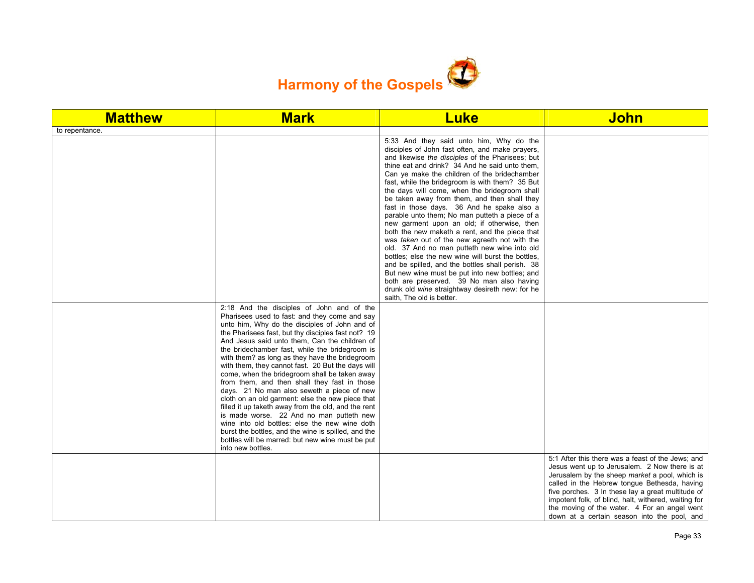# Harmony of the Gospels

| Matthew | Mark | Luke | John |
|---|---|---|---|
| to repentance. | | | |
| | | 5:33 And they said unto him, Why do the disciples of John fast often, and make prayers, and likewise *the disciples* of the Pharisees; but thine eat and drink? 34 And he said unto them, Can ye make the children of the bridechamber fast, while the bridegroom is with them? 35 But the days will come, when the bridegroom shall be taken away from them, and then shall they fast in those days. 36 And he spake also a parable unto them; No man putteth a piece of a new garment upon an old; if otherwise, then both the new maketh a rent, and the piece that was *taken* out of the new agreeth not with the old. 37 And no man putteth new wine into old bottles; else the new wine will burst the bottles, and be spilled, and the bottles shall perish. 38 But new wine must be put into new bottles; and both are preserved. 39 No man also having drunk old *wine* straightway desireth new: for he saith, The old is better. | |
| | 2:18 And the disciples of John and of the Pharisees used to fast: and they come and say unto him, Why do the disciples of John and of the Pharisees fast, but thy disciples fast not? 19 And Jesus said unto them, Can the children of the bridechamber fast, while the bridegroom is with them? as long as they have the bridegroom with them, they cannot fast. 20 But the days will come, when the bridegroom shall be taken away from them, and then shall they fast in those days. 21 No man also seweth a piece of new cloth on an old garment: else the new piece that filled it up taketh away from the old, and the rent is made worse. 22 And no man putteth new wine into old bottles: else the new wine doth burst the bottles, and the wine is spilled, and the bottles will be marred: but new wine must be put into new bottles. | | |
| | | | 5:1 After this there was a feast of the Jews; and Jesus went up to Jerusalem. 2 Now there is at Jerusalem by the sheep *market* a pool, which is called in the Hebrew tongue Bethesda, having five porches. 3 In these lay a great multitude of impotent folk, of blind, halt, withered, waiting for the moving of the water. 4 For an angel went down at a certain season into the pool, and |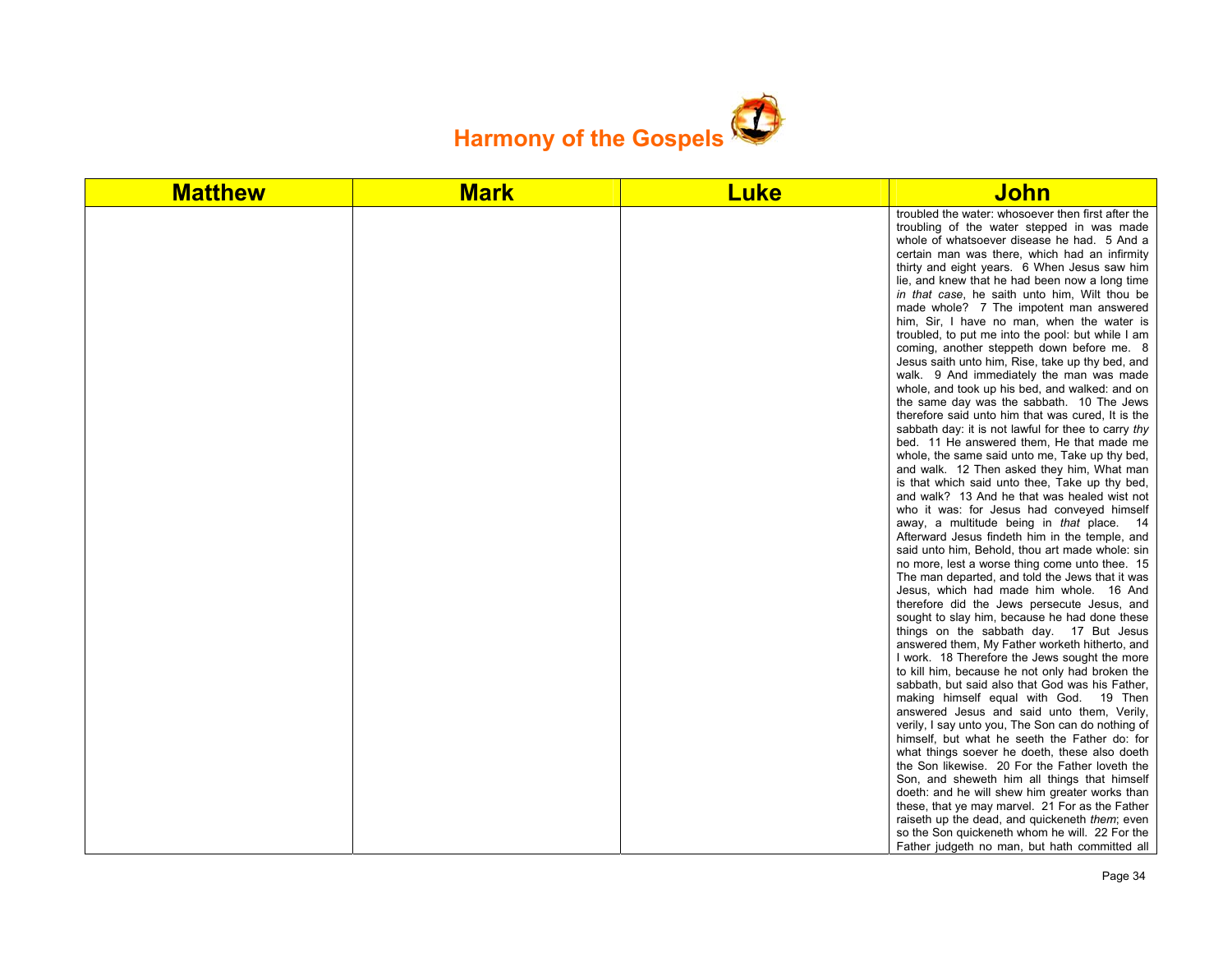# Harmony of the Gospels

| Matthew | Mark | Luke | John |
|---|---|---|---|
| | | | troubled the water: whosoever then first after the troubling of the water stepped in was made whole of whatsoever disease he had. 5 And a certain man was there, which had an infirmity thirty and eight years. 6 When Jesus saw him lie, and knew that he had been now a long time *in that case*, he saith unto him, Wilt thou be made whole? 7 The impotent man answered him, Sir, I have no man, when the water is troubled, to put me into the pool: but while I am coming, another steppeth down before me. 8 Jesus saith unto him, Rise, take up thy bed, and walk. 9 And immediately the man was made whole, and took up his bed, and walked: and on the same day was the sabbath. 10 The Jews therefore said unto him that was cured, It is the sabbath day: it is not lawful for thee to carry *thy* bed. 11 He answered them, He that made me whole, the same said unto me, Take up thy bed, and walk. 12 Then asked they him, What man is that which said unto thee, Take up thy bed, and walk? 13 And he that was healed wist not who it was: for Jesus had conveyed himself away, a multitude being in *that* place. 14 Afterward Jesus findeth him in the temple, and said unto him, Behold, thou art made whole: sin no more, lest a worse thing come unto thee. 15 The man departed, and told the Jews that it was Jesus, which had made him whole. 16 And therefore did the Jews persecute Jesus, and sought to slay him, because he had done these things on the sabbath day. 17 But Jesus answered them, My Father worketh hitherto, and I work. 18 Therefore the Jews sought the more to kill him, because he not only had broken the sabbath, but said also that God was his Father, making himself equal with God. 19 Then answered Jesus and said unto them, Verily, verily, I say unto you, The Son can do nothing of himself, but what he seeth the Father do: for what things soever he doeth, these also doeth the Son likewise. 20 For the Father loveth the Son, and sheweth him all things that himself doeth: and he will shew him greater works than these, that ye may marvel. 21 For as the Father raiseth up the dead, and quickeneth *them*; even so the Son quickeneth whom he will. 22 For the Father judgeth no man, but hath committed all |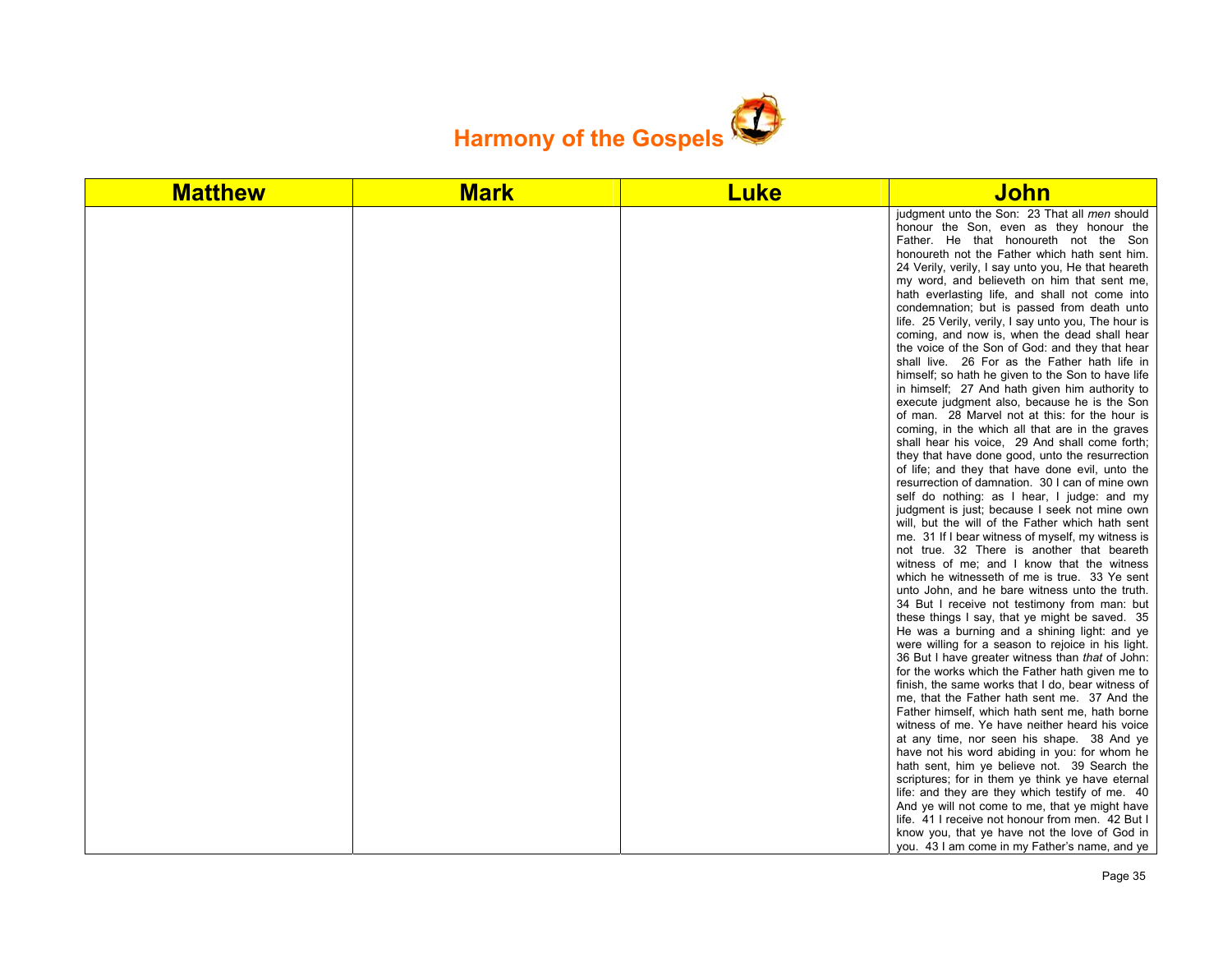# Harmony of the Gospels

| Matthew | Mark | Luke | John |
|---|---|---|---|
| | | | judgment unto the Son: 23 That all *men* should honour the Son, even as they honour the Father. He that honoureth not the Son honoureth not the Father which hath sent him. 24 Verily, verily, I say unto you, He that heareth my word, and believeth on him that sent me, hath everlasting life, and shall not come into condemnation; but is passed from death unto life. 25 Verily, verily, I say unto you, The hour is coming, and now is, when the dead shall hear the voice of the Son of God: and they that hear shall live. 26 For as the Father hath life in himself; so hath he given to the Son to have life in himself; 27 And hath given him authority to execute judgment also, because he is the Son of man. 28 Marvel not at this: for the hour is coming, in the which all that are in the graves shall hear his voice, 29 And shall come forth; they that have done good, unto the resurrection of life; and they that have done evil, unto the resurrection of damnation. 30 I can of mine own self do nothing: as I hear, I judge: and my judgment is just; because I seek not mine own will, but the will of the Father which hath sent me. 31 If I bear witness of myself, my witness is not true. 32 There is another that beareth witness of me; and I know that the witness which he witnesseth of me is true. 33 Ye sent unto John, and he bare witness unto the truth. 34 But I receive not testimony from man: but these things I say, that ye might be saved. 35 He was a burning and a shining light: and ye were willing for a season to rejoice in his light. 36 But I have greater witness than *that* of John: for the works which the Father hath given me to finish, the same works that I do, bear witness of me, that the Father hath sent me. 37 And the Father himself, which hath sent me, hath borne witness of me. Ye have neither heard his voice at any time, nor seen his shape. 38 And ye have not his word abiding in you: for whom he hath sent, him ye believe not. 39 Search the scriptures; for in them ye think ye have eternal life: and they are they which testify of me. 40 And ye will not come to me, that ye might have life. 41 I receive not honour from men. 42 But I know you, that ye have not the love of God in you. 43 I am come in my Father's name, and ye |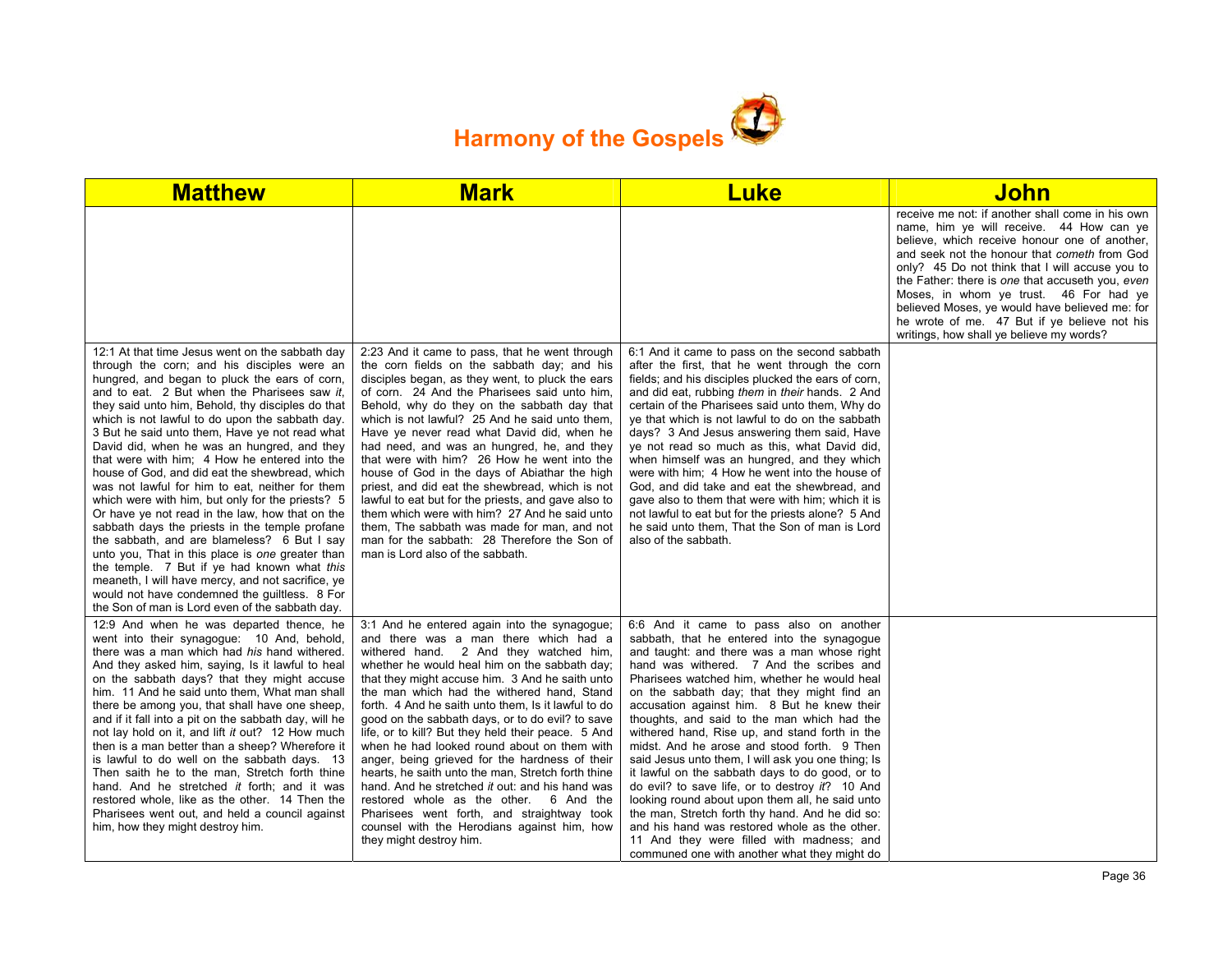# Harmony of the Gospels

| Matthew | Mark | Luke | John |
|---|---|---|---|
| | | | receive me not: if another shall come in his own name, him ye will receive. 44 How can ye believe, which receive honour one of another, and seek not the honour that *cometh* from God only? 45 Do not think that I will accuse you to the Father: there is *one* that accuseth you, *even* Moses, in whom ye trust. 46 For had ye believed Moses, ye would have believed me: for he wrote of me. 47 But if ye believe not his writings, how shall ye believe my words? |
| 12:1 At that time Jesus went on the sabbath day through the corn; and his disciples were an hungred, and began to pluck the ears of corn, and to eat. 2 But when the Pharisees saw *it*, they said unto him, Behold, thy disciples do that which is not lawful to do upon the sabbath day. 3 But he said unto them, Have ye not read what David did, when he was an hungred, and they that were with him; 4 How he entered into the house of God, and did eat the shewbread, which was not lawful for him to eat, neither for them which were with him, but only for the priests? 5 Or have ye not read in the law, how that on the sabbath days the priests in the temple profane the sabbath, and are blameless? 6 But I say unto you, That in this place is *one* greater than the temple. 7 But if ye had known what *this* meaneth, I will have mercy, and not sacrifice, ye would not have condemned the guiltless. 8 For the Son of man is Lord even of the sabbath day. | 2:23 And it came to pass, that he went through the corn fields on the sabbath day; and his disciples began, as they went, to pluck the ears of corn. 24 And the Pharisees said unto him, Behold, why do they on the sabbath day that which is not lawful? 25 And he said unto them, Have ye never read what David did, when he had need, and was an hungred, he, and they that were with him? 26 How he went into the house of God in the days of Abiathar the high priest, and did eat the shewbread, which is not lawful to eat but for the priests, and gave also to them which were with him? 27 And he said unto them, The sabbath was made for man, and not man for the sabbath: 28 Therefore the Son of man is Lord also of the sabbath. | 6:1 And it came to pass on the second sabbath after the first, that he went through the corn fields; and his disciples plucked the ears of corn, and did eat, rubbing *them* in *their* hands. 2 And certain of the Pharisees said unto them, Why do ye that which is not lawful to do on the sabbath days? 3 And Jesus answering them said, Have ye not read so much as this, what David did, when himself was an hungred, and they which were with him; 4 How he went into the house of God, and did take and eat the shewbread, and gave also to them that were with him; which it is not lawful to eat but for the priests alone? 5 And he said unto them, That the Son of man is Lord also of the sabbath. | |
| 12:9 And when he was departed thence, he went into their synagogue: 10 And, behold, there was a man which had *his* hand withered. And they asked him, saying, Is it lawful to heal on the sabbath days? that they might accuse him. 11 And he said unto them, What man shall there be among you, that shall have one sheep, and if it fall into a pit on the sabbath day, will he not lay hold on it, and lift *it* out? 12 How much then is a man better than a sheep? Wherefore it is lawful to do well on the sabbath days. 13 Then saith he to the man, Stretch forth thine hand. And he stretched *it* forth; and it was restored whole, like as the other. 14 Then the Pharisees went out, and held a council against him, how they might destroy him. | 3:1 And he entered again into the synagogue; and there was a man there which had a withered hand. 2 And they watched him, whether he would heal him on the sabbath day; that they might accuse him. 3 And he saith unto the man which had the withered hand, Stand forth. 4 And he saith unto them, Is it lawful to do good on the sabbath days, or to do evil? to save life, or to kill? But they held their peace. 5 And when he had looked round about on them with anger, being grieved for the hardness of their hearts, he saith unto the man, Stretch forth thine hand. And he stretched *it* out: and his hand was restored whole as the other. 6 And the Pharisees went forth, and straightway took counsel with the Herodians against him, how they might destroy him. | 6:6 And it came to pass also on another sabbath, that he entered into the synagogue and taught: and there was a man whose right hand was withered. 7 And the scribes and Pharisees watched him, whether he would heal on the sabbath day; that they might find an accusation against him. 8 But he knew their thoughts, and said to the man which had the withered hand, Rise up, and stand forth in the midst. And he arose and stood forth. 9 Then said Jesus unto them, I will ask you one thing; Is it lawful on the sabbath days to do good, or to do evil? to save life, or to destroy *it*? 10 And looking round about upon them all, he said unto the man, Stretch forth thy hand. And he did so: and his hand was restored whole as the other. 11 And they were filled with madness; and communed one with another what they might do | |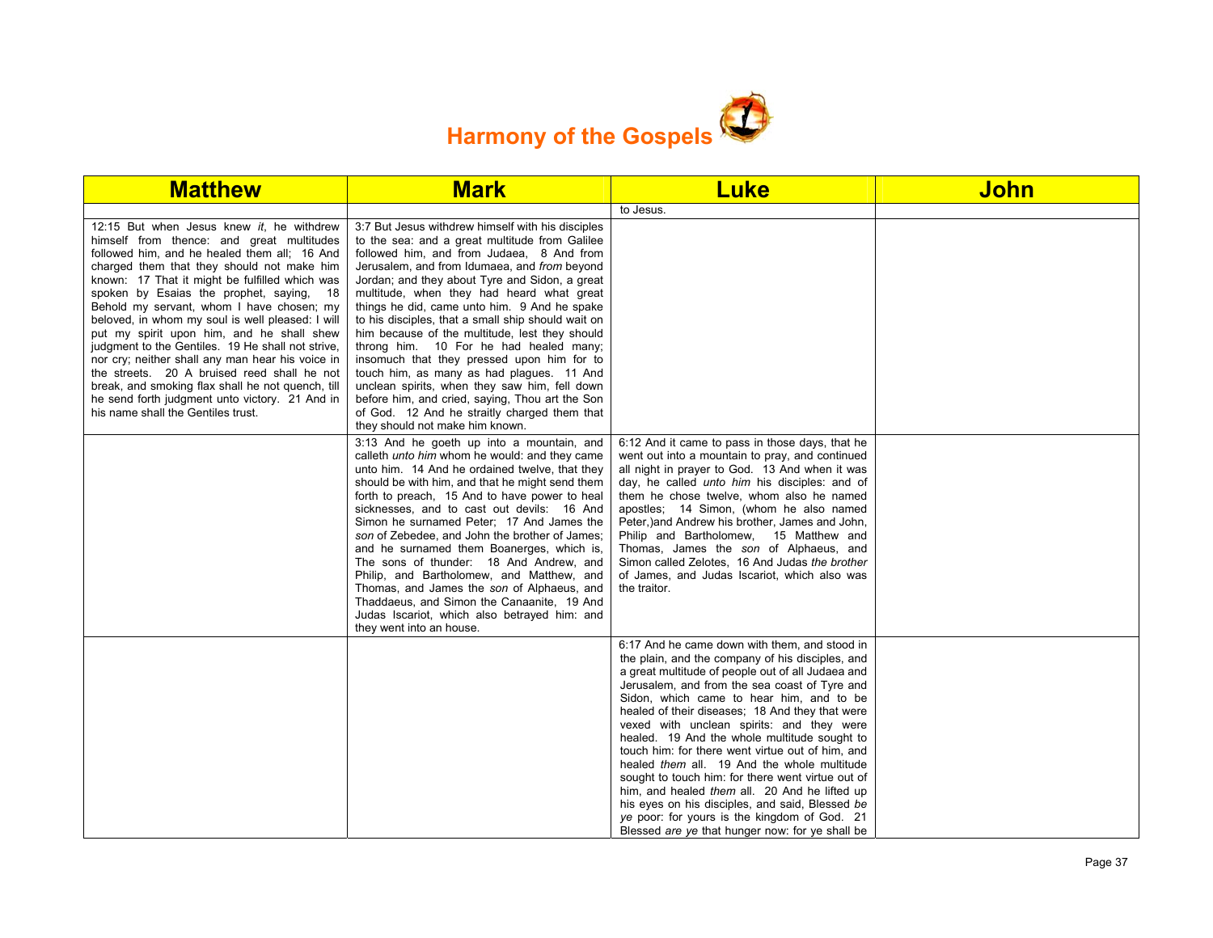# Harmony of the Gospels

| Matthew | Mark | Luke | John |
|---|---|---|---|
| | | to Jesus. | |
| 12:15 But when Jesus knew *it*, he withdrew himself from thence: and great multitudes followed him, and he healed them all; 16 And charged them that they should not make him known: 17 That it might be fulfilled which was spoken by Esaias the prophet, saying, 18 Behold my servant, whom I have chosen; my beloved, in whom my soul is well pleased: I will put my spirit upon him, and he shall shew judgment to the Gentiles. 19 He shall not strive, nor cry; neither shall any man hear his voice in the streets. 20 A bruised reed shall he not break, and smoking flax shall he not quench, till he send forth judgment unto victory. 21 And in his name shall the Gentiles trust. | 3:7 But Jesus withdrew himself with his disciples to the sea: and a great multitude from Galilee followed him, and from Judaea, 8 And from Jerusalem, and from Idumaea, and *from* beyond Jordan; and they about Tyre and Sidon, a great multitude, when they had heard what great things he did, came unto him. 9 And he spake to his disciples, that a small ship should wait on him because of the multitude, lest they should throng him. 10 For he had healed many; insomuch that they pressed upon him for to touch him, as many as had plagues. 11 And unclean spirits, when they saw him, fell down before him, and cried, saying, Thou art the Son of God. 12 And he straitly charged them that they should not make him known. | | |
| | 3:13 And he goeth up into a mountain, and calleth *unto him* whom he would: and they came unto him. 14 And he ordained twelve, that they should be with him, and that he might send them forth to preach, 15 And to have power to heal sicknesses, and to cast out devils: 16 And Simon he surnamed Peter; 17 And James the *son* of Zebedee, and John the brother of James; and he surnamed them Boanerges, which is, The sons of thunder: 18 And Andrew, and Philip, and Bartholomew, and Matthew, and Thomas, and James the *son* of Alphaeus, and Thaddaeus, and Simon the Canaanite, 19 And Judas Iscariot, which also betrayed him: and they went into an house. | 6:12 And it came to pass in those days, that he went out into a mountain to pray, and continued all night in prayer to God. 13 And when it was day, he called *unto him* his disciples: and of them he chose twelve, whom also he named apostles; 14 Simon, (whom he also named Peter,)and Andrew his brother, James and John, Philip and Bartholomew, 15 Matthew and Thomas, James the *son* of Alphaeus, and Simon called Zelotes, 16 And Judas *the brother* of James, and Judas Iscariot, which also was the traitor. | |
| | | 6:17 And he came down with them, and stood in the plain, and the company of his disciples, and a great multitude of people out of all Judaea and Jerusalem, and from the sea coast of Tyre and Sidon, which came to hear him, and to be healed of their diseases; 18 And they that were vexed with unclean spirits: and they were healed. 19 And the whole multitude sought to touch him: for there went virtue out of him, and healed *them* all. 19 And the whole multitude sought to touch him: for there went virtue out of him, and healed *them* all. 20 And he lifted up his eyes on his disciples, and said, Blessed *be ye* poor: for yours is the kingdom of God. 21 Blessed *are ye* that hunger now: for ye shall be | |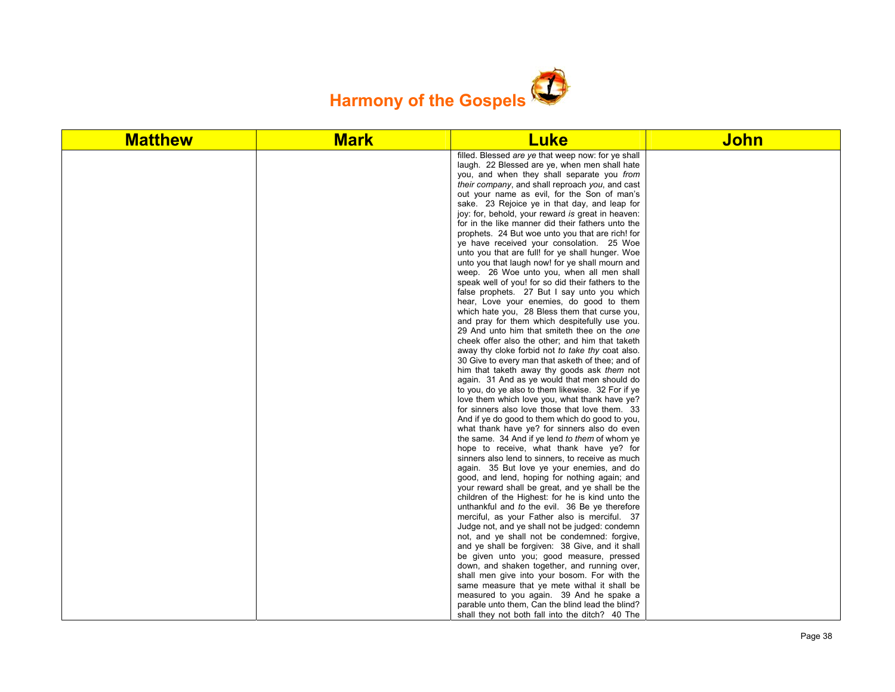# Harmony of the Gospels

| Matthew | Mark | Luke | John |
|---|---|---|---|
| | | filled. Blessed *are ye* that weep now: for ye shall laugh. 22 Blessed are ye, when men shall hate you, and when they shall separate you *from their company*, and shall reproach *you*, and cast out your name as evil, for the Son of man's sake. 23 Rejoice ye in that day, and leap for joy: for, behold, your reward *is* great in heaven: for in the like manner did their fathers unto the prophets. 24 But woe unto you that are rich! for ye have received your consolation. 25 Woe unto you that are full! for ye shall hunger. Woe unto you that laugh now! for ye shall mourn and weep. 26 Woe unto you, when all men shall speak well of you! for so did their fathers to the false prophets. 27 But I say unto you which hear, Love your enemies, do good to them which hate you, 28 Bless them that curse you, and pray for them which despitefully use you. 29 And unto him that smiteth thee on the *one* cheek offer also the other; and him that taketh away thy cloke forbid not *to take thy* coat also. 30 Give to every man that asketh of thee; and of him that taketh away thy goods ask *them* not again. 31 And as ye would that men should do to you, do ye also to them likewise. 32 For if ye love them which love you, what thank have ye? for sinners also love those that love them. 33 And if ye do good to them which do good to you, what thank have ye? for sinners also do even the same. 34 And if ye lend *to them* of whom ye hope to receive, what thank have ye? for sinners also lend to sinners, to receive as much again. 35 But love ye your enemies, and do good, and lend, hoping for nothing again; and your reward shall be great, and ye shall be the children of the Highest: for he is kind unto the unthankful and *to* the evil. 36 Be ye therefore merciful, as your Father also is merciful. 37 Judge not, and ye shall not be judged: condemn not, and ye shall not be condemned: forgive, and ye shall be forgiven: 38 Give, and it shall be given unto you; good measure, pressed down, and shaken together, and running over, shall men give into your bosom. For with the same measure that ye mete withal it shall be measured to you again. 39 And he spake a parable unto them, Can the blind lead the blind? shall they not both fall into the ditch? 40 The | |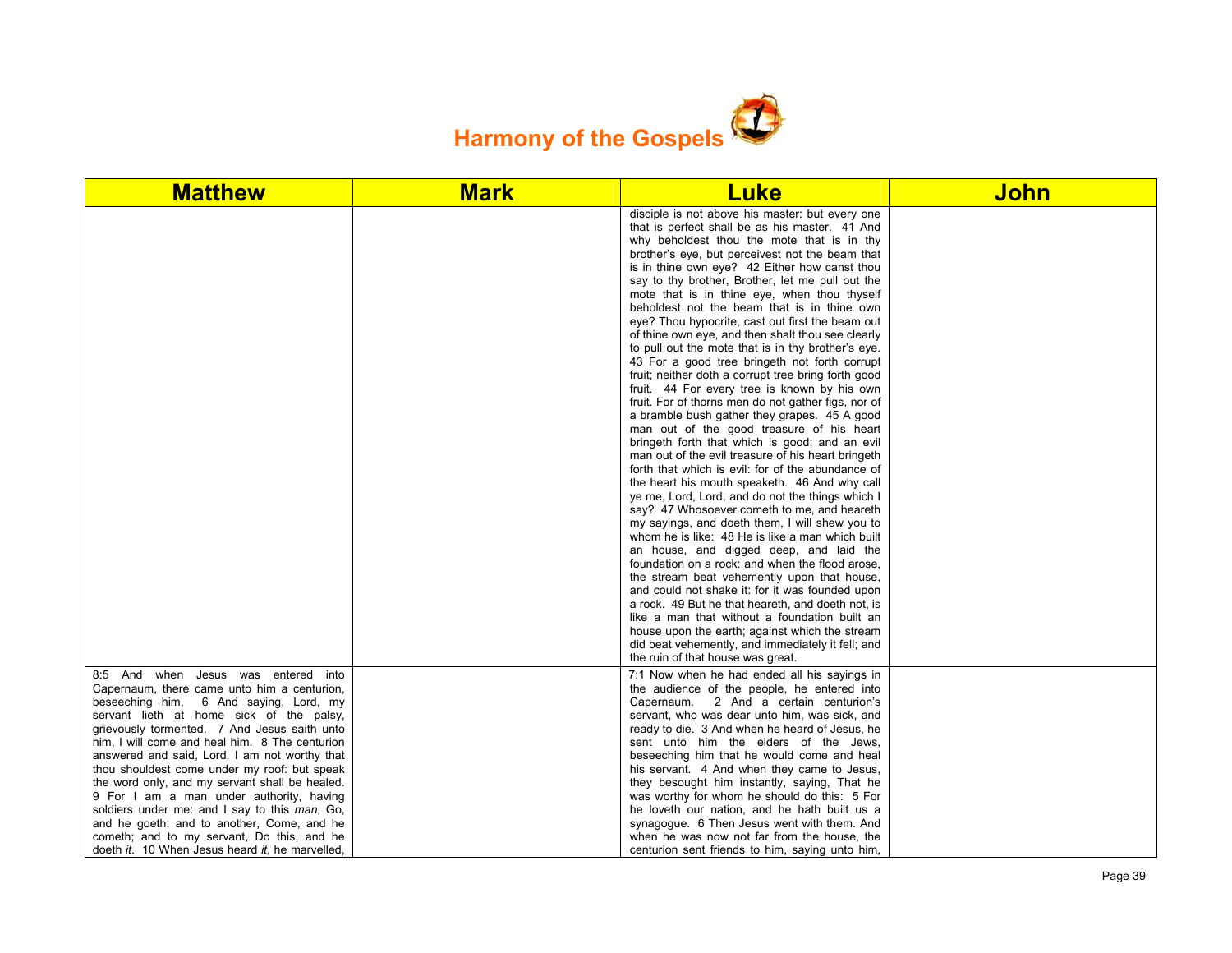# Harmony of the Gospels

| Matthew | Mark | Luke | John |
|---|---|---|---|
| | | disciple is not above his master: but every one that is perfect shall be as his master. 41 And why beholdest thou the mote that is in thy brother's eye, but perceivest not the beam that is in thine own eye? 42 Either how canst thou say to thy brother, Brother, let me pull out the mote that is in thine eye, when thou thyself beholdest not the beam that is in thine own eye? Thou hypocrite, cast out first the beam out of thine own eye, and then shalt thou see clearly to pull out the mote that is in thy brother's eye. 43 For a good tree bringeth not forth corrupt fruit; neither doth a corrupt tree bring forth good fruit. 44 For every tree is known by his own fruit. For of thorns men do not gather figs, nor of a bramble bush gather they grapes. 45 A good man out of the good treasure of his heart bringeth forth that which is good; and an evil man out of the evil treasure of his heart bringeth forth that which is evil: for of the abundance of the heart his mouth speaketh. 46 And why call ye me, Lord, Lord, and do not the things which I say? 47 Whosoever cometh to me, and heareth my sayings, and doeth them, I will shew you to whom he is like: 48 He is like a man which built an house, and digged deep, and laid the foundation on a rock: and when the flood arose, the stream beat vehemently upon that house, and could not shake it: for it was founded upon a rock. 49 But he that heareth, and doeth not, is like a man that without a foundation built an house upon the earth; against which the stream did beat vehemently, and immediately it fell; and the ruin of that house was great. | |
| 8:5 And when Jesus was entered into Capernaum, there came unto him a centurion, beseeching him, 6 And saying, Lord, my servant lieth at home sick of the palsy, grievously tormented. 7 And Jesus saith unto him, I will come and heal him. 8 The centurion answered and said, Lord, I am not worthy that thou shouldest come under my roof: but speak the word only, and my servant shall be healed. 9 For I am a man under authority, having soldiers under me: and I say to this *man*, Go, and he goeth; and to another, Come, and he cometh; and to my servant, Do this, and he doeth *it*. 10 When Jesus heard *it*, he marvelled, | | 7:1 Now when he had ended all his sayings in the audience of the people, he entered into Capernaum. 2 And a certain centurion's servant, who was dear unto him, was sick, and ready to die. 3 And when he heard of Jesus, he sent unto him the elders of the Jews, beseeching him that he would come and heal his servant. 4 And when they came to Jesus, they besought him instantly, saying, That he was worthy for whom he should do this: 5 For he loveth our nation, and he hath built us a synagogue. 6 Then Jesus went with them. And when he was now not far from the house, the centurion sent friends to him, saying unto him, | |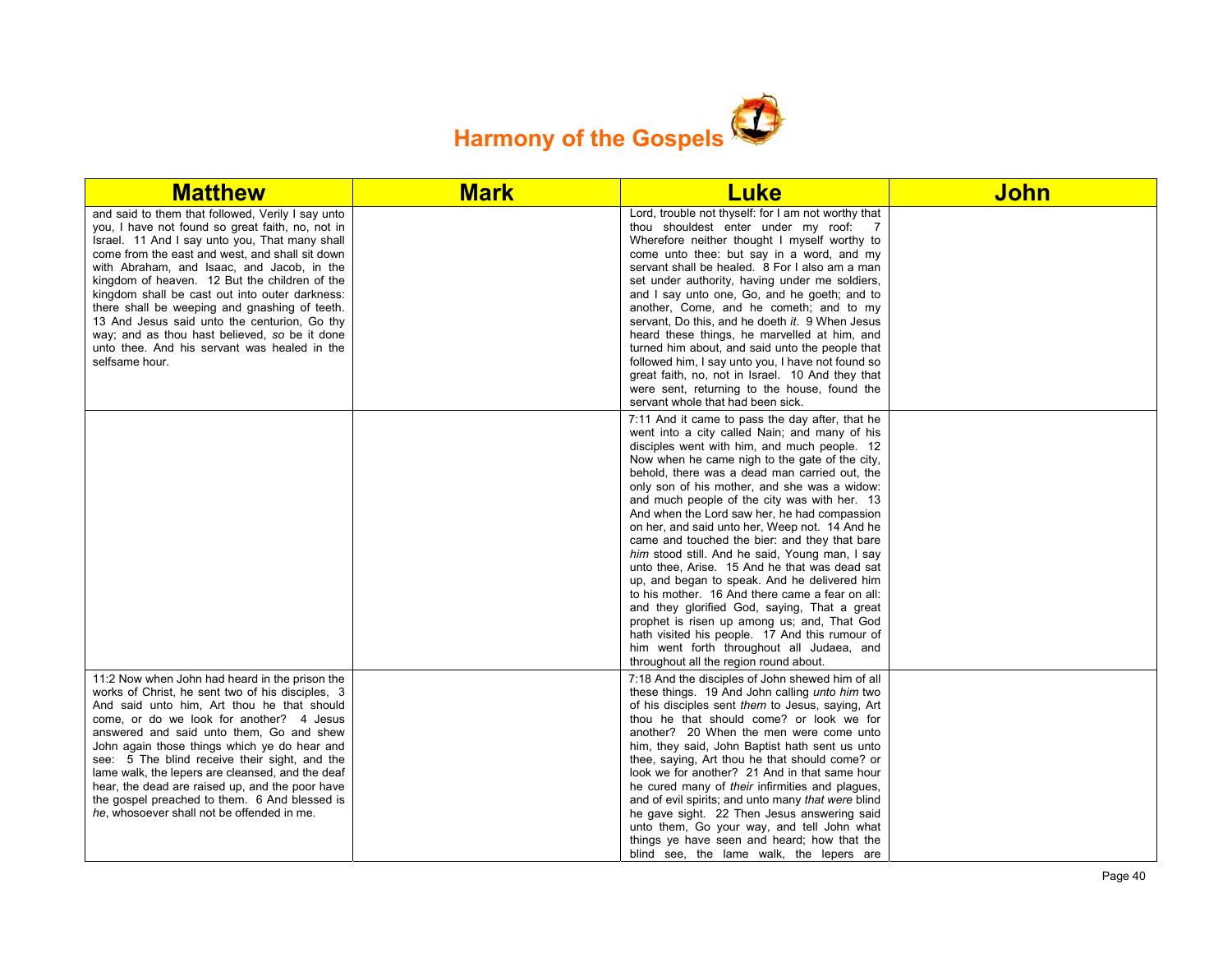# Harmony of the Gospels

| Matthew | Mark | Luke | John |
|---|---|---|---|
| and said to them that followed, Verily I say unto you, I have not found so great faith, no, not in Israel. 11 And I say unto you, That many shall come from the east and west, and shall sit down with Abraham, and Isaac, and Jacob, in the kingdom of heaven. 12 But the children of the kingdom shall be cast out into outer darkness: there shall be weeping and gnashing of teeth. 13 And Jesus said unto the centurion, Go thy way; and as thou hast believed, *so* be it done unto thee. And his servant was healed in the selfsame hour. | | Lord, trouble not thyself: for I am not worthy that thou shouldest enter under my roof: 7 Wherefore neither thought I myself worthy to come unto thee: but say in a word, and my servant shall be healed. 8 For I also am a man set under authority, having under me soldiers, and I say unto one, Go, and he goeth; and to another, Come, and he cometh; and to my servant, Do this, and he doeth *it*. 9 When Jesus heard these things, he marvelled at him, and turned him about, and said unto the people that followed him, I say unto you, I have not found so great faith, no, not in Israel. 10 And they that were sent, returning to the house, found the servant whole that had been sick. | |
| | | 7:11 And it came to pass the day after, that he went into a city called Nain; and many of his disciples went with him, and much people. 12 Now when he came nigh to the gate of the city, behold, there was a dead man carried out, the only son of his mother, and she was a widow: and much people of the city was with her. 13 And when the Lord saw her, he had compassion on her, and said unto her, Weep not. 14 And he came and touched the bier: and they that bare *him* stood still. And he said, Young man, I say unto thee, Arise. 15 And he that was dead sat up, and began to speak. And he delivered him to his mother. 16 And there came a fear on all: and they glorified God, saying, That a great prophet is risen up among us; and, That God hath visited his people. 17 And this rumour of him went forth throughout all Judaea, and throughout all the region round about. | |
| 11:2 Now when John had heard in the prison the works of Christ, he sent two of his disciples, 3 And said unto him, Art thou he that should come, or do we look for another? 4 Jesus answered and said unto them, Go and shew John again those things which ye do hear and see: 5 The blind receive their sight, and the lame walk, the lepers are cleansed, and the deaf hear, the dead are raised up, and the poor have the gospel preached to them. 6 And blessed is *he*, whosoever shall not be offended in me. | | 7:18 And the disciples of John shewed him of all these things. 19 And John calling *unto him* two of his disciples sent *them* to Jesus, saying, Art thou he that should come? or look we for another? 20 When the men were come unto him, they said, John Baptist hath sent us unto thee, saying, Art thou he that should come? or look we for another? 21 And in that same hour he cured many of *their* infirmities and plagues, and of evil spirits; and unto many *that were* blind he gave sight. 22 Then Jesus answering said unto them, Go your way, and tell John what things ye have seen and heard; how that the blind see, the lame walk, the lepers are | |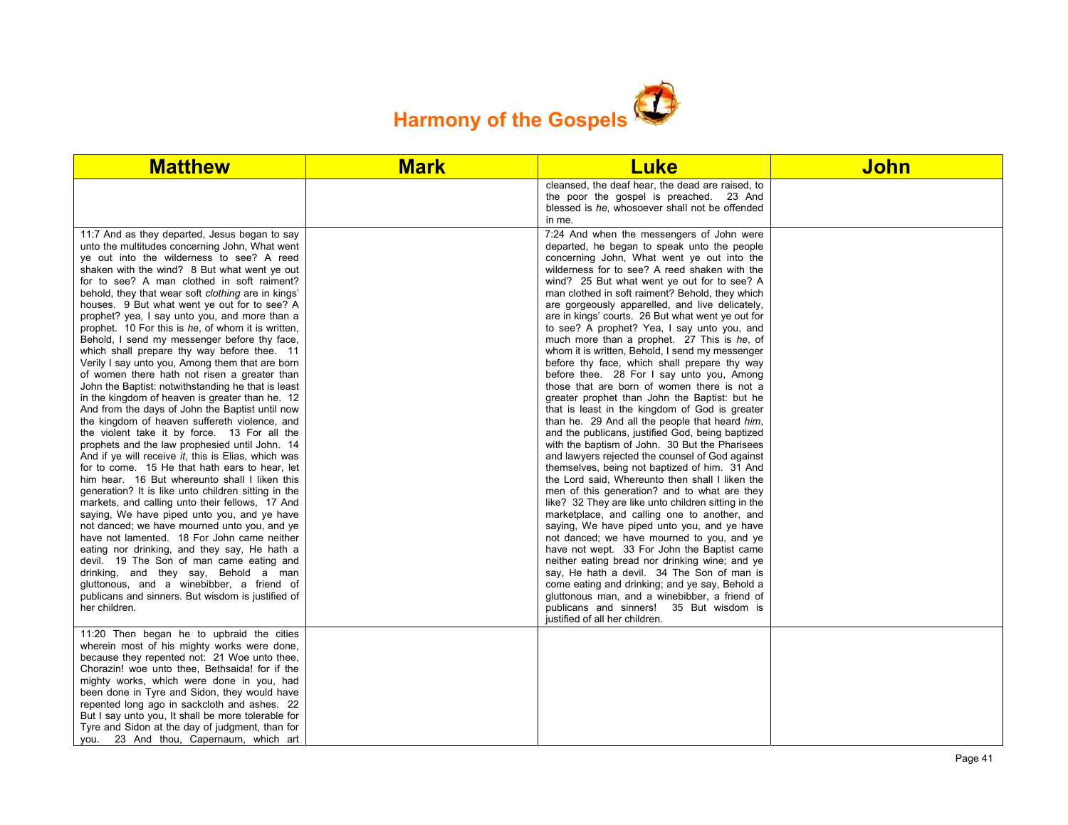# Harmony of the Gospels

| Matthew | Mark | Luke | John |
|---|---|---|---|
| | | cleansed, the deaf hear, the dead are raised, to the poor the gospel is preached. 23 And blessed is *he*, whosoever shall not be offended in me. | |
| 11:7 And as they departed, Jesus began to say unto the multitudes concerning John, What went ye out into the wilderness to see? A reed shaken with the wind? 8 But what went ye out for to see? A man clothed in soft raiment? behold, they that wear soft *clothing* are in kings' houses. 9 But what went ye out for to see? A prophet? yea, I say unto you, and more than a prophet. 10 For this is *he*, of whom it is written, Behold, I send my messenger before thy face, which shall prepare thy way before thee. 11 Verily I say unto you, Among them that are born of women there hath not risen a greater than John the Baptist: notwithstanding he that is least in the kingdom of heaven is greater than he. 12 And from the days of John the Baptist until now the kingdom of heaven suffereth violence, and the violent take it by force. 13 For all the prophets and the law prophesied until John. 14 And if ye will receive *it*, this is Elias, which was for to come. 15 He that hath ears to hear, let him hear. 16 But whereunto shall I liken this generation? It is like unto children sitting in the markets, and calling unto their fellows, 17 And saying, We have piped unto you, and ye have not danced; we have mourned unto you, and ye have not lamented. 18 For John came neither eating nor drinking, and they say, He hath a devil. 19 The Son of man came eating and drinking, and they say, Behold a man gluttonous, and a winebibber, a friend of publicans and sinners. But wisdom is justified of her children. | | 7:24 And when the messengers of John were departed, he began to speak unto the people concerning John, What went ye out into the wilderness for to see? A reed shaken with the wind? 25 But what went ye out for to see? A man clothed in soft raiment? Behold, they which are gorgeously apparelled, and live delicately, are in kings' courts. 26 But what went ye out for to see? A prophet? Yea, I say unto you, and much more than a prophet. 27 This is *he*, of whom it is written, Behold, I send my messenger before thy face, which shall prepare thy way before thee. 28 For I say unto you, Among those that are born of women there is not a greater prophet than John the Baptist: but he that is least in the kingdom of God is greater than he. 29 And all the people that heard *him*, and the publicans, justified God, being baptized with the baptism of John. 30 But the Pharisees and lawyers rejected the counsel of God against themselves, being not baptized of him. 31 And the Lord said, Whereunto then shall I liken the men of this generation? and to what are they like? 32 They are like unto children sitting in the marketplace, and calling one to another, and saying, We have piped unto you, and ye have not danced; we have mourned to you, and ye have not wept. 33 For John the Baptist came neither eating bread nor drinking wine; and ye say, He hath a devil. 34 The Son of man is come eating and drinking; and ye say, Behold a gluttonous man, and a winebibber, a friend of publicans and sinners! 35 But wisdom is justified of all her children. | |
| 11:20 Then began he to upbraid the cities wherein most of his mighty works were done, because they repented not: 21 Woe unto thee, Chorazin! woe unto thee, Bethsaida! for if the mighty works, which were done in you, had been done in Tyre and Sidon, they would have repented long ago in sackcloth and ashes. 22 But I say unto you, It shall be more tolerable for Tyre and Sidon at the day of judgment, than for you. 23 And thou, Capernaum, which art | | | |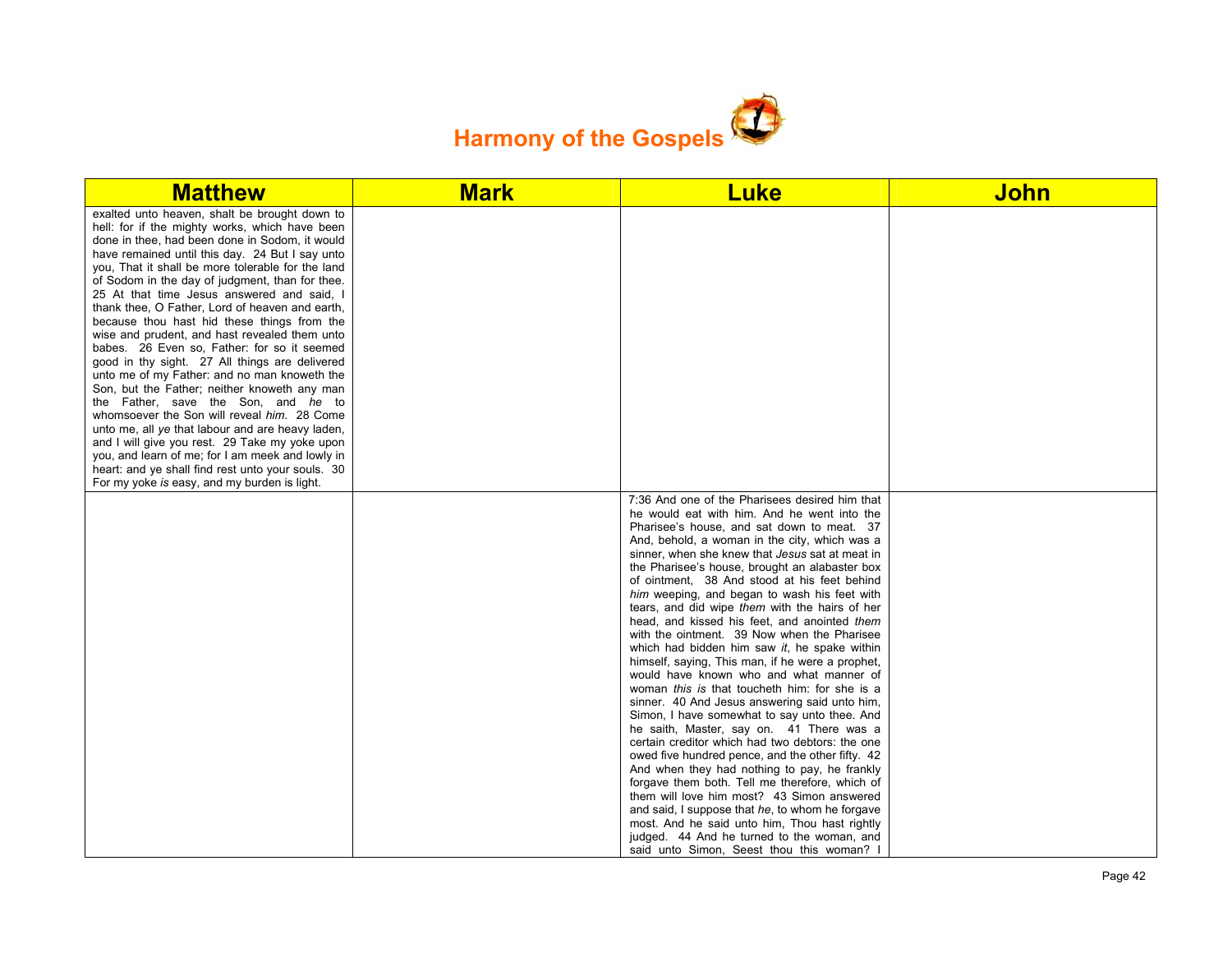# Harmony of the Gospels

| Matthew | Mark | Luke | John |
|---|---|---|---|
| exalted unto heaven, shalt be brought down to hell: for if the mighty works, which have been done in thee, had been done in Sodom, it would have remained until this day. 24 But I say unto you, That it shall be more tolerable for the land of Sodom in the day of judgment, than for thee. 25 At that time Jesus answered and said, I thank thee, O Father, Lord of heaven and earth, because thou hast hid these things from the wise and prudent, and hast revealed them unto babes. 26 Even so, Father: for so it seemed good in thy sight. 27 All things are delivered unto me of my Father: and no man knoweth the Son, but the Father; neither knoweth any man the Father, save the Son, and *he* to whomsoever the Son will reveal *him*. 28 Come unto me, all *ye* that labour and are heavy laden, and I will give you rest. 29 Take my yoke upon you, and learn of me; for I am meek and lowly in heart: and ye shall find rest unto your souls. 30 For my yoke *is* easy, and my burden is light. | | | |
| | | 7:36 And one of the Pharisees desired him that he would eat with him. And he went into the Pharisee's house, and sat down to meat. 37 And, behold, a woman in the city, which was a sinner, when she knew that *Jesus* sat at meat in the Pharisee's house, brought an alabaster box of ointment, 38 And stood at his feet behind *him* weeping, and began to wash his feet with tears, and did wipe *them* with the hairs of her head, and kissed his feet, and anointed *them* with the ointment. 39 Now when the Pharisee which had bidden him saw *it*, he spake within himself, saying, This man, if he were a prophet, would have known who and what manner of woman *this is* that toucheth him: for she is a sinner. 40 And Jesus answering said unto him, Simon, I have somewhat to say unto thee. And he saith, Master, say on. 41 There was a certain creditor which had two debtors: the one owed five hundred pence, and the other fifty. 42 And when they had nothing to pay, he frankly forgave them both. Tell me therefore, which of them will love him most? 43 Simon answered and said, I suppose that *he*, to whom he forgave most. And he said unto him, Thou hast rightly judged. 44 And he turned to the woman, and said unto Simon, Seest thou this woman? I | |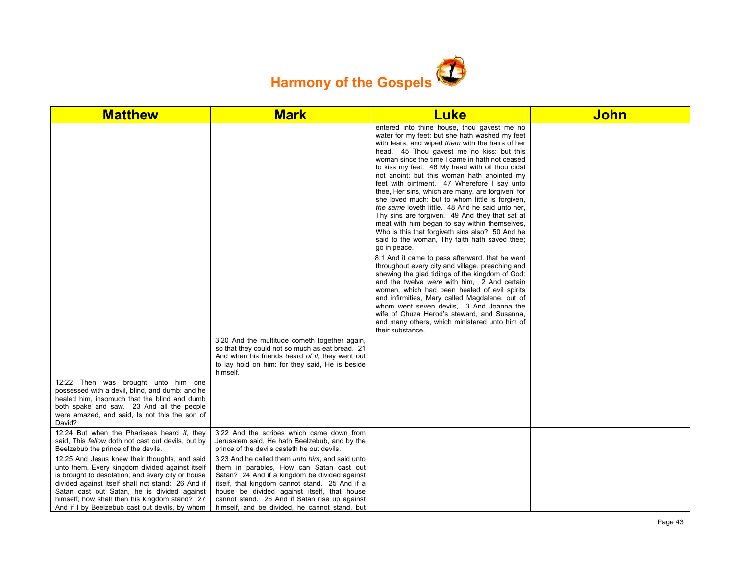# Harmony of the Gospels

| Matthew | Mark | Luke | John |
|---|---|---|---|
| | | entered into thine house, thou gavest me no water for my feet: but she hath washed my feet with tears, and wiped *them* with the hairs of her head. 45 Thou gavest me no kiss: but this woman since the time I came in hath not ceased to kiss my feet. 46 My head with oil thou didst not anoint: but this woman hath anointed my feet with ointment. 47 Wherefore I say unto thee, Her sins, which are many, are forgiven; for she loved much: but to whom little is forgiven, *the same* loveth little. 48 And he said unto her, Thy sins are forgiven. 49 And they that sat at meat with him began to say within themselves, Who is this that forgiveth sins also? 50 And he said to the woman, Thy faith hath saved thee; go in peace. | |
| | | 8:1 And it came to pass afterward, that he went throughout every city and village, preaching and shewing the glad tidings of the kingdom of God: and the twelve *were* with him, 2 And certain women, which had been healed of evil spirits and infirmities, Mary called Magdalene, out of whom went seven devils, 3 And Joanna the wife of Chuza Herod's steward, and Susanna, and many others, which ministered unto him of their substance. | |
| | 3:20 And the multitude cometh together again, so that they could not so much as eat bread. 21 And when his friends heard *of it*, they went out to lay hold on him: for they said, He is beside himself. | | |
| 12:22 Then was brought unto him one possessed with a devil, blind, and dumb: and he healed him, insomuch that the blind and dumb both spake and saw. 23 And all the people were amazed, and said, Is not this the son of David? | | | |
| 12:24 But when the Pharisees heard *it*, they said, This *fellow* doth not cast out devils, but by Beelzebub the prince of the devils. | 3:22 And the scribes which came down from Jerusalem said, He hath Beelzebub, and by the prince of the devils casteth he out devils. | | |
| 12:25 And Jesus knew their thoughts, and said unto them, Every kingdom divided against itself is brought to desolation; and every city or house divided against itself shall not stand: 26 And if Satan cast out Satan, he is divided against himself; how shall then his kingdom stand? 27 And if I by Beelzebub cast out devils, by whom | 3:23 And he called them *unto him*, and said unto them in parables, How can Satan cast out Satan? 24 And if a kingdom be divided against itself, that kingdom cannot stand. 25 And if a house be divided against itself, that house cannot stand. 26 And if Satan rise up against himself, and be divided, he cannot stand, but | | |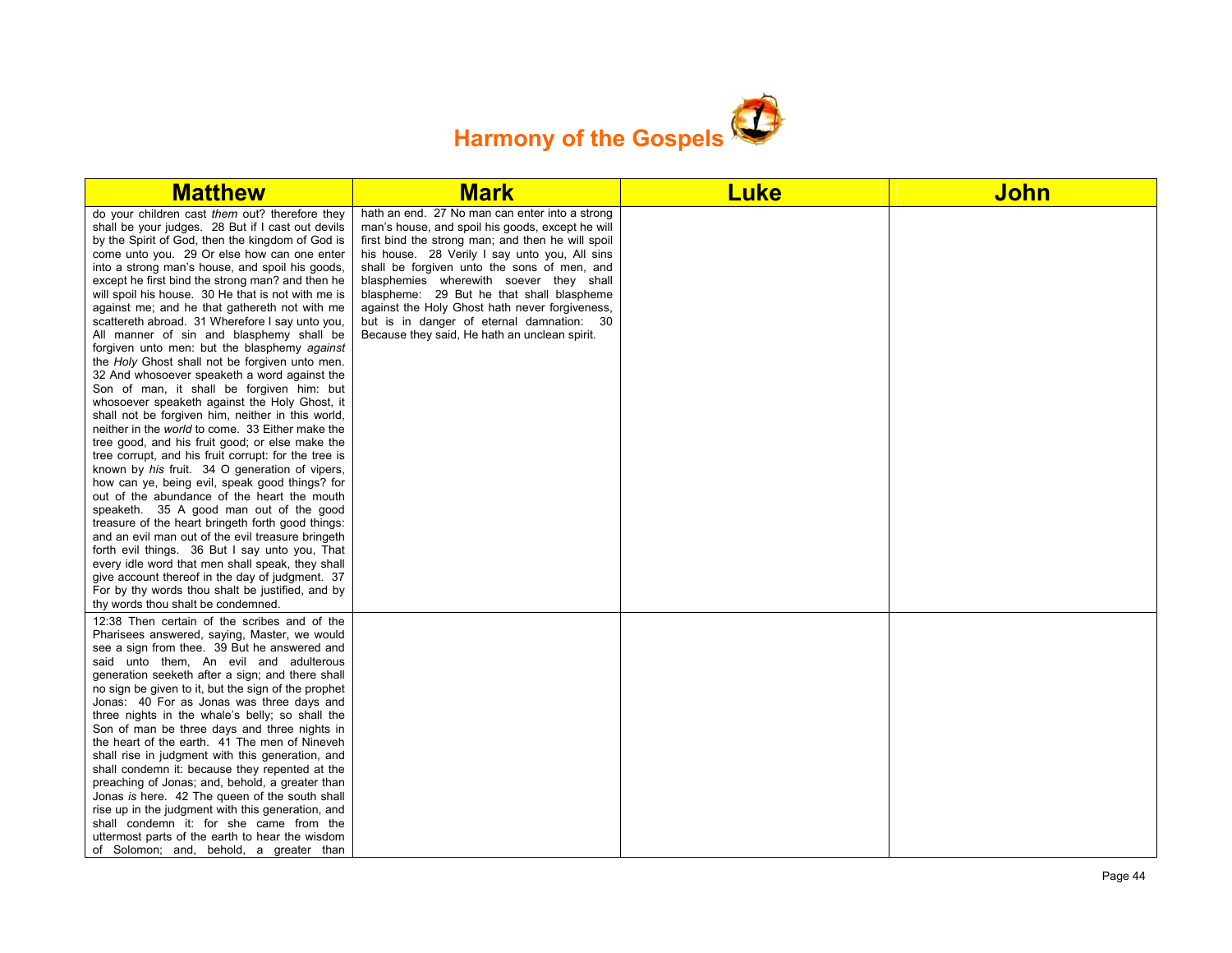# Harmony of the Gospels

| Matthew | Mark | Luke | John |
|---|---|---|---|
| do your children cast *them* out? therefore they shall be your judges. 28 But if I cast out devils by the Spirit of God, then the kingdom of God is come unto you. 29 Or else how can one enter into a strong man's house, and spoil his goods, except he first bind the strong man? and then he will spoil his house. 30 He that is not with me is against me; and he that gathereth not with me scattereth abroad. 31 Wherefore I say unto you, All manner of sin and blasphemy shall be forgiven unto men: but the blasphemy *against* the *Holy* Ghost shall not be forgiven unto men. 32 And whosoever speaketh a word against the Son of man, it shall be forgiven him: but whosoever speaketh against the Holy Ghost, it shall not be forgiven him, neither in this world, neither in the *world* to come. 33 Either make the tree good, and his fruit good; or else make the tree corrupt, and his fruit corrupt: for the tree is known by *his* fruit. 34 O generation of vipers, how can ye, being evil, speak good things? for out of the abundance of the heart the mouth speaketh. 35 A good man out of the good treasure of the heart bringeth forth good things: and an evil man out of the evil treasure bringeth forth evil things. 36 But I say unto you, That every idle word that men shall speak, they shall give account thereof in the day of judgment. 37 For by thy words thou shalt be justified, and by thy words thou shalt be condemned. | hath an end. 27 No man can enter into a strong man's house, and spoil his goods, except he will first bind the strong man; and then he will spoil his house. 28 Verily I say unto you, All sins shall be forgiven unto the sons of men, and blasphemies wherewith soever they shall blaspheme: 29 But he that shall blaspheme against the Holy Ghost hath never forgiveness, but is in danger of eternal damnation: 30 Because they said, He hath an unclean spirit. | | |
| 12:38 Then certain of the scribes and of the Pharisees answered, saying, Master, we would see a sign from thee. 39 But he answered and said unto them, An evil and adulterous generation seeketh after a sign; and there shall no sign be given to it, but the sign of the prophet Jonas: 40 For as Jonas was three days and three nights in the whale's belly; so shall the Son of man be three days and three nights in the heart of the earth. 41 The men of Nineveh shall rise in judgment with this generation, and shall condemn it: because they repented at the preaching of Jonas; and, behold, a greater than Jonas *is* here. 42 The queen of the south shall rise up in the judgment with this generation, and shall condemn it: for she came from the uttermost parts of the earth to hear the wisdom of Solomon; and, behold, a greater than | | | |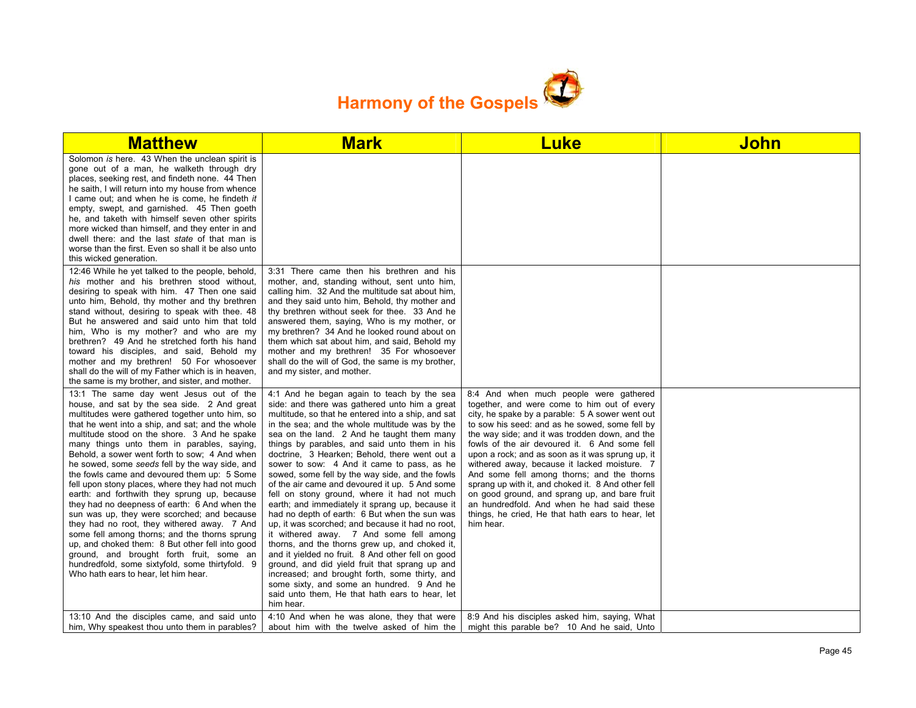# Harmony of the Gospels

| Matthew | Mark | Luke | John |
|---|---|---|---|
| Solomon *is* here. 43 When the unclean spirit is gone out of a man, he walketh through dry places, seeking rest, and findeth none. 44 Then he saith, I will return into my house from whence I came out; and when he is come, he findeth *it* empty, swept, and garnished. 45 Then goeth he, and taketh with himself seven other spirits more wicked than himself, and they enter in and dwell there: and the last *state* of that man is worse than the first. Even so shall it be also unto this wicked generation. | | | |
| 12:46 While he yet talked to the people, behold, *his* mother and his brethren stood without, desiring to speak with him. 47 Then one said unto him, Behold, thy mother and thy brethren stand without, desiring to speak with thee. 48 But he answered and said unto him that told him, Who is my mother? and who are my brethren? 49 And he stretched forth his hand toward his disciples, and said, Behold my mother and my brethren! 50 For whosoever shall do the will of my Father which is in heaven, the same is my brother, and sister, and mother. | 3:31 There came then his brethren and his mother, and, standing without, sent unto him, calling him. 32 And the multitude sat about him, and they said unto him, Behold, thy mother and thy brethren without seek for thee. 33 And he answered them, saying, Who is my mother, or my brethren? 34 And he looked round about on them which sat about him, and said, Behold my mother and my brethren! 35 For whosoever shall do the will of God, the same is my brother, and my sister, and mother. | | |
| 13:1 The same day went Jesus out of the house, and sat by the sea side. 2 And great multitudes were gathered together unto him, so that he went into a ship, and sat; and the whole multitude stood on the shore. 3 And he spake many things unto them in parables, saying, Behold, a sower went forth to sow; 4 And when he sowed, some *seeds* fell by the way side, and the fowls came and devoured them up: 5 Some fell upon stony places, where they had not much earth: and forthwith they sprung up, because they had no deepness of earth: 6 And when the sun was up, they were scorched; and because they had no root, they withered away. 7 And some fell among thorns; and the thorns sprung up, and choked them: 8 But other fell into good ground, and brought forth fruit, some an hundredfold, some sixtyfold, some thirtyfold. 9 Who hath ears to hear, let him hear. | 4:1 And he began again to teach by the sea side: and there was gathered unto him a great multitude, so that he entered into a ship, and sat in the sea; and the whole multitude was by the sea on the land. 2 And he taught them many things by parables, and said unto them in his doctrine, 3 Hearken; Behold, there went out a sower to sow: 4 And it came to pass, as he sowed, some fell by the way side, and the fowls of the air came and devoured it up. 5 And some fell on stony ground, where it had not much earth; and immediately it sprang up, because it had no depth of earth: 6 But when the sun was up, it was scorched; and because it had no root, it withered away. 7 And some fell among thorns, and the thorns grew up, and choked it, and it yielded no fruit. 8 And other fell on good ground, and did yield fruit that sprang up and increased; and brought forth, some thirty, and some sixty, and some an hundred. 9 And he said unto them, He that hath ears to hear, let him hear. | 8:4 And when much people were gathered together, and were come to him out of every city, he spake by a parable: 5 A sower went out to sow his seed: and as he sowed, some fell by the way side; and it was trodden down, and the fowls of the air devoured it. 6 And some fell upon a rock; and as soon as it was sprung up, it withered away, because it lacked moisture. 7 And some fell among thorns; and the thorns sprang up with it, and choked it. 8 And other fell on good ground, and sprang up, and bare fruit an hundredfold. And when he had said these things, he cried, He that hath ears to hear, let him hear. | |
| 13:10 And the disciples came, and said unto him, Why speakest thou unto them in parables? | 4:10 And when he was alone, they that were about him with the twelve asked of him the | 8:9 And his disciples asked him, saying, What might this parable be? 10 And he said, Unto | |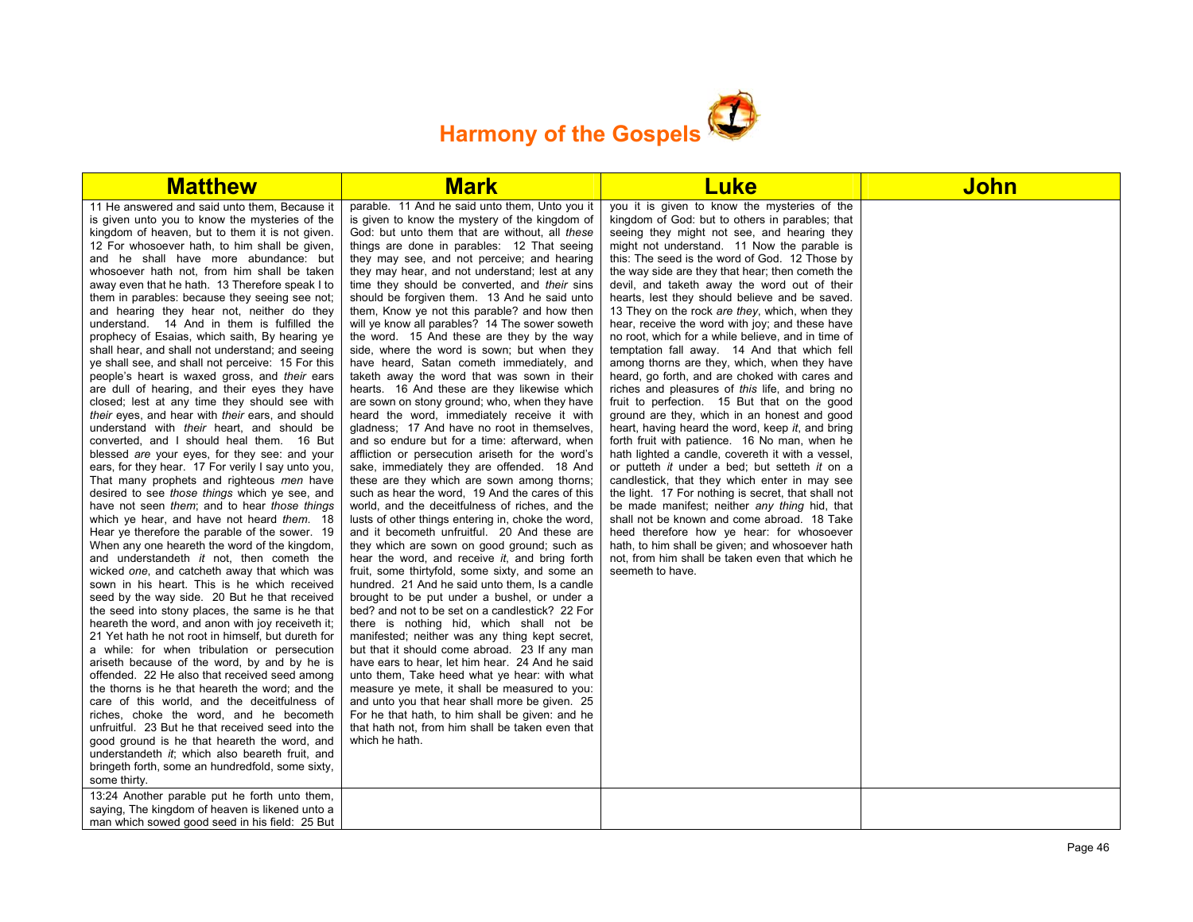# Harmony of the Gospels

| Matthew | Mark | Luke | John |
|---|---|---|---|
| 11 He answered and said unto them, Because it is given unto you to know the mysteries of the kingdom of heaven, but to them it is not given. 12 For whosoever hath, to him shall be given, and he shall have more abundance: but whosoever hath not, from him shall be taken away even that he hath. 13 Therefore speak I to them in parables: because they seeing see not; and hearing they hear not, neither do they understand. 14 And in them is fulfilled the prophecy of Esaias, which saith, By hearing ye shall hear, and shall not understand; and seeing ye shall see, and shall not perceive: 15 For this people's heart is waxed gross, and *their* ears are dull of hearing, and their eyes they have closed; lest at any time they should see with *their* eyes, and hear with *their* ears, and should understand with *their* heart, and should be converted, and I should heal them. 16 But blessed *are* your eyes, for they see: and your ears, for they hear. 17 For verily I say unto you, That many prophets and righteous *men* have desired to see *those things* which ye see, and have not seen *them*; and to hear *those things* which ye hear, and have not heard *them*. 18 Hear ye therefore the parable of the sower. 19 When any one heareth the word of the kingdom, and understandeth *it* not, then cometh the wicked *one*, and catcheth away that which was sown in his heart. This is he which received seed by the way side. 20 But he that received the seed into stony places, the same is he that heareth the word, and anon with joy receiveth it; 21 Yet hath he not root in himself, but dureth for a while: for when tribulation or persecution ariseth because of the word, by and by he is offended. 22 He also that received seed among the thorns is he that heareth the word; and the care of this world, and the deceitfulness of riches, choke the word, and he becometh unfruitful. 23 But he that received seed into the good ground is he that heareth the word, and understandeth *it*; which also beareth fruit, and bringeth forth, some an hundredfold, some sixty, some thirty. | parable. 11 And he said unto them, Unto you it is given to know the mystery of the kingdom of God: but unto them that are without, all *these* things are done in parables: 12 That seeing they may see, and not perceive; and hearing they may hear, and not understand; lest at any time they should be converted, and *their* sins should be forgiven them. 13 And he said unto them, Know ye not this parable? and how then will ye know all parables? 14 The sower soweth the word. 15 And these are they by the way side, where the word is sown; but when they have heard, Satan cometh immediately, and taketh away the word that was sown in their hearts. 16 And these are they likewise which are sown on stony ground; who, when they have heard the word, immediately receive it with gladness; 17 And have no root in themselves, and so endure but for a time: afterward, when affliction or persecution ariseth for the word's sake, immediately they are offended. 18 And these are they which are sown among thorns; such as hear the word, 19 And the cares of this world, and the deceitfulness of riches, and the lusts of other things entering in, choke the word, and it becometh unfruitful. 20 And these are they which are sown on good ground; such as hear the word, and receive *it*, and bring forth fruit, some thirtyfold, some sixty, and some an hundred. 21 And he said unto them, Is a candle brought to be put under a bushel, or under a bed? and not to be set on a candlestick? 22 For there is nothing hid, which shall not be manifested; neither was any thing kept secret, but that it should come abroad. 23 If any man have ears to hear, let him hear. 24 And he said unto them, Take heed what ye hear: with what measure ye mete, it shall be measured to you: and unto you that hear shall more be given. 25 For he that hath, to him shall be given: and he that hath not, from him shall be taken even that which he hath. | you it is given to know the mysteries of the kingdom of God: but to others in parables; that seeing they might not see, and hearing they might not understand. 11 Now the parable is this: The seed is the word of God. 12 Those by the way side are they that hear; then cometh the devil, and taketh away the word out of their hearts, lest they should believe and be saved. 13 They on the rock *are they*, which, when they hear, receive the word with joy; and these have no root, which for a while believe, and in time of temptation fall away. 14 And that which fell among thorns are they, which, when they have heard, go forth, and are choked with cares and riches and pleasures of *this* life, and bring no fruit to perfection. 15 But that on the good ground are they, which in an honest and good heart, having heard the word, keep *it*, and bring forth fruit with patience. 16 No man, when he hath lighted a candle, covereth it with a vessel, or putteth *it* under a bed; but setteth *it* on a candlestick, that they which enter in may see the light. 17 For nothing is secret, that shall not be made manifest; neither *any thing* hid, that shall not be known and come abroad. 18 Take heed therefore how ye hear: for whosoever hath, to him shall be given; and whosoever hath not, from him shall be taken even that which he seemeth to have. | |
| 13:24 Another parable put he forth unto them, saying, The kingdom of heaven is likened unto a man which sowed good seed in his field: 25 But | | | |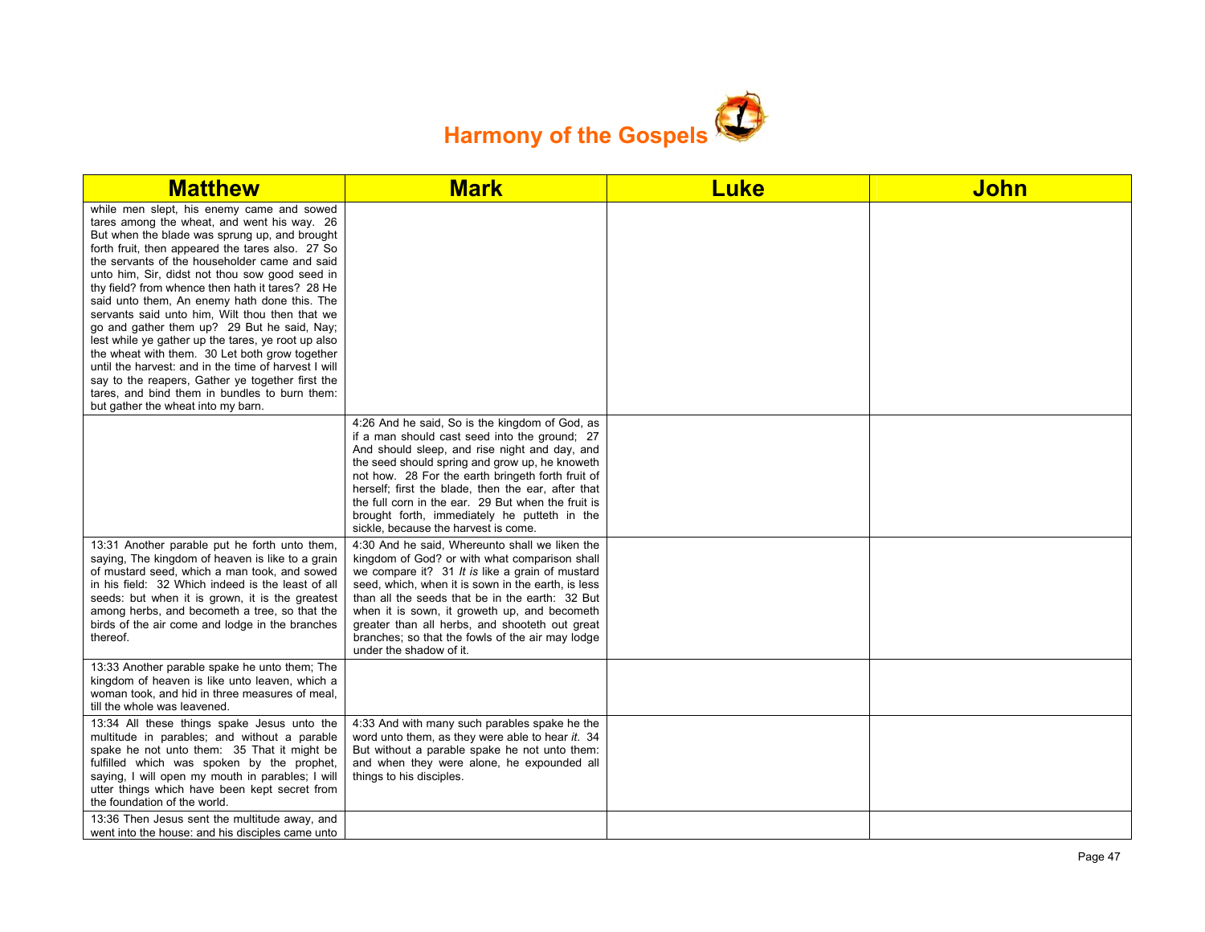# Harmony of the Gospels

| Matthew | Mark | Luke | John |
|---|---|---|---|
| while men slept, his enemy came and sowed tares among the wheat, and went his way. 26 But when the blade was sprung up, and brought forth fruit, then appeared the tares also. 27 So the servants of the householder came and said unto him, Sir, didst not thou sow good seed in thy field? from whence then hath it tares? 28 He said unto them, An enemy hath done this. The servants said unto him, Wilt thou then that we go and gather them up? 29 But he said, Nay; lest while ye gather up the tares, ye root up also the wheat with them. 30 Let both grow together until the harvest: and in the time of harvest I will say to the reapers, Gather ye together first the tares, and bind them in bundles to burn them: but gather the wheat into my barn. | | | |
| | 4:26 And he said, So is the kingdom of God, as if a man should cast seed into the ground; 27 And should sleep, and rise night and day, and the seed should spring and grow up, he knoweth not how. 28 For the earth bringeth forth fruit of herself; first the blade, then the ear, after that the full corn in the ear. 29 But when the fruit is brought forth, immediately he putteth in the sickle, because the harvest is come. | | |
| 13:31 Another parable put he forth unto them, saying, The kingdom of heaven is like to a grain of mustard seed, which a man took, and sowed in his field: 32 Which indeed is the least of all seeds: but when it is grown, it is the greatest among herbs, and becometh a tree, so that the birds of the air come and lodge in the branches thereof. | 4:30 And he said, Whereunto shall we liken the kingdom of God? or with what comparison shall we compare it? 31 *It is* like a grain of mustard seed, which, when it is sown in the earth, is less than all the seeds that be in the earth: 32 But when it is sown, it groweth up, and becometh greater than all herbs, and shooteth out great branches; so that the fowls of the air may lodge under the shadow of it. | | |
| 13:33 Another parable spake he unto them; The kingdom of heaven is like unto leaven, which a woman took, and hid in three measures of meal, till the whole was leavened. | | | |
| 13:34 All these things spake Jesus unto the multitude in parables; and without a parable spake he not unto them: 35 That it might be fulfilled which was spoken by the prophet, saying, I will open my mouth in parables; I will utter things which have been kept secret from the foundation of the world. | 4:33 And with many such parables spake he the word unto them, as they were able to hear *it*. 34 But without a parable spake he not unto them: and when they were alone, he expounded all things to his disciples. | | |
| 13:36 Then Jesus sent the multitude away, and went into the house: and his disciples came unto | | | |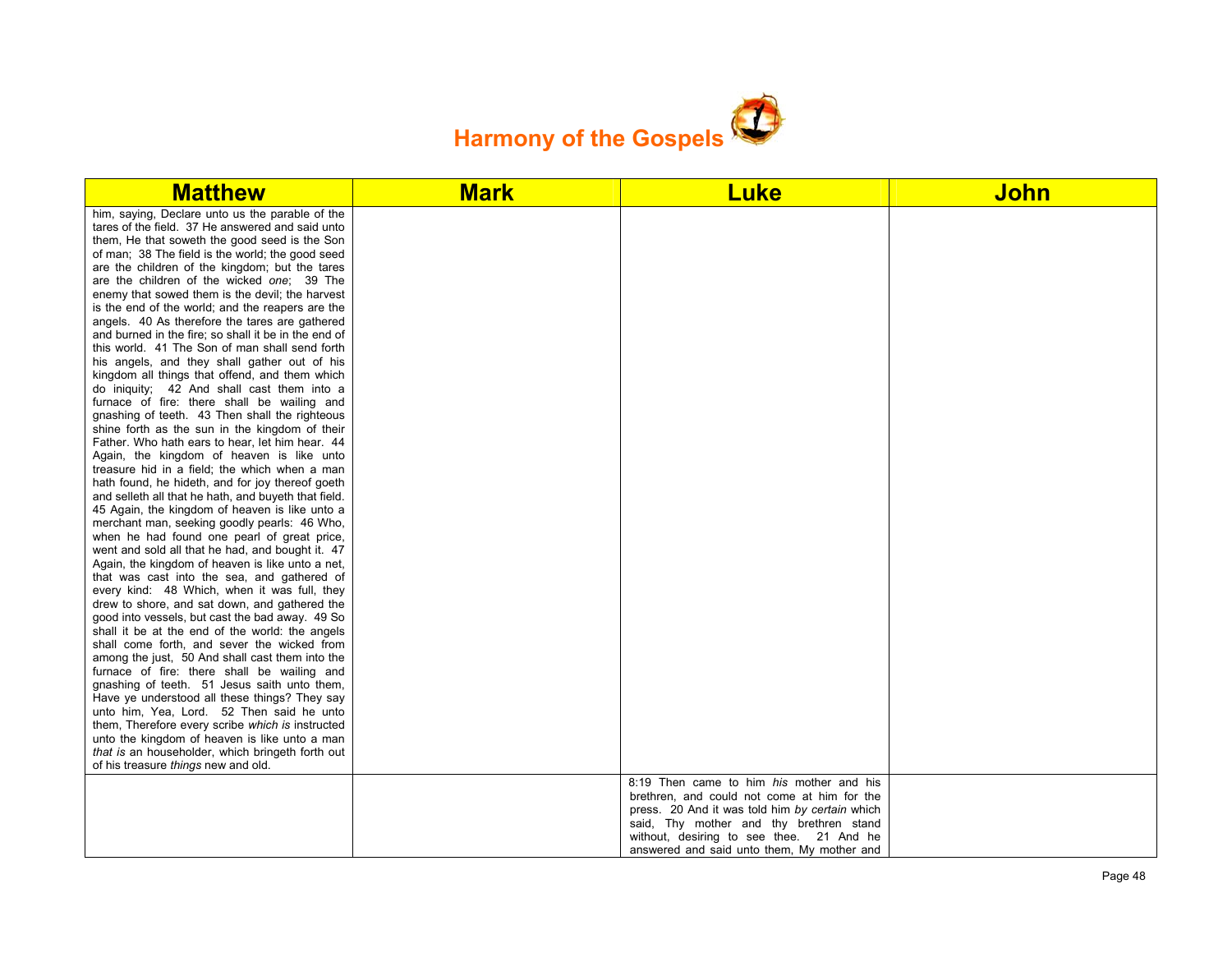# Harmony of the Gospels

| Matthew | Mark | Luke | John |
|---|---|---|---|
| him, saying, Declare unto us the parable of the tares of the field. 37 He answered and said unto them, He that soweth the good seed is the Son of man; 38 The field is the world; the good seed are the children of the kingdom; but the tares are the children of the wicked *one*; 39 The enemy that sowed them is the devil; the harvest is the end of the world; and the reapers are the angels. 40 As therefore the tares are gathered and burned in the fire; so shall it be in the end of this world. 41 The Son of man shall send forth his angels, and they shall gather out of his kingdom all things that offend, and them which do iniquity; 42 And shall cast them into a furnace of fire: there shall be wailing and gnashing of teeth. 43 Then shall the righteous shine forth as the sun in the kingdom of their Father. Who hath ears to hear, let him hear. 44 Again, the kingdom of heaven is like unto treasure hid in a field; the which when a man hath found, he hideth, and for joy thereof goeth and selleth all that he hath, and buyeth that field. 45 Again, the kingdom of heaven is like unto a merchant man, seeking goodly pearls: 46 Who, when he had found one pearl of great price, went and sold all that he had, and bought it. 47 Again, the kingdom of heaven is like unto a net, that was cast into the sea, and gathered of every kind: 48 Which, when it was full, they drew to shore, and sat down, and gathered the good into vessels, but cast the bad away. 49 So shall it be at the end of the world: the angels shall come forth, and sever the wicked from among the just, 50 And shall cast them into the furnace of fire: there shall be wailing and gnashing of teeth. 51 Jesus saith unto them, Have ye understood all these things? They say unto him, Yea, Lord. 52 Then said he unto them, Therefore every scribe *which is* instructed unto the kingdom of heaven is like unto a man *that is* an householder, which bringeth forth out of his treasure *things* new and old. | | | |
| | | 8:19 Then came to him *his* mother and his brethren, and could not come at him for the press. 20 And it was told him *by certain* which said, Thy mother and thy brethren stand without, desiring to see thee. 21 And he answered and said unto them, My mother and | |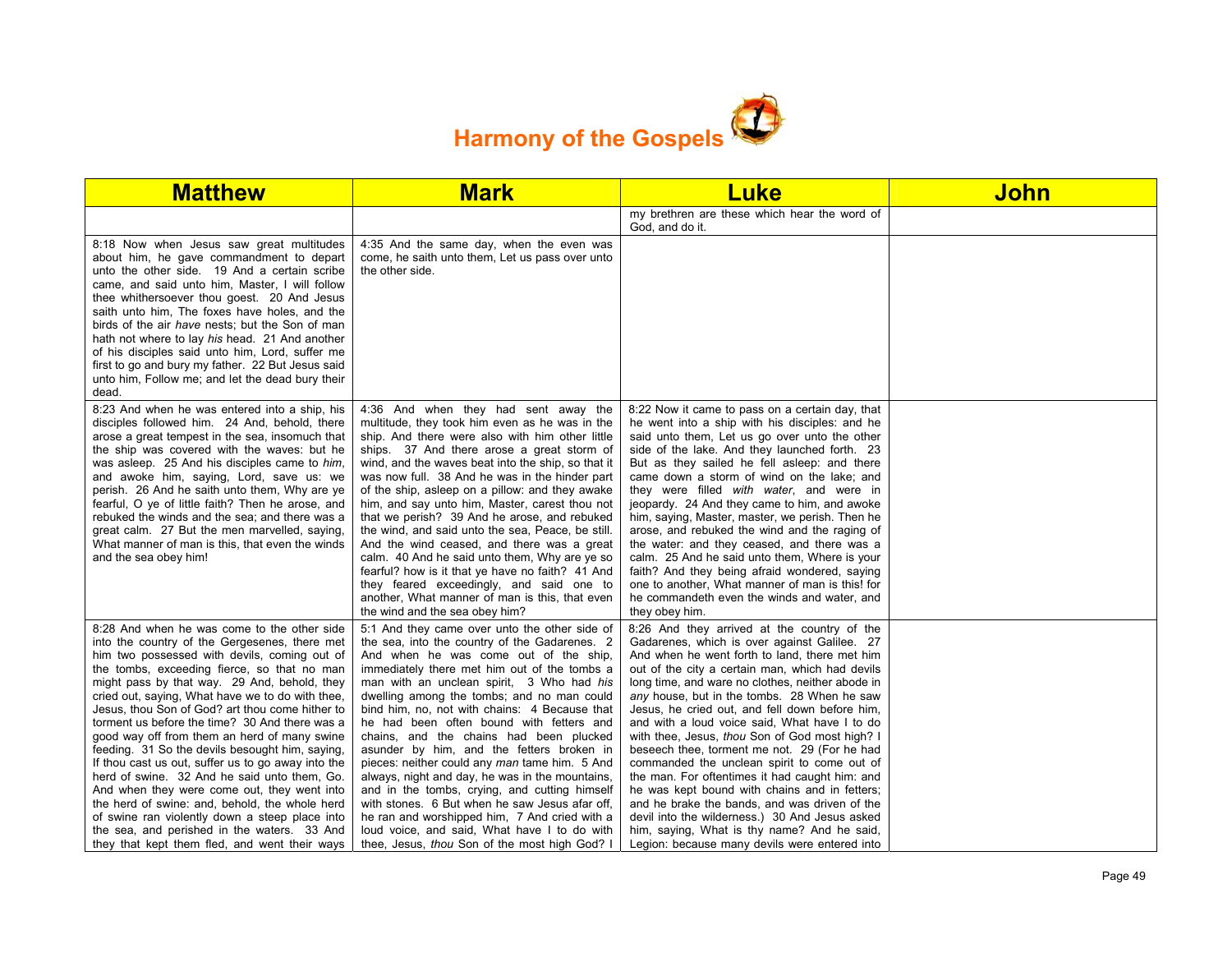# Harmony of the Gospels

| Matthew | Mark | Luke | John |
|---|---|---|---|
| | | my brethren are these which hear the word of God, and do it. | |
| 8:18 Now when Jesus saw great multitudes about him, he gave commandment to depart unto the other side. 19 And a certain scribe came, and said unto him, Master, I will follow thee whithersoever thou goest. 20 And Jesus saith unto him, The foxes have holes, and the birds of the air *have* nests; but the Son of man hath not where to lay *his* head. 21 And another of his disciples said unto him, Lord, suffer me first to go and bury my father. 22 But Jesus said unto him, Follow me; and let the dead bury their dead. | 4:35 And the same day, when the even was come, he saith unto them, Let us pass over unto the other side. | | |
| 8:23 And when he was entered into a ship, his disciples followed him. 24 And, behold, there arose a great tempest in the sea, insomuch that the ship was covered with the waves: but he was asleep. 25 And his disciples came to *him*, and awoke him, saying, Lord, save us: we perish. 26 And he saith unto them, Why are ye fearful, O ye of little faith? Then he arose, and rebuked the winds and the sea; and there was a great calm. 27 But the men marvelled, saying, What manner of man is this, that even the winds and the sea obey him! | 4:36 And when they had sent away the multitude, they took him even as he was in the ship. And there were also with him other little ships. 37 And there arose a great storm of wind, and the waves beat into the ship, so that it was now full. 38 And he was in the hinder part of the ship, asleep on a pillow: and they awake him, and say unto him, Master, carest thou not that we perish? 39 And he arose, and rebuked the wind, and said unto the sea, Peace, be still. And the wind ceased, and there was a great calm. 40 And he said unto them, Why are ye so fearful? how is it that ye have no faith? 41 And they feared exceedingly, and said one to another, What manner of man is this, that even the wind and the sea obey him? | 8:22 Now it came to pass on a certain day, that he went into a ship with his disciples: and he said unto them, Let us go over unto the other side of the lake. And they launched forth. 23 But as they sailed he fell asleep: and there came down a storm of wind on the lake; and they were filled *with water*, and were in jeopardy. 24 And they came to him, and awoke him, saying, Master, master, we perish. Then he arose, and rebuked the wind and the raging of the water: and they ceased, and there was a calm. 25 And he said unto them, Where is your faith? And they being afraid wondered, saying one to another, What manner of man is this! for he commandeth even the winds and water, and they obey him. | |
| 8:28 And when he was come to the other side into the country of the Gergesenes, there met him two possessed with devils, coming out of the tombs, exceeding fierce, so that no man might pass by that way. 29 And, behold, they cried out, saying, What have we to do with thee, Jesus, thou Son of God? art thou come hither to torment us before the time? 30 And there was a good way off from them an herd of many swine feeding. 31 So the devils besought him, saying, If thou cast us out, suffer us to go away into the herd of swine. 32 And he said unto them, Go. And when they were come out, they went into the herd of swine: and, behold, the whole herd of swine ran violently down a steep place into the sea, and perished in the waters. 33 And they that kept them fled, and went their ways | 5:1 And they came over unto the other side of the sea, into the country of the Gadarenes. 2 And when he was come out of the ship, immediately there met him out of the tombs a man with an unclean spirit, 3 Who had *his* dwelling among the tombs; and no man could bind him, no, not with chains: 4 Because that he had been often bound with fetters and chains, and the chains had been plucked asunder by him, and the fetters broken in pieces: neither could any *man* tame him. 5 And always, night and day, he was in the mountains, and in the tombs, crying, and cutting himself with stones. 6 But when he saw Jesus afar off, he ran and worshipped him, 7 And cried with a loud voice, and said, What have I to do with thee, Jesus, *thou* Son of the most high God? I | 8:26 And they arrived at the country of the Gadarenes, which is over against Galilee. 27 And when he went forth to land, there met him out of the city a certain man, which had devils long time, and ware no clothes, neither abode in *any* house, but in the tombs. 28 When he saw Jesus, he cried out, and fell down before him, and with a loud voice said, What have I to do with thee, Jesus, *thou* Son of God most high? I beseech thee, torment me not. 29 (For he had commanded the unclean spirit to come out of the man. For oftentimes it had caught him: and he was kept bound with chains and in fetters; and he brake the bands, and was driven of the devil into the wilderness.) 30 And Jesus asked him, saying, What is thy name? And he said, Legion: because many devils were entered into | |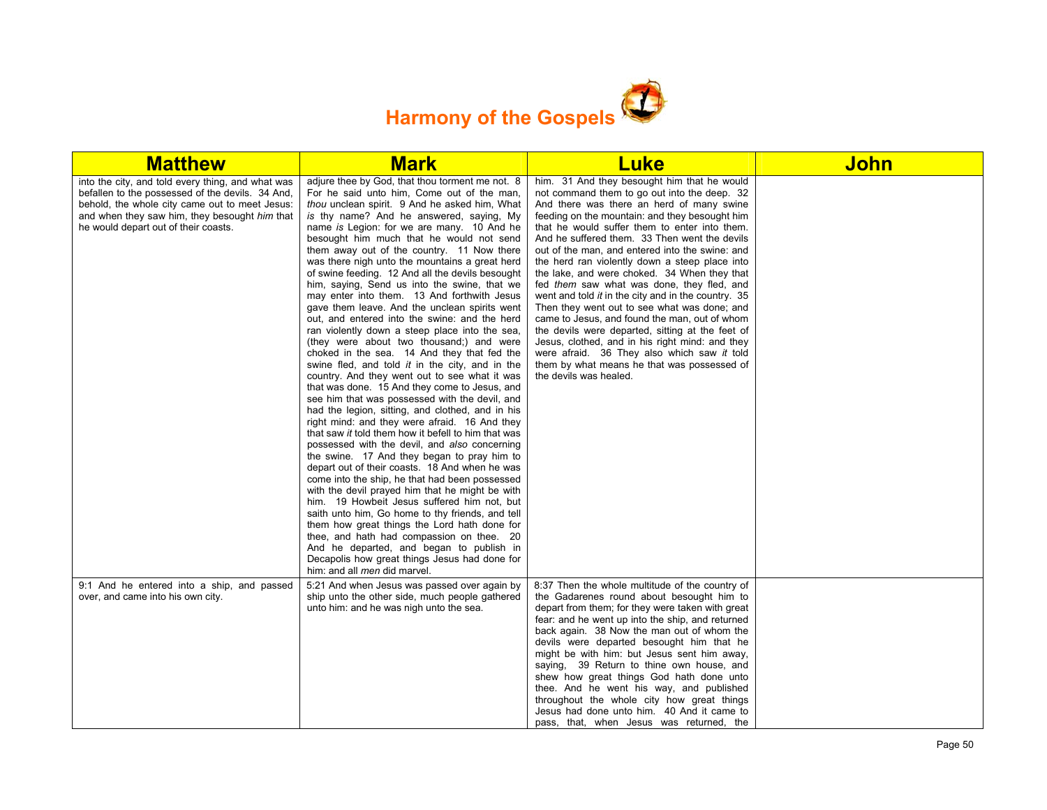# Harmony of the Gospels

| Matthew | Mark | Luke | John |
|---|---|---|---|
| into the city, and told every thing, and what was befallen to the possessed of the devils. 34 And, behold, the whole city came out to meet Jesus: and when they saw him, they besought *him* that he would depart out of their coasts. | adjure thee by God, that thou torment me not. 8 For he said unto him, Come out of the man, *thou* unclean spirit. 9 And he asked him, What *is* thy name? And he answered, saying, My name *is* Legion: for we are many. 10 And he besought him much that he would not send them away out of the country. 11 Now there was there nigh unto the mountains a great herd of swine feeding. 12 And all the devils besought him, saying, Send us into the swine, that we may enter into them. 13 And forthwith Jesus gave them leave. And the unclean spirits went out, and entered into the swine: and the herd ran violently down a steep place into the sea, (they were about two thousand;) and were choked in the sea. 14 And they that fed the swine fled, and told *it* in the city, and in the country. And they went out to see what it was that was done. 15 And they come to Jesus, and see him that was possessed with the devil, and had the legion, sitting, and clothed, and in his right mind: and they were afraid. 16 And they that saw *it* told them how it befell to him that was possessed with the devil, and *also* concerning the swine. 17 And they began to pray him to depart out of their coasts. 18 And when he was come into the ship, he that had been possessed with the devil prayed him that he might be with him. 19 Howbeit Jesus suffered him not, but saith unto him, Go home to thy friends, and tell them how great things the Lord hath done for thee, and hath had compassion on thee. 20 And he departed, and began to publish in Decapolis how great things Jesus had done for him: and all *men* did marvel. | him. 31 And they besought him that he would not command them to go out into the deep. 32 And there was there an herd of many swine feeding on the mountain: and they besought him that he would suffer them to enter into them. And he suffered them. 33 Then went the devils out of the man, and entered into the swine: and the herd ran violently down a steep place into the lake, and were choked. 34 When they that fed *them* saw what was done, they fled, and went and told *it* in the city and in the country. 35 Then they went out to see what was done; and came to Jesus, and found the man, out of whom the devils were departed, sitting at the feet of Jesus, clothed, and in his right mind: and they were afraid. 36 They also which saw *it* told them by what means he that was possessed of the devils was healed. | |
| 9:1 And he entered into a ship, and passed over, and came into his own city. | 5:21 And when Jesus was passed over again by ship unto the other side, much people gathered unto him: and he was nigh unto the sea. | 8:37 Then the whole multitude of the country of the Gadarenes round about besought him to depart from them; for they were taken with great fear: and he went up into the ship, and returned back again. 38 Now the man out of whom the devils were departed besought him that he might be with him: but Jesus sent him away, saying, 39 Return to thine own house, and shew how great things God hath done unto thee. And he went his way, and published throughout the whole city how great things Jesus had done unto him. 40 And it came to pass, that, when Jesus was returned, the | |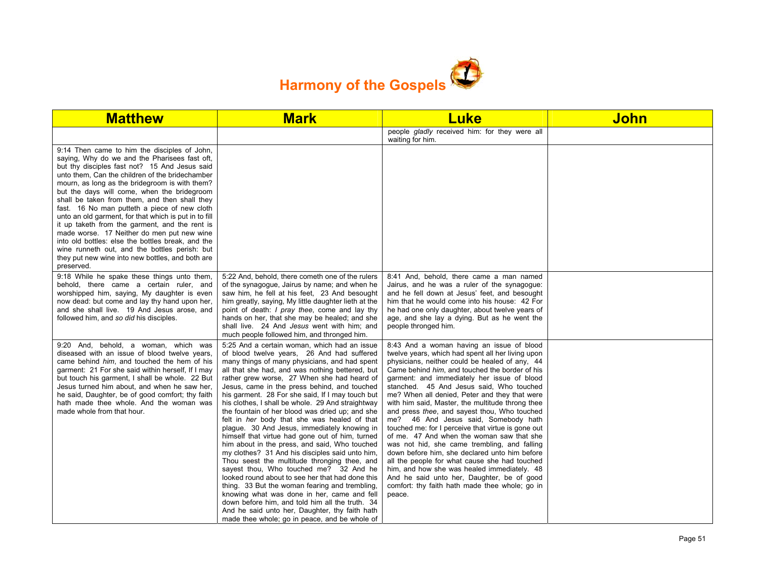# Harmony of the Gospels

| Matthew | Mark | Luke | John |
|---|---|---|---|
| | | people *gladly* received him: for they were all waiting for him. | |
| 9:14 Then came to him the disciples of John, saying, Why do we and the Pharisees fast oft, but thy disciples fast not? 15 And Jesus said unto them, Can the children of the bridechamber mourn, as long as the bridegroom is with them? but the days will come, when the bridegroom shall be taken from them, and then shall they fast. 16 No man putteth a piece of new cloth unto an old garment, for that which is put in to fill it up taketh from the garment, and the rent is made worse. 17 Neither do men put new wine into old bottles: else the bottles break, and the wine runneth out, and the bottles perish: but they put new wine into new bottles, and both are preserved. | | | |
| 9:18 While he spake these things unto them, behold, there came a certain ruler, and worshipped him, saying, My daughter is even now dead: but come and lay thy hand upon her, and she shall live. 19 And Jesus arose, and followed him, and *so did* his disciples. | 5:22 And, behold, there cometh one of the rulers of the synagogue, Jairus by name; and when he saw him, he fell at his feet, 23 And besought him greatly, saying, My little daughter lieth at the point of death: *I pray thee*, come and lay thy hands on her, that she may be healed; and she shall live. 24 And *Jesus* went with him; and much people followed him, and thronged him. | 8:41 And, behold, there came a man named Jairus, and he was a ruler of the synagogue: and he fell down at Jesus' feet, and besought him that he would come into his house: 42 For he had one only daughter, about twelve years of age, and she lay a dying. But as he went the people thronged him. | |
| 9:20 And, behold, a woman, which was diseased with an issue of blood twelve years, came behind *him*, and touched the hem of his garment: 21 For she said within herself, If I may but touch his garment, I shall be whole. 22 But Jesus turned him about, and when he saw her, he said, Daughter, be of good comfort; thy faith hath made thee whole. And the woman was made whole from that hour. | 5:25 And a certain woman, which had an issue of blood twelve years, 26 And had suffered many things of many physicians, and had spent all that she had, and was nothing bettered, but rather grew worse, 27 When she had heard of Jesus, came in the press behind, and touched his garment. 28 For she said, If I may touch but his clothes, I shall be whole. 29 And straightway the fountain of her blood was dried up; and she felt in *her* body that she was healed of that plague. 30 And Jesus, immediately knowing in himself that virtue had gone out of him, turned him about in the press, and said, Who touched my clothes? 31 And his disciples said unto him, Thou seest the multitude thronging thee, and sayest thou, Who touched me? 32 And he looked round about to see her that had done this thing. 33 But the woman fearing and trembling, knowing what was done in her, came and fell down before him, and told him all the truth. 34 And he said unto her, Daughter, thy faith hath made thee whole; go in peace, and be whole of | 8:43 And a woman having an issue of blood twelve years, which had spent all her living upon physicians, neither could be healed of any, 44 Came behind *him*, and touched the border of his garment: and immediately her issue of blood stanched. 45 And Jesus said, Who touched me? When all denied, Peter and they that were with him said, Master, the multitude throng thee and press *thee*, and sayest thou, Who touched me? 46 And Jesus said, Somebody hath touched me: for I perceive that virtue is gone out of me. 47 And when the woman saw that she was not hid, she came trembling, and falling down before him, she declared unto him before all the people for what cause she had touched him, and how she was healed immediately. 48 And he said unto her, Daughter, be of good comfort: thy faith hath made thee whole; go in peace. | |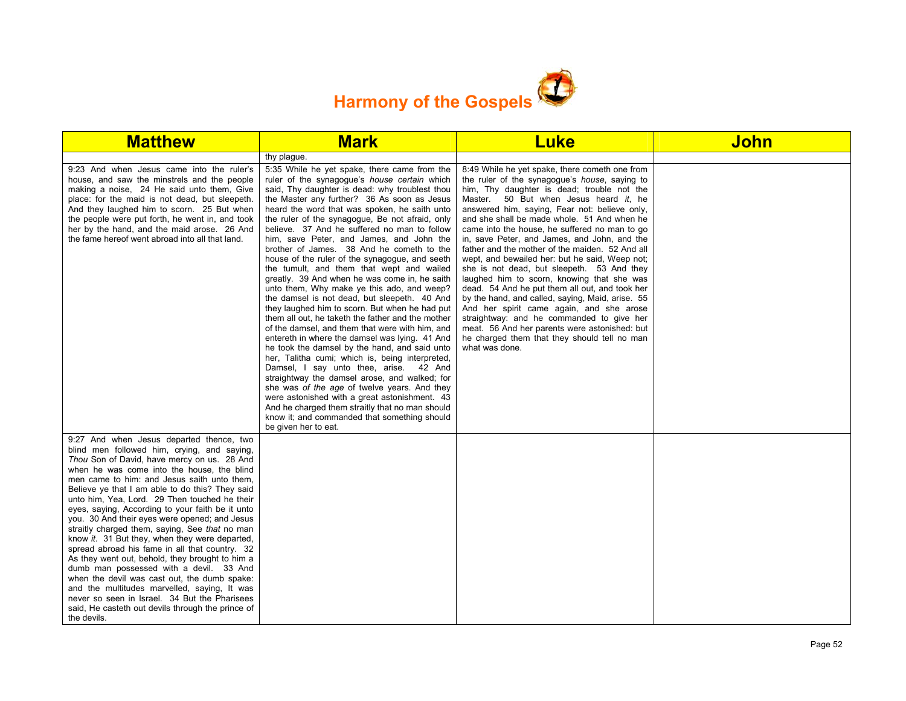# Harmony of the Gospels

| Matthew | Mark | Luke | John |
|---|---|---|---|
| | thy plague. | | |
| 9:23 And when Jesus came into the ruler's house, and saw the minstrels and the people making a noise, 24 He said unto them, Give place: for the maid is not dead, but sleepeth. And they laughed him to scorn. 25 But when the people were put forth, he went in, and took her by the hand, and the maid arose. 26 And the fame hereof went abroad into all that land. | 5:35 While he yet spake, there came from the ruler of the synagogue's *house certain* which said, Thy daughter is dead: why troublest thou the Master any further? 36 As soon as Jesus heard the word that was spoken, he saith unto the ruler of the synagogue, Be not afraid, only believe. 37 And he suffered no man to follow him, save Peter, and James, and John the brother of James. 38 And he cometh to the house of the ruler of the synagogue, and seeth the tumult, and them that wept and wailed greatly. 39 And when he was come in, he saith unto them, Why make ye this ado, and weep? the damsel is not dead, but sleepeth. 40 And they laughed him to scorn. But when he had put them all out, he taketh the father and the mother of the damsel, and them that were with him, and entereth in where the damsel was lying. 41 And he took the damsel by the hand, and said unto her, Talitha cumi; which is, being interpreted, Damsel, I say unto thee, arise. 42 And straightway the damsel arose, and walked; for she was *of the age* of twelve years. And they were astonished with a great astonishment. 43 And he charged them straitly that no man should know it; and commanded that something should be given her to eat. | 8:49 While he yet spake, there cometh one from the ruler of the synagogue's *house*, saying to him, Thy daughter is dead; trouble not the Master. 50 But when Jesus heard *it*, he answered him, saying, Fear not: believe only, and she shall be made whole. 51 And when he came into the house, he suffered no man to go in, save Peter, and James, and John, and the father and the mother of the maiden. 52 And all wept, and bewailed her: but he said, Weep not; she is not dead, but sleepeth. 53 And they laughed him to scorn, knowing that she was dead. 54 And he put them all out, and took her by the hand, and called, saying, Maid, arise. 55 And her spirit came again, and she arose straightway: and he commanded to give her meat. 56 And her parents were astonished: but he charged them that they should tell no man what was done. | |
| 9:27 And when Jesus departed thence, two blind men followed him, crying, and saying, *Thou* Son of David, have mercy on us. 28 And when he was come into the house, the blind men came to him: and Jesus saith unto them, Believe ye that I am able to do this? They said unto him, Yea, Lord. 29 Then touched he their eyes, saying, According to your faith be it unto you. 30 And their eyes were opened; and Jesus straitly charged them, saying, See *that* no man know *it*. 31 But they, when they were departed, spread abroad his fame in all that country. 32 As they went out, behold, they brought to him a dumb man possessed with a devil. 33 And when the devil was cast out, the dumb spake: and the multitudes marvelled, saying, It was never so seen in Israel. 34 But the Pharisees said, He casteth out devils through the prince of the devils. | | | |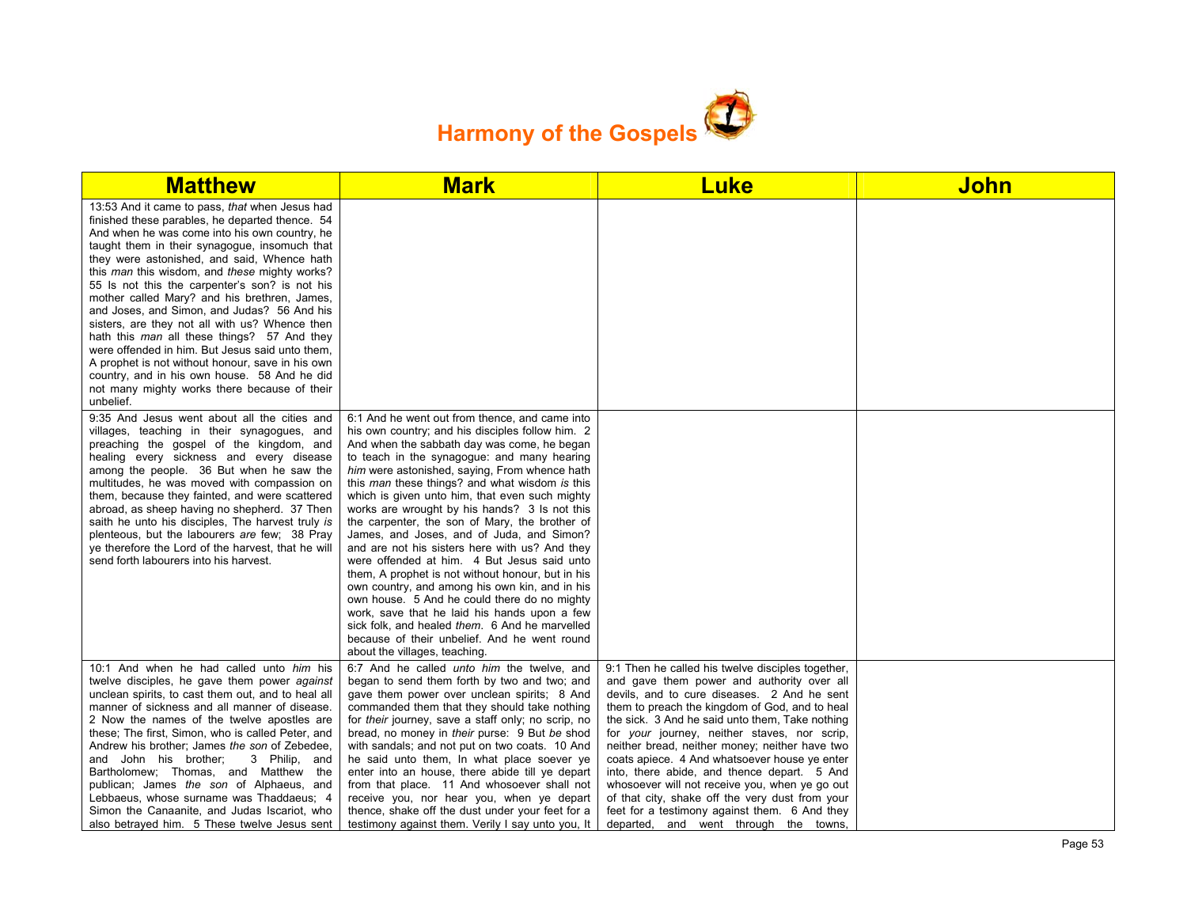# Harmony of the Gospels

| Matthew | Mark | Luke | John |
|---|---|---|---|
| 13:53 And it came to pass, *that* when Jesus had finished these parables, he departed thence. 54 And when he was come into his own country, he taught them in their synagogue, insomuch that they were astonished, and said, Whence hath this *man* this wisdom, and *these* mighty works? 55 Is not this the carpenter's son? is not his mother called Mary? and his brethren, James, and Joses, and Simon, and Judas? 56 And his sisters, are they not all with us? Whence then hath this *man* all these things? 57 And they were offended in him. But Jesus said unto them, A prophet is not without honour, save in his own country, and in his own house. 58 And he did not many mighty works there because of their unbelief. | | | |
| 9:35 And Jesus went about all the cities and villages, teaching in their synagogues, and preaching the gospel of the kingdom, and healing every sickness and every disease among the people. 36 But when he saw the multitudes, he was moved with compassion on them, because they fainted, and were scattered abroad, as sheep having no shepherd. 37 Then saith he unto his disciples, The harvest truly *is* plenteous, but the labourers *are* few; 38 Pray ye therefore the Lord of the harvest, that he will send forth labourers into his harvest. | 6:1 And he went out from thence, and came into his own country; and his disciples follow him. 2 And when the sabbath day was come, he began to teach in the synagogue: and many hearing *him* were astonished, saying, From whence hath this *man* these things? and what wisdom *is* this which is given unto him, that even such mighty works are wrought by his hands? 3 Is not this the carpenter, the son of Mary, the brother of James, and Joses, and of Juda, and Simon? and are not his sisters here with us? And they were offended at him. 4 But Jesus said unto them, A prophet is not without honour, but in his own country, and among his own kin, and in his own house. 5 And he could there do no mighty work, save that he laid his hands upon a few sick folk, and healed *them*. 6 And he marvelled because of their unbelief. And he went round about the villages, teaching. | | |
| 10:1 And when he had called unto *him* his twelve disciples, he gave them power *against* unclean spirits, to cast them out, and to heal all manner of sickness and all manner of disease. 2 Now the names of the twelve apostles are these; The first, Simon, who is called Peter, and Andrew his brother; James *the son* of Zebedee, and John his brother; 3 Philip, and Bartholomew; Thomas, and Matthew the publican; James *the son* of Alphaeus, and Lebbaeus, whose surname was Thaddaeus; 4 Simon the Canaanite, and Judas Iscariot, who also betrayed him. 5 These twelve Jesus sent | 6:7 And he called *unto him* the twelve, and began to send them forth by two and two; and gave them power over unclean spirits; 8 And commanded them that they should take nothing for *their* journey, save a staff only; no scrip, no bread, no money in *their* purse: 9 But *be* shod with sandals; and not put on two coats. 10 And he said unto them, In what place soever ye enter into an house, there abide till ye depart from that place. 11 And whosoever shall not receive you, nor hear you, when ye depart thence, shake off the dust under your feet for a testimony against them. Verily I say unto you, It | 9:1 Then he called his twelve disciples together, and gave them power and authority over all devils, and to cure diseases. 2 And he sent them to preach the kingdom of God, and to heal the sick. 3 And he said unto them, Take nothing for *your* journey, neither staves, nor scrip, neither bread, neither money; neither have two coats apiece. 4 And whatsoever house ye enter into, there abide, and thence depart. 5 And whosoever will not receive you, when ye go out of that city, shake off the very dust from your feet for a testimony against them. 6 And they departed, and went through the towns, | |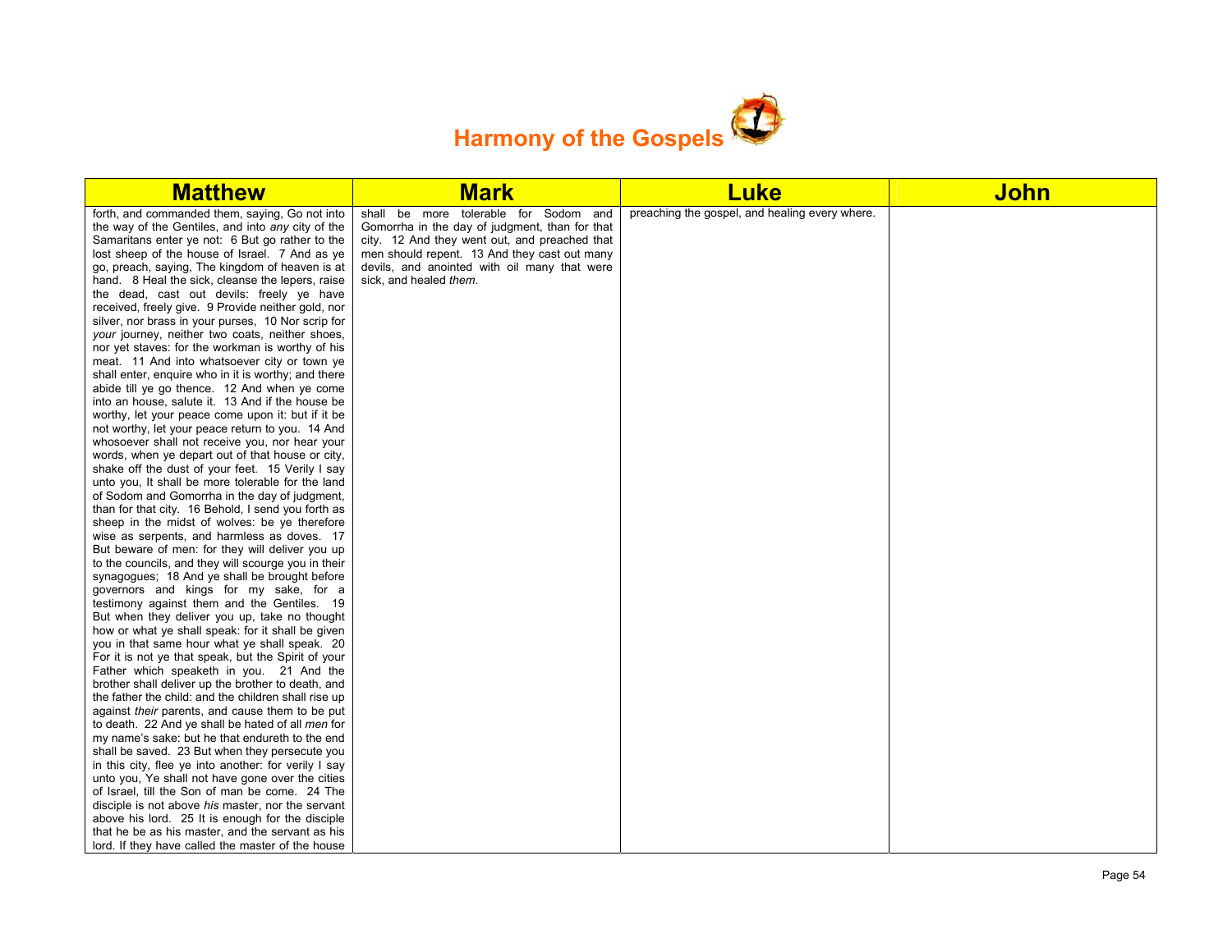# Harmony of the Gospels

| Matthew | Mark | Luke | John |
|---|---|---|---|
| forth, and commanded them, saying, Go not into the way of the Gentiles, and into *any* city of the Samaritans enter ye not: 6 But go rather to the lost sheep of the house of Israel. 7 And as ye go, preach, saying, The kingdom of heaven is at hand. 8 Heal the sick, cleanse the lepers, raise the dead, cast out devils: freely ye have received, freely give. 9 Provide neither gold, nor silver, nor brass in your purses, 10 Nor scrip for *your* journey, neither two coats, neither shoes, nor yet staves: for the workman is worthy of his meat. 11 And into whatsoever city or town ye shall enter, enquire who in it is worthy; and there abide till ye go thence. 12 And when ye come into an house, salute it. 13 And if the house be worthy, let your peace come upon it: but if it be not worthy, let your peace return to you. 14 And whosoever shall not receive you, nor hear your words, when ye depart out of that house or city, shake off the dust of your feet. 15 Verily I say unto you, It shall be more tolerable for the land of Sodom and Gomorrha in the day of judgment, than for that city. 16 Behold, I send you forth as sheep in the midst of wolves: be ye therefore wise as serpents, and harmless as doves. 17 But beware of men: for they will deliver you up to the councils, and they will scourge you in their synagogues; 18 And ye shall be brought before governors and kings for my sake, for a testimony against them and the Gentiles. 19 But when they deliver you up, take no thought how or what ye shall speak: for it shall be given you in that same hour what ye shall speak. 20 For it is not ye that speak, but the Spirit of your Father which speaketh in you. 21 And the brother shall deliver up the brother to death, and the father the child: and the children shall rise up against *their* parents, and cause them to be put to death. 22 And ye shall be hated of all *men* for my name's sake: but he that endureth to the end shall be saved. 23 But when they persecute you in this city, flee ye into another: for verily I say unto you, Ye shall not have gone over the cities of Israel, till the Son of man be come. 24 The disciple is not above *his* master, nor the servant above his lord. 25 It is enough for the disciple that he be as his master, and the servant as his lord. If they have called the master of the house | shall be more tolerable for Sodom and Gomorrha in the day of judgment, than for that city. 12 And they went out, and preached that men should repent. 13 And they cast out many devils, and anointed with oil many that were sick, and healed *them*. | preaching the gospel, and healing every where. | |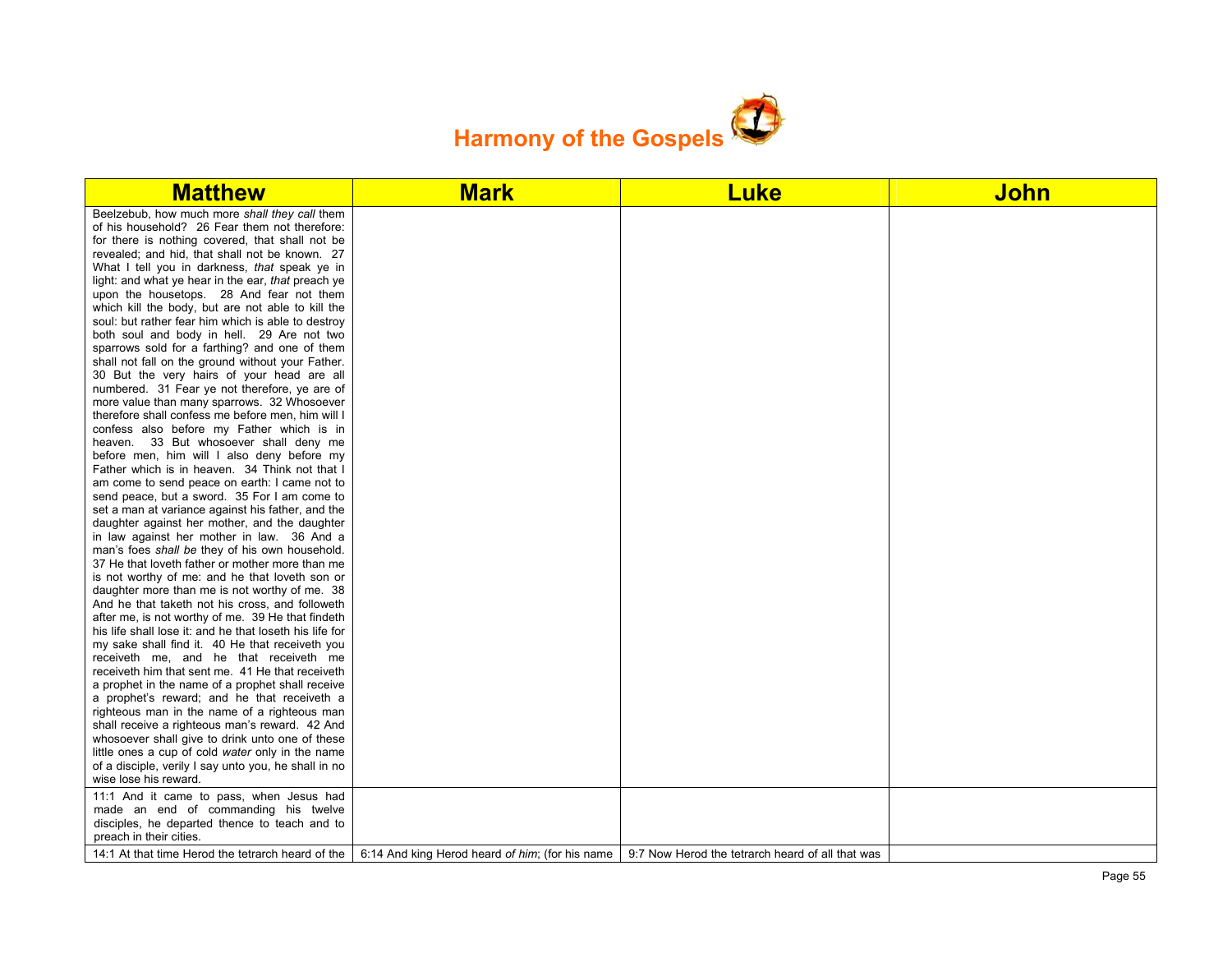# Harmony of the Gospels

| Matthew | Mark | Luke | John |
|---|---|---|---|
| Beelzebub, how much more *shall they call* them of his household? 26 Fear them not therefore: for there is nothing covered, that shall not be revealed; and hid, that shall not be known. 27 What I tell you in darkness, *that* speak ye in light: and what ye hear in the ear, *that* preach ye upon the housetops. 28 And fear not them which kill the body, but are not able to kill the soul: but rather fear him which is able to destroy both soul and body in hell. 29 Are not two sparrows sold for a farthing? and one of them shall not fall on the ground without your Father. 30 But the very hairs of your head are all numbered. 31 Fear ye not therefore, ye are of more value than many sparrows. 32 Whosoever therefore shall confess me before men, him will I confess also before my Father which is in heaven. 33 But whosoever shall deny me before men, him will I also deny before my Father which is in heaven. 34 Think not that I am come to send peace on earth: I came not to send peace, but a sword. 35 For I am come to set a man at variance against his father, and the daughter against her mother, and the daughter in law against her mother in law. 36 And a man's foes *shall be* they of his own household. 37 He that loveth father or mother more than me is not worthy of me: and he that loveth son or daughter more than me is not worthy of me. 38 And he that taketh not his cross, and followeth after me, is not worthy of me. 39 He that findeth his life shall lose it: and he that loseth his life for my sake shall find it. 40 He that receiveth you receiveth me, and he that receiveth me receiveth him that sent me. 41 He that receiveth a prophet in the name of a prophet shall receive a prophet's reward; and he that receiveth a righteous man in the name of a righteous man shall receive a righteous man's reward. 42 And whosoever shall give to drink unto one of these little ones a cup of cold *water* only in the name of a disciple, verily I say unto you, he shall in no wise lose his reward. | | | |
| 11:1 And it came to pass, when Jesus had made an end of commanding his twelve disciples, he departed thence to teach and to preach in their cities. | | | |
| 14:1 At that time Herod the tetrarch heard of the | 6:14 And king Herod heard *of him*; (for his name | 9:7 Now Herod the tetrarch heard of all that was | |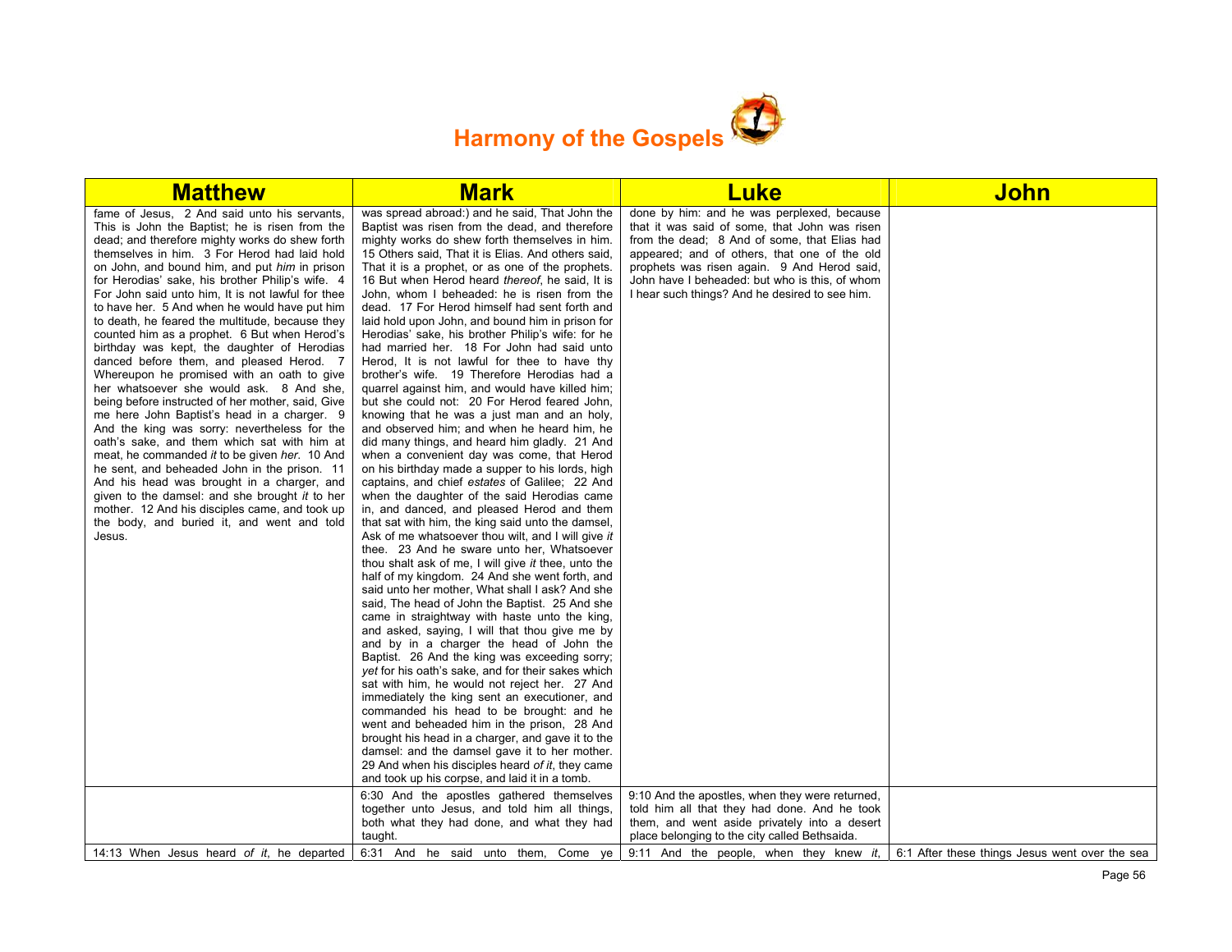# Harmony of the Gospels

| Matthew | Mark | Luke | John |
|---|---|---|---|
| fame of Jesus, 2 And said unto his servants, This is John the Baptist; he is risen from the dead; and therefore mighty works do shew forth themselves in him. 3 For Herod had laid hold on John, and bound him, and put *him* in prison for Herodias' sake, his brother Philip's wife. 4 For John said unto him, It is not lawful for thee to have her. 5 And when he would have put him to death, he feared the multitude, because they counted him as a prophet. 6 But when Herod's birthday was kept, the daughter of Herodias danced before them, and pleased Herod. 7 Whereupon he promised with an oath to give her whatsoever she would ask. 8 And she, being before instructed of her mother, said, Give me here John Baptist's head in a charger. 9 And the king was sorry: nevertheless for the oath's sake, and them which sat with him at meat, he commanded *it* to be given *her*. 10 And he sent, and beheaded John in the prison. 11 And his head was brought in a charger, and given to the damsel: and she brought *it* to her mother. 12 And his disciples came, and took up the body, and buried it, and went and told Jesus. | was spread abroad:) and he said, That John the Baptist was risen from the dead, and therefore mighty works do shew forth themselves in him. 15 Others said, That it is Elias. And others said, That it is a prophet, or as one of the prophets. 16 But when Herod heard *thereof*, he said, It is John, whom I beheaded: he is risen from the dead. 17 For Herod himself had sent forth and laid hold upon John, and bound him in prison for Herodias' sake, his brother Philip's wife: for he had married her. 18 For John had said unto Herod, It is not lawful for thee to have thy brother's wife. 19 Therefore Herodias had a quarrel against him, and would have killed him; but she could not: 20 For Herod feared John, knowing that he was a just man and an holy, and observed him; and when he heard him, he did many things, and heard him gladly. 21 And when a convenient day was come, that Herod on his birthday made a supper to his lords, high captains, and chief *estates* of Galilee; 22 And when the daughter of the said Herodias came in, and danced, and pleased Herod and them that sat with him, the king said unto the damsel, Ask of me whatsoever thou wilt, and I will give *it* thee. 23 And he sware unto her, Whatsoever thou shalt ask of me, I will give *it* thee, unto the half of my kingdom. 24 And she went forth, and said unto her mother, What shall I ask? And she said, The head of John the Baptist. 25 And she came in straightway with haste unto the king, and asked, saying, I will that thou give me by and by in a charger the head of John the Baptist. 26 And the king was exceeding sorry; *yet* for his oath's sake, and for their sakes which sat with him, he would not reject her. 27 And immediately the king sent an executioner, and commanded his head to be brought: and he went and beheaded him in the prison, 28 And brought his head in a charger, and gave it to the damsel: and the damsel gave it to her mother. 29 And when his disciples heard *of it*, they came and took up his corpse, and laid it in a tomb. | done by him: and he was perplexed, because that it was said of some, that John was risen from the dead; 8 And of some, that Elias had appeared; and of others, that one of the old prophets was risen again. 9 And Herod said, John have I beheaded: but who is this, of whom I hear such things? And he desired to see him. | |
| | 6:30 And the apostles gathered themselves together unto Jesus, and told him all things, both what they had done, and what they had taught. | 9:10 And the apostles, when they were returned, told him all that they had done. And he took them, and went aside privately into a desert place belonging to the city called Bethsaida. | |
| 14:13 When Jesus heard *of it*, he departed | 6:31 And he said unto them, Come ye | 9:11 And the people, when they knew *it*, | 6:1 After these things Jesus went over the sea |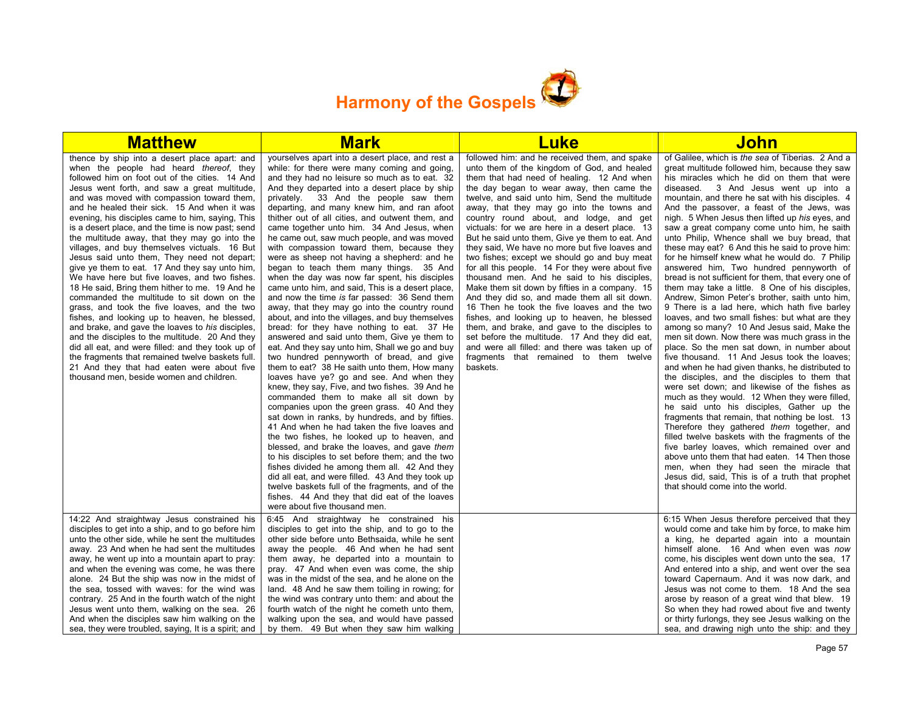# Harmony of the Gospels

| Matthew | Mark | Luke | John |
|---|---|---|---|
| thence by ship into a desert place apart: and when the people had heard *thereof*, they followed him on foot out of the cities. 14 And Jesus went forth, and saw a great multitude, and was moved with compassion toward them, and he healed their sick. 15 And when it was evening, his disciples came to him, saying, This is a desert place, and the time is now past; send the multitude away, that they may go into the villages, and buy themselves victuals. 16 But Jesus said unto them, They need not depart; give ye them to eat. 17 And they say unto him, We have here but five loaves, and two fishes. 18 He said, Bring them hither to me. 19 And he commanded the multitude to sit down on the grass, and took the five loaves, and the two fishes, and looking up to heaven, he blessed, and brake, and gave the loaves to *his* disciples, and the disciples to the multitude. 20 And they did all eat, and were filled: and they took up of the fragments that remained twelve baskets full. 21 And they that had eaten were about five thousand men, beside women and children. | yourselves apart into a desert place, and rest a while: for there were many coming and going, and they had no leisure so much as to eat. 32 And they departed into a desert place by ship privately. 33 And the people saw them departing, and many knew him, and ran afoot thither out of all cities, and outwent them, and came together unto him. 34 And Jesus, when he came out, saw much people, and was moved with compassion toward them, because they were as sheep not having a shepherd: and he began to teach them many things. 35 And when the day was now far spent, his disciples came unto him, and said, This is a desert place, and now the time *is* far passed: 36 Send them away, that they may go into the country round about, and into the villages, and buy themselves bread: for they have nothing to eat. 37 He answered and said unto them, Give ye them to eat. And they say unto him, Shall we go and buy two hundred pennyworth of bread, and give them to eat? 38 He saith unto them, How many loaves have ye? go and see. And when they knew, they say, Five, and two fishes. 39 And he commanded them to make all sit down by companies upon the green grass. 40 And they sat down in ranks, by hundreds, and by fifties. 41 And when he had taken the five loaves and the two fishes, he looked up to heaven, and blessed, and brake the loaves, and gave *them* to his disciples to set before them; and the two fishes divided he among them all. 42 And they did all eat, and were filled. 43 And they took up twelve baskets full of the fragments, and of the fishes. 44 And they that did eat of the loaves were about five thousand men. | followed him: and he received them, and spake unto them of the kingdom of God, and healed them that had need of healing. 12 And when the day began to wear away, then came the twelve, and said unto him, Send the multitude away, that they may go into the towns and country round about, and lodge, and get victuals: for we are here in a desert place. 13 But he said unto them, Give ye them to eat. And they said, We have no more but five loaves and two fishes; except we should go and buy meat for all this people. 14 For they were about five thousand men. And he said to his disciples, Make them sit down by fifties in a company. 15 And they did so, and made them all sit down. 16 Then he took the five loaves and the two fishes, and looking up to heaven, he blessed them, and brake, and gave to the disciples to set before the multitude. 17 And they did eat, and were all filled: and there was taken up of fragments that remained to them twelve baskets. | of Galilee, which is *the sea* of Tiberias. 2 And a great multitude followed him, because they saw his miracles which he did on them that were diseased. 3 And Jesus went up into a mountain, and there he sat with his disciples. 4 And the passover, a feast of the Jews, was nigh. 5 When Jesus then lifted up *his* eyes, and saw a great company come unto him, he saith unto Philip, Whence shall we buy bread, that these may eat? 6 And this he said to prove him: for he himself knew what he would do. 7 Philip answered him, Two hundred pennyworth of bread is not sufficient for them, that every one of them may take a little. 8 One of his disciples, Andrew, Simon Peter's brother, saith unto him, 9 There is a lad here, which hath five barley loaves, and two small fishes: but what are they among so many? 10 And Jesus said, Make the men sit down. Now there was much grass in the place. So the men sat down, in number about five thousand. 11 And Jesus took the loaves; and when he had given thanks, he distributed to the disciples, and the disciples to them that were set down; and likewise of the fishes as much as they would. 12 When they were filled, he said unto his disciples, Gather up the fragments that remain, that nothing be lost. 13 Therefore they gathered *them* together, and filled twelve baskets with the fragments of the five barley loaves, which remained over and above unto them that had eaten. 14 Then those men, when they had seen the miracle that Jesus did, said, This is of a truth that prophet that should come into the world. |
| 14:22 And straightway Jesus constrained his disciples to get into a ship, and to go before him unto the other side, while he sent the multitudes away. 23 And when he had sent the multitudes away, he went up into a mountain apart to pray: and when the evening was come, he was there alone. 24 But the ship was now in the midst of the sea, tossed with waves: for the wind was contrary. 25 And in the fourth watch of the night Jesus went unto them, walking on the sea. 26 And when the disciples saw him walking on the sea, they were troubled, saying, It is a spirit; and | 6:45 And straightway he constrained his disciples to get into the ship, and to go to the other side before unto Bethsaida, while he sent away the people. 46 And when he had sent them away, he departed into a mountain to pray. 47 And when even was come, the ship was in the midst of the sea, and he alone on the land. 48 And he saw them toiling in rowing; for the wind was contrary unto them: and about the fourth watch of the night he cometh unto them, walking upon the sea, and would have passed by them. 49 But when they saw him walking | | 6:15 When Jesus therefore perceived that they would come and take him by force, to make him a king, he departed again into a mountain himself alone. 16 And when even was *now* come, his disciples went down unto the sea, 17 And entered into a ship, and went over the sea toward Capernaum. And it was now dark, and Jesus was not come to them. 18 And the sea arose by reason of a great wind that blew. 19 So when they had rowed about five and twenty or thirty furlongs, they see Jesus walking on the sea, and drawing nigh unto the ship: and they |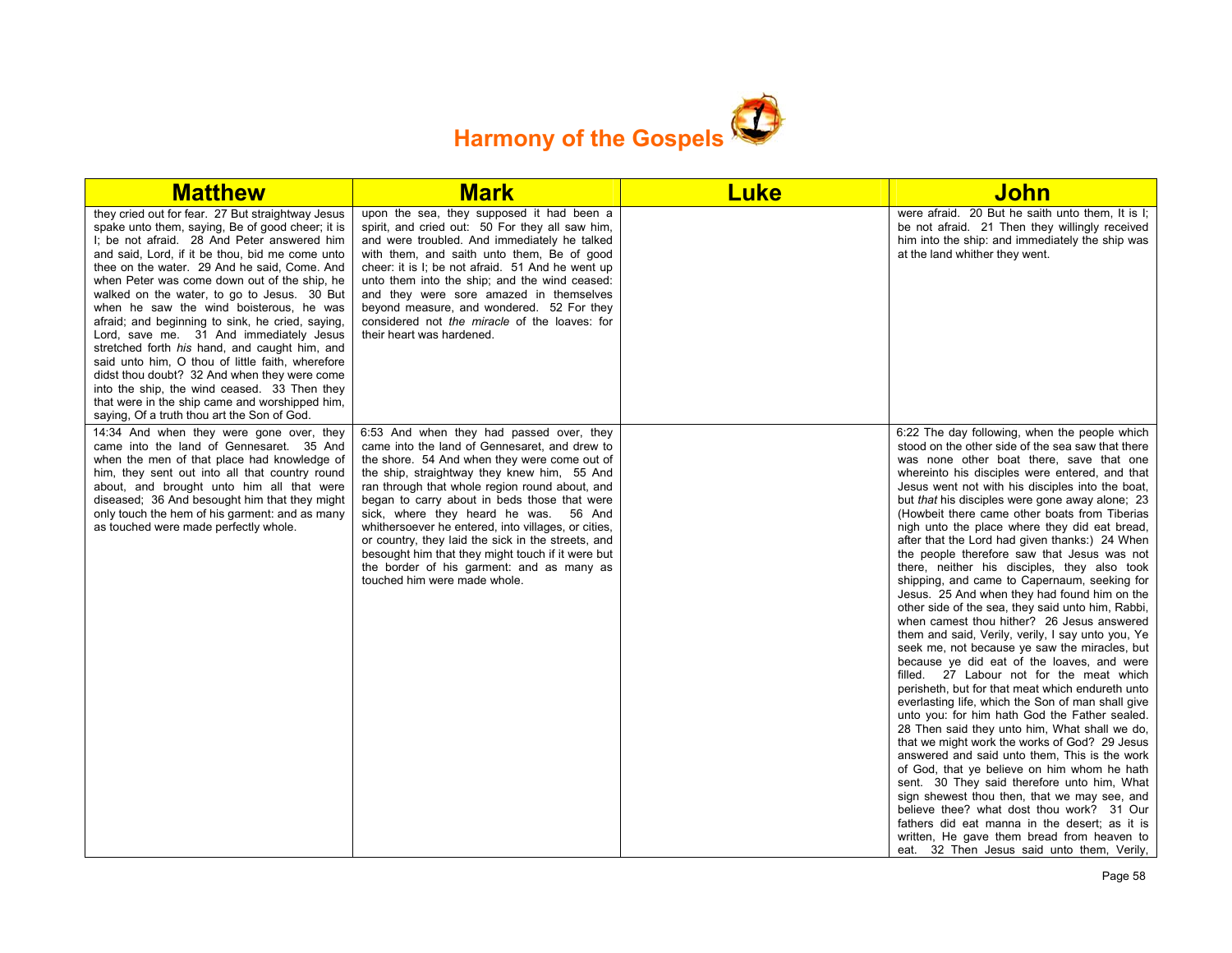# Harmony of the Gospels

| Matthew | Mark | Luke | John |
|---|---|---|---|
| they cried out for fear. 27 But straightway Jesus spake unto them, saying, Be of good cheer; it is I; be not afraid. 28 And Peter answered him and said, Lord, if it be thou, bid me come unto thee on the water. 29 And he said, Come. And when Peter was come down out of the ship, he walked on the water, to go to Jesus. 30 But when he saw the wind boisterous, he was afraid; and beginning to sink, he cried, saying, Lord, save me. 31 And immediately Jesus stretched forth *his* hand, and caught him, and said unto him, O thou of little faith, wherefore didst thou doubt? 32 And when they were come into the ship, the wind ceased. 33 Then they that were in the ship came and worshipped him, saying, Of a truth thou art the Son of God. | upon the sea, they supposed it had been a spirit, and cried out: 50 For they all saw him, and were troubled. And immediately he talked with them, and saith unto them, Be of good cheer: it is I; be not afraid. 51 And he went up unto them into the ship; and the wind ceased: and they were sore amazed in themselves beyond measure, and wondered. 52 For they considered not *the miracle* of the loaves: for their heart was hardened. | | were afraid. 20 But he saith unto them, It is I; be not afraid. 21 Then they willingly received him into the ship: and immediately the ship was at the land whither they went. |
| 14:34 And when they were gone over, they came into the land of Gennesaret. 35 And when the men of that place had knowledge of him, they sent out into all that country round about, and brought unto him all that were diseased; 36 And besought him that they might only touch the hem of his garment: and as many as touched were made perfectly whole. | 6:53 And when they had passed over, they came into the land of Gennesaret, and drew to the shore. 54 And when they were come out of the ship, straightway they knew him, 55 And ran through that whole region round about, and began to carry about in beds those that were sick, where they heard he was. 56 And whithersoever he entered, into villages, or cities, or country, they laid the sick in the streets, and besought him that they might touch if it were but the border of his garment: and as many as touched him were made whole. | | 6:22 The day following, when the people which stood on the other side of the sea saw that there was none other boat there, save that one whereinto his disciples were entered, and that Jesus went not with his disciples into the boat, but *that* his disciples were gone away alone; 23 (Howbeit there came other boats from Tiberias nigh unto the place where they did eat bread, after that the Lord had given thanks:) 24 When the people therefore saw that Jesus was not there, neither his disciples, they also took shipping, and came to Capernaum, seeking for Jesus. 25 And when they had found him on the other side of the sea, they said unto him, Rabbi, when camest thou hither? 26 Jesus answered them and said, Verily, verily, I say unto you, Ye seek me, not because ye saw the miracles, but because ye did eat of the loaves, and were filled. 27 Labour not for the meat which perisheth, but for that meat which endureth unto everlasting life, which the Son of man shall give unto you: for him hath God the Father sealed. 28 Then said they unto him, What shall we do, that we might work the works of God? 29 Jesus answered and said unto them, This is the work of God, that ye believe on him whom he hath sent. 30 They said therefore unto him, What sign shewest thou then, that we may see, and believe thee? what dost thou work? 31 Our fathers did eat manna in the desert; as it is written, He gave them bread from heaven to eat. 32 Then Jesus said unto them, Verily, |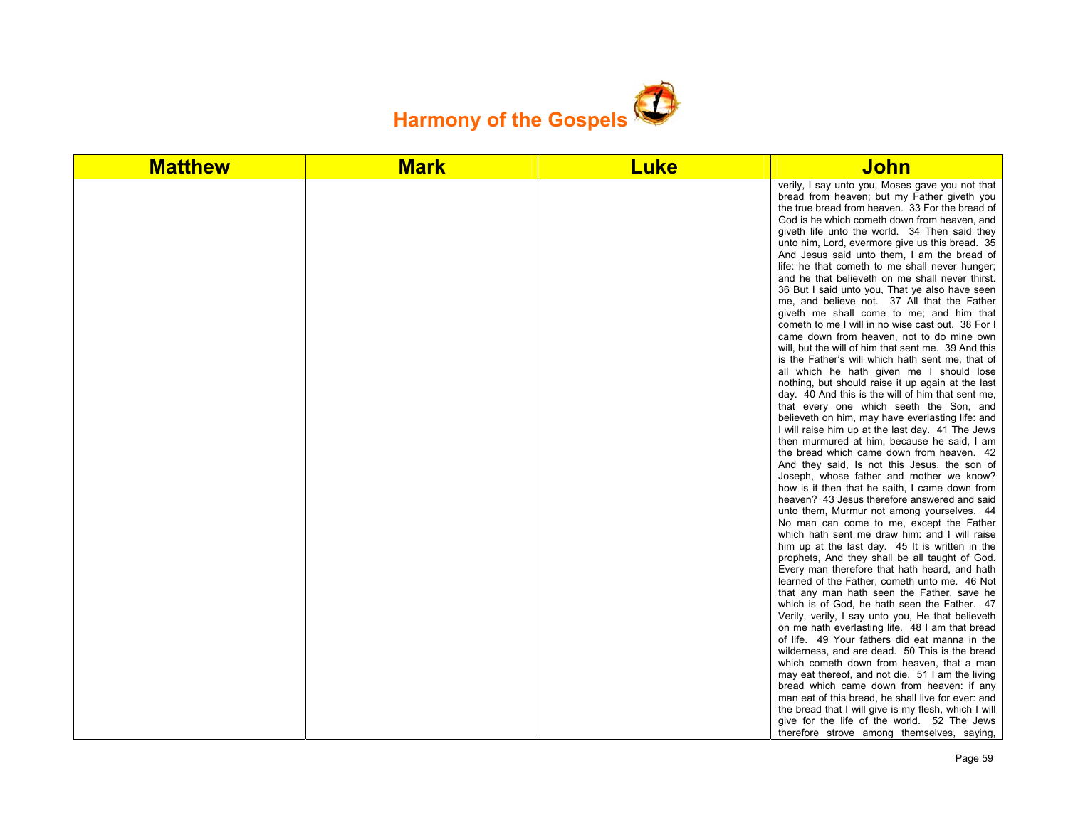# Harmony of the Gospels

| Matthew | Mark | Luke | John |
|---|---|---|---|
| | | | verily, I say unto you, Moses gave you not that bread from heaven; but my Father giveth you the true bread from heaven. 33 For the bread of God is he which cometh down from heaven, and giveth life unto the world. 34 Then said they unto him, Lord, evermore give us this bread. 35 And Jesus said unto them, I am the bread of life: he that cometh to me shall never hunger; and he that believeth on me shall never thirst. 36 But I said unto you, That ye also have seen me, and believe not. 37 All that the Father giveth me shall come to me; and him that cometh to me I will in no wise cast out. 38 For I came down from heaven, not to do mine own will, but the will of him that sent me. 39 And this is the Father's will which hath sent me, that of all which he hath given me I should lose nothing, but should raise it up again at the last day. 40 And this is the will of him that sent me, that every one which seeth the Son, and believeth on him, may have everlasting life: and I will raise him up at the last day. 41 The Jews then murmured at him, because he said, I am the bread which came down from heaven. 42 And they said, Is not this Jesus, the son of Joseph, whose father and mother we know? how is it then that he saith, I came down from heaven? 43 Jesus therefore answered and said unto them, Murmur not among yourselves. 44 No man can come to me, except the Father which hath sent me draw him: and I will raise him up at the last day. 45 It is written in the prophets, And they shall be all taught of God. Every man therefore that hath heard, and hath learned of the Father, cometh unto me. 46 Not that any man hath seen the Father, save he which is of God, he hath seen the Father. 47 Verily, verily, I say unto you, He that believeth on me hath everlasting life. 48 I am that bread of life. 49 Your fathers did eat manna in the wilderness, and are dead. 50 This is the bread which cometh down from heaven, that a man may eat thereof, and not die. 51 I am the living bread which came down from heaven: if any man eat of this bread, he shall live for ever: and the bread that I will give is my flesh, which I will give for the life of the world. 52 The Jews therefore strove among themselves, saying, |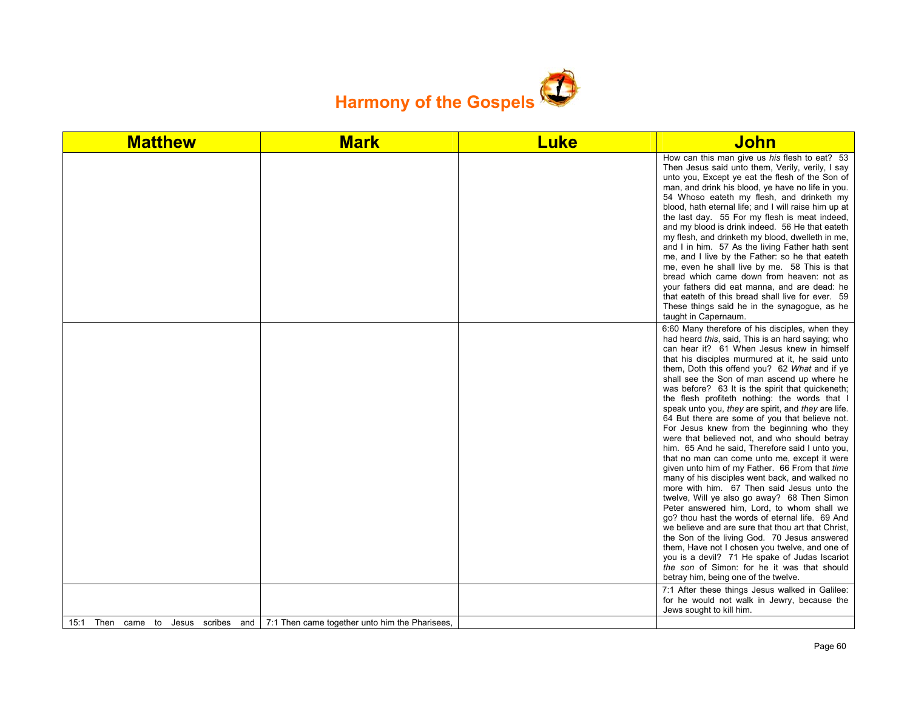# Harmony of the Gospels

| Matthew | Mark | Luke | John |
|---|---|---|---|
| | | | How can this man give us *his* flesh to eat? 53 Then Jesus said unto them, Verily, verily, I say unto you, Except ye eat the flesh of the Son of man, and drink his blood, ye have no life in you. 54 Whoso eateth my flesh, and drinketh my blood, hath eternal life; and I will raise him up at the last day. 55 For my flesh is meat indeed, and my blood is drink indeed. 56 He that eateth my flesh, and drinketh my blood, dwelleth in me, and I in him. 57 As the living Father hath sent me, and I live by the Father: so he that eateth me, even he shall live by me. 58 This is that bread which came down from heaven: not as your fathers did eat manna, and are dead: he that eateth of this bread shall live for ever. 59 These things said he in the synagogue, as he taught in Capernaum. |
| | | | 6:60 Many therefore of his disciples, when they had heard *this*, said, This is an hard saying; who can hear it? 61 When Jesus knew in himself that his disciples murmured at it, he said unto them, Doth this offend you? 62 *What* and if ye shall see the Son of man ascend up where he was before? 63 It is the spirit that quickeneth; the flesh profiteth nothing: the words that I speak unto you, *they* are spirit, and *they* are life. 64 But there are some of you that believe not. For Jesus knew from the beginning who they were that believed not, and who should betray him. 65 And he said, Therefore said I unto you, that no man can come unto me, except it were given unto him of my Father. 66 From that *time* many of his disciples went back, and walked no more with him. 67 Then said Jesus unto the twelve, Will ye also go away? 68 Then Simon Peter answered him, Lord, to whom shall we go? thou hast the words of eternal life. 69 And we believe and are sure that thou art that Christ, the Son of the living God. 70 Jesus answered them, Have not I chosen you twelve, and one of you is a devil? 71 He spake of Judas Iscariot *the son* of Simon: for he it was that should betray him, being one of the twelve. |
| | | | 7:1 After these things Jesus walked in Galilee: for he would not walk in Jewry, because the Jews sought to kill him. |
| 15:1 Then came to Jesus scribes and | 7:1 Then came together unto him the Pharisees, | | |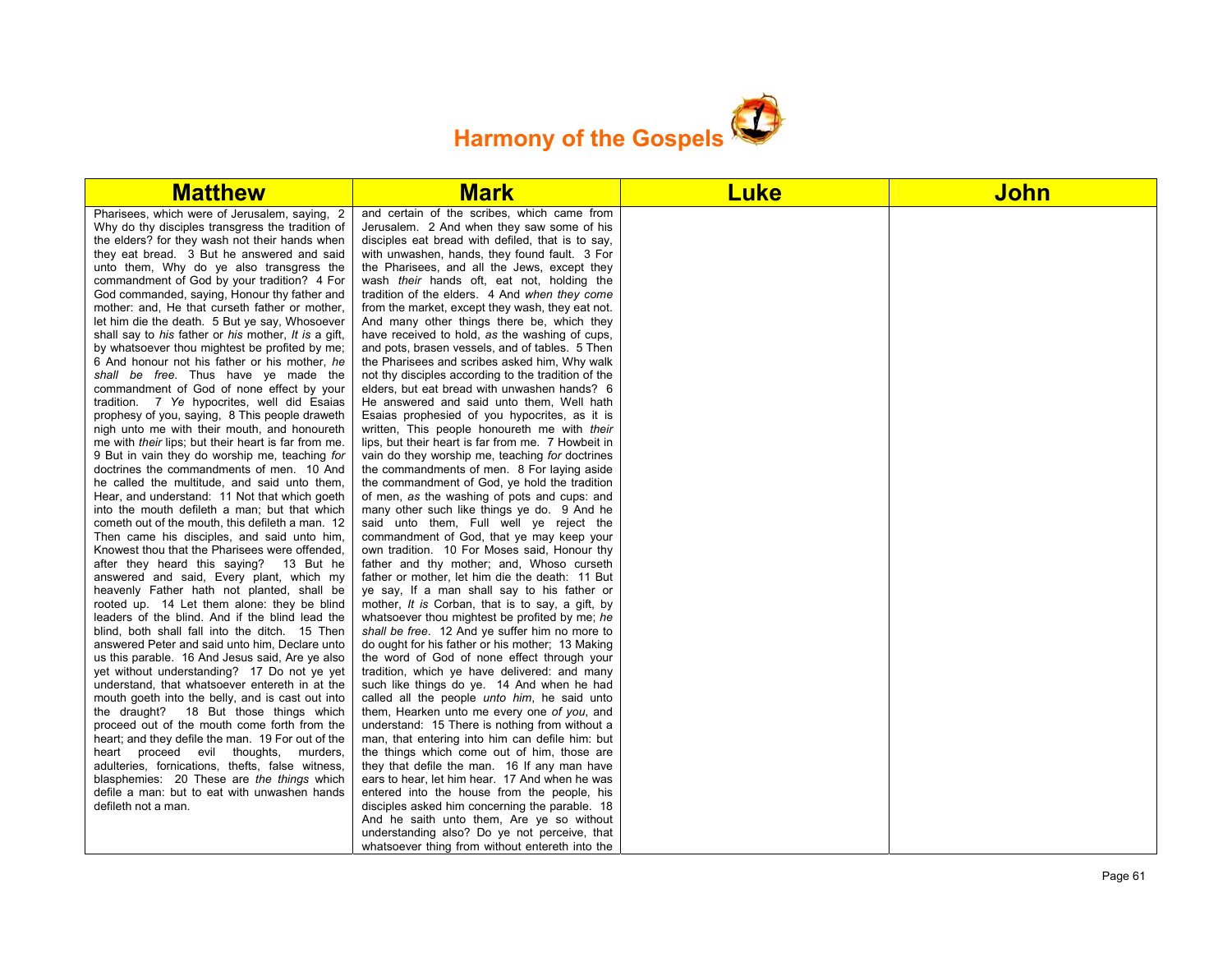# Harmony of the Gospels

| Matthew | Mark | Luke | John |
| --- | --- | --- | --- |
| Pharisees, which were of Jerusalem, saying, 2 Why do thy disciples transgress the tradition of the elders? for they wash not their hands when they eat bread. 3 But he answered and said unto them, Why do ye also transgress the commandment of God by your tradition? 4 For God commanded, saying, Honour thy father and mother: and, He that curseth father or mother, let him die the death. 5 But ye say, Whosoever shall say to *his* father or *his* mother, *It is* a gift, by whatsoever thou mightest be profited by me; 6 And honour not his father or his mother, *he shall be free*. Thus have ye made the commandment of God of none effect by your tradition. 7 *Ye* hypocrites, well did Esaias prophesy of you, saying, 8 This people draweth nigh unto me with their mouth, and honoureth me with *their* lips; but their heart is far from me. 9 But in vain they do worship me, teaching *for* doctrines the commandments of men. 10 And he called the multitude, and said unto them, Hear, and understand: 11 Not that which goeth into the mouth defileth a man; but that which cometh out of the mouth, this defileth a man. 12 Then came his disciples, and said unto him, Knowest thou that the Pharisees were offended, after they heard this saying? 13 But he answered and said, Every plant, which my heavenly Father hath not planted, shall be rooted up. 14 Let them alone: they be blind leaders of the blind. And if the blind lead the blind, both shall fall into the ditch. 15 Then answered Peter and said unto him, Declare unto us this parable. 16 And Jesus said, Are ye also yet without understanding? 17 Do not ye yet understand, that whatsoever entereth in at the mouth goeth into the belly, and is cast out into the draught? 18 But those things which proceed out of the mouth come forth from the heart; and they defile the man. 19 For out of the heart proceed evil thoughts, murders, adulteries, fornications, thefts, false witness, blasphemies: 20 These are *the things* which defile a man: but to eat with unwashen hands defileth not a man. | and certain of the scribes, which came from Jerusalem. 2 And when they saw some of his disciples eat bread with defiled, that is to say, with unwashen, hands, they found fault. 3 For the Pharisees, and all the Jews, except they wash *their* hands oft, eat not, holding the tradition of the elders. 4 And *when they come* from the market, except they wash, they eat not. And many other things there be, which they have received to hold, *as* the washing of cups, and pots, brasen vessels, and of tables. 5 Then the Pharisees and scribes asked him, Why walk not thy disciples according to the tradition of the elders, but eat bread with unwashen hands? 6 He answered and said unto them, Well hath Esaias prophesied of you hypocrites, as it is written, This people honoureth me with *their* lips, but their heart is far from me. 7 Howbeit in vain do they worship me, teaching *for* doctrines the commandments of men. 8 For laying aside the commandment of God, ye hold the tradition of men, *as* the washing of pots and cups: and many other such like things ye do. 9 And he said unto them, Full well ye reject the commandment of God, that ye may keep your own tradition. 10 For Moses said, Honour thy father and thy mother; and, Whoso curseth father or mother, let him die the death: 11 But ye say, If a man shall say to his father or mother, *It is* Corban, that is to say, a gift, by whatsoever thou mightest be profited by me; *he shall be free*. 12 And ye suffer him no more to do ought for his father or his mother; 13 Making the word of God of none effect through your tradition, which ye have delivered: and many such like things do ye. 14 And when he had called all the people *unto him*, he said unto them, Hearken unto me every one *of you*, and understand: 15 There is nothing from without a man, that entering into him can defile him: but the things which come out of him, those are they that defile the man. 16 If any man have ears to hear, let him hear. 17 And when he was entered into the house from the people, his disciples asked him concerning the parable. 18 And he saith unto them, Are ye so without understanding also? Do ye not perceive, that whatsoever thing from without entereth into the | | |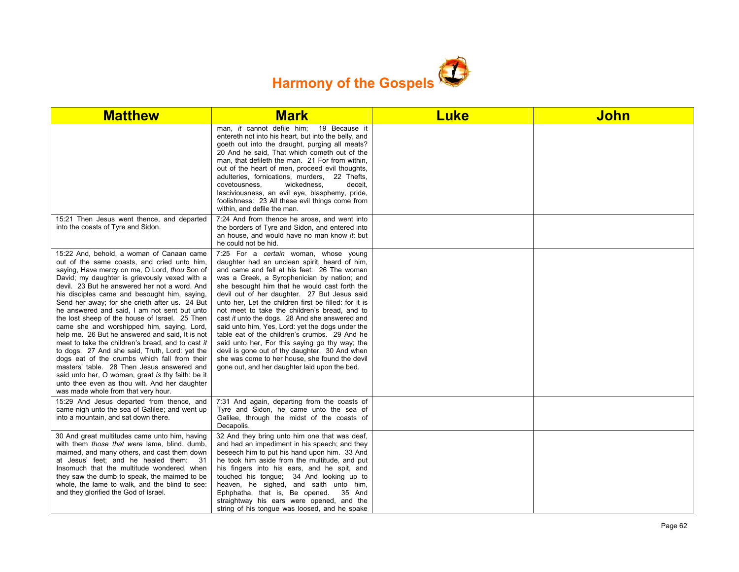# Harmony of the Gospels

| Matthew | Mark | Luke | John |
|---|---|---|---|
| | man, *it* cannot defile him; 19 Because it entereth not into his heart, but into the belly, and goeth out into the draught, purging all meats? 20 And he said, That which cometh out of the man, that defileth the man. 21 For from within, out of the heart of men, proceed evil thoughts, adulteries, fornications, murders, 22 Thefts, covetousness, wickedness, deceit, lasciviousness, an evil eye, blasphemy, pride, foolishness: 23 All these evil things come from within, and defile the man. | | |
| 15:21 Then Jesus went thence, and departed into the coasts of Tyre and Sidon. | 7:24 And from thence he arose, and went into the borders of Tyre and Sidon, and entered into an house, and would have no man know *it*: but he could not be hid. | | |
| 15:22 And, behold, a woman of Canaan came out of the same coasts, and cried unto him, saying, Have mercy on me, O Lord, *thou* Son of David; my daughter is grievously vexed with a devil. 23 But he answered her not a word. And his disciples came and besought him, saying, Send her away; for she crieth after us. 24 But he answered and said, I am not sent but unto the lost sheep of the house of Israel. 25 Then came she and worshipped him, saying, Lord, help me. 26 But he answered and said, It is not meet to take the children's bread, and to cast *it* to dogs. 27 And she said, Truth, Lord: yet the dogs eat of the crumbs which fall from their masters' table. 28 Then Jesus answered and said unto her, O woman, great *is* thy faith: be it unto thee even as thou wilt. And her daughter was made whole from that very hour. | 7:25 For a *certain* woman, whose young daughter had an unclean spirit, heard of him, and came and fell at his feet: 26 The woman was a Greek, a Syrophenician by nation; and she besought him that he would cast forth the devil out of her daughter. 27 But Jesus said unto her, Let the children first be filled: for it is not meet to take the children's bread, and to cast *it* unto the dogs. 28 And she answered and said unto him, Yes, Lord: yet the dogs under the table eat of the children's crumbs. 29 And he said unto her, For this saying go thy way; the devil is gone out of thy daughter. 30 And when she was come to her house, she found the devil gone out, and her daughter laid upon the bed. | | |
| 15:29 And Jesus departed from thence, and came nigh unto the sea of Galilee; and went up into a mountain, and sat down there. | 7:31 And again, departing from the coasts of Tyre and Sidon, he came unto the sea of Galilee, through the midst of the coasts of Decapolis. | | |
| 30 And great multitudes came unto him, having with them *those that were* lame, blind, dumb, maimed, and many others, and cast them down at Jesus' feet; and he healed them: 31 Insomuch that the multitude wondered, when they saw the dumb to speak, the maimed to be whole, the lame to walk, and the blind to see: and they glorified the God of Israel. | 32 And they bring unto him one that was deaf, and had an impediment in his speech; and they beseech him to put his hand upon him. 33 And he took him aside from the multitude, and put his fingers into his ears, and he spit, and touched his tongue; 34 And looking up to heaven, he sighed, and saith unto him, Ephphatha, that is, Be opened. 35 And straightway his ears were opened, and the string of his tongue was loosed, and he spake | | |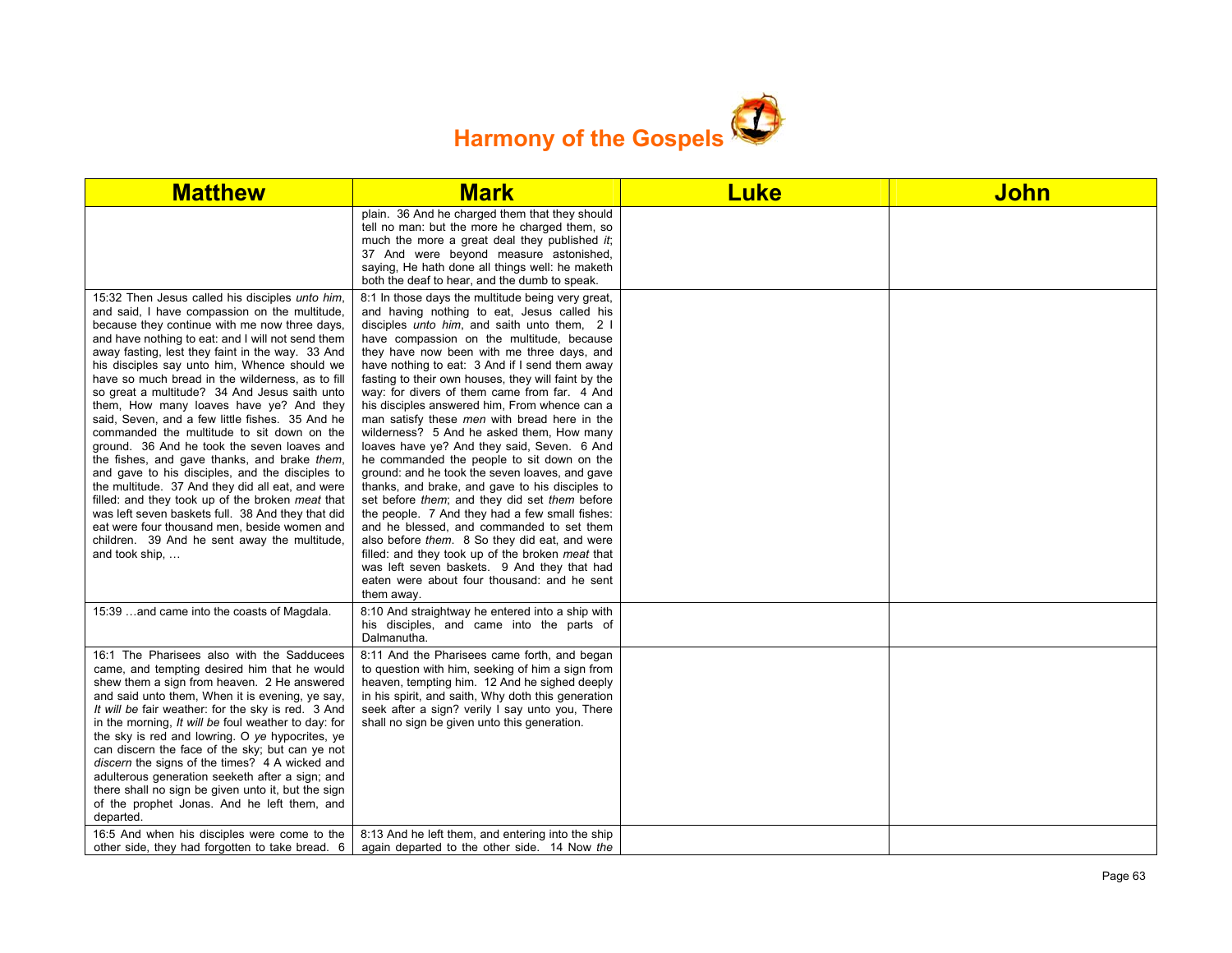# Harmony of the Gospels

| Matthew | Mark | Luke | John |
|---|---|---|---|
| | plain. 36 And he charged them that they should tell no man: but the more he charged them, so much the more a great deal they published *it*; 37 And were beyond measure astonished, saying, He hath done all things well: he maketh both the deaf to hear, and the dumb to speak. | | |
| 15:32 Then Jesus called his disciples *unto him*, and said, I have compassion on the multitude, because they continue with me now three days, and have nothing to eat: and I will not send them away fasting, lest they faint in the way. 33 And his disciples say unto him, Whence should we have so much bread in the wilderness, as to fill so great a multitude? 34 And Jesus saith unto them, How many loaves have ye? And they said, Seven, and a few little fishes. 35 And he commanded the multitude to sit down on the ground. 36 And he took the seven loaves and the fishes, and gave thanks, and brake *them*, and gave to his disciples, and the disciples to the multitude. 37 And they did all eat, and were filled: and they took up of the broken *meat* that was left seven baskets full. 38 And they that did eat were four thousand men, beside women and children. 39 And he sent away the multitude, and took ship, … | 8:1 In those days the multitude being very great, and having nothing to eat, Jesus called his disciples *unto him*, and saith unto them, 2 I have compassion on the multitude, because they have now been with me three days, and have nothing to eat: 3 And if I send them away fasting to their own houses, they will faint by the way: for divers of them came from far. 4 And his disciples answered him, From whence can a man satisfy these *men* with bread here in the wilderness? 5 And he asked them, How many loaves have ye? And they said, Seven. 6 And he commanded the people to sit down on the ground: and he took the seven loaves, and gave thanks, and brake, and gave to his disciples to set before *them*; and they did set *them* before the people. 7 And they had a few small fishes: and he blessed, and commanded to set them also before *them*. 8 So they did eat, and were filled: and they took up of the broken *meat* that was left seven baskets. 9 And they that had eaten were about four thousand: and he sent them away. | | |
| 15:39 …and came into the coasts of Magdala. | 8:10 And straightway he entered into a ship with his disciples, and came into the parts of Dalmanutha. | | |
| 16:1 The Pharisees also with the Sadducees came, and tempting desired him that he would shew them a sign from heaven. 2 He answered and said unto them, When it is evening, ye say, *It will be* fair weather: for the sky is red. 3 And in the morning, *It will be* foul weather to day: for the sky is red and lowring. O *ye* hypocrites, ye can discern the face of the sky; but can ye not *discern* the signs of the times? 4 A wicked and adulterous generation seeketh after a sign; and there shall no sign be given unto it, but the sign of the prophet Jonas. And he left them, and departed. | 8:11 And the Pharisees came forth, and began to question with him, seeking of him a sign from heaven, tempting him. 12 And he sighed deeply in his spirit, and saith, Why doth this generation seek after a sign? verily I say unto you, There shall no sign be given unto this generation. | | |
| 16:5 And when his disciples were come to the other side, they had forgotten to take bread. 6 | 8:13 And he left them, and entering into the ship again departed to the other side. 14 Now *the* | | |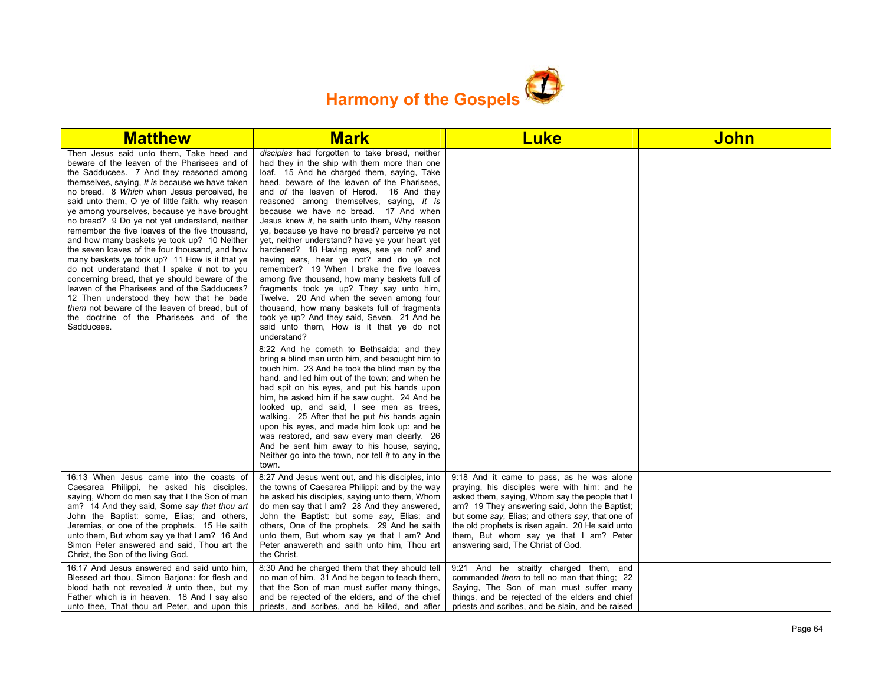# Harmony of the Gospels

| Matthew | Mark | Luke | John |
|---|---|---|---|
| Then Jesus said unto them, Take heed and beware of the leaven of the Pharisees and of the Sadducees. 7 And they reasoned among themselves, saying, *It is* because we have taken no bread. 8 *Which* when Jesus perceived, he said unto them, O ye of little faith, why reason ye among yourselves, because ye have brought no bread? 9 Do ye not yet understand, neither remember the five loaves of the five thousand, and how many baskets ye took up? 10 Neither the seven loaves of the four thousand, and how many baskets ye took up? 11 How is it that ye do not understand that I spake *it* not to you concerning bread, that ye should beware of the leaven of the Pharisees and of the Sadducees? 12 Then understood they how that he bade *them* not beware of the leaven of bread, but of the doctrine of the Pharisees and of the Sadducees. | *disciples* had forgotten to take bread, neither had they in the ship with them more than one loaf. 15 And he charged them, saying, Take heed, beware of the leaven of the Pharisees, and *of* the leaven of Herod. 16 And they reasoned among themselves, saying, *It is* because we have no bread. 17 And when Jesus knew *it*, he saith unto them, Why reason ye, because ye have no bread? perceive ye not yet, neither understand? have ye your heart yet hardened? 18 Having eyes, see ye not? and having ears, hear ye not? and do ye not remember? 19 When I brake the five loaves among five thousand, how many baskets full of fragments took ye up? They say unto him, Twelve. 20 And when the seven among four thousand, how many baskets full of fragments took ye up? And they said, Seven. 21 And he said unto them, How is it that ye do not understand? | | |
| | 8:22 And he cometh to Bethsaida; and they bring a blind man unto him, and besought him to touch him. 23 And he took the blind man by the hand, and led him out of the town; and when he had spit on his eyes, and put his hands upon him, he asked him if he saw ought. 24 And he looked up, and said, I see men as trees, walking. 25 After that he put *his* hands again upon his eyes, and made him look up: and he was restored, and saw every man clearly. 26 And he sent him away to his house, saying, Neither go into the town, nor tell *it* to any in the town. | | |
| 16:13 When Jesus came into the coasts of Caesarea Philippi, he asked his disciples, saying, Whom do men say that I the Son of man am? 14 And they said, Some *say that thou art* John the Baptist: some, Elias; and others, Jeremias, or one of the prophets. 15 He saith unto them, But whom say ye that I am? 16 And Simon Peter answered and said, Thou art the Christ, the Son of the living God. | 8:27 And Jesus went out, and his disciples, into the towns of Caesarea Philippi: and by the way he asked his disciples, saying unto them, Whom do men say that I am? 28 And they answered, John the Baptist: but some *say*, Elias; and others, One of the prophets. 29 And he saith unto them, But whom say ye that I am? And Peter answereth and saith unto him, Thou art the Christ. | 9:18 And it came to pass, as he was alone praying, his disciples were with him: and he asked them, saying, Whom say the people that I am? 19 They answering said, John the Baptist; but some *say*, Elias; and others *say*, that one of the old prophets is risen again. 20 He said unto them, But whom say ye that I am? Peter answering said, The Christ of God. | |
| 16:17 And Jesus answered and said unto him, Blessed art thou, Simon Barjona: for flesh and blood hath not revealed *it* unto thee, but my Father which is in heaven. 18 And I say also unto thee, That thou art Peter, and upon this | 8:30 And he charged them that they should tell no man of him. 31 And he began to teach them, that the Son of man must suffer many things, and be rejected of the elders, and *of* the chief priests, and scribes, and be killed, and after | 9:21 And he straitly charged them, and commanded *them* to tell no man that thing; 22 Saying, The Son of man must suffer many things, and be rejected of the elders and chief priests and scribes, and be slain, and be raised | |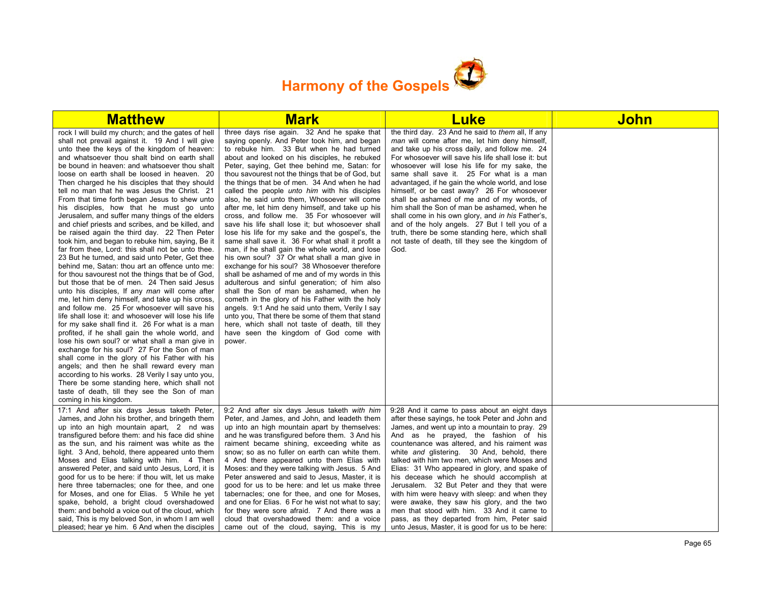# Harmony of the Gospels

| Matthew | Mark | Luke | John |
|---|---|---|---|
| rock I will build my church; and the gates of hell shall not prevail against it. 19 And I will give unto thee the keys of the kingdom of heaven: and whatsoever thou shalt bind on earth shall be bound in heaven: and whatsoever thou shalt loose on earth shall be loosed in heaven. 20 Then charged he his disciples that they should tell no man that he was Jesus the Christ. 21 From that time forth began Jesus to shew unto his disciples, how that he must go unto Jerusalem, and suffer many things of the elders and chief priests and scribes, and be killed, and be raised again the third day. 22 Then Peter took him, and began to rebuke him, saying, Be it far from thee, Lord: this shall not be unto thee. 23 But he turned, and said unto Peter, Get thee behind me, Satan: thou art an offence unto me: for thou savourest not the things that be of God, but those that be of men. 24 Then said Jesus unto his disciples, If any *man* will come after me, let him deny himself, and take up his cross, and follow me. 25 For whosoever will save his life shall lose it: and whosoever will lose his life for my sake shall find it. 26 For what is a man profited, if he shall gain the whole world, and lose his own soul? or what shall a man give in exchange for his soul? 27 For the Son of man shall come in the glory of his Father with his angels; and then he shall reward every man according to his works. 28 Verily I say unto you, There be some standing here, which shall not taste of death, till they see the Son of man coming in his kingdom. | three days rise again. 32 And he spake that saying openly. And Peter took him, and began to rebuke him. 33 But when he had turned about and looked on his disciples, he rebuked Peter, saying, Get thee behind me, Satan: for thou savourest not the things that be of God, but the things that be of men. 34 And when he had called the people *unto him* with his disciples also, he said unto them, Whosoever will come after me, let him deny himself, and take up his cross, and follow me. 35 For whosoever will save his life shall lose it; but whosoever shall lose his life for my sake and the gospel's, the same shall save it. 36 For what shall it profit a man, if he shall gain the whole world, and lose his own soul? 37 Or what shall a man give in exchange for his soul? 38 Whosoever therefore shall be ashamed of me and of my words in this adulterous and sinful generation; of him also shall the Son of man be ashamed, when he cometh in the glory of his Father with the holy angels. 9:1 And he said unto them, Verily I say unto you, That there be some of them that stand here, which shall not taste of death, till they have seen the kingdom of God come with power. | the third day. 23 And he said to *them* all, If any *man* will come after me, let him deny himself, and take up his cross daily, and follow me. 24 For whosoever will save his life shall lose it: but whosoever will lose his life for my sake, the same shall save it. 25 For what is a man advantaged, if he gain the whole world, and lose himself, or be cast away? 26 For whosoever shall be ashamed of me and of my words, of him shall the Son of man be ashamed, when he shall come in his own glory, and *in his* Father's, and of the holy angels. 27 But I tell you of a truth, there be some standing here, which shall not taste of death, till they see the kingdom of God. | |
| 17:1 And after six days Jesus taketh Peter, James, and John his brother, and bringeth them up into an high mountain apart, 2 nd was transfigured before them: and his face did shine as the sun, and his raiment was white as the light. 3 And, behold, there appeared unto them Moses and Elias talking with him. 4 Then answered Peter, and said unto Jesus, Lord, it is good for us to be here: if thou wilt, let us make here three tabernacles; one for thee, and one for Moses, and one for Elias. 5 While he yet spake, behold, a bright cloud overshadowed them: and behold a voice out of the cloud, which said, This is my beloved Son, in whom I am well pleased; hear ye him. 6 And when the disciples | 9:2 And after six days Jesus taketh *with him* Peter, and James, and John, and leadeth them up into an high mountain apart by themselves: and he was transfigured before them. 3 And his raiment became shining, exceeding white as snow; so as no fuller on earth can white them. 4 And there appeared unto them Elias with Moses: and they were talking with Jesus. 5 And Peter answered and said to Jesus, Master, it is good for us to be here: and let us make three tabernacles; one for thee, and one for Moses, and one for Elias. 6 For he wist not what to say; for they were sore afraid. 7 And there was a cloud that overshadowed them: and a voice came out of the cloud, saying, This is my | 9:28 And it came to pass about an eight days after these sayings, he took Peter and John and James, and went up into a mountain to pray. 29 And as he prayed, the fashion of his countenance was altered, and his raiment *was* white *and* glistering. 30 And, behold, there talked with him two men, which were Moses and Elias: 31 Who appeared in glory, and spake of his decease which he should accomplish at Jerusalem. 32 But Peter and they that were with him were heavy with sleep: and when they were awake, they saw his glory, and the two men that stood with him. 33 And it came to pass, as they departed from him, Peter said unto Jesus, Master, it is good for us to be here: | |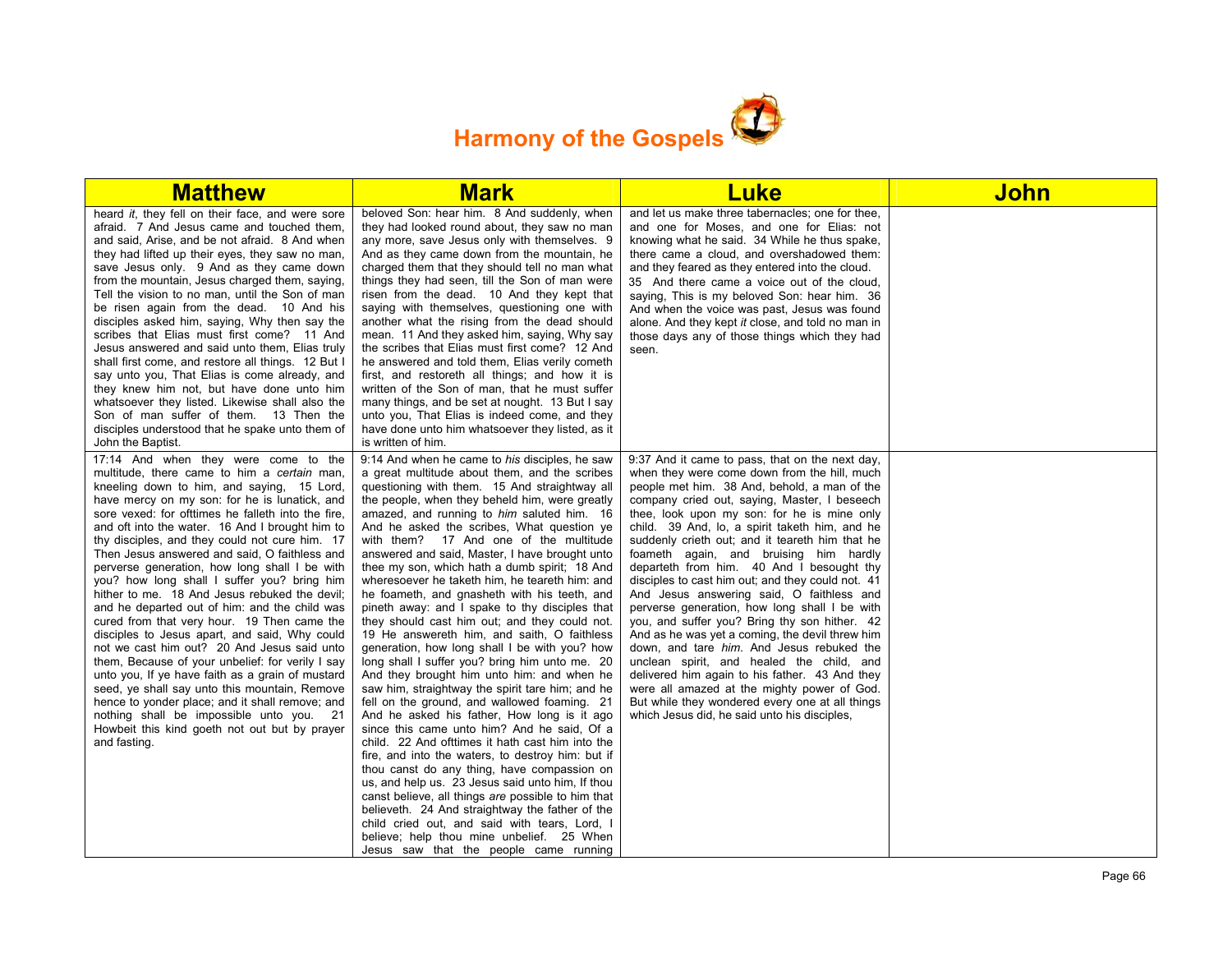# Harmony of the Gospels

| Matthew | Mark | Luke | John |
| --- | --- | --- | --- |
| heard *it*, they fell on their face, and were sore afraid. 7 And Jesus came and touched them, and said, Arise, and be not afraid. 8 And when they had lifted up their eyes, they saw no man, save Jesus only. 9 And as they came down from the mountain, Jesus charged them, saying, Tell the vision to no man, until the Son of man be risen again from the dead. 10 And his disciples asked him, saying, Why then say the scribes that Elias must first come? 11 And Jesus answered and said unto them, Elias truly shall first come, and restore all things. 12 But I say unto you, That Elias is come already, and they knew him not, but have done unto him whatsoever they listed. Likewise shall also the Son of man suffer of them. 13 Then the disciples understood that he spake unto them of John the Baptist. | beloved Son: hear him. 8 And suddenly, when they had looked round about, they saw no man any more, save Jesus only with themselves. 9 And as they came down from the mountain, he charged them that they should tell no man what things they had seen, till the Son of man were risen from the dead. 10 And they kept that saying with themselves, questioning one with another what the rising from the dead should mean. 11 And they asked him, saying, Why say the scribes that Elias must first come? 12 And he answered and told them, Elias verily cometh first, and restoreth all things; and how it is written of the Son of man, that he must suffer many things, and be set at nought. 13 But I say unto you, That Elias is indeed come, and they have done unto him whatsoever they listed, as it is written of him. | and let us make three tabernacles; one for thee, and one for Moses, and one for Elias: not knowing what he said. 34 While he thus spake, there came a cloud, and overshadowed them: and they feared as they entered into the cloud. 35 And there came a voice out of the cloud, saying, This is my beloved Son: hear him. 36 And when the voice was past, Jesus was found alone. And they kept *it* close, and told no man in those days any of those things which they had seen. | |
| 17:14 And when they were come to the multitude, there came to him a *certain* man, kneeling down to him, and saying, 15 Lord, have mercy on my son: for he is lunatick, and sore vexed: for ofttimes he falleth into the fire, and oft into the water. 16 And I brought him to thy disciples, and they could not cure him. 17 Then Jesus answered and said, O faithless and perverse generation, how long shall I be with you? how long shall I suffer you? bring him hither to me. 18 And Jesus rebuked the devil; and he departed out of him: and the child was cured from that very hour. 19 Then came the disciples to Jesus apart, and said, Why could not we cast him out? 20 And Jesus said unto them, Because of your unbelief: for verily I say unto you, If ye have faith as a grain of mustard seed, ye shall say unto this mountain, Remove hence to yonder place; and it shall remove; and nothing shall be impossible unto you. 21 Howbeit this kind goeth not out but by prayer and fasting. | 9:14 And when he came to *his* disciples, he saw a great multitude about them, and the scribes questioning with them. 15 And straightway all the people, when they beheld him, were greatly amazed, and running to *him* saluted him. 16 And he asked the scribes, What question ye with them? 17 And one of the multitude answered and said, Master, I have brought unto thee my son, which hath a dumb spirit; 18 And wheresoever he taketh him, he teareth him: and he foameth, and gnasheth with his teeth, and pineth away: and I spake to thy disciples that they should cast him out; and they could not. 19 He answereth him, and saith, O faithless generation, how long shall I be with you? how long shall I suffer you? bring him unto me. 20 And they brought him unto him: and when he saw him, straightway the spirit tare him; and he fell on the ground, and wallowed foaming. 21 And he asked his father, How long is it ago since this came unto him? And he said, Of a child. 22 And ofttimes it hath cast him into the fire, and into the waters, to destroy him: but if thou canst do any thing, have compassion on us, and help us. 23 Jesus said unto him, If thou canst believe, all things *are* possible to him that believeth. 24 And straightway the father of the child cried out, and said with tears, Lord, I believe; help thou mine unbelief. 25 When Jesus saw that the people came running | 9:37 And it came to pass, that on the next day, when they were come down from the hill, much people met him. 38 And, behold, a man of the company cried out, saying, Master, I beseech thee, look upon my son: for he is mine only child. 39 And, lo, a spirit taketh him, and he suddenly crieth out; and it teareth him that he foameth again, and bruising him hardly departeth from him. 40 And I besought thy disciples to cast him out; and they could not. 41 And Jesus answering said, O faithless and perverse generation, how long shall I be with you, and suffer you? Bring thy son hither. 42 And as he was yet a coming, the devil threw him down, and tare *him*. And Jesus rebuked the unclean spirit, and healed the child, and delivered him again to his father. 43 And they were all amazed at the mighty power of God. But while they wondered every one at all things which Jesus did, he said unto his disciples, | |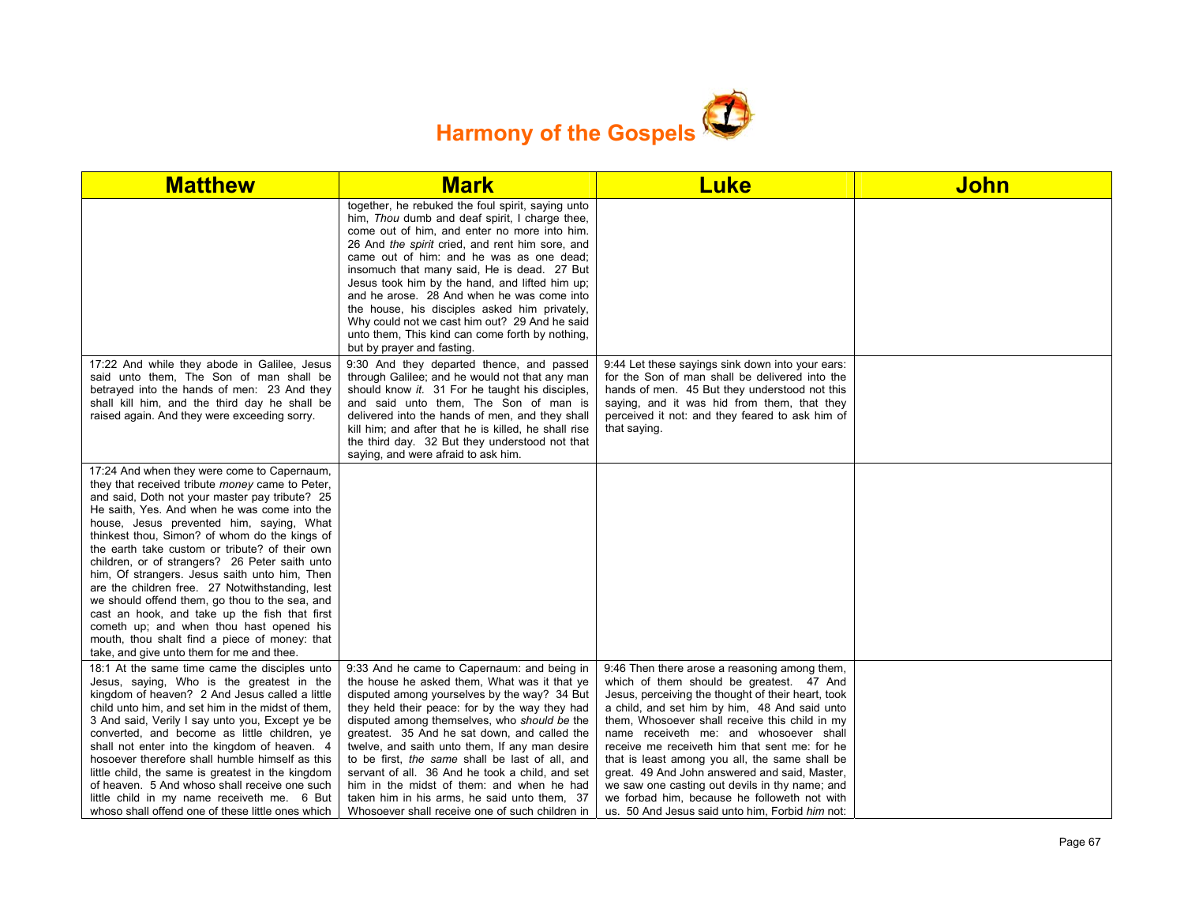# Harmony of the Gospels

| Matthew | Mark | Luke | John |
|---|---|---|---|
| | together, he rebuked the foul spirit, saying unto him, *Thou* dumb and deaf spirit, I charge thee, come out of him, and enter no more into him. 26 And *the spirit* cried, and rent him sore, and came out of him: and he was as one dead; insomuch that many said, He is dead. 27 But Jesus took him by the hand, and lifted him up; and he arose. 28 And when he was come into the house, his disciples asked him privately, Why could not we cast him out? 29 And he said unto them, This kind can come forth by nothing, but by prayer and fasting. | | |
| 17:22 And while they abode in Galilee, Jesus said unto them, The Son of man shall be betrayed into the hands of men: 23 And they shall kill him, and the third day he shall be raised again. And they were exceeding sorry. | 9:30 And they departed thence, and passed through Galilee; and he would not that any man should know *it*. 31 For he taught his disciples, and said unto them, The Son of man is delivered into the hands of men, and they shall kill him; and after that he is killed, he shall rise the third day. 32 But they understood not that saying, and were afraid to ask him. | 9:44 Let these sayings sink down into your ears: for the Son of man shall be delivered into the hands of men. 45 But they understood not this saying, and it was hid from them, that they perceived it not: and they feared to ask him of that saying. | |
| 17:24 And when they were come to Capernaum, they that received tribute *money* came to Peter, and said, Doth not your master pay tribute? 25 He saith, Yes. And when he was come into the house, Jesus prevented him, saying, What thinkest thou, Simon? of whom do the kings of the earth take custom or tribute? of their own children, or of strangers? 26 Peter saith unto him, Of strangers. Jesus saith unto him, Then are the children free. 27 Notwithstanding, lest we should offend them, go thou to the sea, and cast an hook, and take up the fish that first cometh up; and when thou hast opened his mouth, thou shalt find a piece of money: that take, and give unto them for me and thee. | | | |
| 18:1 At the same time came the disciples unto Jesus, saying, Who is the greatest in the kingdom of heaven? 2 And Jesus called a little child unto him, and set him in the midst of them, 3 And said, Verily I say unto you, Except ye be converted, and become as little children, ye shall not enter into the kingdom of heaven. 4 hosoever therefore shall humble himself as this little child, the same is greatest in the kingdom of heaven. 5 And whoso shall receive one such little child in my name receiveth me. 6 But whoso shall offend one of these little ones which | 9:33 And he came to Capernaum: and being in the house he asked them, What was it that ye disputed among yourselves by the way? 34 But they held their peace: for by the way they had disputed among themselves, who *should be* the greatest. 35 And he sat down, and called the twelve, and saith unto them, If any man desire to be first, *the same* shall be last of all, and servant of all. 36 And he took a child, and set him in the midst of them: and when he had taken him in his arms, he said unto them, 37 Whosoever shall receive one of such children in | 9:46 Then there arose a reasoning among them, which of them should be greatest. 47 And Jesus, perceiving the thought of their heart, took a child, and set him by him, 48 And said unto them, Whosoever shall receive this child in my name receiveth me: and whosoever shall receive me receiveth him that sent me: for he that is least among you all, the same shall be great. 49 And John answered and said, Master, we saw one casting out devils in thy name; and we forbad him, because he followeth not with us. 50 And Jesus said unto him, Forbid *him* not: | |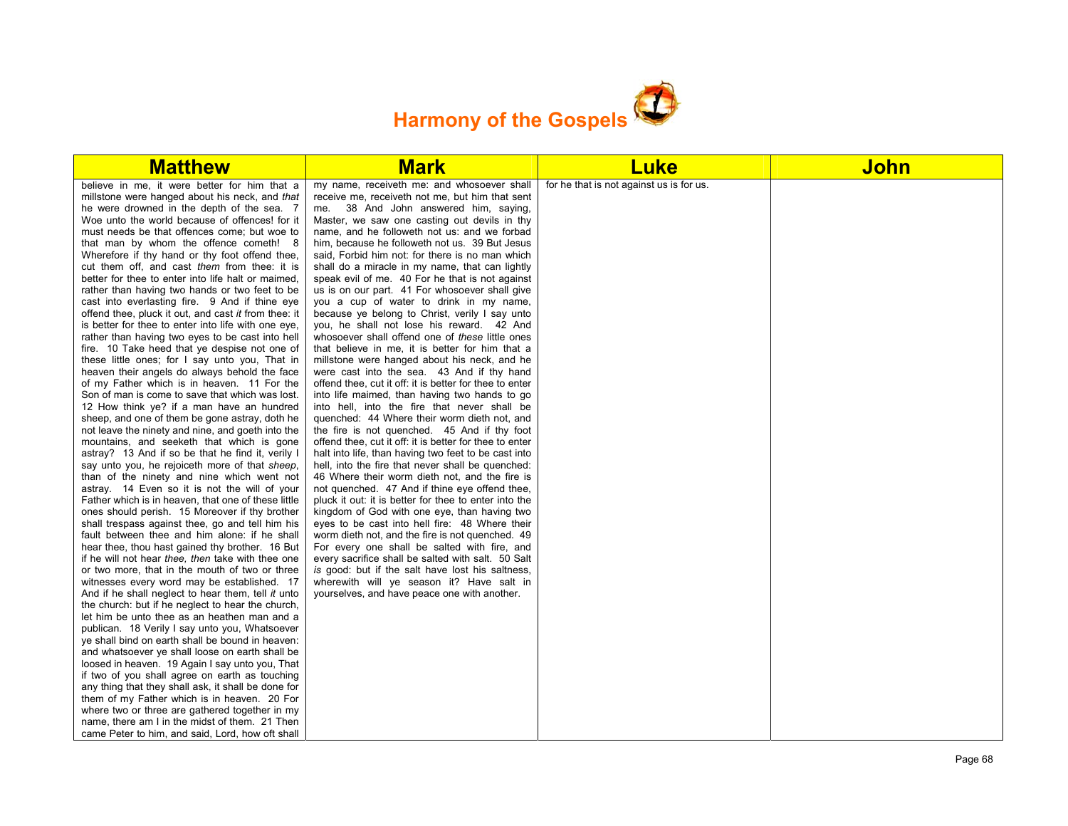# Harmony of the Gospels

| Matthew | Mark | Luke | John |
|---|---|---|---|
| believe in me, it were better for him that a millstone were hanged about his neck, and *that* he were drowned in the depth of the sea. 7 Woe unto the world because of offences! for it must needs be that offences come; but woe to that man by whom the offence cometh! 8 Wherefore if thy hand or thy foot offend thee, cut them off, and cast *them* from thee: it is better for thee to enter into life halt or maimed, rather than having two hands or two feet to be cast into everlasting fire. 9 And if thine eye offend thee, pluck it out, and cast *it* from thee: it is better for thee to enter into life with one eye, rather than having two eyes to be cast into hell fire. 10 Take heed that ye despise not one of these little ones; for I say unto you, That in heaven their angels do always behold the face of my Father which is in heaven. 11 For the Son of man is come to save that which was lost. 12 How think ye? if a man have an hundred sheep, and one of them be gone astray, doth he not leave the ninety and nine, and goeth into the mountains, and seeketh that which is gone astray? 13 And if so be that he find it, verily I say unto you, he rejoiceth more of that *sheep*, than of the ninety and nine which went not astray. 14 Even so it is not the will of your Father which is in heaven, that one of these little ones should perish. 15 Moreover if thy brother shall trespass against thee, go and tell him his fault between thee and him alone: if he shall hear thee, thou hast gained thy brother. 16 But if he will not hear *thee, then* take with thee one or two more, that in the mouth of two or three witnesses every word may be established. 17 And if he shall neglect to hear them, tell *it* unto the church: but if he neglect to hear the church, let him be unto thee as an heathen man and a publican. 18 Verily I say unto you, Whatsoever ye shall bind on earth shall be bound in heaven: and whatsoever ye shall loose on earth shall be loosed in heaven. 19 Again I say unto you, That if two of you shall agree on earth as touching any thing that they shall ask, it shall be done for them of my Father which is in heaven. 20 For where two or three are gathered together in my name, there am I in the midst of them. 21 Then came Peter to him, and said, Lord, how oft shall | my name, receiveth me: and whosoever shall receive me, receiveth not me, but him that sent me. 38 And John answered him, saying, Master, we saw one casting out devils in thy name, and he followeth not us: and we forbad him, because he followeth not us. 39 But Jesus said, Forbid him not: for there is no man which shall do a miracle in my name, that can lightly speak evil of me. 40 For he that is not against us is on our part. 41 For whosoever shall give you a cup of water to drink in my name, because ye belong to Christ, verily I say unto you, he shall not lose his reward. 42 And whosoever shall offend one of *these* little ones that believe in me, it is better for him that a millstone were hanged about his neck, and he were cast into the sea. 43 And if thy hand offend thee, cut it off: it is better for thee to enter into life maimed, than having two hands to go into hell, into the fire that never shall be quenched: 44 Where their worm dieth not, and the fire is not quenched. 45 And if thy foot offend thee, cut it off: it is better for thee to enter halt into life, than having two feet to be cast into hell, into the fire that never shall be quenched: 46 Where their worm dieth not, and the fire is not quenched. 47 And if thine eye offend thee, pluck it out: it is better for thee to enter into the kingdom of God with one eye, than having two eyes to be cast into hell fire: 48 Where their worm dieth not, and the fire is not quenched. 49 For every one shall be salted with fire, and every sacrifice shall be salted with salt. 50 Salt *is* good: but if the salt have lost his saltness, wherewith will ye season it? Have salt in yourselves, and have peace one with another. | for he that is not against us is for us. | |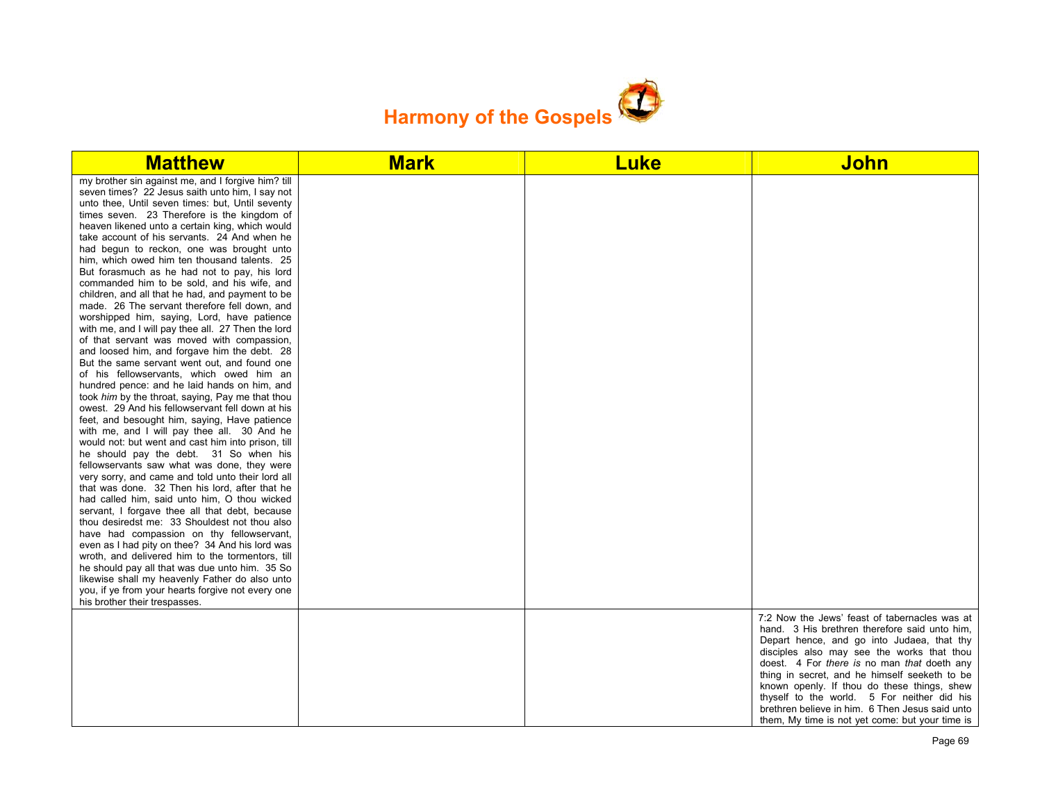# Harmony of the Gospels

| Matthew | Mark | Luke | John |
|---|---|---|---|
| my brother sin against me, and I forgive him? till seven times? 22 Jesus saith unto him, I say not unto thee, Until seven times: but, Until seventy times seven. 23 Therefore is the kingdom of heaven likened unto a certain king, which would take account of his servants. 24 And when he had begun to reckon, one was brought unto him, which owed him ten thousand talents. 25 But forasmuch as he had not to pay, his lord commanded him to be sold, and his wife, and children, and all that he had, and payment to be made. 26 The servant therefore fell down, and worshipped him, saying, Lord, have patience with me, and I will pay thee all. 27 Then the lord of that servant was moved with compassion, and loosed him, and forgave him the debt. 28 But the same servant went out, and found one of his fellowservants, which owed him an hundred pence: and he laid hands on him, and took *him* by the throat, saying, Pay me that thou owest. 29 And his fellowservant fell down at his feet, and besought him, saying, Have patience with me, and I will pay thee all. 30 And he would not: but went and cast him into prison, till he should pay the debt. 31 So when his fellowservants saw what was done, they were very sorry, and came and told unto their lord all that was done. 32 Then his lord, after that he had called him, said unto him, O thou wicked servant, I forgave thee all that debt, because thou desiredst me: 33 Shouldest not thou also have had compassion on thy fellowservant, even as I had pity on thee? 34 And his lord was wroth, and delivered him to the tormentors, till he should pay all that was due unto him. 35 So likewise shall my heavenly Father do also unto you, if ye from your hearts forgive not every one his brother their trespasses. | | | |
| | | | 7:2 Now the Jews' feast of tabernacles was at hand. 3 His brethren therefore said unto him, Depart hence, and go into Judaea, that thy disciples also may see the works that thou doest. 4 For *there is* no man *that* doeth any thing in secret, and he himself seeketh to be known openly. If thou do these things, shew thyself to the world. 5 For neither did his brethren believe in him. 6 Then Jesus said unto them, My time is not yet come: but your time is |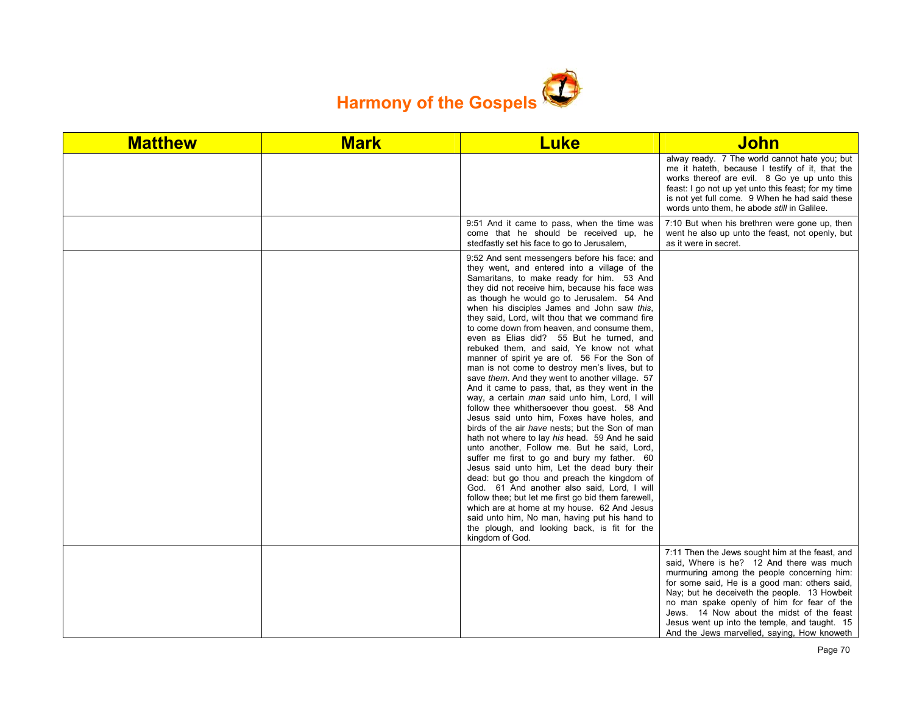# Harmony of the Gospels

| Matthew | Mark | Luke | John |
|---|---|---|---|
| | | | alway ready. 7 The world cannot hate you; but me it hateth, because I testify of it, that the works thereof are evil. 8 Go ye up unto this feast: I go not up yet unto this feast; for my time is not yet full come. 9 When he had said these words unto them, he abode *still* in Galilee. |
| | | 9:51 And it came to pass, when the time was come that he should be received up, he stedfastly set his face to go to Jerusalem, | 7:10 But when his brethren were gone up, then went he also up unto the feast, not openly, but as it were in secret. |
| | | 9:52 And sent messengers before his face: and they went, and entered into a village of the Samaritans, to make ready for him. 53 And they did not receive him, because his face was as though he would go to Jerusalem. 54 And when his disciples James and John saw *this*, they said, Lord, wilt thou that we command fire to come down from heaven, and consume them, even as Elias did? 55 But he turned, and rebuked them, and said, Ye know not what manner of spirit ye are of. 56 For the Son of man is not come to destroy men's lives, but to save *them*. And they went to another village. 57 And it came to pass, that, as they went in the way, a certain *man* said unto him, Lord, I will follow thee whithersoever thou goest. 58 And Jesus said unto him, Foxes have holes, and birds of the air *have* nests; but the Son of man hath not where to lay *his* head. 59 And he said unto another, Follow me. But he said, Lord, suffer me first to go and bury my father. 60 Jesus said unto him, Let the dead bury their dead: but go thou and preach the kingdom of God. 61 And another also said, Lord, I will follow thee; but let me first go bid them farewell, which are at home at my house. 62 And Jesus said unto him, No man, having put his hand to the plough, and looking back, is fit for the kingdom of God. | |
| | | | 7:11 Then the Jews sought him at the feast, and said, Where is he? 12 And there was much murmuring among the people concerning him: for some said, He is a good man: others said, Nay; but he deceiveth the people. 13 Howbeit no man spake openly of him for fear of the Jews. 14 Now about the midst of the feast Jesus went up into the temple, and taught. 15 And the Jews marvelled, saying, How knoweth |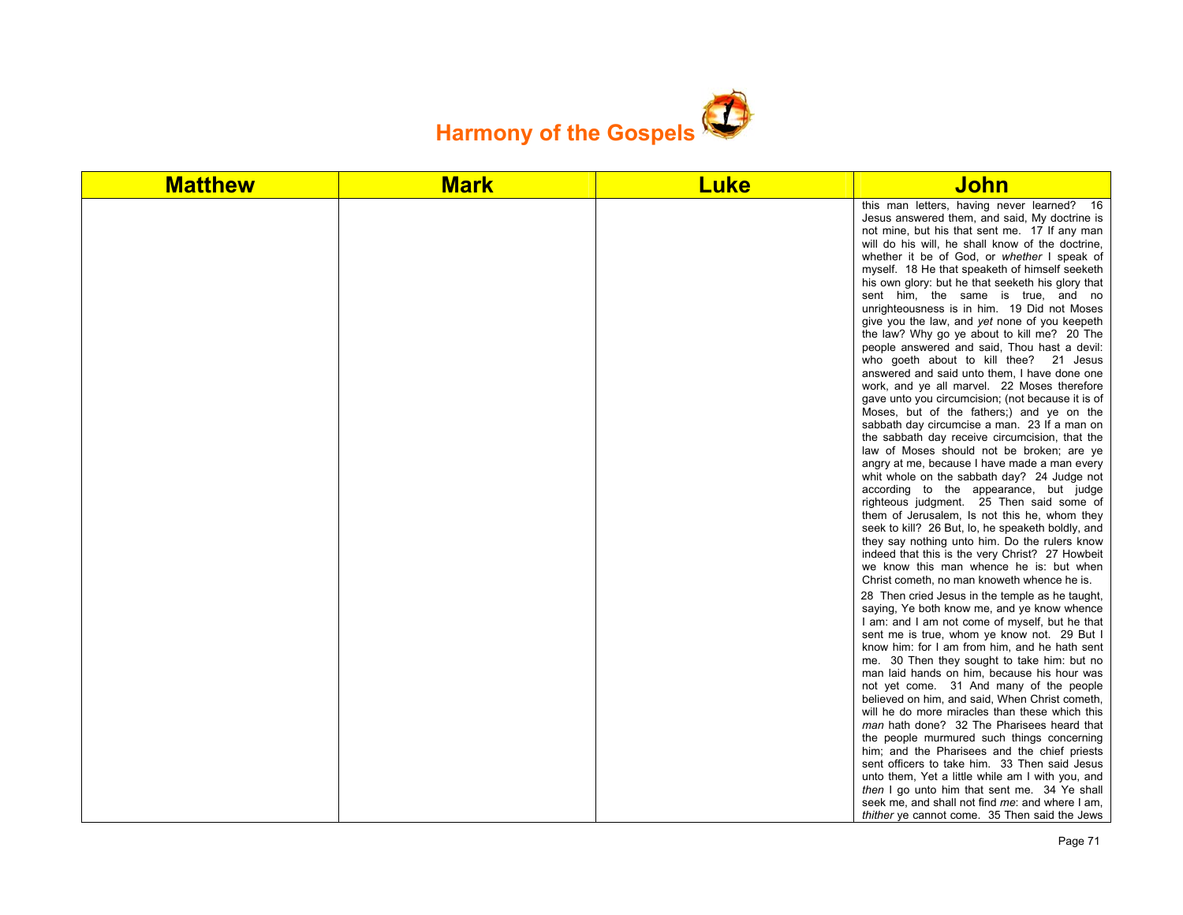# Harmony of the Gospels

| Matthew | Mark | Luke | John |
|---|---|---|---|
| | | | this man letters, having never learned? 16 Jesus answered them, and said, My doctrine is not mine, but his that sent me. 17 If any man will do his will, he shall know of the doctrine, whether it be of God, or *whether* I speak of myself. 18 He that speaketh of himself seeketh his own glory: but he that seeketh his glory that sent him, the same is true, and no unrighteousness is in him. 19 Did not Moses give you the law, and *yet* none of you keepeth the law? Why go ye about to kill me? 20 The people answered and said, Thou hast a devil: who goeth about to kill thee? 21 Jesus answered and said unto them, I have done one work, and ye all marvel. 22 Moses therefore gave unto you circumcision; (not because it is of Moses, but of the fathers;) and ye on the sabbath day circumcise a man. 23 If a man on the sabbath day receive circumcision, that the law of Moses should not be broken; are ye angry at me, because I have made a man every whit whole on the sabbath day? 24 Judge not according to the appearance, but judge righteous judgment. 25 Then said some of them of Jerusalem, Is not this he, whom they seek to kill? 26 But, lo, he speaketh boldly, and they say nothing unto him. Do the rulers know indeed that this is the very Christ? 27 Howbeit we know this man whence he is: but when Christ cometh, no man knoweth whence he is. <br><br> 28 Then cried Jesus in the temple as he taught, saying, Ye both know me, and ye know whence I am: and I am not come of myself, but he that sent me is true, whom ye know not. 29 But I know him: for I am from him, and he hath sent me. 30 Then they sought to take him: but no man laid hands on him, because his hour was not yet come. 31 And many of the people believed on him, and said, When Christ cometh, will he do more miracles than these which this *man* hath done? 32 The Pharisees heard that the people murmured such things concerning him; and the Pharisees and the chief priests sent officers to take him. 33 Then said Jesus unto them, Yet a little while am I with you, and *then* I go unto him that sent me. 34 Ye shall seek me, and shall not find *me*: and where I am, *thither* ye cannot come. 35 Then said the Jews |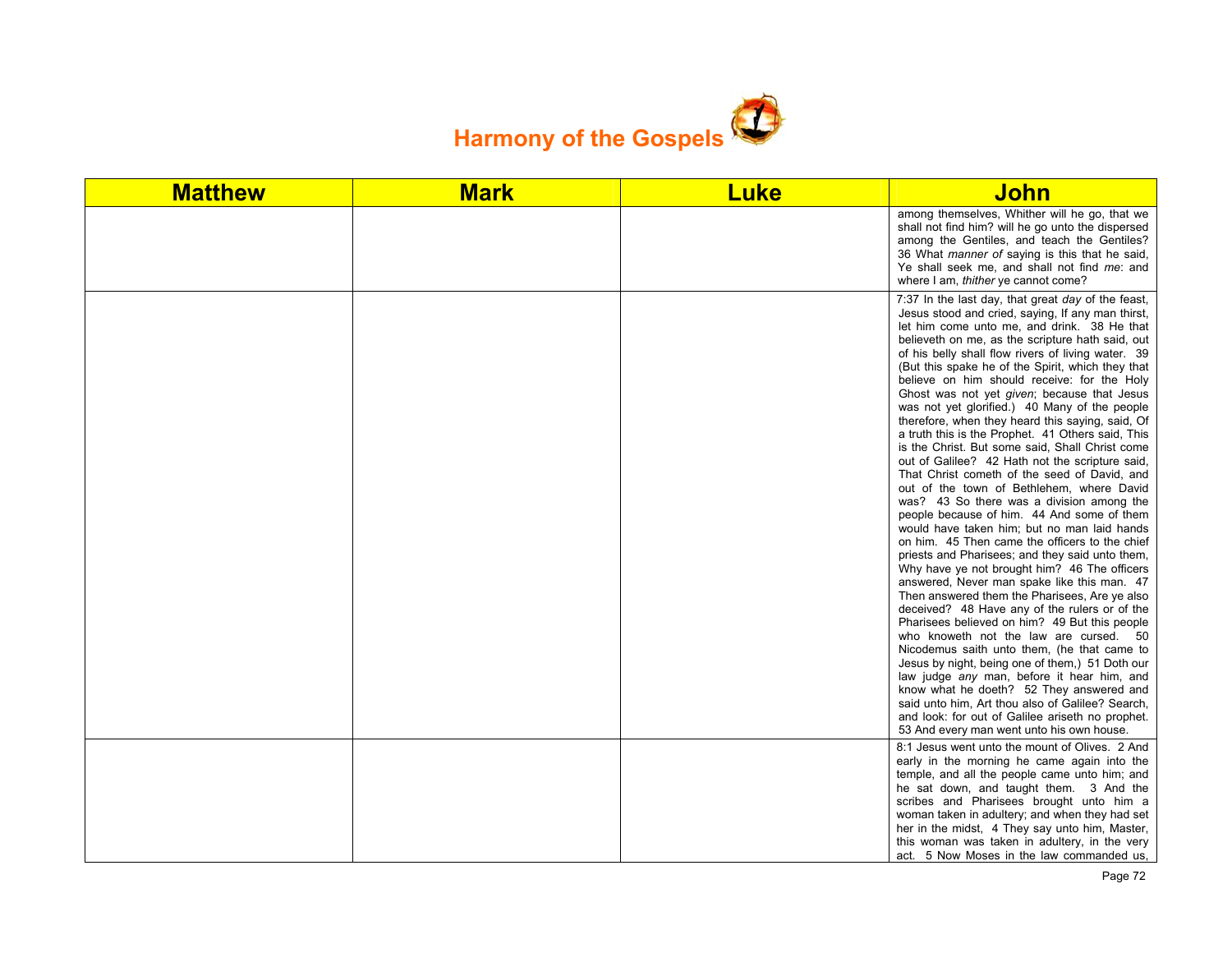# Harmony of the Gospels

| Matthew | Mark | Luke | John |
|---|---|---|---|
| | | | among themselves, Whither will he go, that we shall not find him? will he go unto the dispersed among the Gentiles, and teach the Gentiles? 36 What *manner of* saying is this that he said, Ye shall seek me, and shall not find *me*: and where I am, *thither* ye cannot come? |
| | | | 7:37 In the last day, that great *day* of the feast, Jesus stood and cried, saying, If any man thirst, let him come unto me, and drink. 38 He that believeth on me, as the scripture hath said, out of his belly shall flow rivers of living water. 39 (But this spake he of the Spirit, which they that believe on him should receive: for the Holy Ghost was not yet *given*; because that Jesus was not yet glorified.) 40 Many of the people therefore, when they heard this saying, said, Of a truth this is the Prophet. 41 Others said, This is the Christ. But some said, Shall Christ come out of Galilee? 42 Hath not the scripture said, That Christ cometh of the seed of David, and out of the town of Bethlehem, where David was? 43 So there was a division among the people because of him. 44 And some of them would have taken him; but no man laid hands on him. 45 Then came the officers to the chief priests and Pharisees; and they said unto them, Why have ye not brought him? 46 The officers answered, Never man spake like this man. 47 Then answered them the Pharisees, Are ye also deceived? 48 Have any of the rulers or of the Pharisees believed on him? 49 But this people who knoweth not the law are cursed. 50 Nicodemus saith unto them, (he that came to Jesus by night, being one of them,) 51 Doth our law judge *any* man, before it hear him, and know what he doeth? 52 They answered and said unto him, Art thou also of Galilee? Search, and look: for out of Galilee ariseth no prophet. 53 And every man went unto his own house. |
| | | | 8:1 Jesus went unto the mount of Olives. 2 And early in the morning he came again into the temple, and all the people came unto him; and he sat down, and taught them. 3 And the scribes and Pharisees brought unto him a woman taken in adultery; and when they had set her in the midst, 4 They say unto him, Master, this woman was taken in adultery, in the very act. 5 Now Moses in the law commanded us, |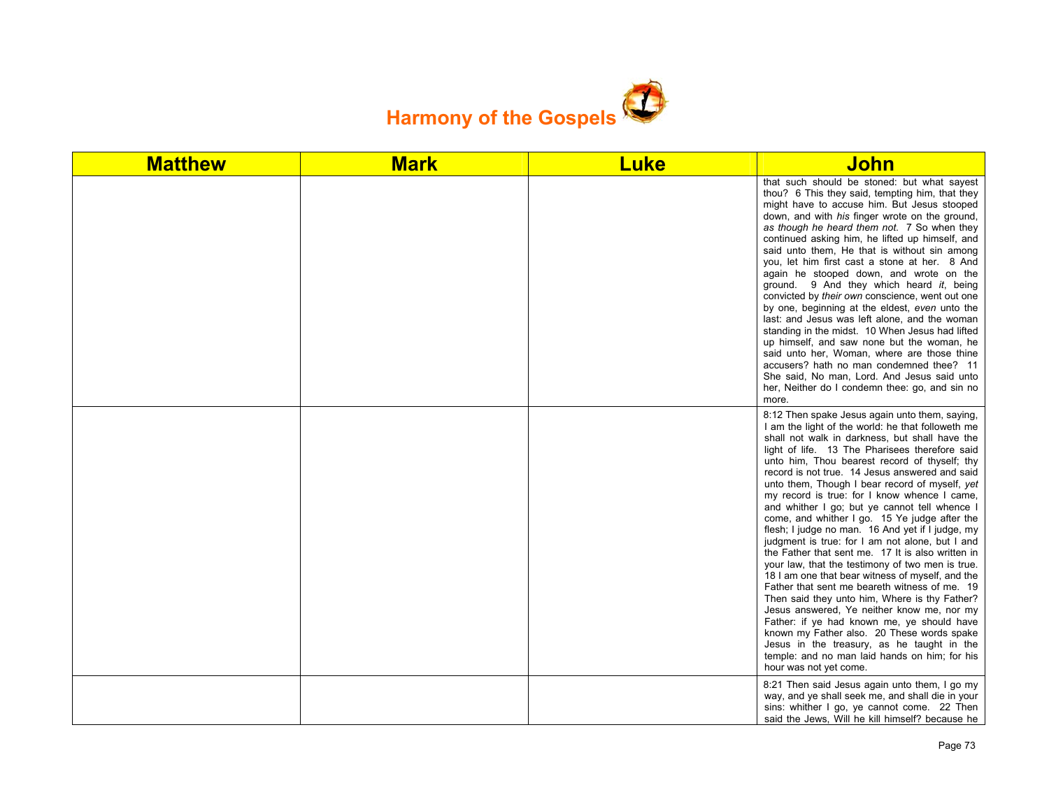# Harmony of the Gospels

| Matthew | Mark | Luke | John |
|---|---|---|---|
| | | | that such should be stoned: but what sayest thou? 6 This they said, tempting him, that they might have to accuse him. But Jesus stooped down, and with *his* finger wrote on the ground, *as though he heard them not*. 7 So when they continued asking him, he lifted up himself, and said unto them, He that is without sin among you, let him first cast a stone at her. 8 And again he stooped down, and wrote on the ground. 9 And they which heard *it*, being convicted by *their own* conscience, went out one by one, beginning at the eldest, *even* unto the last: and Jesus was left alone, and the woman standing in the midst. 10 When Jesus had lifted up himself, and saw none but the woman, he said unto her, Woman, where are those thine accusers? hath no man condemned thee? 11 She said, No man, Lord. And Jesus said unto her, Neither do I condemn thee: go, and sin no more. |
| | | | 8:12 Then spake Jesus again unto them, saying, I am the light of the world: he that followeth me shall not walk in darkness, but shall have the light of life. 13 The Pharisees therefore said unto him, Thou bearest record of thyself; thy record is not true. 14 Jesus answered and said unto them, Though I bear record of myself, *yet* my record is true: for I know whence I came, and whither I go; but ye cannot tell whence I come, and whither I go. 15 Ye judge after the flesh; I judge no man. 16 And yet if I judge, my judgment is true: for I am not alone, but I and the Father that sent me. 17 It is also written in your law, that the testimony of two men is true. 18 I am one that bear witness of myself, and the Father that sent me beareth witness of me. 19 Then said they unto him, Where is thy Father? Jesus answered, Ye neither know me, nor my Father: if ye had known me, ye should have known my Father also. 20 These words spake Jesus in the treasury, as he taught in the temple: and no man laid hands on him; for his hour was not yet come. |
| | | | 8:21 Then said Jesus again unto them, I go my way, and ye shall seek me, and shall die in your sins: whither I go, ye cannot come. 22 Then said the Jews, Will he kill himself? because he |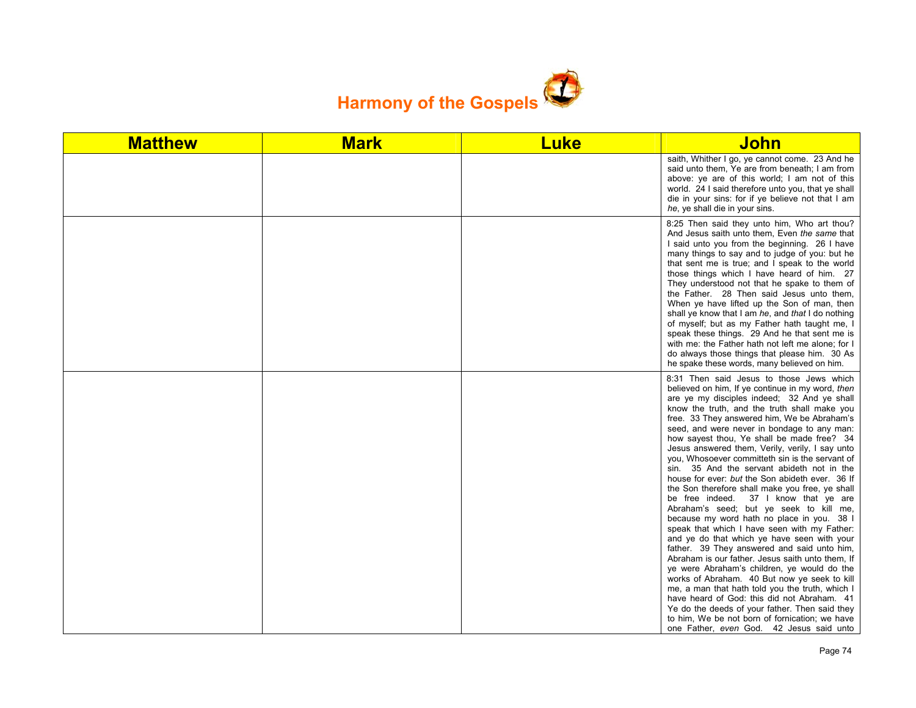# Harmony of the Gospels

| Matthew | Mark | Luke | John |
|---|---|---|---|
| | | | saith, Whither I go, ye cannot come. 23 And he said unto them, Ye are from beneath; I am from above: ye are of this world; I am not of this world. 24 I said therefore unto you, that ye shall die in your sins: for if ye believe not that I am *he*, ye shall die in your sins. |
| | | | 8:25 Then said they unto him, Who art thou? And Jesus saith unto them, Even *the same* that I said unto you from the beginning. 26 I have many things to say and to judge of you: but he that sent me is true; and I speak to the world those things which I have heard of him. 27 They understood not that he spake to them of the Father. 28 Then said Jesus unto them, When ye have lifted up the Son of man, then shall ye know that I am *he*, and *that* I do nothing of myself; but as my Father hath taught me, I speak these things. 29 And he that sent me is with me: the Father hath not left me alone; for I do always those things that please him. 30 As he spake these words, many believed on him. |
| | | | 8:31 Then said Jesus to those Jews which believed on him, If ye continue in my word, *then* are ye my disciples indeed; 32 And ye shall know the truth, and the truth shall make you free. 33 They answered him, We be Abraham's seed, and were never in bondage to any man: how sayest thou, Ye shall be made free? 34 Jesus answered them, Verily, verily, I say unto you, Whosoever committeth sin is the servant of sin. 35 And the servant abideth not in the house for ever: *but* the Son abideth ever. 36 If the Son therefore shall make you free, ye shall be free indeed. 37 I know that ye are Abraham's seed; but ye seek to kill me, because my word hath no place in you. 38 I speak that which I have seen with my Father: and ye do that which ye have seen with your father. 39 They answered and said unto him, Abraham is our father. Jesus saith unto them, If ye were Abraham's children, ye would do the works of Abraham. 40 But now ye seek to kill me, a man that hath told you the truth, which I have heard of God: this did not Abraham. 41 Ye do the deeds of your father. Then said they to him, We be not born of fornication; we have one Father, *even* God. 42 Jesus said unto |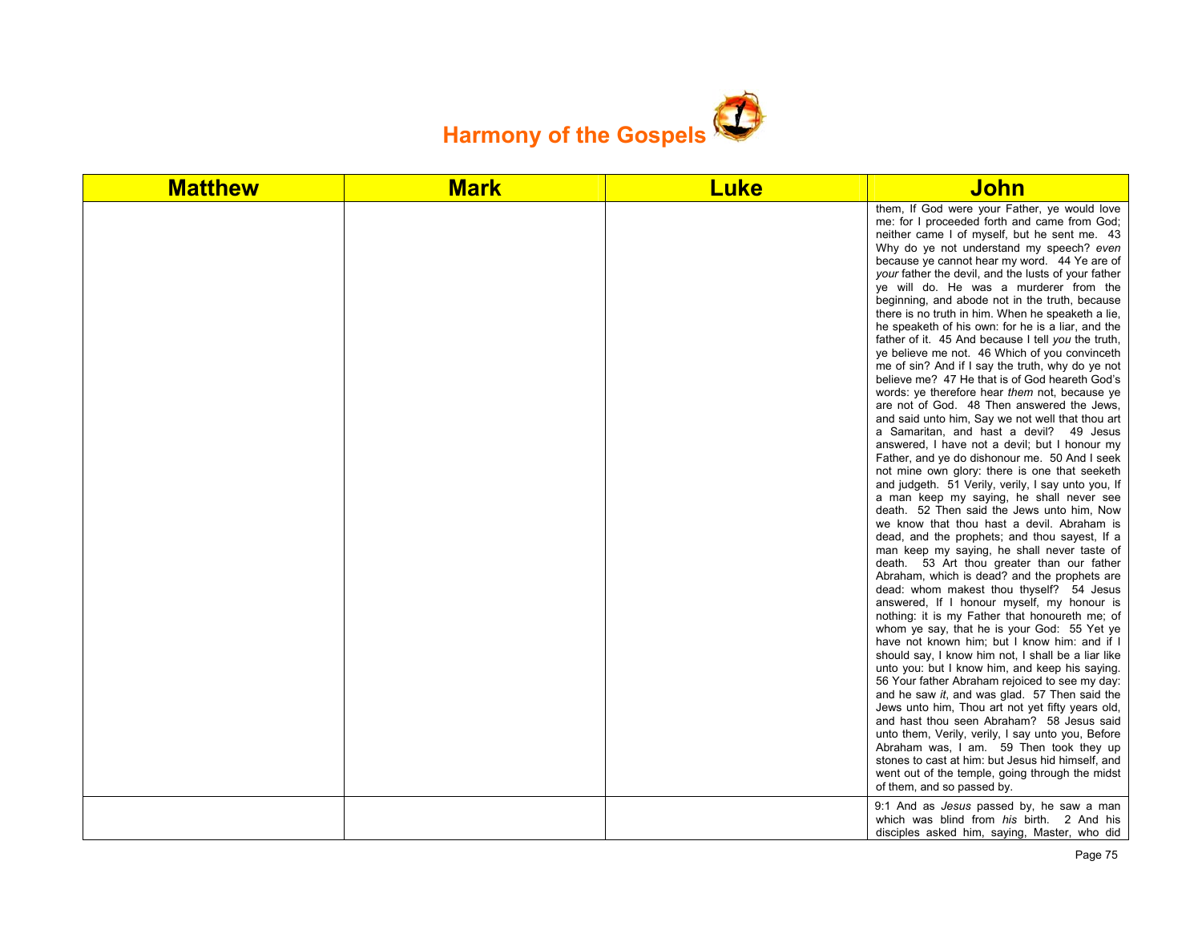# Harmony of the Gospels

| Matthew | Mark | Luke | John |
|---|---|---|---|
| | | | them, If God were your Father, ye would love me: for I proceeded forth and came from God; neither came I of myself, but he sent me. 43 Why do ye not understand my speech? *even* because ye cannot hear my word. 44 Ye are of *your* father the devil, and the lusts of your father ye will do. He was a murderer from the beginning, and abode not in the truth, because there is no truth in him. When he speaketh a lie, he speaketh of his own: for he is a liar, and the father of it. 45 And because I tell *you* the truth, ye believe me not. 46 Which of you convinceth me of sin? And if I say the truth, why do ye not believe me? 47 He that is of God heareth God's words: ye therefore hear *them* not, because ye are not of God. 48 Then answered the Jews, and said unto him, Say we not well that thou art a Samaritan, and hast a devil? 49 Jesus answered, I have not a devil; but I honour my Father, and ye do dishonour me. 50 And I seek not mine own glory: there is one that seeketh and judgeth. 51 Verily, verily, I say unto you, If a man keep my saying, he shall never see death. 52 Then said the Jews unto him, Now we know that thou hast a devil. Abraham is dead, and the prophets; and thou sayest, If a man keep my saying, he shall never taste of death. 53 Art thou greater than our father Abraham, which is dead? and the prophets are dead: whom makest thou thyself? 54 Jesus answered, If I honour myself, my honour is nothing: it is my Father that honoureth me; of whom ye say, that he is your God: 55 Yet ye have not known him; but I know him: and if I should say, I know him not, I shall be a liar like unto you: but I know him, and keep his saying. 56 Your father Abraham rejoiced to see my day: and he saw *it*, and was glad. 57 Then said the Jews unto him, Thou art not yet fifty years old, and hast thou seen Abraham? 58 Jesus said unto them, Verily, verily, I say unto you, Before Abraham was, I am. 59 Then took they up stones to cast at him: but Jesus hid himself, and went out of the temple, going through the midst of them, and so passed by. |
| | | | 9:1 And as *Jesus* passed by, he saw a man which was blind from *his* birth. 2 And his disciples asked him, saying, Master, who did |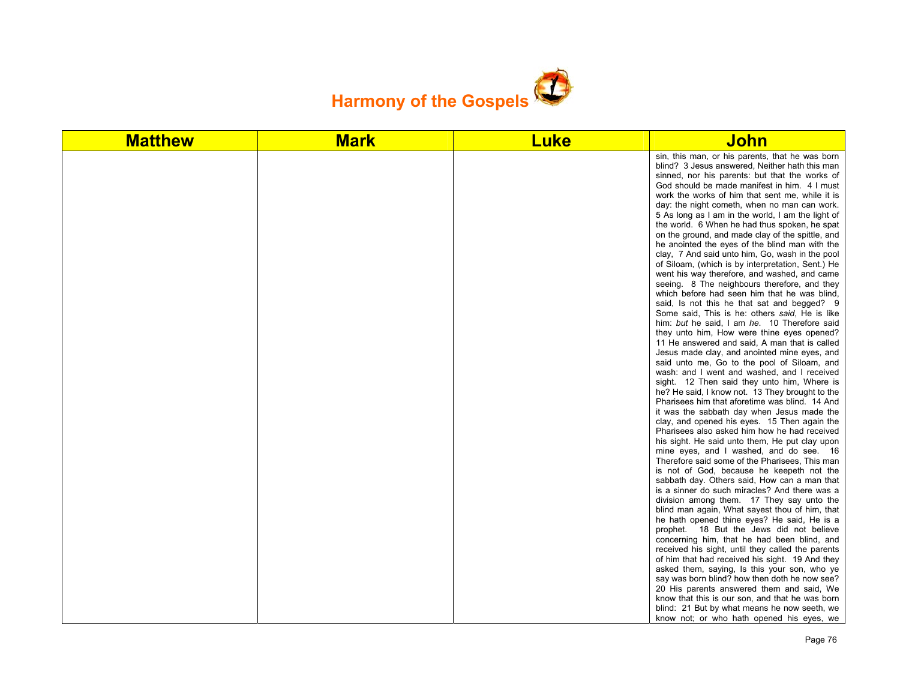# Harmony of the Gospels

| Matthew | Mark | Luke | John |
|---|---|---|---|
| | | | sin, this man, or his parents, that he was born blind? 3 Jesus answered, Neither hath this man sinned, nor his parents: but that the works of God should be made manifest in him. 4 I must work the works of him that sent me, while it is day: the night cometh, when no man can work. 5 As long as I am in the world, I am the light of the world. 6 When he had thus spoken, he spat on the ground, and made clay of the spittle, and he anointed the eyes of the blind man with the clay, 7 And said unto him, Go, wash in the pool of Siloam, (which is by interpretation, Sent.) He went his way therefore, and washed, and came seeing. 8 The neighbours therefore, and they which before had seen him that he was blind, said, Is not this he that sat and begged? 9 Some said, This is he: others *said*, He is like him: *but* he said, I am *he*. 10 Therefore said they unto him, How were thine eyes opened? 11 He answered and said, A man that is called Jesus made clay, and anointed mine eyes, and said unto me, Go to the pool of Siloam, and wash: and I went and washed, and I received sight. 12 Then said they unto him, Where is he? He said, I know not. 13 They brought to the Pharisees him that aforetime was blind. 14 And it was the sabbath day when Jesus made the clay, and opened his eyes. 15 Then again the Pharisees also asked him how he had received his sight. He said unto them, He put clay upon mine eyes, and I washed, and do see. 16 Therefore said some of the Pharisees, This man is not of God, because he keepeth not the sabbath day. Others said, How can a man that is a sinner do such miracles? And there was a division among them. 17 They say unto the blind man again, What sayest thou of him, that he hath opened thine eyes? He said, He is a prophet. 18 But the Jews did not believe concerning him, that he had been blind, and received his sight, until they called the parents of him that had received his sight. 19 And they asked them, saying, Is this your son, who ye say was born blind? how then doth he now see? 20 His parents answered them and said, We know that this is our son, and that he was born blind: 21 But by what means he now seeth, we know not; or who hath opened his eyes, we |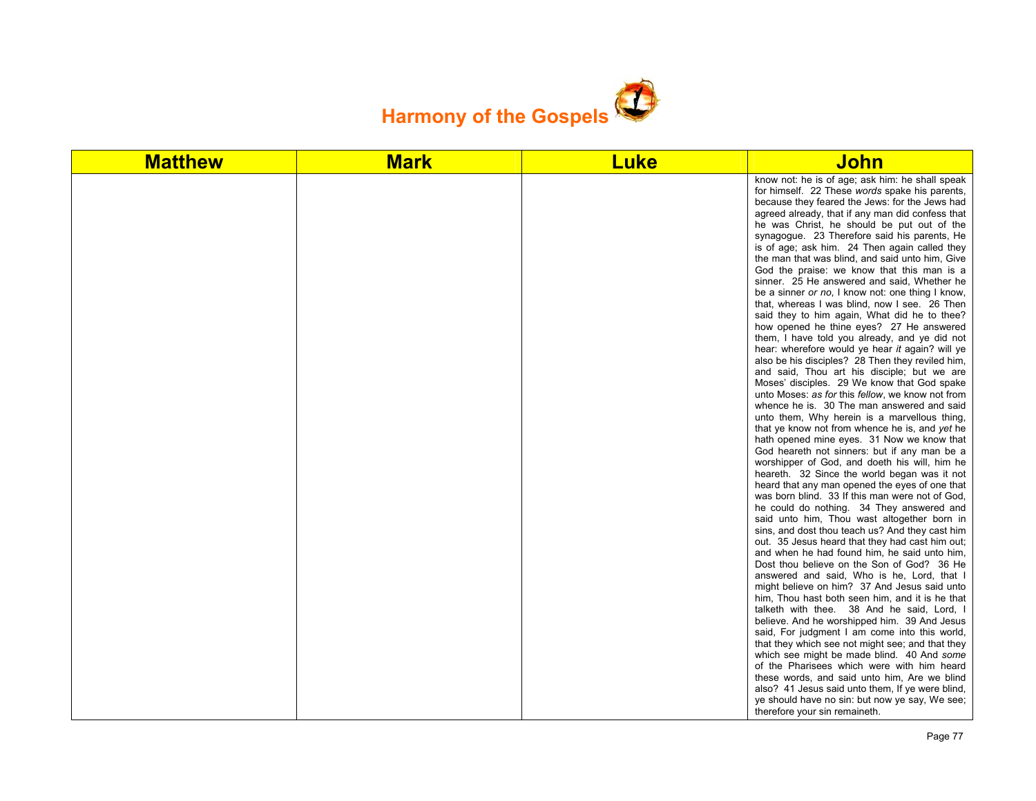# Harmony of the Gospels

| Matthew | Mark | Luke | John |
|---|---|---|---|
| | | | know not: he is of age; ask him: he shall speak for himself. 22 These *words* spake his parents, because they feared the Jews: for the Jews had agreed already, that if any man did confess that he was Christ, he should be put out of the synagogue. 23 Therefore said his parents, He is of age; ask him. 24 Then again called they the man that was blind, and said unto him, Give God the praise: we know that this man is a sinner. 25 He answered and said, Whether he be a sinner *or no*, I know not: one thing I know, that, whereas I was blind, now I see. 26 Then said they to him again, What did he to thee? how opened he thine eyes? 27 He answered them, I have told you already, and ye did not hear: wherefore would ye hear *it* again? will ye also be his disciples? 28 Then they reviled him, and said, Thou art his disciple; but we are Moses' disciples. 29 We know that God spake unto Moses: *as for* this *fellow*, we know not from whence he is. 30 The man answered and said unto them, Why herein is a marvellous thing, that ye know not from whence he is, and *yet* he hath opened mine eyes. 31 Now we know that God heareth not sinners: but if any man be a worshipper of God, and doeth his will, him he heareth. 32 Since the world began was it not heard that any man opened the eyes of one that was born blind. 33 If this man were not of God, he could do nothing. 34 They answered and said unto him, Thou wast altogether born in sins, and dost thou teach us? And they cast him out. 35 Jesus heard that they had cast him out; and when he had found him, he said unto him, Dost thou believe on the Son of God? 36 He answered and said, Who is he, Lord, that I might believe on him? 37 And Jesus said unto him, Thou hast both seen him, and it is he that talketh with thee. 38 And he said, Lord, I believe. And he worshipped him. 39 And Jesus said, For judgment I am come into this world, that they which see not might see; and that they which see might be made blind. 40 And *some* of the Pharisees which were with him heard these words, and said unto him, Are we blind also? 41 Jesus said unto them, If ye were blind, ye should have no sin: but now ye say, We see; therefore your sin remaineth. |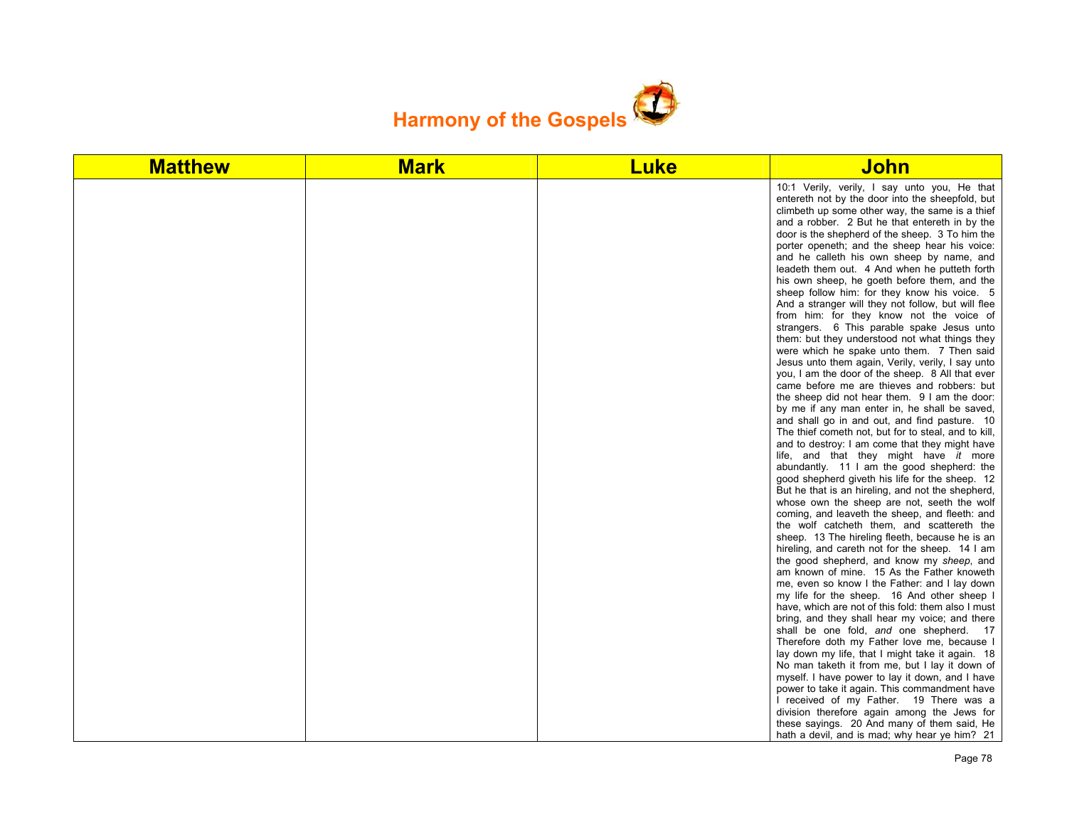# Harmony of the Gospels

| Matthew | Mark | Luke | John |
|---|---|---|---|
| | | | 10:1 Verily, verily, I say unto you, He that entereth not by the door into the sheepfold, but climbeth up some other way, the same is a thief and a robber. 2 But he that entereth in by the door is the shepherd of the sheep. 3 To him the porter openeth; and the sheep hear his voice: and he calleth his own sheep by name, and leadeth them out. 4 And when he putteth forth his own sheep, he goeth before them, and the sheep follow him: for they know his voice. 5 And a stranger will they not follow, but will flee from him: for they know not the voice of strangers. 6 This parable spake Jesus unto them: but they understood not what things they were which he spake unto them. 7 Then said Jesus unto them again, Verily, verily, I say unto you, I am the door of the sheep. 8 All that ever came before me are thieves and robbers: but the sheep did not hear them. 9 I am the door: by me if any man enter in, he shall be saved, and shall go in and out, and find pasture. 10 The thief cometh not, but for to steal, and to kill, and to destroy: I am come that they might have life, and that they might have *it* more abundantly. 11 I am the good shepherd: the good shepherd giveth his life for the sheep. 12 But he that is an hireling, and not the shepherd, whose own the sheep are not, seeth the wolf coming, and leaveth the sheep, and fleeth: and the wolf catcheth them, and scattereth the sheep. 13 The hireling fleeth, because he is an hireling, and careth not for the sheep. 14 I am the good shepherd, and know my *sheep*, and am known of mine. 15 As the Father knoweth me, even so know I the Father: and I lay down my life for the sheep. 16 And other sheep I have, which are not of this fold: them also I must bring, and they shall hear my voice; and there shall be one fold, *and* one shepherd. 17 Therefore doth my Father love me, because I lay down my life, that I might take it again. 18 No man taketh it from me, but I lay it down of myself. I have power to lay it down, and I have power to take it again. This commandment have I received of my Father. 19 There was a division therefore again among the Jews for these sayings. 20 And many of them said, He hath a devil, and is mad; why hear ye him? 21 |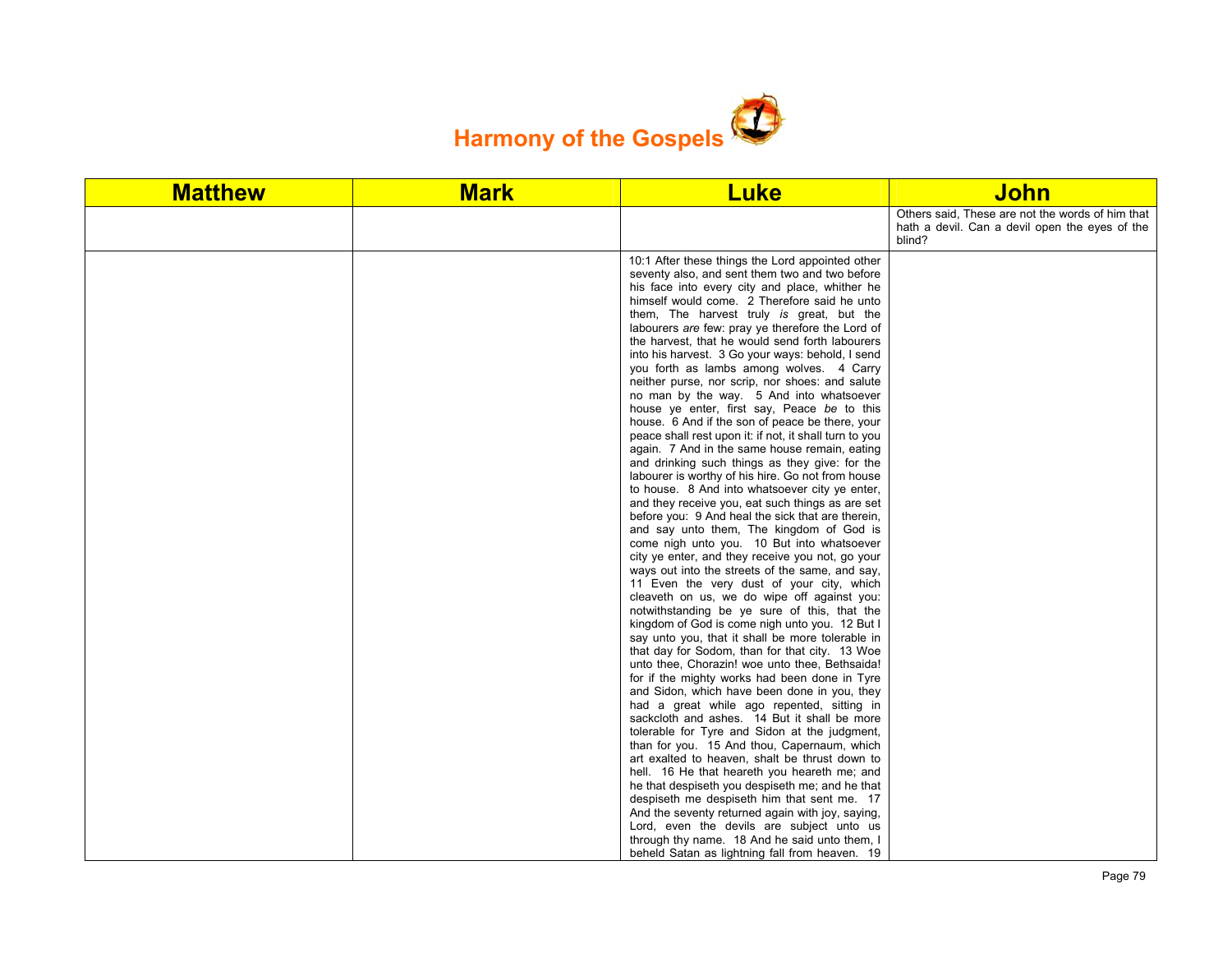# Harmony of the Gospels

| Matthew | Mark | Luke | John |
|---|---|---|---|
| | | | Others said, These are not the words of him that hath a devil. Can a devil open the eyes of the blind? |
| | | 10:1 After these things the Lord appointed other seventy also, and sent them two and two before his face into every city and place, whither he himself would come. 2 Therefore said he unto them, The harvest truly *is* great, but the labourers *are* few: pray ye therefore the Lord of the harvest, that he would send forth labourers into his harvest. 3 Go your ways: behold, I send you forth as lambs among wolves. 4 Carry neither purse, nor scrip, nor shoes: and salute no man by the way. 5 And into whatsoever house ye enter, first say, Peace *be* to this house. 6 And if the son of peace be there, your peace shall rest upon it: if not, it shall turn to you again. 7 And in the same house remain, eating and drinking such things as they give: for the labourer is worthy of his hire. Go not from house to house. 8 And into whatsoever city ye enter, and they receive you, eat such things as are set before you: 9 And heal the sick that are therein, and say unto them, The kingdom of God is come nigh unto you. 10 But into whatsoever city ye enter, and they receive you not, go your ways out into the streets of the same, and say, 11 Even the very dust of your city, which cleaveth on us, we do wipe off against you: notwithstanding be ye sure of this, that the kingdom of God is come nigh unto you. 12 But I say unto you, that it shall be more tolerable in that day for Sodom, than for that city. 13 Woe unto thee, Chorazin! woe unto thee, Bethsaida! for if the mighty works had been done in Tyre and Sidon, which have been done in you, they had a great while ago repented, sitting in sackcloth and ashes. 14 But it shall be more tolerable for Tyre and Sidon at the judgment, than for you. 15 And thou, Capernaum, which art exalted to heaven, shalt be thrust down to hell. 16 He that heareth you heareth me; and he that despiseth you despiseth me; and he that despiseth me despiseth him that sent me. 17 And the seventy returned again with joy, saying, Lord, even the devils are subject unto us through thy name. 18 And he said unto them, I beheld Satan as lightning fall from heaven. 19 | |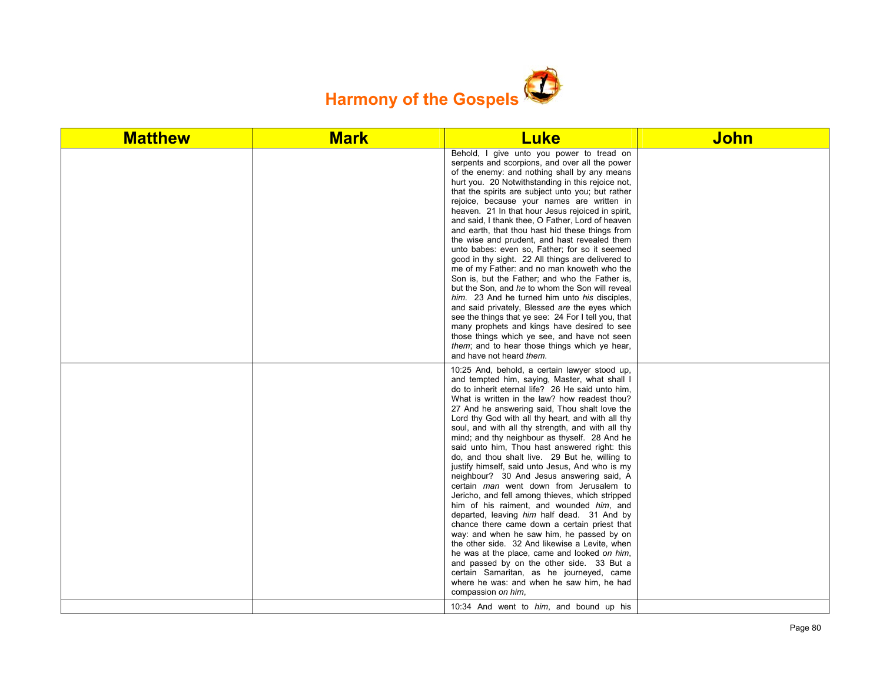# Harmony of the Gospels

| Matthew | Mark | Luke | John |
|---|---|---|---|
| | | Behold, I give unto you power to tread on serpents and scorpions, and over all the power of the enemy: and nothing shall by any means hurt you. 20 Notwithstanding in this rejoice not, that the spirits are subject unto you; but rather rejoice, because your names are written in heaven. 21 In that hour Jesus rejoiced in spirit, and said, I thank thee, O Father, Lord of heaven and earth, that thou hast hid these things from the wise and prudent, and hast revealed them unto babes: even so, Father; for so it seemed good in thy sight. 22 All things are delivered to me of my Father: and no man knoweth who the Son is, but the Father; and who the Father is, but the Son, and *he* to whom the Son will reveal *him*. 23 And he turned him unto *his* disciples, and said privately, Blessed *are* the eyes which see the things that ye see: 24 For I tell you, that many prophets and kings have desired to see those things which ye see, and have not seen *them*; and to hear those things which ye hear, and have not heard *them*. | |
| | | 10:25 And, behold, a certain lawyer stood up, and tempted him, saying, Master, what shall I do to inherit eternal life? 26 He said unto him, What is written in the law? how readest thou? 27 And he answering said, Thou shalt love the Lord thy God with all thy heart, and with all thy soul, and with all thy strength, and with all thy mind; and thy neighbour as thyself. 28 And he said unto him, Thou hast answered right: this do, and thou shalt live. 29 But he, willing to justify himself, said unto Jesus, And who is my neighbour? 30 And Jesus answering said, A certain *man* went down from Jerusalem to Jericho, and fell among thieves, which stripped him of his raiment, and wounded *him*, and departed, leaving *him* half dead. 31 And by chance there came down a certain priest that way: and when he saw him, he passed by on the other side. 32 And likewise a Levite, when he was at the place, came and looked *on him*, and passed by on the other side. 33 But a certain Samaritan, as he journeyed, came where he was: and when he saw him, he had compassion *on him*, | |
| | | 10:34 And went to *him*, and bound up his | |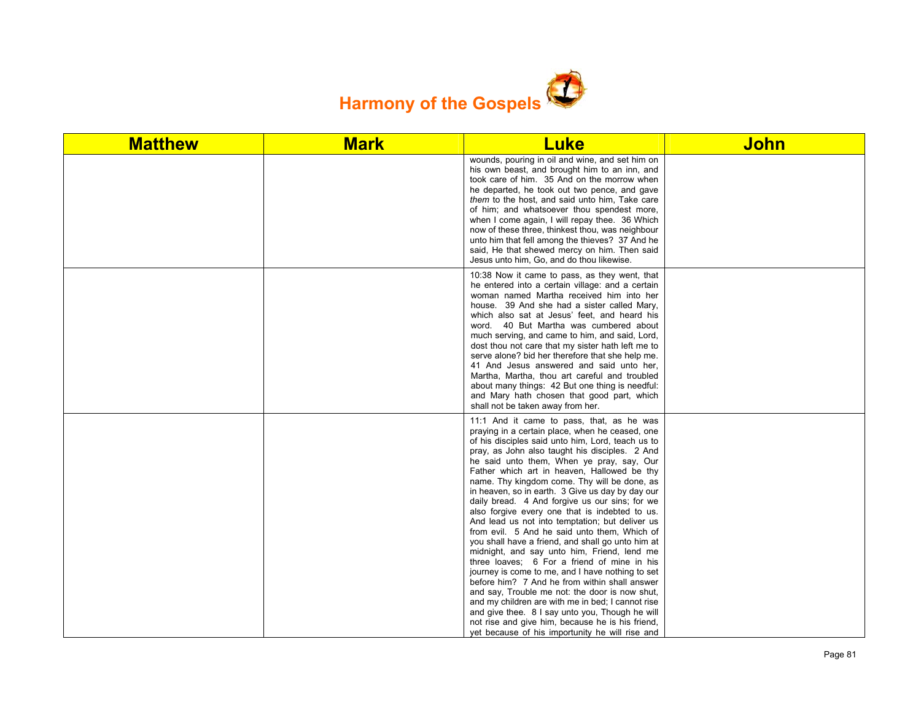# Harmony of the Gospels

| Matthew | Mark | Luke | John |
| --- | --- | --- | --- |
| | | wounds, pouring in oil and wine, and set him on his own beast, and brought him to an inn, and took care of him. 35 And on the morrow when he departed, he took out two pence, and gave *them* to the host, and said unto him, Take care of him; and whatsoever thou spendest more, when I come again, I will repay thee. 36 Which now of these three, thinkest thou, was neighbour unto him that fell among the thieves? 37 And he said, He that shewed mercy on him. Then said Jesus unto him, Go, and do thou likewise. | |
| | | 10:38 Now it came to pass, as they went, that he entered into a certain village: and a certain woman named Martha received him into her house. 39 And she had a sister called Mary, which also sat at Jesus' feet, and heard his word. 40 But Martha was cumbered about much serving, and came to him, and said, Lord, dost thou not care that my sister hath left me to serve alone? bid her therefore that she help me. 41 And Jesus answered and said unto her, Martha, Martha, thou art careful and troubled about many things: 42 But one thing is needful: and Mary hath chosen that good part, which shall not be taken away from her. | |
| | | 11:1 And it came to pass, that, as he was praying in a certain place, when he ceased, one of his disciples said unto him, Lord, teach us to pray, as John also taught his disciples. 2 And he said unto them, When ye pray, say, Our Father which art in heaven, Hallowed be thy name. Thy kingdom come. Thy will be done, as in heaven, so in earth. 3 Give us day by day our daily bread. 4 And forgive us our sins; for we also forgive every one that is indebted to us. And lead us not into temptation; but deliver us from evil. 5 And he said unto them, Which of you shall have a friend, and shall go unto him at midnight, and say unto him, Friend, lend me three loaves; 6 For a friend of mine in his journey is come to me, and I have nothing to set before him? 7 And he from within shall answer and say, Trouble me not: the door is now shut, and my children are with me in bed; I cannot rise and give thee. 8 I say unto you, Though he will not rise and give him, because he is his friend, yet because of his importunity he will rise and | |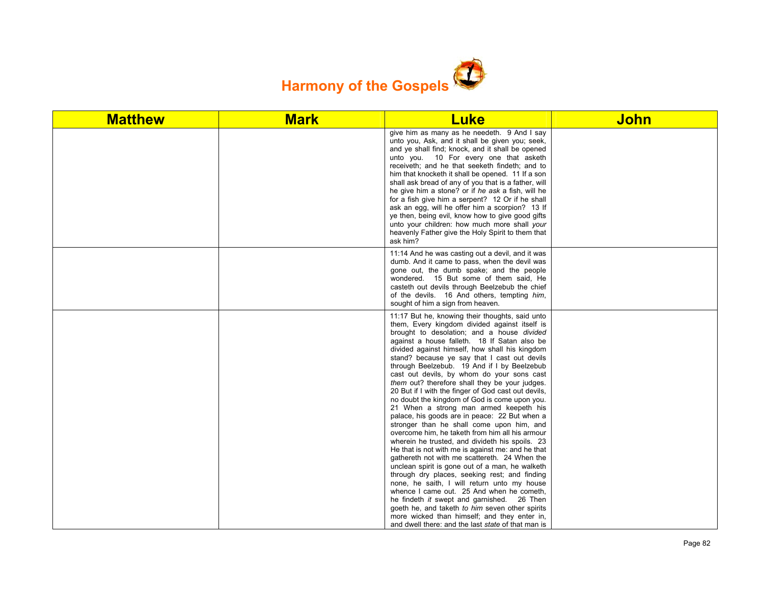# Harmony of the Gospels

| Matthew | Mark | Luke | John |
|---|---|---|---|
| | | give him as many as he needeth. 9 And I say unto you, Ask, and it shall be given you; seek, and ye shall find; knock, and it shall be opened unto you. 10 For every one that asketh receiveth; and he that seeketh findeth; and to him that knocketh it shall be opened. 11 If a son shall ask bread of any of you that is a father, will he give him a stone? or if *he ask* a fish, will he for a fish give him a serpent? 12 Or if he shall ask an egg, will he offer him a scorpion? 13 If ye then, being evil, know how to give good gifts unto your children: how much more shall *your* heavenly Father give the Holy Spirit to them that ask him? | |
| | | 11:14 And he was casting out a devil, and it was dumb. And it came to pass, when the devil was gone out, the dumb spake; and the people wondered. 15 But some of them said, He casteth out devils through Beelzebub the chief of the devils. 16 And others, tempting *him*, sought of him a sign from heaven. | |
| | | 11:17 But he, knowing their thoughts, said unto them, Every kingdom divided against itself is brought to desolation; and a house *divided* against a house falleth. 18 If Satan also be divided against himself, how shall his kingdom stand? because ye say that I cast out devils through Beelzebub. 19 And if I by Beelzebub cast out devils, by whom do your sons cast *them* out? therefore shall they be your judges. 20 But if I with the finger of God cast out devils, no doubt the kingdom of God is come upon you. 21 When a strong man armed keepeth his palace, his goods are in peace: 22 But when a stronger than he shall come upon him, and overcome him, he taketh from him all his armour wherein he trusted, and divideth his spoils. 23 He that is not with me is against me: and he that gathereth not with me scattereth. 24 When the unclean spirit is gone out of a man, he walketh through dry places, seeking rest; and finding none, he saith, I will return unto my house whence I came out. 25 And when he cometh, he findeth *it* swept and garnished. 26 Then goeth he, and taketh *to him* seven other spirits more wicked than himself; and they enter in, and dwell there: and the last *state* of that man is | |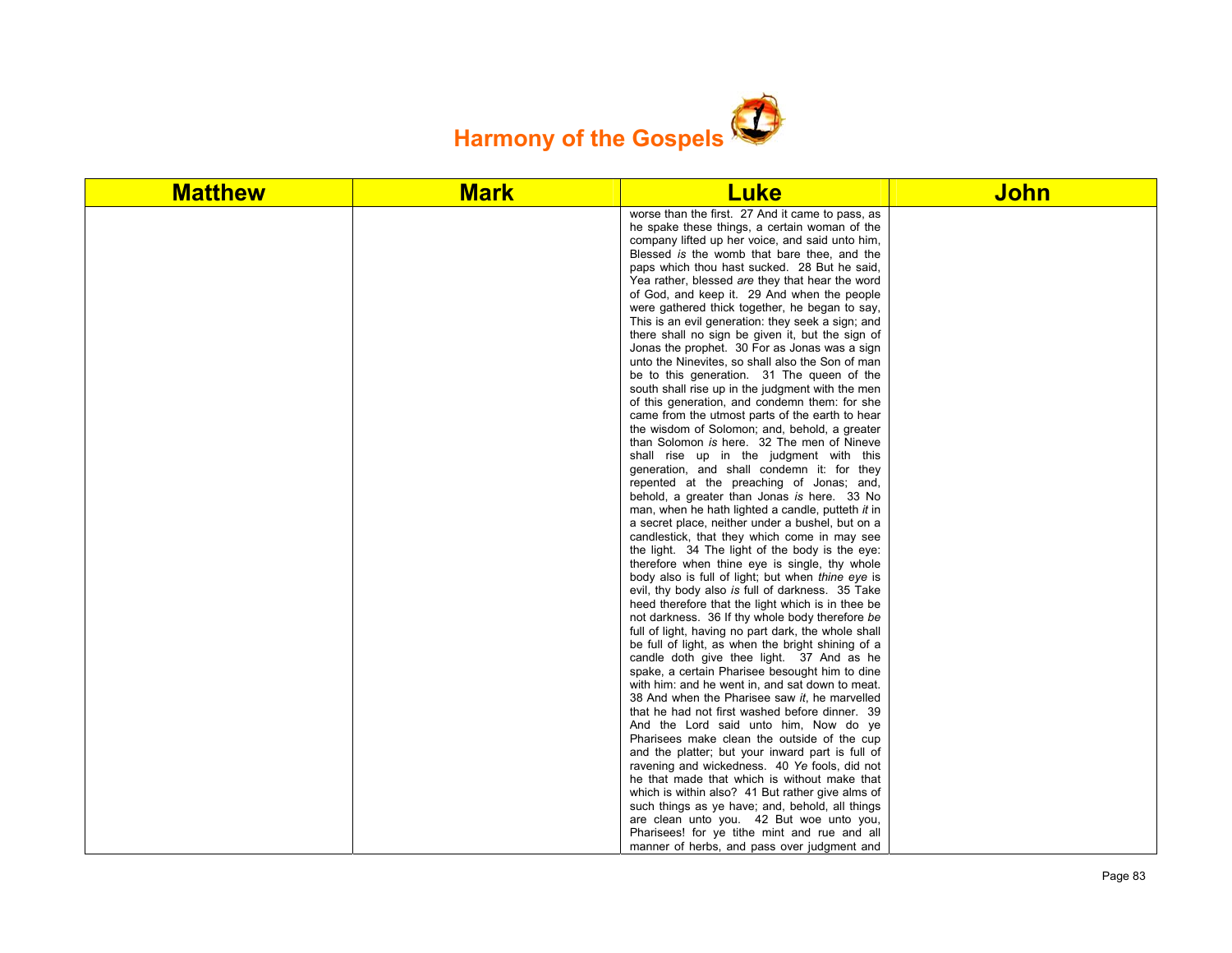# Harmony of the Gospels

| Matthew | Mark | Luke | John |
|---|---|---|---|
| | | worse than the first. 27 And it came to pass, as he spake these things, a certain woman of the company lifted up her voice, and said unto him, Blessed *is* the womb that bare thee, and the paps which thou hast sucked. 28 But he said, Yea rather, blessed *are* they that hear the word of God, and keep it. 29 And when the people were gathered thick together, he began to say, This is an evil generation: they seek a sign; and there shall no sign be given it, but the sign of Jonas the prophet. 30 For as Jonas was a sign unto the Ninevites, so shall also the Son of man be to this generation. 31 The queen of the south shall rise up in the judgment with the men of this generation, and condemn them: for she came from the utmost parts of the earth to hear the wisdom of Solomon; and, behold, a greater than Solomon *is* here. 32 The men of Nineve shall rise up in the judgment with this generation, and shall condemn it: for they repented at the preaching of Jonas; and, behold, a greater than Jonas *is* here. 33 No man, when he hath lighted a candle, putteth *it* in a secret place, neither under a bushel, but on a candlestick, that they which come in may see the light. 34 The light of the body is the eye: therefore when thine eye is single, thy whole body also is full of light; but when *thine eye* is evil, thy body also *is* full of darkness. 35 Take heed therefore that the light which is in thee be not darkness. 36 If thy whole body therefore *be* full of light, having no part dark, the whole shall be full of light, as when the bright shining of a candle doth give thee light. 37 And as he spake, a certain Pharisee besought him to dine with him: and he went in, and sat down to meat. 38 And when the Pharisee saw *it*, he marvelled that he had not first washed before dinner. 39 And the Lord said unto him, Now do ye Pharisees make clean the outside of the cup and the platter; but your inward part is full of ravening and wickedness. 40 *Ye* fools, did not he that made that which is without make that which is within also? 41 But rather give alms of such things as ye have; and, behold, all things are clean unto you. 42 But woe unto you, Pharisees! for ye tithe mint and rue and all manner of herbs, and pass over judgment and | |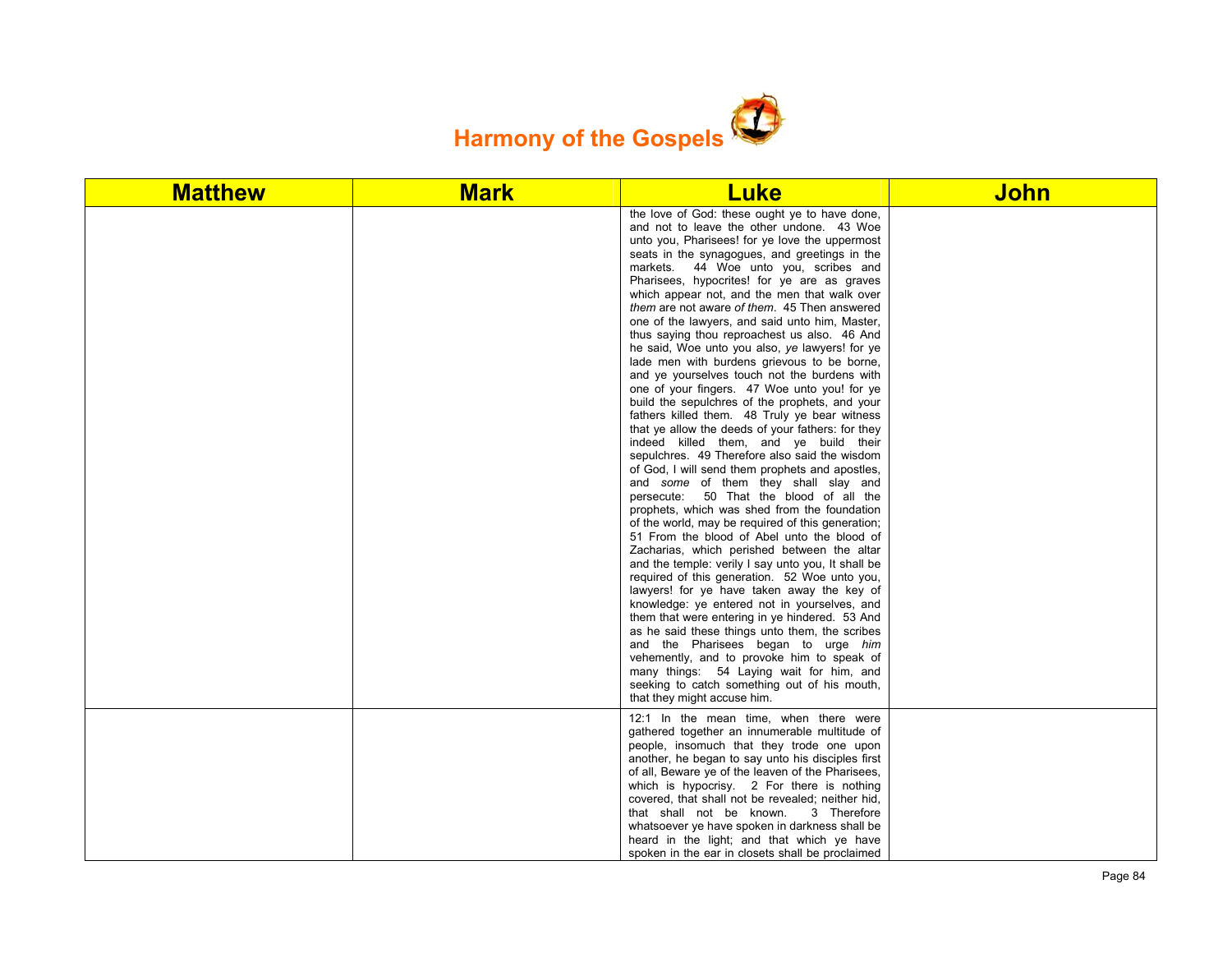# Harmony of the Gospels

| Matthew | Mark | Luke | John |
|---|---|---|---|
| | | the love of God: these ought ye to have done, and not to leave the other undone. 43 Woe unto you, Pharisees! for ye love the uppermost seats in the synagogues, and greetings in the markets. 44 Woe unto you, scribes and Pharisees, hypocrites! for ye are as graves which appear not, and the men that walk over *them* are not aware *of them*. 45 Then answered one of the lawyers, and said unto him, Master, thus saying thou reproachest us also. 46 And he said, Woe unto you also, *ye* lawyers! for ye lade men with burdens grievous to be borne, and ye yourselves touch not the burdens with one of your fingers. 47 Woe unto you! for ye build the sepulchres of the prophets, and your fathers killed them. 48 Truly ye bear witness that ye allow the deeds of your fathers: for they indeed killed them, and ye build their sepulchres. 49 Therefore also said the wisdom of God, I will send them prophets and apostles, and *some* of them they shall slay and persecute: 50 That the blood of all the prophets, which was shed from the foundation of the world, may be required of this generation; 51 From the blood of Abel unto the blood of Zacharias, which perished between the altar and the temple: verily I say unto you, It shall be required of this generation. 52 Woe unto you, lawyers! for ye have taken away the key of knowledge: ye entered not in yourselves, and them that were entering in ye hindered. 53 And as he said these things unto them, the scribes and the Pharisees began to urge *him* vehemently, and to provoke him to speak of many things: 54 Laying wait for him, and seeking to catch something out of his mouth, that they might accuse him. | |
| | | 12:1 In the mean time, when there were gathered together an innumerable multitude of people, insomuch that they trode one upon another, he began to say unto his disciples first of all, Beware ye of the leaven of the Pharisees, which is hypocrisy. 2 For there is nothing covered, that shall not be revealed; neither hid, that shall not be known. 3 Therefore whatsoever ye have spoken in darkness shall be heard in the light; and that which ye have spoken in the ear in closets shall be proclaimed | |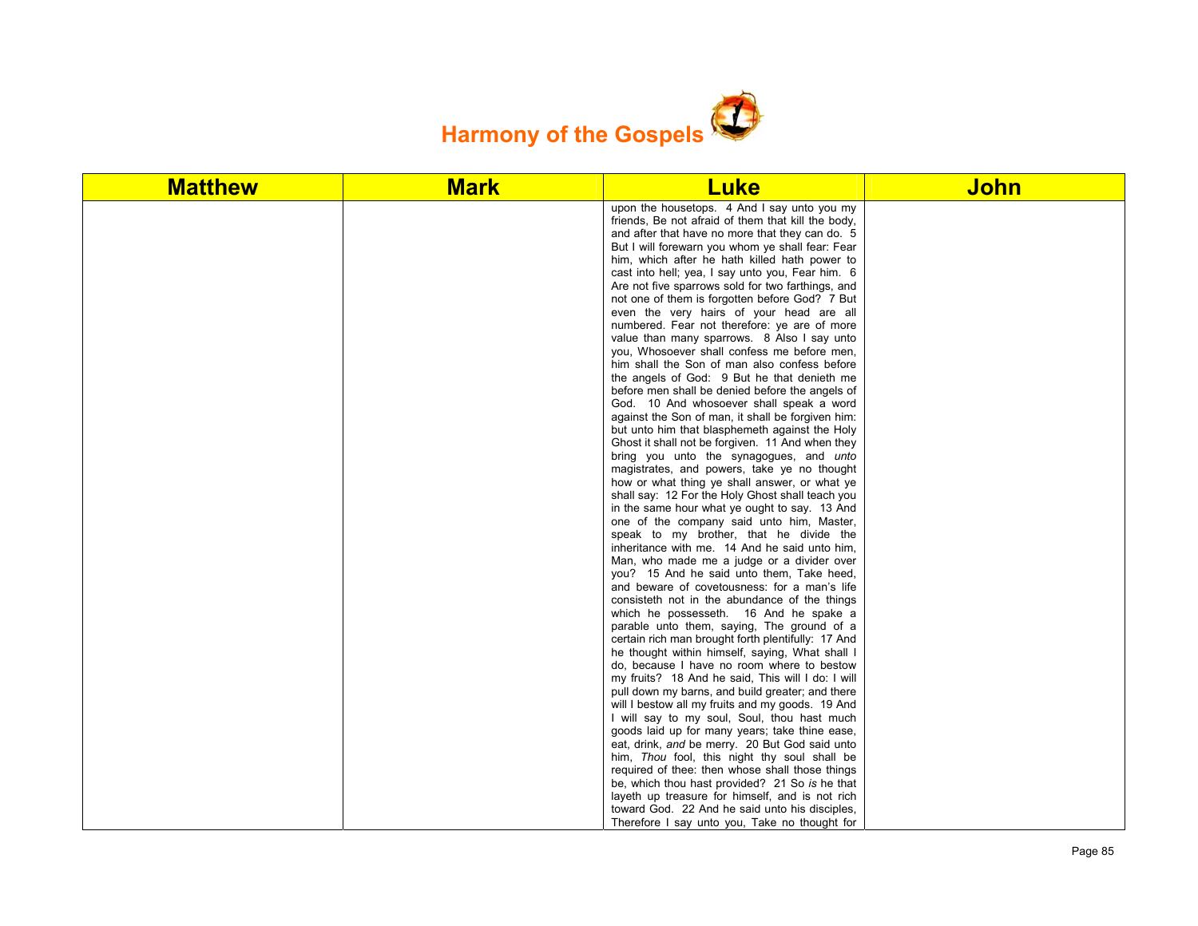# Harmony of the Gospels

| Matthew | Mark | Luke | John |
|---|---|---|---|
| | | upon the housetops. 4 And I say unto you my friends, Be not afraid of them that kill the body, and after that have no more that they can do. 5 But I will forewarn you whom ye shall fear: Fear him, which after he hath killed hath power to cast into hell; yea, I say unto you, Fear him. 6 Are not five sparrows sold for two farthings, and not one of them is forgotten before God? 7 But even the very hairs of your head are all numbered. Fear not therefore: ye are of more value than many sparrows. 8 Also I say unto you, Whosoever shall confess me before men, him shall the Son of man also confess before the angels of God: 9 But he that denieth me before men shall be denied before the angels of God. 10 And whosoever shall speak a word against the Son of man, it shall be forgiven him: but unto him that blasphemeth against the Holy Ghost it shall not be forgiven. 11 And when they bring you unto the synagogues, and *unto* magistrates, and powers, take ye no thought how or what thing ye shall answer, or what ye shall say: 12 For the Holy Ghost shall teach you in the same hour what ye ought to say. 13 And one of the company said unto him, Master, speak to my brother, that he divide the inheritance with me. 14 And he said unto him, Man, who made me a judge or a divider over you? 15 And he said unto them, Take heed, and beware of covetousness: for a man's life consisteth not in the abundance of the things which he possesseth. 16 And he spake a parable unto them, saying, The ground of a certain rich man brought forth plentifully: 17 And he thought within himself, saying, What shall I do, because I have no room where to bestow my fruits? 18 And he said, This will I do: I will pull down my barns, and build greater; and there will I bestow all my fruits and my goods. 19 And I will say to my soul, Soul, thou hast much goods laid up for many years; take thine ease, eat, drink, *and* be merry. 20 But God said unto him, *Thou* fool, this night thy soul shall be required of thee: then whose shall those things be, which thou hast provided? 21 So *is* he that layeth up treasure for himself, and is not rich toward God. 22 And he said unto his disciples, Therefore I say unto you, Take no thought for | |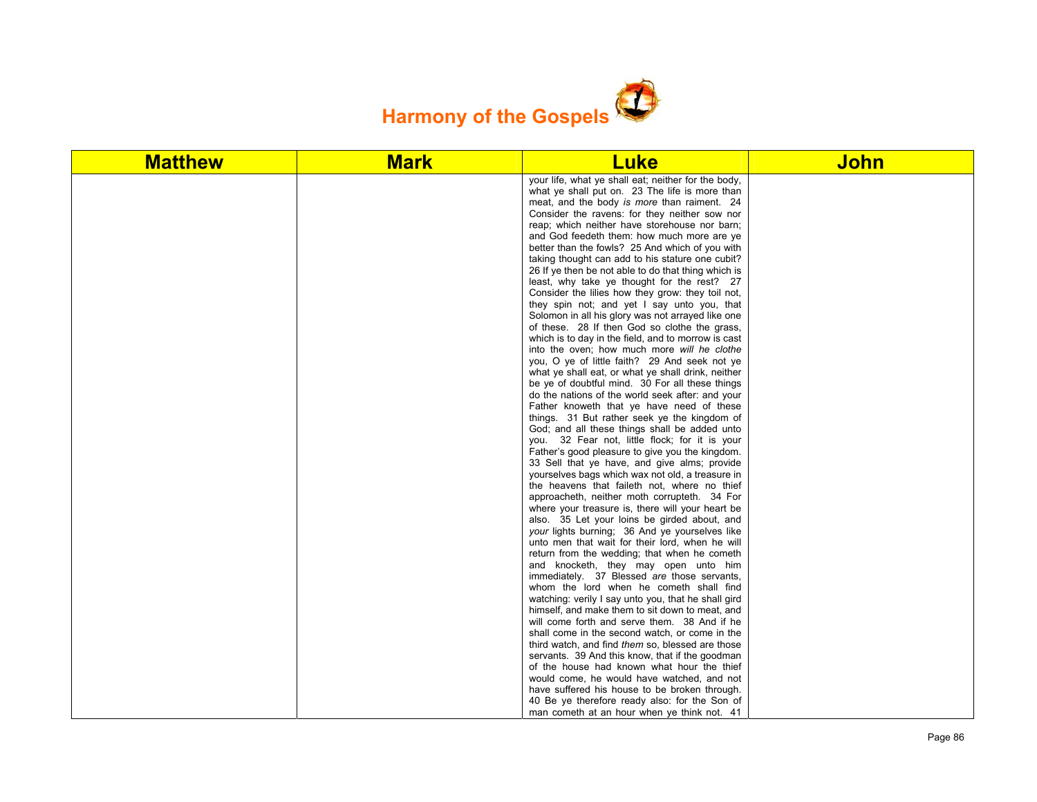# Harmony of the Gospels

| Matthew | Mark | Luke | John |
|---|---|---|---|
| | | your life, what ye shall eat; neither for the body, what ye shall put on. 23 The life is more than meat, and the body *is more* than raiment. 24 Consider the ravens: for they neither sow nor reap; which neither have storehouse nor barn; and God feedeth them: how much more are ye better than the fowls? 25 And which of you with taking thought can add to his stature one cubit? 26 If ye then be not able to do that thing which is least, why take ye thought for the rest? 27 Consider the lilies how they grow: they toil not, they spin not; and yet I say unto you, that Solomon in all his glory was not arrayed like one of these. 28 If then God so clothe the grass, which is to day in the field, and to morrow is cast into the oven; how much more *will he clothe* you, O ye of little faith? 29 And seek not ye what ye shall eat, or what ye shall drink, neither be ye of doubtful mind. 30 For all these things do the nations of the world seek after: and your Father knoweth that ye have need of these things. 31 But rather seek ye the kingdom of God; and all these things shall be added unto you. 32 Fear not, little flock; for it is your Father's good pleasure to give you the kingdom. 33 Sell that ye have, and give alms; provide yourselves bags which wax not old, a treasure in the heavens that faileth not, where no thief approacheth, neither moth corrupteth. 34 For where your treasure is, there will your heart be also. 35 Let your loins be girded about, and *your* lights burning; 36 And ye yourselves like unto men that wait for their lord, when he will return from the wedding; that when he cometh and knocketh, they may open unto him immediately. 37 Blessed *are* those servants, whom the lord when he cometh shall find watching: verily I say unto you, that he shall gird himself, and make them to sit down to meat, and will come forth and serve them. 38 And if he shall come in the second watch, or come in the third watch, and find *them* so, blessed are those servants. 39 And this know, that if the goodman of the house had known what hour the thief would come, he would have watched, and not have suffered his house to be broken through. 40 Be ye therefore ready also: for the Son of man cometh at an hour when ye think not. 41 | |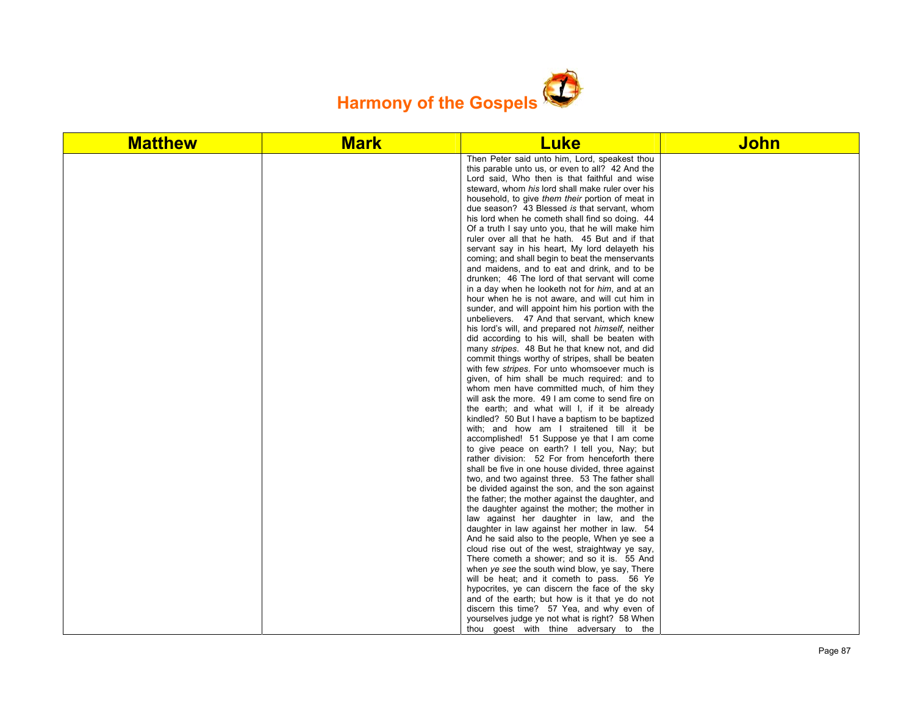# Harmony of the Gospels

| Matthew | Mark | Luke | John |
|---|---|---|---|
| | | Then Peter said unto him, Lord, speakest thou this parable unto us, or even to all? 42 And the Lord said, Who then is that faithful and wise steward, whom *his* lord shall make ruler over his household, to give *them their* portion of meat in due season? 43 Blessed *is* that servant, whom his lord when he cometh shall find so doing. 44 Of a truth I say unto you, that he will make him ruler over all that he hath. 45 But and if that servant say in his heart, My lord delayeth his coming; and shall begin to beat the menservants and maidens, and to eat and drink, and to be drunken; 46 The lord of that servant will come in a day when he looketh not for *him*, and at an hour when he is not aware, and will cut him in sunder, and will appoint him his portion with the unbelievers. 47 And that servant, which knew his lord's will, and prepared not *himself*, neither did according to his will, shall be beaten with many *stripes*. 48 But he that knew not, and did commit things worthy of stripes, shall be beaten with few *stripes*. For unto whomsoever much is given, of him shall be much required: and to whom men have committed much, of him they will ask the more. 49 I am come to send fire on the earth; and what will I, if it be already kindled? 50 But I have a baptism to be baptized with; and how am I straitened till it be accomplished! 51 Suppose ye that I am come to give peace on earth? I tell you, Nay; but rather division: 52 For from henceforth there shall be five in one house divided, three against two, and two against three. 53 The father shall be divided against the son, and the son against the father; the mother against the daughter, and the daughter against the mother; the mother in law against her daughter in law, and the daughter in law against her mother in law. 54 And he said also to the people, When ye see a cloud rise out of the west, straightway ye say, There cometh a shower; and so it is. 55 And when *ye see* the south wind blow, ye say, There will be heat; and it cometh to pass. 56 *Ye* hypocrites, ye can discern the face of the sky and of the earth; but how is it that ye do not discern this time? 57 Yea, and why even of yourselves judge ye not what is right? 58 When thou goest with thine adversary to the | |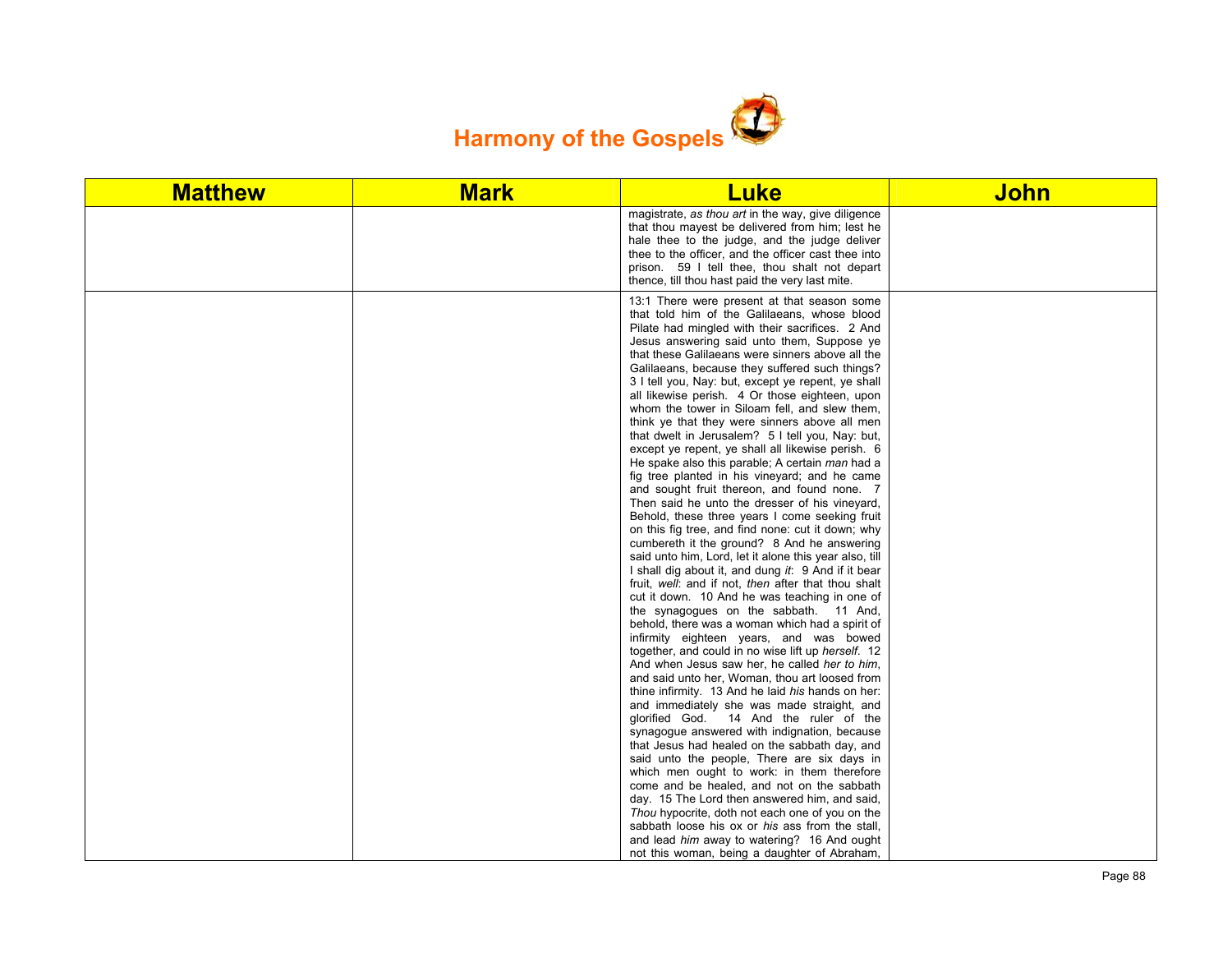# Harmony of the Gospels

| Matthew | Mark | Luke | John |
|---|---|---|---|
| | | magistrate, *as thou art* in the way, give diligence that thou mayest be delivered from him; lest he hale thee to the judge, and the judge deliver thee to the officer, and the officer cast thee into prison. 59 I tell thee, thou shalt not depart thence, till thou hast paid the very last mite. | |
| | | 13:1 There were present at that season some that told him of the Galilaeans, whose blood Pilate had mingled with their sacrifices. 2 And Jesus answering said unto them, Suppose ye that these Galilaeans were sinners above all the Galilaeans, because they suffered such things? 3 I tell you, Nay: but, except ye repent, ye shall all likewise perish. 4 Or those eighteen, upon whom the tower in Siloam fell, and slew them, think ye that they were sinners above all men that dwelt in Jerusalem? 5 I tell you, Nay: but, except ye repent, ye shall all likewise perish. 6 He spake also this parable; A certain *man* had a fig tree planted in his vineyard; and he came and sought fruit thereon, and found none. 7 Then said he unto the dresser of his vineyard, Behold, these three years I come seeking fruit on this fig tree, and find none: cut it down; why cumbereth it the ground? 8 And he answering said unto him, Lord, let it alone this year also, till I shall dig about it, and dung *it*: 9 And if it bear fruit, *well*: and if not, *then* after that thou shalt cut it down. 10 And he was teaching in one of the synagogues on the sabbath. 11 And, behold, there was a woman which had a spirit of infirmity eighteen years, and was bowed together, and could in no wise lift up *herself*. 12 And when Jesus saw her, he called *her to him*, and said unto her, Woman, thou art loosed from thine infirmity. 13 And he laid *his* hands on her: and immediately she was made straight, and glorified God. 14 And the ruler of the synagogue answered with indignation, because that Jesus had healed on the sabbath day, and said unto the people, There are six days in which men ought to work: in them therefore come and be healed, and not on the sabbath day. 15 The Lord then answered him, and said, *Thou* hypocrite, doth not each one of you on the sabbath loose his ox or *his* ass from the stall, and lead *him* away to watering? 16 And ought not this woman, being a daughter of Abraham, | |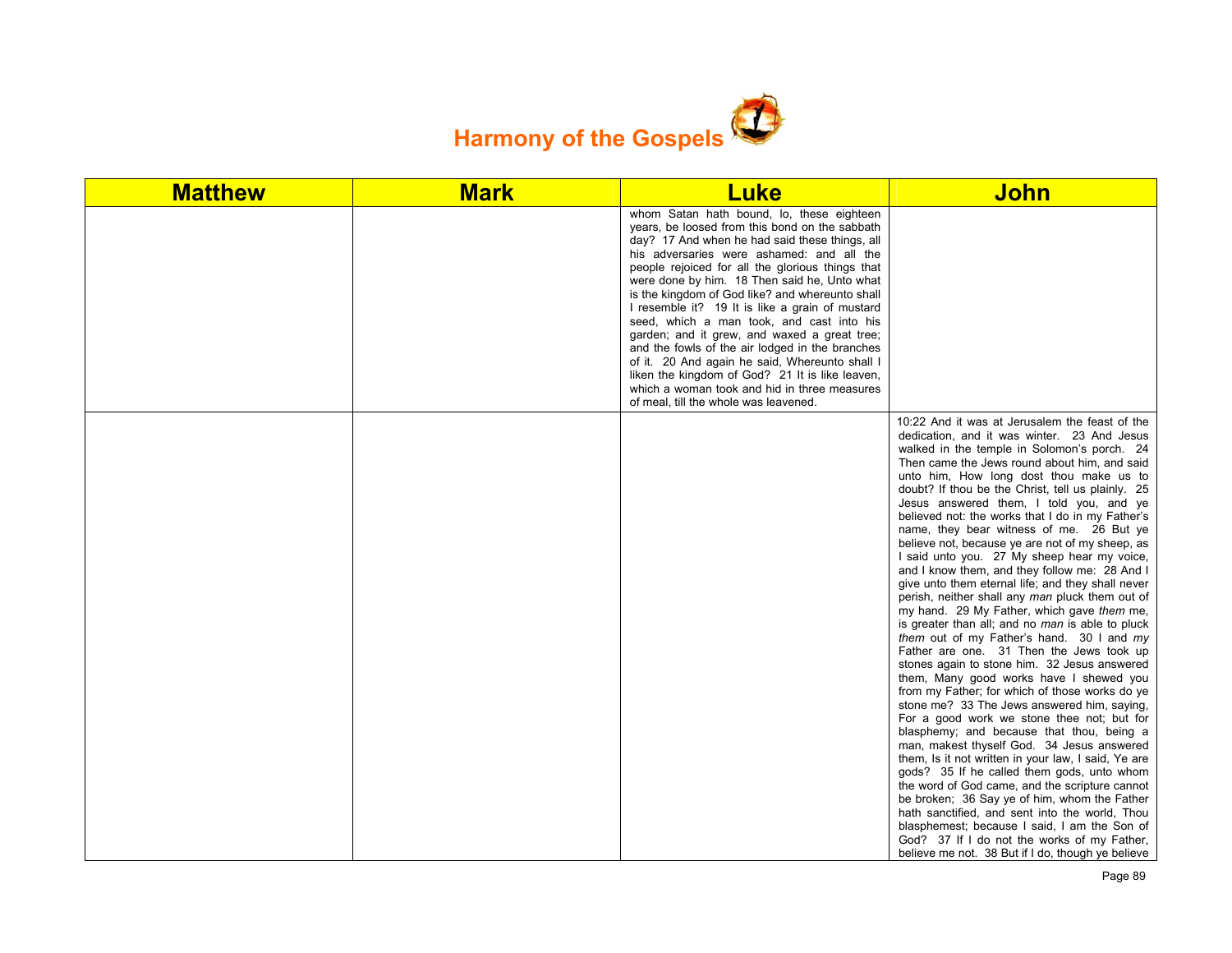# Harmony of the Gospels

| Matthew | Mark | Luke | John |
|---|---|---|---|
| | | whom Satan hath bound, lo, these eighteen years, be loosed from this bond on the sabbath day? 17 And when he had said these things, all his adversaries were ashamed: and all the people rejoiced for all the glorious things that were done by him. 18 Then said he, Unto what is the kingdom of God like? and whereunto shall I resemble it? 19 It is like a grain of mustard seed, which a man took, and cast into his garden; and it grew, and waxed a great tree; and the fowls of the air lodged in the branches of it. 20 And again he said, Whereunto shall I liken the kingdom of God? 21 It is like leaven, which a woman took and hid in three measures of meal, till the whole was leavened. | |
| | | | 10:22 And it was at Jerusalem the feast of the dedication, and it was winter. 23 And Jesus walked in the temple in Solomon's porch. 24 Then came the Jews round about him, and said unto him, How long dost thou make us to doubt? If thou be the Christ, tell us plainly. 25 Jesus answered them, I told you, and ye believed not: the works that I do in my Father's name, they bear witness of me. 26 But ye believe not, because ye are not of my sheep, as I said unto you. 27 My sheep hear my voice, and I know them, and they follow me: 28 And I give unto them eternal life; and they shall never perish, neither shall any *man* pluck them out of my hand. 29 My Father, which gave *them* me, is greater than all; and no *man* is able to pluck *them* out of my Father's hand. 30 I and *my* Father are one. 31 Then the Jews took up stones again to stone him. 32 Jesus answered them, Many good works have I shewed you from my Father; for which of those works do ye stone me? 33 The Jews answered him, saying, For a good work we stone thee not; but for blasphemy; and because that thou, being a man, makest thyself God. 34 Jesus answered them, Is it not written in your law, I said, Ye are gods? 35 If he called them gods, unto whom the word of God came, and the scripture cannot be broken; 36 Say ye of him, whom the Father hath sanctified, and sent into the world, Thou blasphemest; because I said, I am the Son of God? 37 If I do not the works of my Father, believe me not. 38 But if I do, though ye believe |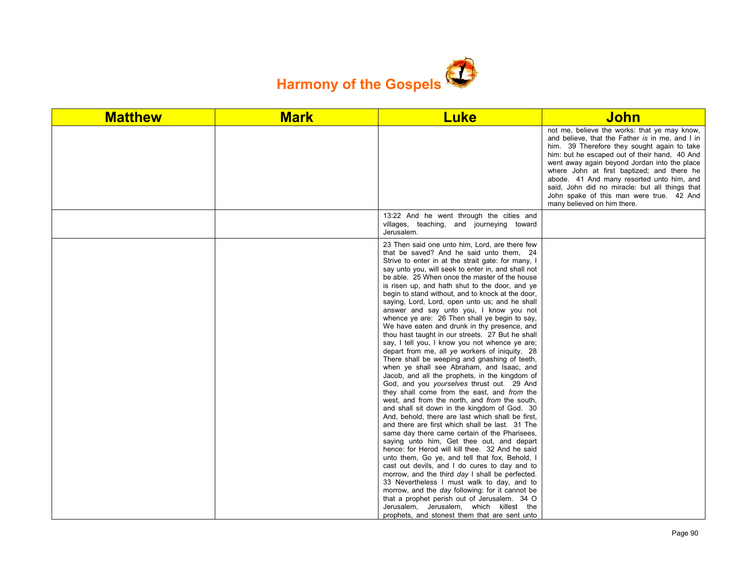# Harmony of the Gospels

| Matthew | Mark | Luke | John |
|---|---|---|---|
| | | | not me, believe the works: that ye may know, and believe, that the Father *is* in me, and I in him. 39 Therefore they sought again to take him: but he escaped out of their hand, 40 And went away again beyond Jordan into the place where John at first baptized; and there he abode. 41 And many resorted unto him, and said, John did no miracle: but all things that John spake of this man were true. 42 And many believed on him there. |
| | | 13:22 And he went through the cities and villages, teaching, and journeying toward Jerusalem. | |
| | | 23 Then said one unto him, Lord, are there few that be saved? And he said unto them, 24 Strive to enter in at the strait gate: for many, I say unto you, will seek to enter in, and shall not be able. 25 When once the master of the house is risen up, and hath shut to the door, and ye begin to stand without, and to knock at the door, saying, Lord, Lord, open unto us; and he shall answer and say unto you, I know you not whence ye are: 26 Then shall ye begin to say, We have eaten and drunk in thy presence, and thou hast taught in our streets. 27 But he shall say, I tell you, I know you not whence ye are; depart from me, all *ye* workers of iniquity. 28 There shall be weeping and gnashing of teeth, when ye shall see Abraham, and Isaac, and Jacob, and all the prophets, in the kingdom of God, and you *yourselves* thrust out. 29 And they shall come from the east, and *from* the west, and from the north, and *from* the south, and shall sit down in the kingdom of God. 30 And, behold, there are last which shall be first, and there are first which shall be last. 31 The same day there came certain of the Pharisees, saying unto him, Get thee out, and depart hence: for Herod will kill thee. 32 And he said unto them, Go ye, and tell that fox, Behold, I cast out devils, and I do cures to day and to morrow, and the third *day* I shall be perfected. 33 Nevertheless I must walk to day, and to morrow, and the *day* following: for it cannot be that a prophet perish out of Jerusalem. 34 O Jerusalem, Jerusalem, which killest the prophets, and stonest them that are sent unto | |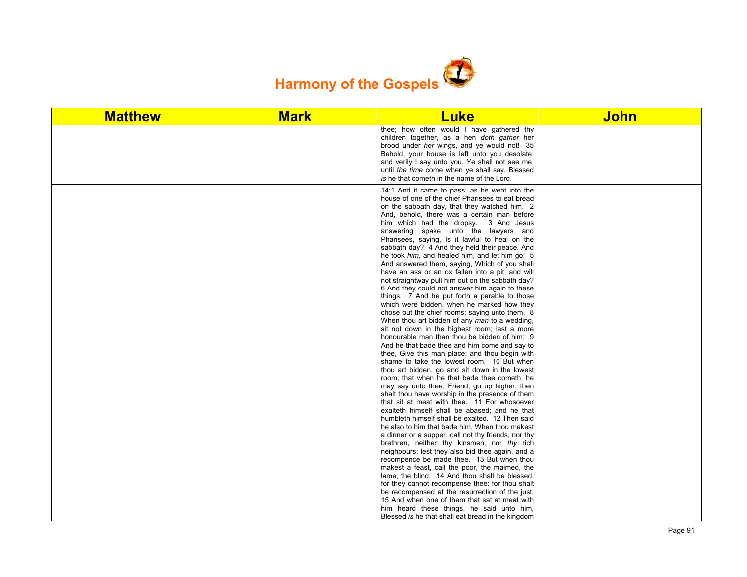# Harmony of the Gospels

| Matthew | Mark | Luke | John |
|---|---|---|---|
| | | thee; how often would I have gathered thy children together, as a hen *doth gather* her brood under *her* wings, and ye would not! 35 Behold, your house is left unto you desolate: and verily I say unto you, Ye shall not see me, until *the time* come when ye shall say, Blessed *is* he that cometh in the name of the Lord. | |
| | | 14:1 And it came to pass, as he went into the house of one of the chief Pharisees to eat bread on the sabbath day, that they watched him. 2 And, behold, there was a certain man before him which had the dropsy. 3 And Jesus answering spake unto the lawyers and Pharisees, saying, Is it lawful to heal on the sabbath day? 4 And they held their peace. And he took *him*, and healed him, and let him go; 5 And answered them, saying, Which of you shall have an ass or an ox fallen into a pit, and will not straightway pull him out on the sabbath day? 6 And they could not answer him again to these things. 7 And he put forth a parable to those which were bidden, when he marked how they chose out the chief rooms; saying unto them, 8 When thou art bidden of any *man* to a wedding, sit not down in the highest room; lest a more honourable man than thou be bidden of him; 9 And he that bade thee and him come and say to thee, Give this man place; and thou begin with shame to take the lowest room. 10 But when thou art bidden, go and sit down in the lowest room; that when he that bade thee cometh, he may say unto thee, Friend, go up higher: then shalt thou have worship in the presence of them that sit at meat with thee. 11 For whosoever exalteth himself shall be abased; and he that humbleth himself shall be exalted. 12 Then said he also to him that bade him, When thou makest a dinner or a supper, call not thy friends, nor thy brethren, neither thy kinsmen, nor *thy* rich neighbours; lest they also bid thee again, and a recompence be made thee. 13 But when thou makest a feast, call the poor, the maimed, the lame, the blind: 14 And thou shalt be blessed; for they cannot recompense thee: for thou shalt be recompensed at the resurrection of the just. 15 And when one of them that sat at meat with him heard these things, he said unto him, Blessed *is* he that shall eat bread in the kingdom | |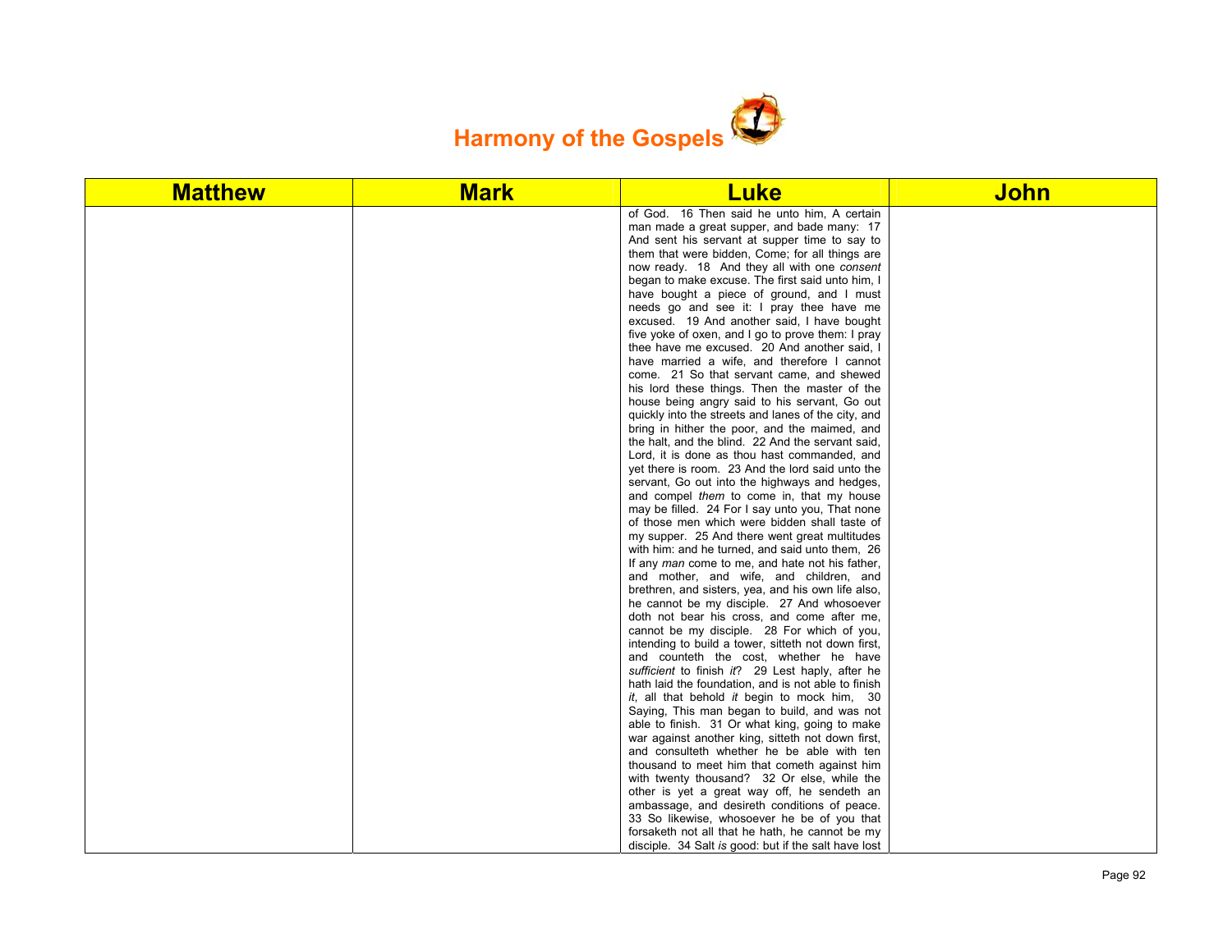# Harmony of the Gospels

| Matthew | Mark | Luke | John |
|---|---|---|---|
| | | of God. 16 Then said he unto him, A certain man made a great supper, and bade many: 17 And sent his servant at supper time to say to them that were bidden, Come; for all things are now ready. 18 And they all with one *consent* began to make excuse. The first said unto him, I have bought a piece of ground, and I must needs go and see it: I pray thee have me excused. 19 And another said, I have bought five yoke of oxen, and I go to prove them: I pray thee have me excused. 20 And another said, I have married a wife, and therefore I cannot come. 21 So that servant came, and shewed his lord these things. Then the master of the house being angry said to his servant, Go out quickly into the streets and lanes of the city, and bring in hither the poor, and the maimed, and the halt, and the blind. 22 And the servant said, Lord, it is done as thou hast commanded, and yet there is room. 23 And the lord said unto the servant, Go out into the highways and hedges, and compel *them* to come in, that my house may be filled. 24 For I say unto you, That none of those men which were bidden shall taste of my supper. 25 And there went great multitudes with him: and he turned, and said unto them, 26 If any *man* come to me, and hate not his father, and mother, and wife, and children, and brethren, and sisters, yea, and his own life also, he cannot be my disciple. 27 And whosoever doth not bear his cross, and come after me, cannot be my disciple. 28 For which of you, intending to build a tower, sitteth not down first, and counteth the cost, whether he have *sufficient* to finish *it*? 29 Lest haply, after he hath laid the foundation, and is not able to finish *it*, all that behold *it* begin to mock him, 30 Saying, This man began to build, and was not able to finish. 31 Or what king, going to make war against another king, sitteth not down first, and consulteth whether he be able with ten thousand to meet him that cometh against him with twenty thousand? 32 Or else, while the other is yet a great way off, he sendeth an ambassage, and desireth conditions of peace. 33 So likewise, whosoever he be of you that forsaketh not all that he hath, he cannot be my disciple. 34 Salt *is* good: but if the salt have lost | |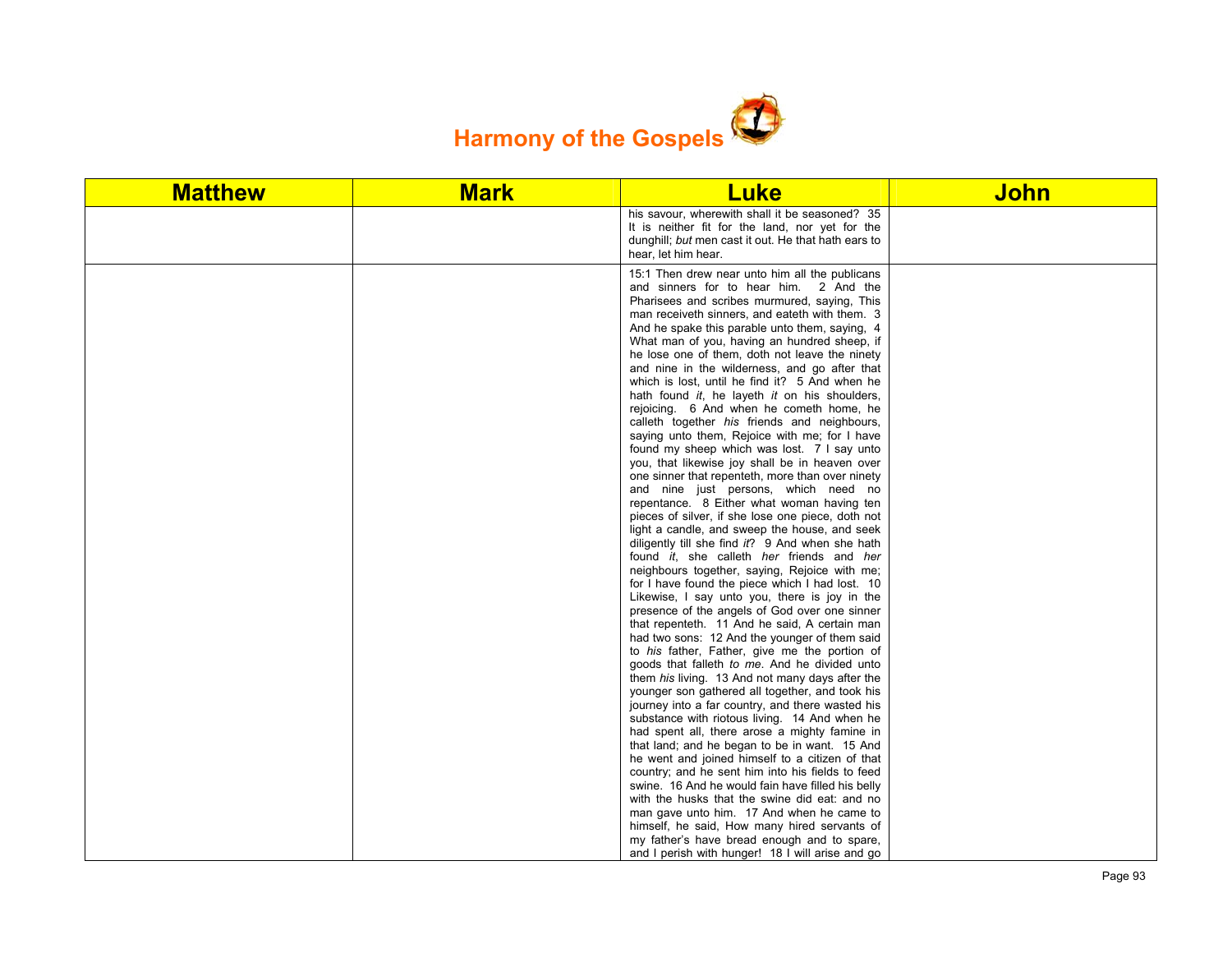# Harmony of the Gospels

| Matthew | Mark | Luke | John |
|---|---|---|---|
| | | his savour, wherewith shall it be seasoned? 35 It is neither fit for the land, nor yet for the dunghill; *but* men cast it out. He that hath ears to hear, let him hear. | |
| | | 15:1 Then drew near unto him all the publicans and sinners for to hear him. 2 And the Pharisees and scribes murmured, saying, This man receiveth sinners, and eateth with them. 3 And he spake this parable unto them, saying, 4 What man of you, having an hundred sheep, if he lose one of them, doth not leave the ninety and nine in the wilderness, and go after that which is lost, until he find it? 5 And when he hath found *it*, he layeth *it* on his shoulders, rejoicing. 6 And when he cometh home, he calleth together *his* friends and neighbours, saying unto them, Rejoice with me; for I have found my sheep which was lost. 7 I say unto you, that likewise joy shall be in heaven over one sinner that repenteth, more than over ninety and nine just persons, which need no repentance. 8 Either what woman having ten pieces of silver, if she lose one piece, doth not light a candle, and sweep the house, and seek diligently till she find *it*? 9 And when she hath found *it*, she calleth *her* friends and *her* neighbours together, saying, Rejoice with me; for I have found the piece which I had lost. 10 Likewise, I say unto you, there is joy in the presence of the angels of God over one sinner that repenteth. 11 And he said, A certain man had two sons: 12 And the younger of them said to *his* father, Father, give me the portion of goods that falleth *to me*. And he divided unto them *his* living. 13 And not many days after the younger son gathered all together, and took his journey into a far country, and there wasted his substance with riotous living. 14 And when he had spent all, there arose a mighty famine in that land; and he began to be in want. 15 And he went and joined himself to a citizen of that country; and he sent him into his fields to feed swine. 16 And he would fain have filled his belly with the husks that the swine did eat: and no man gave unto him. 17 And when he came to himself, he said, How many hired servants of my father's have bread enough and to spare, and I perish with hunger! 18 I will arise and go | |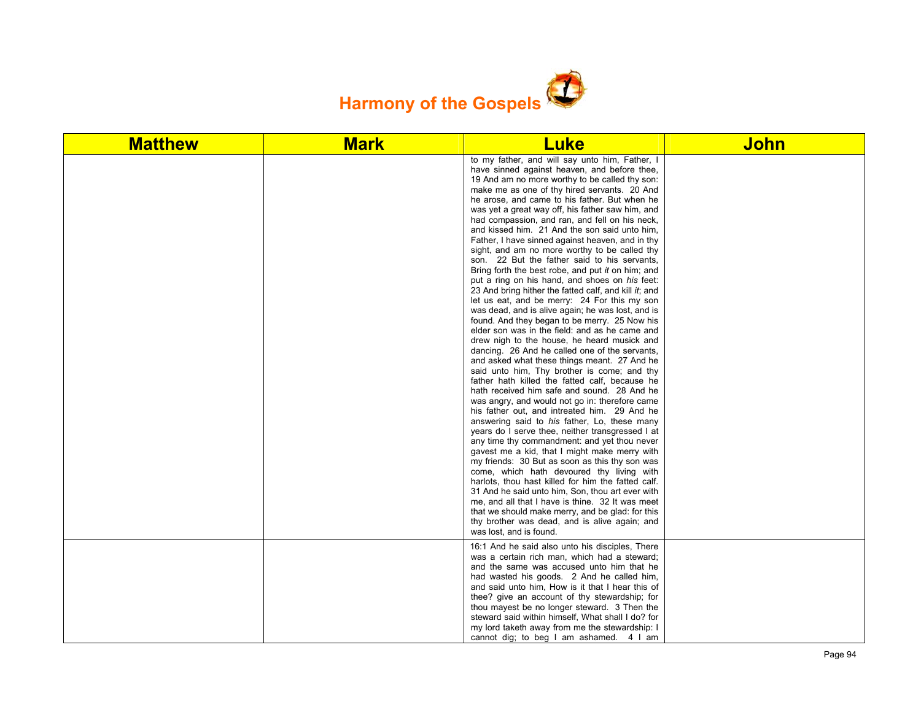# Harmony of the Gospels

| Matthew | Mark | Luke | John |
|---|---|---|---|
| | | to my father, and will say unto him, Father, I have sinned against heaven, and before thee, 19 And am no more worthy to be called thy son: make me as one of thy hired servants. 20 And he arose, and came to his father. But when he was yet a great way off, his father saw him, and had compassion, and ran, and fell on his neck, and kissed him. 21 And the son said unto him, Father, I have sinned against heaven, and in thy sight, and am no more worthy to be called thy son. 22 But the father said to his servants, Bring forth the best robe, and put *it* on him; and put a ring on his hand, and shoes on *his* feet: 23 And bring hither the fatted calf, and kill *it*; and let us eat, and be merry: 24 For this my son was dead, and is alive again; he was lost, and is found. And they began to be merry. 25 Now his elder son was in the field: and as he came and drew nigh to the house, he heard musick and dancing. 26 And he called one of the servants, and asked what these things meant. 27 And he said unto him, Thy brother is come; and thy father hath killed the fatted calf, because he hath received him safe and sound. 28 And he was angry, and would not go in: therefore came his father out, and intreated him. 29 And he answering said to *his* father, Lo, these many years do I serve thee, neither transgressed I at any time thy commandment: and yet thou never gavest me a kid, that I might make merry with my friends: 30 But as soon as this thy son was come, which hath devoured thy living with harlots, thou hast killed for him the fatted calf. 31 And he said unto him, Son, thou art ever with me, and all that I have is thine. 32 It was meet that we should make merry, and be glad: for this thy brother was dead, and is alive again; and was lost, and is found. | |
| | | 16:1 And he said also unto his disciples, There was a certain rich man, which had a steward; and the same was accused unto him that he had wasted his goods. 2 And he called him, and said unto him, How is it that I hear this of thee? give an account of thy stewardship; for thou mayest be no longer steward. 3 Then the steward said within himself, What shall I do? for my lord taketh away from me the stewardship: I cannot dig; to beg I am ashamed. 4 I am | |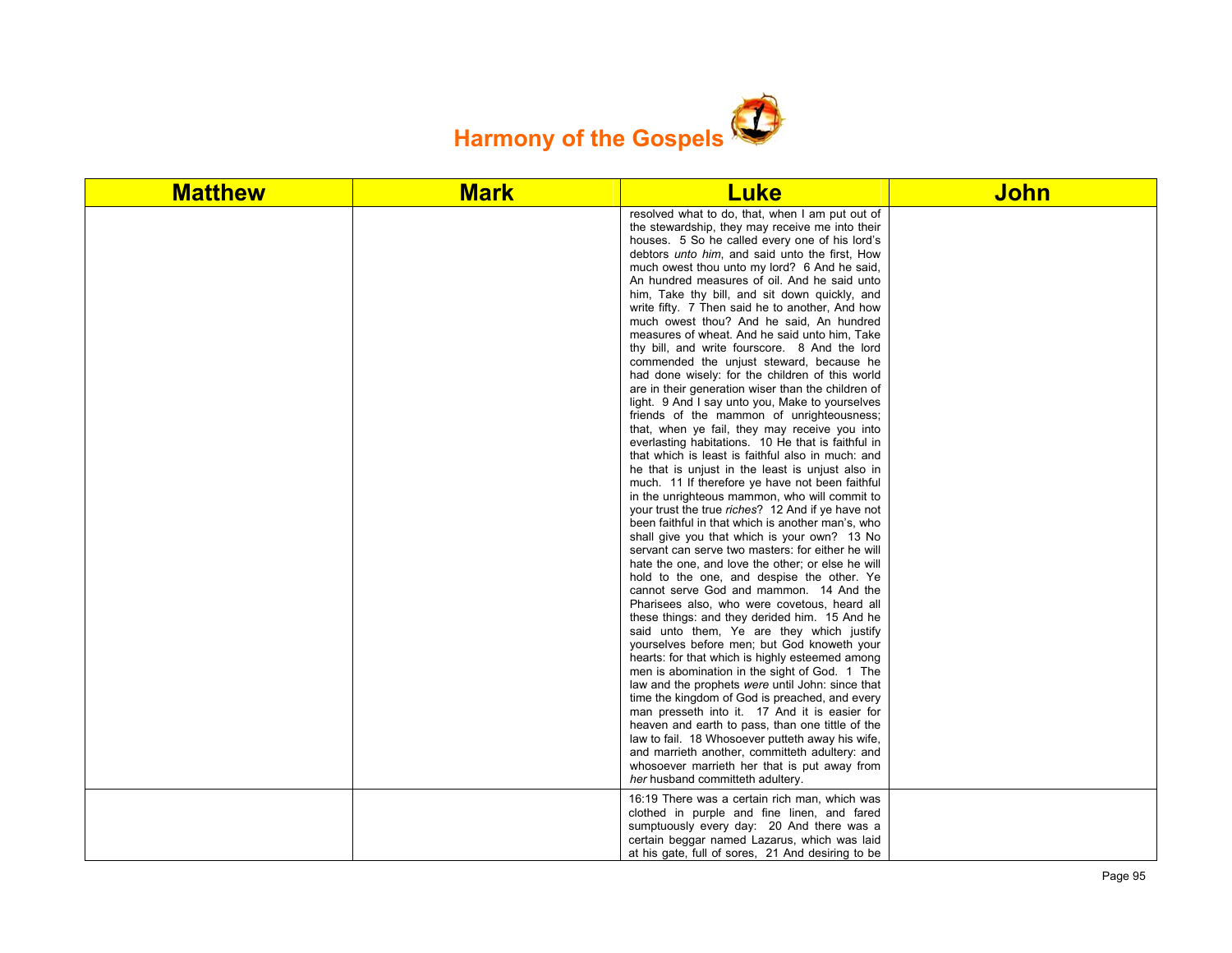# Harmony of the Gospels

| Matthew | Mark | Luke | John |
|---|---|---|---|
| | | resolved what to do, that, when I am put out of the stewardship, they may receive me into their houses. 5 So he called every one of his lord's debtors *unto him*, and said unto the first, How much owest thou unto my lord? 6 And he said, An hundred measures of oil. And he said unto him, Take thy bill, and sit down quickly, and write fifty. 7 Then said he to another, And how much owest thou? And he said, An hundred measures of wheat. And he said unto him, Take thy bill, and write fourscore. 8 And the lord commended the unjust steward, because he had done wisely: for the children of this world are in their generation wiser than the children of light. 9 And I say unto you, Make to yourselves friends of the mammon of unrighteousness; that, when ye fail, they may receive you into everlasting habitations. 10 He that is faithful in that which is least is faithful also in much: and he that is unjust in the least is unjust also in much. 11 If therefore ye have not been faithful in the unrighteous mammon, who will commit to your trust the true *riches*? 12 And if ye have not been faithful in that which is another man's, who shall give you that which is your own? 13 No servant can serve two masters: for either he will hate the one, and love the other; or else he will hold to the one, and despise the other. Ye cannot serve God and mammon. 14 And the Pharisees also, who were covetous, heard all these things: and they derided him. 15 And he said unto them, Ye are they which justify yourselves before men; but God knoweth your hearts: for that which is highly esteemed among men is abomination in the sight of God. 1 The law and the prophets *were* until John: since that time the kingdom of God is preached, and every man presseth into it. 17 And it is easier for heaven and earth to pass, than one tittle of the law to fail. 18 Whosoever putteth away his wife, and marrieth another, committeth adultery: and whosoever marrieth her that is put away from *her* husband committeth adultery. | |
| | | 16:19 There was a certain rich man, which was clothed in purple and fine linen, and fared sumptuously every day: 20 And there was a certain beggar named Lazarus, which was laid at his gate, full of sores, 21 And desiring to be | |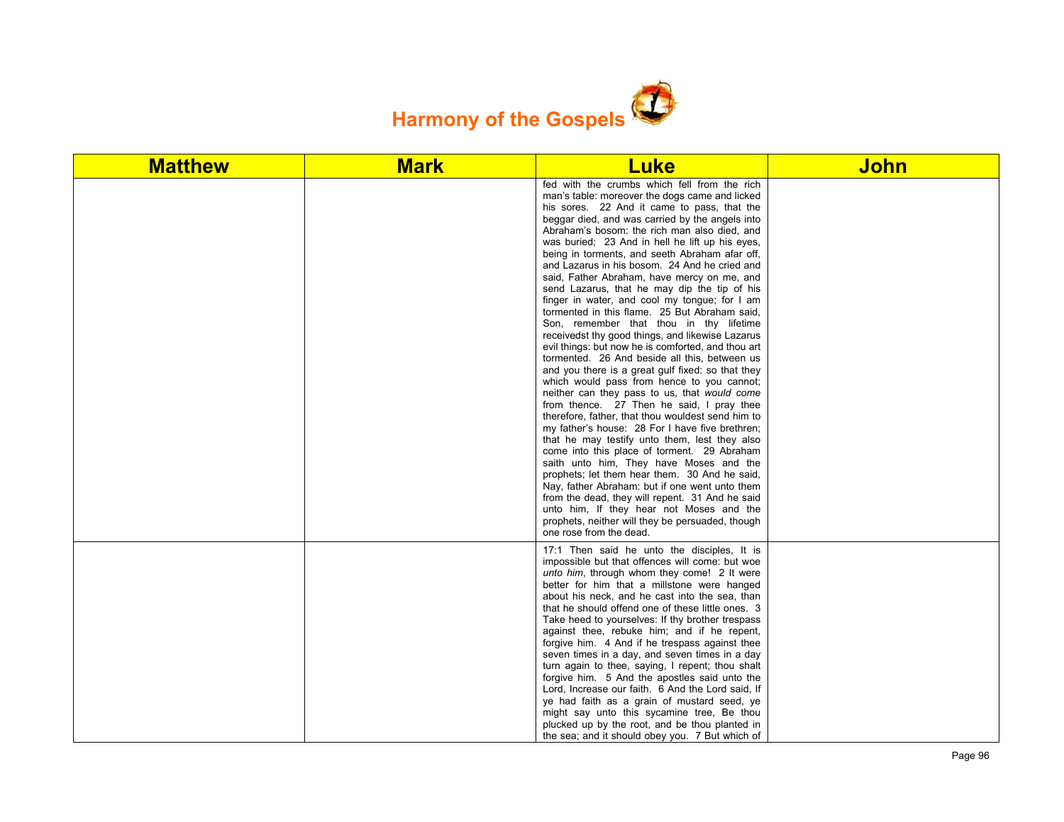# Harmony of the Gospels

| Matthew | Mark | Luke | John |
|---|---|---|---|
| | | fed with the crumbs which fell from the rich man's table: moreover the dogs came and licked his sores. 22 And it came to pass, that the beggar died, and was carried by the angels into Abraham's bosom: the rich man also died, and was buried; 23 And in hell he lift up his eyes, being in torments, and seeth Abraham afar off, and Lazarus in his bosom. 24 And he cried and said, Father Abraham, have mercy on me, and send Lazarus, that he may dip the tip of his finger in water, and cool my tongue; for I am tormented in this flame. 25 But Abraham said, Son, remember that thou in thy lifetime receivedst thy good things, and likewise Lazarus evil things: but now he is comforted, and thou art tormented. 26 And beside all this, between us and you there is a great gulf fixed: so that they which would pass from hence to you cannot; neither can they pass to us, that *would come* from thence. 27 Then he said, I pray thee therefore, father, that thou wouldest send him to my father's house: 28 For I have five brethren; that he may testify unto them, lest they also come into this place of torment. 29 Abraham saith unto him, They have Moses and the prophets; let them hear them. 30 And he said, Nay, father Abraham: but if one went unto them from the dead, they will repent. 31 And he said unto him, If they hear not Moses and the prophets, neither will they be persuaded, though one rose from the dead. | |
| | | 17:1 Then said he unto the disciples, It is impossible but that offences will come: but woe *unto him*, through whom they come! 2 It were better for him that a millstone were hanged about his neck, and he cast into the sea, than that he should offend one of these little ones. 3 Take heed to yourselves: If thy brother trespass against thee, rebuke him; and if he repent, forgive him. 4 And if he trespass against thee seven times in a day, and seven times in a day turn again to thee, saying, I repent; thou shalt forgive him. 5 And the apostles said unto the Lord, Increase our faith. 6 And the Lord said, If ye had faith as a grain of mustard seed, ye might say unto this sycamine tree, Be thou plucked up by the root, and be thou planted in the sea; and it should obey you. 7 But which of | |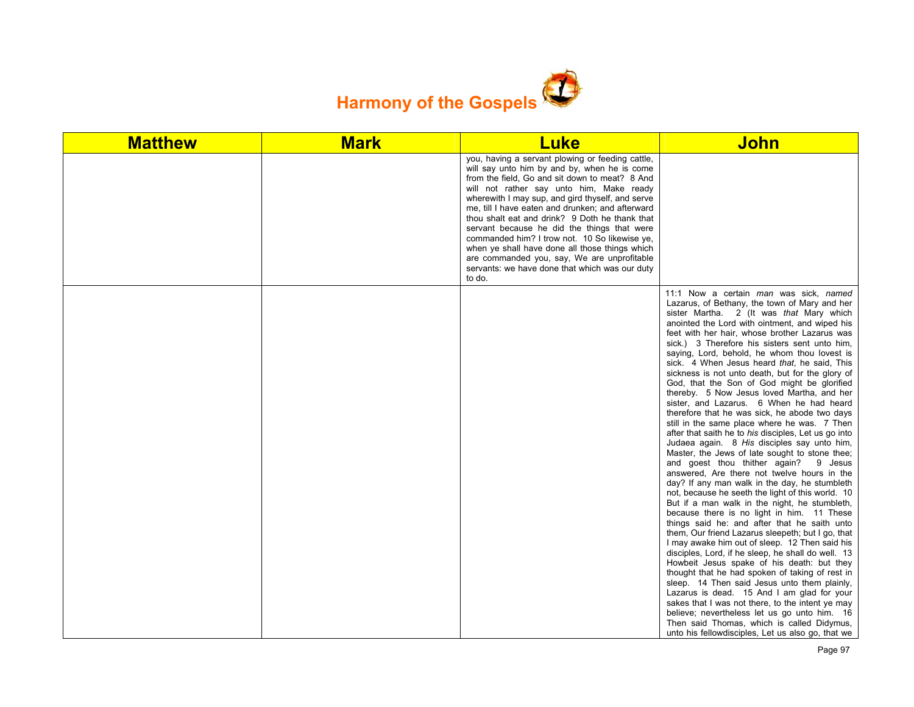# Harmony of the Gospels

| Matthew | Mark | Luke | John |
|---|---|---|---|
| | | you, having a servant plowing or feeding cattle, will say unto him by and by, when he is come from the field, Go and sit down to meat? 8 And will not rather say unto him, Make ready wherewith I may sup, and gird thyself, and serve me, till I have eaten and drunken; and afterward thou shalt eat and drink? 9 Doth he thank that servant because he did the things that were commanded him? I trow not. 10 So likewise ye, when ye shall have done all those things which are commanded you, say, We are unprofitable servants: we have done that which was our duty to do. | |
| | | | 11:1 Now a certain *man* was sick, *named* Lazarus, of Bethany, the town of Mary and her sister Martha. 2 (It was *that* Mary which anointed the Lord with ointment, and wiped his feet with her hair, whose brother Lazarus was sick.) 3 Therefore his sisters sent unto him, saying, Lord, behold, he whom thou lovest is sick. 4 When Jesus heard *that*, he said, This sickness is not unto death, but for the glory of God, that the Son of God might be glorified thereby. 5 Now Jesus loved Martha, and her sister, and Lazarus. 6 When he had heard therefore that he was sick, he abode two days still in the same place where he was. 7 Then after that saith he to *his* disciples, Let us go into Judaea again. 8 *His* disciples say unto him, Master, the Jews of late sought to stone thee; and goest thou thither again? 9 Jesus answered, Are there not twelve hours in the day? If any man walk in the day, he stumbleth not, because he seeth the light of this world. 10 But if a man walk in the night, he stumbleth, because there is no light in him. 11 These things said he: and after that he saith unto them, Our friend Lazarus sleepeth; but I go, that I may awake him out of sleep. 12 Then said his disciples, Lord, if he sleep, he shall do well. 13 Howbeit Jesus spake of his death: but they thought that he had spoken of taking of rest in sleep. 14 Then said Jesus unto them plainly, Lazarus is dead. 15 And I am glad for your sakes that I was not there, to the intent ye may believe; nevertheless let us go unto him. 16 Then said Thomas, which is called Didymus, unto his fellowdisciples, Let us also go, that we |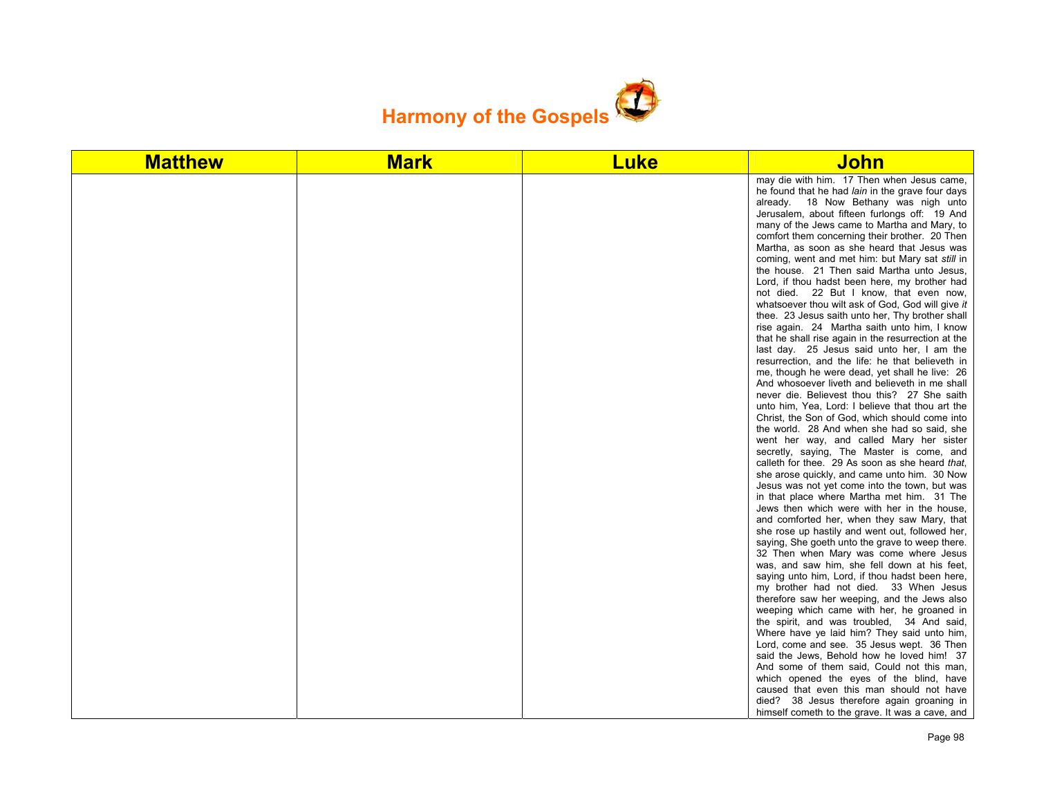# Harmony of the Gospels

| Matthew | Mark | Luke | John |
|---|---|---|---|
| | | | may die with him. 17 Then when Jesus came, he found that he had *lain* in the grave four days already. 18 Now Bethany was nigh unto Jerusalem, about fifteen furlongs off: 19 And many of the Jews came to Martha and Mary, to comfort them concerning their brother. 20 Then Martha, as soon as she heard that Jesus was coming, went and met him: but Mary sat *still* in the house. 21 Then said Martha unto Jesus, Lord, if thou hadst been here, my brother had not died. 22 But I know, that even now, whatsoever thou wilt ask of God, God will give *it* thee. 23 Jesus saith unto her, Thy brother shall rise again. 24 Martha saith unto him, I know that he shall rise again in the resurrection at the last day. 25 Jesus said unto her, I am the resurrection, and the life: he that believeth in me, though he were dead, yet shall he live: 26 And whosoever liveth and believeth in me shall never die. Believest thou this? 27 She saith unto him, Yea, Lord: I believe that thou art the Christ, the Son of God, which should come into the world. 28 And when she had so said, she went her way, and called Mary her sister secretly, saying, The Master is come, and calleth for thee. 29 As soon as she heard *that*, she arose quickly, and came unto him. 30 Now Jesus was not yet come into the town, but was in that place where Martha met him. 31 The Jews then which were with her in the house, and comforted her, when they saw Mary, that she rose up hastily and went out, followed her, saying, She goeth unto the grave to weep there. 32 Then when Mary was come where Jesus was, and saw him, she fell down at his feet, saying unto him, Lord, if thou hadst been here, my brother had not died. 33 When Jesus therefore saw her weeping, and the Jews also weeping which came with her, he groaned in the spirit, and was troubled, 34 And said, Where have ye laid him? They said unto him, Lord, come and see. 35 Jesus wept. 36 Then said the Jews, Behold how he loved him! 37 And some of them said, Could not this man, which opened the eyes of the blind, have caused that even this man should not have died? 38 Jesus therefore again groaning in himself cometh to the grave. It was a cave, and |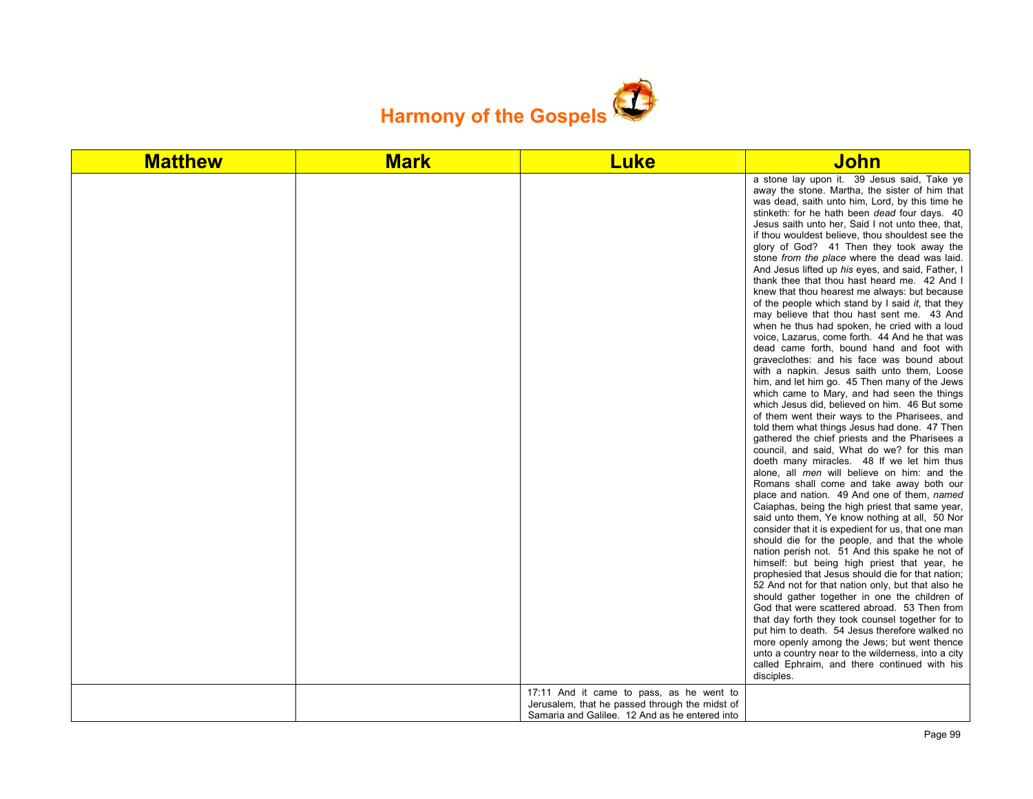# Harmony of the Gospels

| Matthew | Mark | Luke | John |
|---|---|---|---|
| | | | a stone lay upon it. 39 Jesus said, Take ye away the stone. Martha, the sister of him that was dead, saith unto him, Lord, by this time he stinketh: for he hath been *dead* four days. 40 Jesus saith unto her, Said I not unto thee, that, if thou wouldest believe, thou shouldest see the glory of God? 41 Then they took away the stone *from the place* where the dead was laid. And Jesus lifted up *his* eyes, and said, Father, I thank thee that thou hast heard me. 42 And I knew that thou hearest me always: but because of the people which stand by I said *it*, that they may believe that thou hast sent me. 43 And when he thus had spoken, he cried with a loud voice, Lazarus, come forth. 44 And he that was dead came forth, bound hand and foot with graveclothes: and his face was bound about with a napkin. Jesus saith unto them, Loose him, and let him go. 45 Then many of the Jews which came to Mary, and had seen the things which Jesus did, believed on him. 46 But some of them went their ways to the Pharisees, and told them what things Jesus had done. 47 Then gathered the chief priests and the Pharisees a council, and said, What do we? for this man doeth many miracles. 48 If we let him thus alone, all *men* will believe on him: and the Romans shall come and take away both our place and nation. 49 And one of them, *named* Caiaphas, being the high priest that same year, said unto them, Ye know nothing at all, 50 Nor consider that it is expedient for us, that one man should die for the people, and that the whole nation perish not. 51 And this spake he not of himself: but being high priest that year, he prophesied that Jesus should die for that nation; 52 And not for that nation only, but that also he should gather together in one the children of God that were scattered abroad. 53 Then from that day forth they took counsel together for to put him to death. 54 Jesus therefore walked no more openly among the Jews; but went thence unto a country near to the wilderness, into a city called Ephraim, and there continued with his disciples. |
| | | 17:11 And it came to pass, as he went to Jerusalem, that he passed through the midst of Samaria and Galilee. 12 And as he entered into | |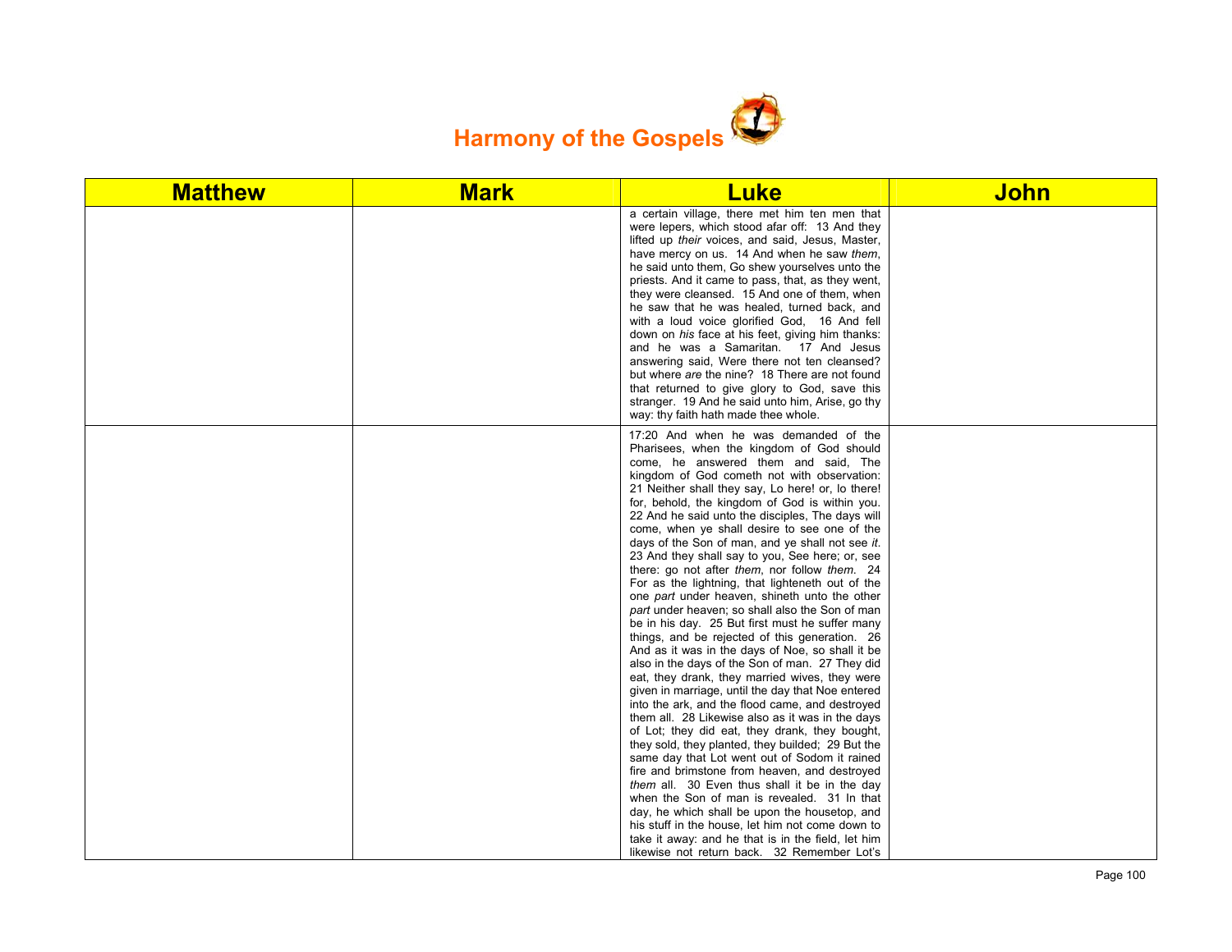# Harmony of the Gospels

| Matthew | Mark | Luke | John |
|---|---|---|---|
| | | a certain village, there met him ten men that were lepers, which stood afar off: 13 And they lifted up *their* voices, and said, Jesus, Master, have mercy on us. 14 And when he saw *them*, he said unto them, Go shew yourselves unto the priests. And it came to pass, that, as they went, they were cleansed. 15 And one of them, when he saw that he was healed, turned back, and with a loud voice glorified God, 16 And fell down on *his* face at his feet, giving him thanks: and he was a Samaritan. 17 And Jesus answering said, Were there not ten cleansed? but where *are* the nine? 18 There are not found that returned to give glory to God, save this stranger. 19 And he said unto him, Arise, go thy way: thy faith hath made thee whole. | |
| | | 17:20 And when he was demanded of the Pharisees, when the kingdom of God should come, he answered them and said, The kingdom of God cometh not with observation: 21 Neither shall they say, Lo here! or, lo there! for, behold, the kingdom of God is within you. 22 And he said unto the disciples, The days will come, when ye shall desire to see one of the days of the Son of man, and ye shall not see *it*. 23 And they shall say to you, See here; or, see there: go not after *them*, nor follow *them*. 24 For as the lightning, that lighteneth out of the one *part* under heaven, shineth unto the other *part* under heaven; so shall also the Son of man be in his day. 25 But first must he suffer many things, and be rejected of this generation. 26 And as it was in the days of Noe, so shall it be also in the days of the Son of man. 27 They did eat, they drank, they married wives, they were given in marriage, until the day that Noe entered into the ark, and the flood came, and destroyed them all. 28 Likewise also as it was in the days of Lot; they did eat, they drank, they bought, they sold, they planted, they builded; 29 But the same day that Lot went out of Sodom it rained fire and brimstone from heaven, and destroyed *them* all. 30 Even thus shall it be in the day when the Son of man is revealed. 31 In that day, he which shall be upon the housetop, and his stuff in the house, let him not come down to take it away: and he that is in the field, let him likewise not return back. 32 Remember Lot's | |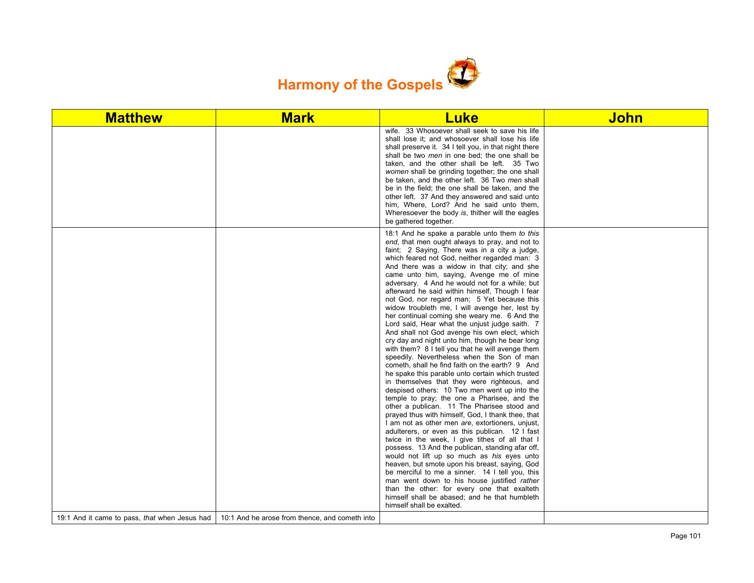# Harmony of the Gospels

| Matthew | Mark | Luke | John |
|---|---|---|---|
| | | wife. 33 Whosoever shall seek to save his life shall lose it; and whosoever shall lose his life shall preserve it. 34 I tell you, in that night there shall be two *men* in one bed; the one shall be taken, and the other shall be left. 35 Two *women* shall be grinding together; the one shall be taken, and the other left. 36 Two *men* shall be in the field; the one shall be taken, and the other left. 37 And they answered and said unto him, Where, Lord? And he said unto them, Wheresoever the body *is*, thither will the eagles be gathered together. | |
| | | 18:1 And he spake a parable unto them *to this end*, that men ought always to pray, and not to faint; 2 Saying, There was in a city a judge, which feared not God, neither regarded man: 3 And there was a widow in that city; and she came unto him, saying, Avenge me of mine adversary. 4 And he would not for a while: but afterward he said within himself, Though I fear not God, nor regard man; 5 Yet because this widow troubleth me, I will avenge her, lest by her continual coming she weary me. 6 And the Lord said, Hear what the unjust judge saith. 7 And shall not God avenge his own elect, which cry day and night unto him, though he bear long with them? 8 I tell you that he will avenge them speedily. Nevertheless when the Son of man cometh, shall he find faith on the earth? 9 And he spake this parable unto certain which trusted in themselves that they were righteous, and despised others: 10 Two men went up into the temple to pray; the one a Pharisee, and the other a publican. 11 The Pharisee stood and prayed thus with himself, God, I thank thee, that I am not as other men *are*, extortioners, unjust, adulterers, or even as this publican. 12 I fast twice in the week, I give tithes of all that I possess. 13 And the publican, standing afar off, would not lift up so much as *his* eyes unto heaven, but smote upon his breast, saying, God be merciful to me a sinner. 14 I tell you, this man went down to his house justified *rather* than the other: for every one that exalteth himself shall be abased; and he that humbleth himself shall be exalted. | |
| 19:1 And it came to pass, *that* when Jesus had | 10:1 And he arose from thence, and cometh into | | |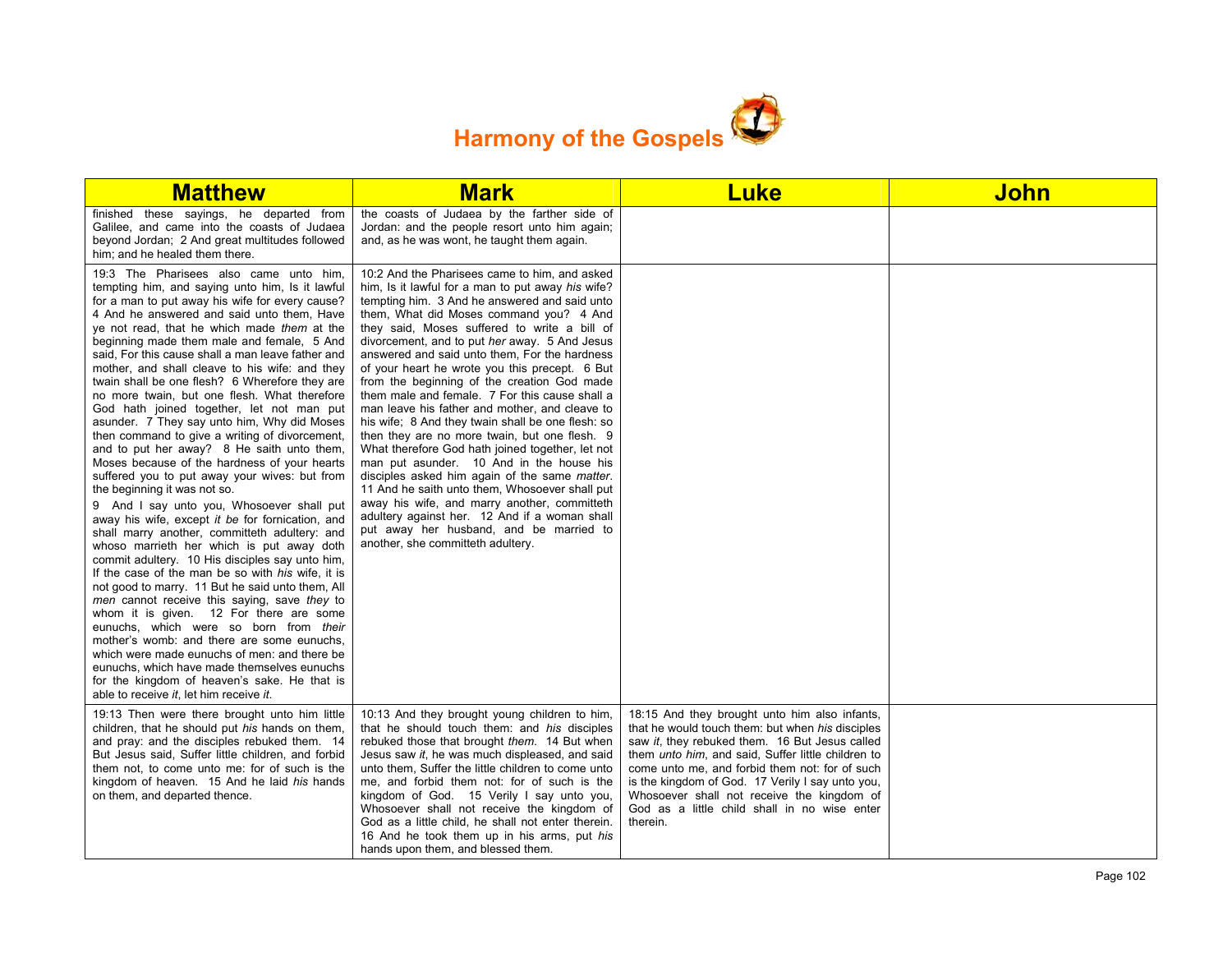# Harmony of the Gospels

| Matthew | Mark | Luke | John |
|---|---|---|---|
| finished these sayings, he departed from Galilee, and came into the coasts of Judaea beyond Jordan; 2 And great multitudes followed him; and he healed them there. | the coasts of Judaea by the farther side of Jordan: and the people resort unto him again; and, as he was wont, he taught them again. | | |
| 19:3 The Pharisees also came unto him, tempting him, and saying unto him, Is it lawful for a man to put away his wife for every cause? 4 And he answered and said unto them, Have ye not read, that he which made *them* at the beginning made them male and female, 5 And said, For this cause shall a man leave father and mother, and shall cleave to his wife: and they twain shall be one flesh? 6 Wherefore they are no more twain, but one flesh. What therefore God hath joined together, let not man put asunder. 7 They say unto him, Why did Moses then command to give a writing of divorcement, and to put her away? 8 He saith unto them, Moses because of the hardness of your hearts suffered you to put away your wives: but from the beginning it was not so. 9 And I say unto you, Whosoever shall put away his wife, except *it be* for fornication, and shall marry another, committeth adultery: and whoso marrieth her which is put away doth commit adultery. 10 His disciples say unto him, If the case of the man be so with *his* wife, it is not good to marry. 11 But he said unto them, All *men* cannot receive this saying, save *they* to whom it is given. 12 For there are some eunuchs, which were so born from *their* mother's womb: and there are some eunuchs, which were made eunuchs of men: and there be eunuchs, which have made themselves eunuchs for the kingdom of heaven's sake. He that is able to receive *it*, let him receive *it*. | 10:2 And the Pharisees came to him, and asked him, Is it lawful for a man to put away *his* wife? tempting him. 3 And he answered and said unto them, What did Moses command you? 4 And they said, Moses suffered to write a bill of divorcement, and to put *her* away. 5 And Jesus answered and said unto them, For the hardness of your heart he wrote you this precept. 6 But from the beginning of the creation God made them male and female. 7 For this cause shall a man leave his father and mother, and cleave to his wife; 8 And they twain shall be one flesh: so then they are no more twain, but one flesh. 9 What therefore God hath joined together, let not man put asunder. 10 And in the house his disciples asked him again of the same *matter*. 11 And he saith unto them, Whosoever shall put away his wife, and marry another, committeth adultery against her. 12 And if a woman shall put away her husband, and be married to another, she committeth adultery. | | |
| 19:13 Then were there brought unto him little children, that he should put *his* hands on them, and pray: and the disciples rebuked them. 14 But Jesus said, Suffer little children, and forbid them not, to come unto me: for of such is the kingdom of heaven. 15 And he laid *his* hands on them, and departed thence. | 10:13 And they brought young children to him, that he should touch them: and *his* disciples rebuked those that brought *them*. 14 But when Jesus saw *it*, he was much displeased, and said unto them, Suffer the little children to come unto me, and forbid them not: for of such is the kingdom of God. 15 Verily I say unto you, Whosoever shall not receive the kingdom of God as a little child, he shall not enter therein. 16 And he took them up in his arms, put *his* hands upon them, and blessed them. | 18:15 And they brought unto him also infants, that he would touch them: but when *his* disciples saw *it*, they rebuked them. 16 But Jesus called them *unto him*, and said, Suffer little children to come unto me, and forbid them not: for of such is the kingdom of God. 17 Verily I say unto you, Whosoever shall not receive the kingdom of God as a little child shall in no wise enter therein. | |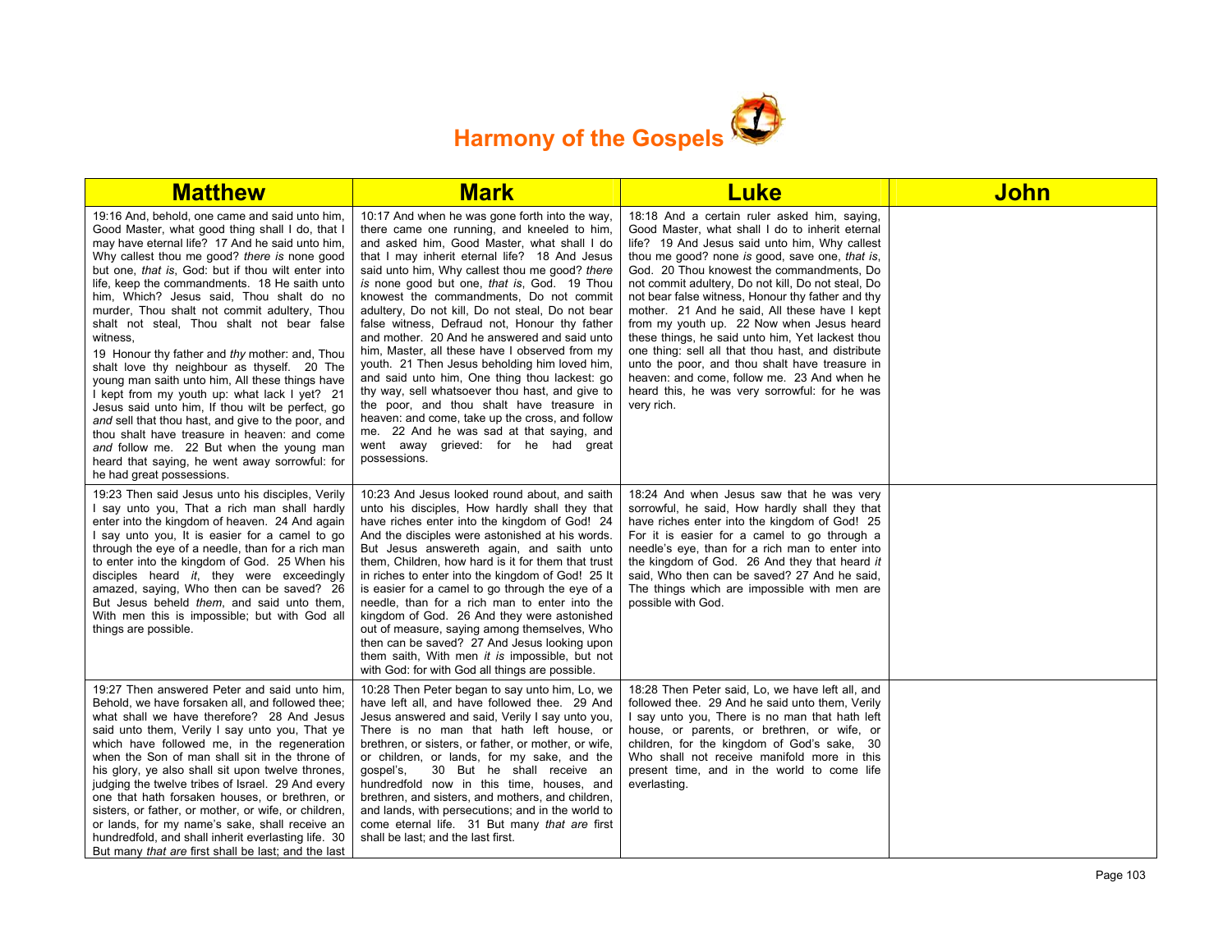# Harmony of the Gospels

| Matthew | Mark | Luke | John |
|---|---|---|---|
| 19:16 And, behold, one came and said unto him, Good Master, what good thing shall I do, that I may have eternal life? 17 And he said unto him, Why callest thou me good? *there is* none good but one, *that is*, God: but if thou wilt enter into life, keep the commandments. 18 He saith unto him, Which? Jesus said, Thou shalt do no murder, Thou shalt not commit adultery, Thou shalt not steal, Thou shalt not bear false witness, 19 Honour thy father and *thy* mother: and, Thou shalt love thy neighbour as thyself. 20 The young man saith unto him, All these things have I kept from my youth up: what lack I yet? 21 Jesus said unto him, If thou wilt be perfect, go *and* sell that thou hast, and give to the poor, and thou shalt have treasure in heaven: and come *and* follow me. 22 But when the young man heard that saying, he went away sorrowful: for he had great possessions. | 10:17 And when he was gone forth into the way, there came one running, and kneeled to him, and asked him, Good Master, what shall I do that I may inherit eternal life? 18 And Jesus said unto him, Why callest thou me good? *there is* none good but one, *that is*, God. 19 Thou knowest the commandments, Do not commit adultery, Do not kill, Do not steal, Do not bear false witness, Defraud not, Honour thy father and mother. 20 And he answered and said unto him, Master, all these have I observed from my youth. 21 Then Jesus beholding him loved him, and said unto him, One thing thou lackest: go thy way, sell whatsoever thou hast, and give to the poor, and thou shalt have treasure in heaven: and come, take up the cross, and follow me. 22 And he was sad at that saying, and went away grieved: for he had great possessions. | 18:18 And a certain ruler asked him, saying, Good Master, what shall I do to inherit eternal life? 19 And Jesus said unto him, Why callest thou me good? none *is* good, save one, *that is*, God. 20 Thou knowest the commandments, Do not commit adultery, Do not kill, Do not steal, Do not bear false witness, Honour thy father and thy mother. 21 And he said, All these have I kept from my youth up. 22 Now when Jesus heard these things, he said unto him, Yet lackest thou one thing: sell all that thou hast, and distribute unto the poor, and thou shalt have treasure in heaven: and come, follow me. 23 And when he heard this, he was very sorrowful: for he was very rich. | |
| 19:23 Then said Jesus unto his disciples, Verily I say unto you, That a rich man shall hardly enter into the kingdom of heaven. 24 And again I say unto you, It is easier for a camel to go through the eye of a needle, than for a rich man to enter into the kingdom of God. 25 When his disciples heard *it*, they were exceedingly amazed, saying, Who then can be saved? 26 But Jesus beheld *them*, and said unto them, With men this is impossible; but with God all things are possible. | 10:23 And Jesus looked round about, and saith unto his disciples, How hardly shall they that have riches enter into the kingdom of God! 24 And the disciples were astonished at his words. But Jesus answereth again, and saith unto them, Children, how hard is it for them that trust in riches to enter into the kingdom of God! 25 It is easier for a camel to go through the eye of a needle, than for a rich man to enter into the kingdom of God. 26 And they were astonished out of measure, saying among themselves, Who then can be saved? 27 And Jesus looking upon them saith, With men *it is* impossible, but not with God: for with God all things are possible. | 18:24 And when Jesus saw that he was very sorrowful, he said, How hardly shall they that have riches enter into the kingdom of God! 25 For it is easier for a camel to go through a needle's eye, than for a rich man to enter into the kingdom of God. 26 And they that heard *it* said, Who then can be saved? 27 And he said, The things which are impossible with men are possible with God. | |
| 19:27 Then answered Peter and said unto him, Behold, we have forsaken all, and followed thee; what shall we have therefore? 28 And Jesus said unto them, Verily I say unto you, That ye which have followed me, in the regeneration when the Son of man shall sit in the throne of his glory, ye also shall sit upon twelve thrones, judging the twelve tribes of Israel. 29 And every one that hath forsaken houses, or brethren, or sisters, or father, or mother, or wife, or children, or lands, for my name's sake, shall receive an hundredfold, and shall inherit everlasting life. 30 But many *that are* first shall be last; and the last | 10:28 Then Peter began to say unto him, Lo, we have left all, and have followed thee. 29 And Jesus answered and said, Verily I say unto you, There is no man that hath left house, or brethren, or sisters, or father, or mother, or wife, or children, or lands, for my sake, and the gospel's, 30 But he shall receive an hundredfold now in this time, houses, and brethren, and sisters, and mothers, and children, and lands, with persecutions; and in the world to come eternal life. 31 But many *that are* first shall be last; and the last first. | 18:28 Then Peter said, Lo, we have left all, and followed thee. 29 And he said unto them, Verily I say unto you, There is no man that hath left house, or parents, or brethren, or wife, or children, for the kingdom of God's sake, 30 Who shall not receive manifold more in this present time, and in the world to come life everlasting. | |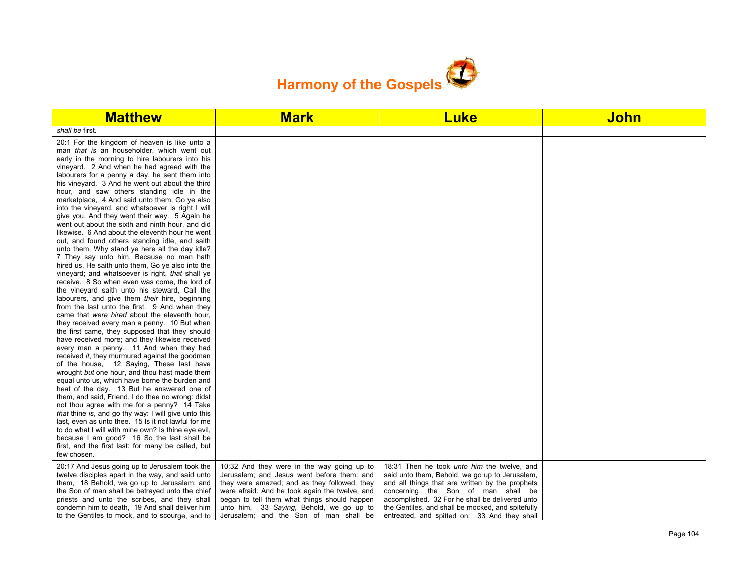# Harmony of the Gospels

| Matthew | Mark | Luke | John |
|---|---|---|---|
| *shall be* first. | | | |
| 20:1 For the kingdom of heaven is like unto a man *that is* an householder, which went out early in the morning to hire labourers into his vineyard. 2 And when he had agreed with the labourers for a penny a day, he sent them into his vineyard. 3 And he went out about the third hour, and saw others standing idle in the marketplace, 4 And said unto them; Go ye also into the vineyard, and whatsoever is right I will give you. And they went their way. 5 Again he went out about the sixth and ninth hour, and did likewise. 6 And about the eleventh hour he went out, and found others standing idle, and saith unto them, Why stand ye here all the day idle? 7 They say unto him, Because no man hath hired us. He saith unto them, Go ye also into the vineyard; and whatsoever is right, *that* shall ye receive. 8 So when even was come, the lord of the vineyard saith unto his steward, Call the labourers, and give them *their* hire, beginning from the last unto the first. 9 And when they came that *were hired* about the eleventh hour, they received every man a penny. 10 But when the first came, they supposed that they should have received more; and they likewise received every man a penny. 11 And when they had received *it*, they murmured against the goodman of the house, 12 Saying, These last have wrought *but* one hour, and thou hast made them equal unto us, which have borne the burden and heat of the day. 13 But he answered one of them, and said, Friend, I do thee no wrong: didst not thou agree with me for a penny? 14 Take *that* thine *is*, and go thy way: I will give unto this last, even as unto thee. 15 Is it not lawful for me to do what I will with mine own? Is thine eye evil, because I am good? 16 So the last shall be first, and the first last: for many be called, but few chosen. | | | |
| 20:17 And Jesus going up to Jerusalem took the twelve disciples apart in the way, and said unto them, 18 Behold, we go up to Jerusalem; and the Son of man shall be betrayed unto the chief priests and unto the scribes, and they shall condemn him to death, 19 And shall deliver him to the Gentiles to mock, and to scourge, and to | 10:32 And they were in the way going up to Jerusalem; and Jesus went before them: and they were amazed; and as they followed, they were afraid. And he took again the twelve, and began to tell them what things should happen unto him, 33 *Saying*, Behold, we go up to Jerusalem; and the Son of man shall be | 18:31 Then he took *unto him* the twelve, and said unto them, Behold, we go up to Jerusalem, and all things that are written by the prophets concerning the Son of man shall be accomplished. 32 For he shall be delivered unto the Gentiles, and shall be mocked, and spitefully entreated, and spitted on: 33 And they shall | |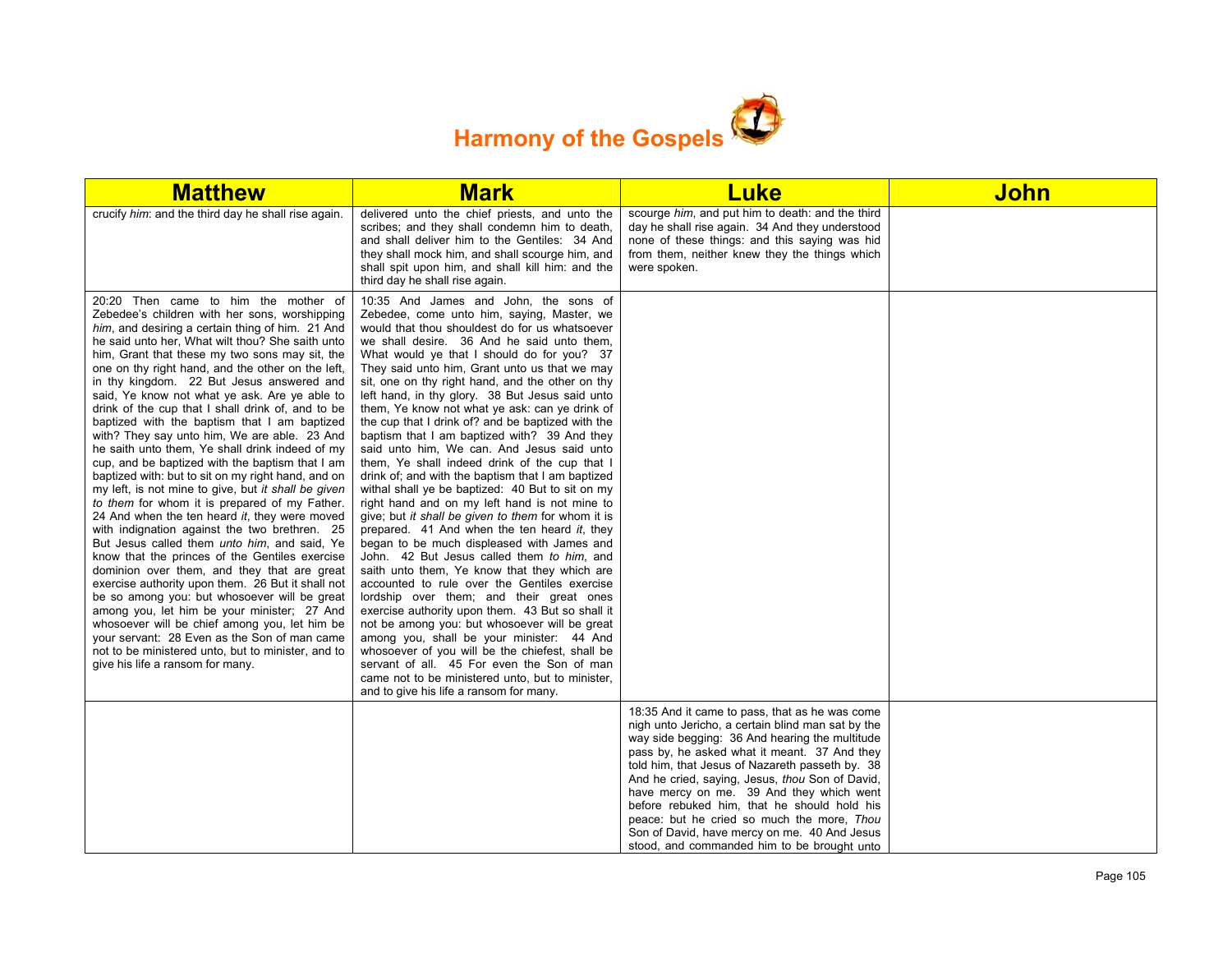# Harmony of the Gospels

| Matthew | Mark | Luke | John |
|---|---|---|---|
| crucify *him*: and the third day he shall rise again. | delivered unto the chief priests, and unto the scribes; and they shall condemn him to death, and shall deliver him to the Gentiles: 34 And they shall mock him, and shall scourge him, and shall spit upon him, and shall kill him: and the third day he shall rise again. | scourge *him*, and put him to death: and the third day he shall rise again. 34 And they understood none of these things: and this saying was hid from them, neither knew they the things which were spoken. | |
| 20:20 Then came to him the mother of Zebedee's children with her sons, worshipping *him*, and desiring a certain thing of him. 21 And he said unto her, What wilt thou? She saith unto him, Grant that these my two sons may sit, the one on thy right hand, and the other on the left, in thy kingdom. 22 But Jesus answered and said, Ye know not what ye ask. Are ye able to drink of the cup that I shall drink of, and to be baptized with the baptism that I am baptized with? They say unto him, We are able. 23 And he saith unto them, Ye shall drink indeed of my cup, and be baptized with the baptism that I am baptized with: but to sit on my right hand, and on my left, is not mine to give, but *it shall be given to them* for whom it is prepared of my Father. 24 And when the ten heard *it*, they were moved with indignation against the two brethren. 25 But Jesus called them *unto him*, and said, Ye know that the princes of the Gentiles exercise dominion over them, and they that are great exercise authority upon them. 26 But it shall not be so among you: but whosoever will be great among you, let him be your minister; 27 And whosoever will be chief among you, let him be your servant: 28 Even as the Son of man came not to be ministered unto, but to minister, and to give his life a ransom for many. | 10:35 And James and John, the sons of Zebedee, come unto him, saying, Master, we would that thou shouldest do for us whatsoever we shall desire. 36 And he said unto them, What would ye that I should do for you? 37 They said unto him, Grant unto us that we may sit, one on thy right hand, and the other on thy left hand, in thy glory. 38 But Jesus said unto them, Ye know not what ye ask: can ye drink of the cup that I drink of? and be baptized with the baptism that I am baptized with? 39 And they said unto him, We can. And Jesus said unto them, Ye shall indeed drink of the cup that I drink of; and with the baptism that I am baptized withal shall ye be baptized: 40 But to sit on my right hand and on my left hand is not mine to give; but *it shall be given to them* for whom it is prepared. 41 And when the ten heard *it*, they began to be much displeased with James and John. 42 But Jesus called them *to him*, and saith unto them, Ye know that they which are accounted to rule over the Gentiles exercise lordship over them; and their great ones exercise authority upon them. 43 But so shall it not be among you: but whosoever will be great among you, shall be your minister: 44 And whosoever of you will be the chiefest, shall be servant of all. 45 For even the Son of man came not to be ministered unto, but to minister, and to give his life a ransom for many. | | |
| | | 18:35 And it came to pass, that as he was come nigh unto Jericho, a certain blind man sat by the way side begging: 36 And hearing the multitude pass by, he asked what it meant. 37 And they told him, that Jesus of Nazareth passeth by. 38 And he cried, saying, Jesus, *thou* Son of David, have mercy on me. 39 And they which went before rebuked him, that he should hold his peace: but he cried so much the more, *Thou* Son of David, have mercy on me. 40 And Jesus stood, and commanded him to be brought unto | |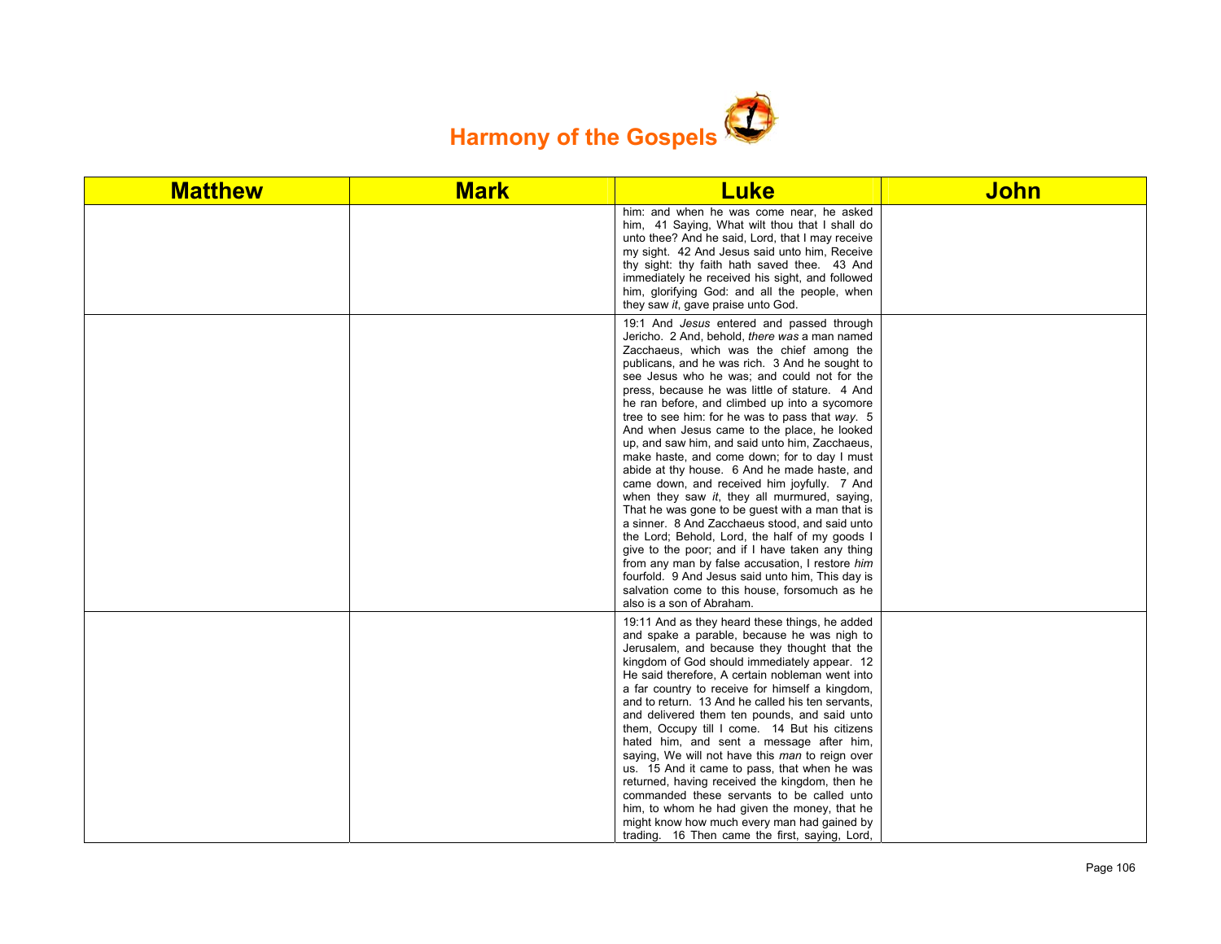# Harmony of the Gospels

| Matthew | Mark | Luke | John |
|---|---|---|---|
| | | him: and when he was come near, he asked him, 41 Saying, What wilt thou that I shall do unto thee? And he said, Lord, that I may receive my sight. 42 And Jesus said unto him, Receive thy sight: thy faith hath saved thee. 43 And immediately he received his sight, and followed him, glorifying God: and all the people, when they saw *it*, gave praise unto God. | |
| | | 19:1 And *Jesus* entered and passed through Jericho. 2 And, behold, *there was* a man named Zacchaeus, which was the chief among the publicans, and he was rich. 3 And he sought to see Jesus who he was; and could not for the press, because he was little of stature. 4 And he ran before, and climbed up into a sycomore tree to see him: for he was to pass that *way*. 5 And when Jesus came to the place, he looked up, and saw him, and said unto him, Zacchaeus, make haste, and come down; for to day I must abide at thy house. 6 And he made haste, and came down, and received him joyfully. 7 And when they saw *it*, they all murmured, saying, That he was gone to be guest with a man that is a sinner. 8 And Zacchaeus stood, and said unto the Lord; Behold, Lord, the half of my goods I give to the poor; and if I have taken any thing from any man by false accusation, I restore *him* fourfold. 9 And Jesus said unto him, This day is salvation come to this house, forsomuch as he also is a son of Abraham. | |
| | | 19:11 And as they heard these things, he added and spake a parable, because he was nigh to Jerusalem, and because they thought that the kingdom of God should immediately appear. 12 He said therefore, A certain nobleman went into a far country to receive for himself a kingdom, and to return. 13 And he called his ten servants, and delivered them ten pounds, and said unto them, Occupy till I come. 14 But his citizens hated him, and sent a message after him, saying, We will not have this *man* to reign over us. 15 And it came to pass, that when he was returned, having received the kingdom, then he commanded these servants to be called unto him, to whom he had given the money, that he might know how much every man had gained by trading. 16 Then came the first, saying, Lord, | |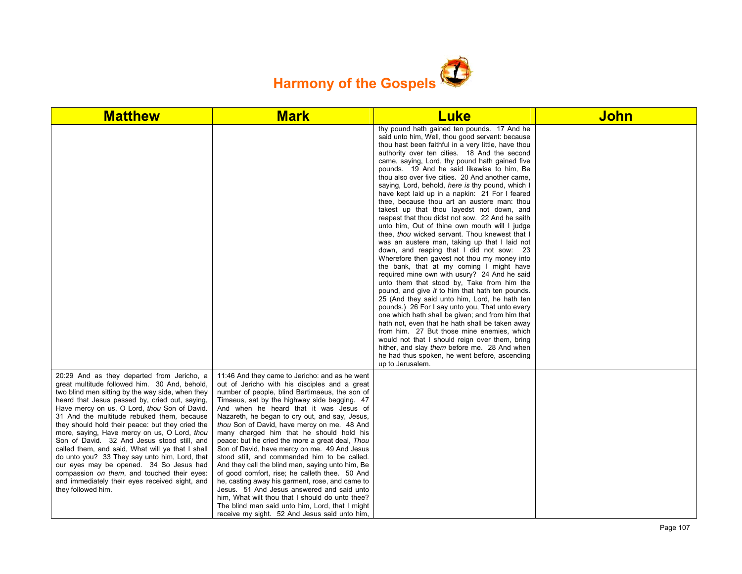# Harmony of the Gospels

| Matthew | Mark | Luke | John |
|---|---|---|---|
| | | thy pound hath gained ten pounds. 17 And he said unto him, Well, thou good servant: because thou hast been faithful in a very little, have thou authority over ten cities. 18 And the second came, saying, Lord, thy pound hath gained five pounds. 19 And he said likewise to him, Be thou also over five cities. 20 And another came, saying, Lord, behold, *here is* thy pound, which I have kept laid up in a napkin: 21 For I feared thee, because thou art an austere man: thou takest up that thou layedst not down, and reapest that thou didst not sow. 22 And he saith unto him, Out of thine own mouth will I judge thee, *thou* wicked servant. Thou knewest that I was an austere man, taking up that I laid not down, and reaping that I did not sow: 23 Wherefore then gavest not thou my money into the bank, that at my coming I might have required mine own with usury? 24 And he said unto them that stood by, Take from him the pound, and give *it* to him that hath ten pounds. 25 (And they said unto him, Lord, he hath ten pounds.) 26 For I say unto you, That unto every one which hath shall be given; and from him that hath not, even that he hath shall be taken away from him. 27 But those mine enemies, which would not that I should reign over them, bring hither, and slay *them* before me. 28 And when he had thus spoken, he went before, ascending up to Jerusalem. | |
| 20:29 And as they departed from Jericho, a great multitude followed him. 30 And, behold, two blind men sitting by the way side, when they heard that Jesus passed by, cried out, saying, Have mercy on us, O Lord, *thou* Son of David. 31 And the multitude rebuked them, because they should hold their peace: but they cried the more, saying, Have mercy on us, O Lord, *thou* Son of David. 32 And Jesus stood still, and called them, and said, What will ye that I shall do unto you? 33 They say unto him, Lord, that our eyes may be opened. 34 So Jesus had compassion *on them*, and touched their eyes: and immediately their eyes received sight, and they followed him. | 11:46 And they came to Jericho: and as he went out of Jericho with his disciples and a great number of people, blind Bartimaeus, the son of Timaeus, sat by the highway side begging. 47 And when he heard that it was Jesus of Nazareth, he began to cry out, and say, Jesus, *thou* Son of David, have mercy on me. 48 And many charged him that he should hold his peace: but he cried the more a great deal, *Thou* Son of David, have mercy on me. 49 And Jesus stood still, and commanded him to be called. And they call the blind man, saying unto him, Be of good comfort, rise; he calleth thee. 50 And he, casting away his garment, rose, and came to Jesus. 51 And Jesus answered and said unto him, What wilt thou that I should do unto thee? The blind man said unto him, Lord, that I might receive my sight. 52 And Jesus said unto him, | | |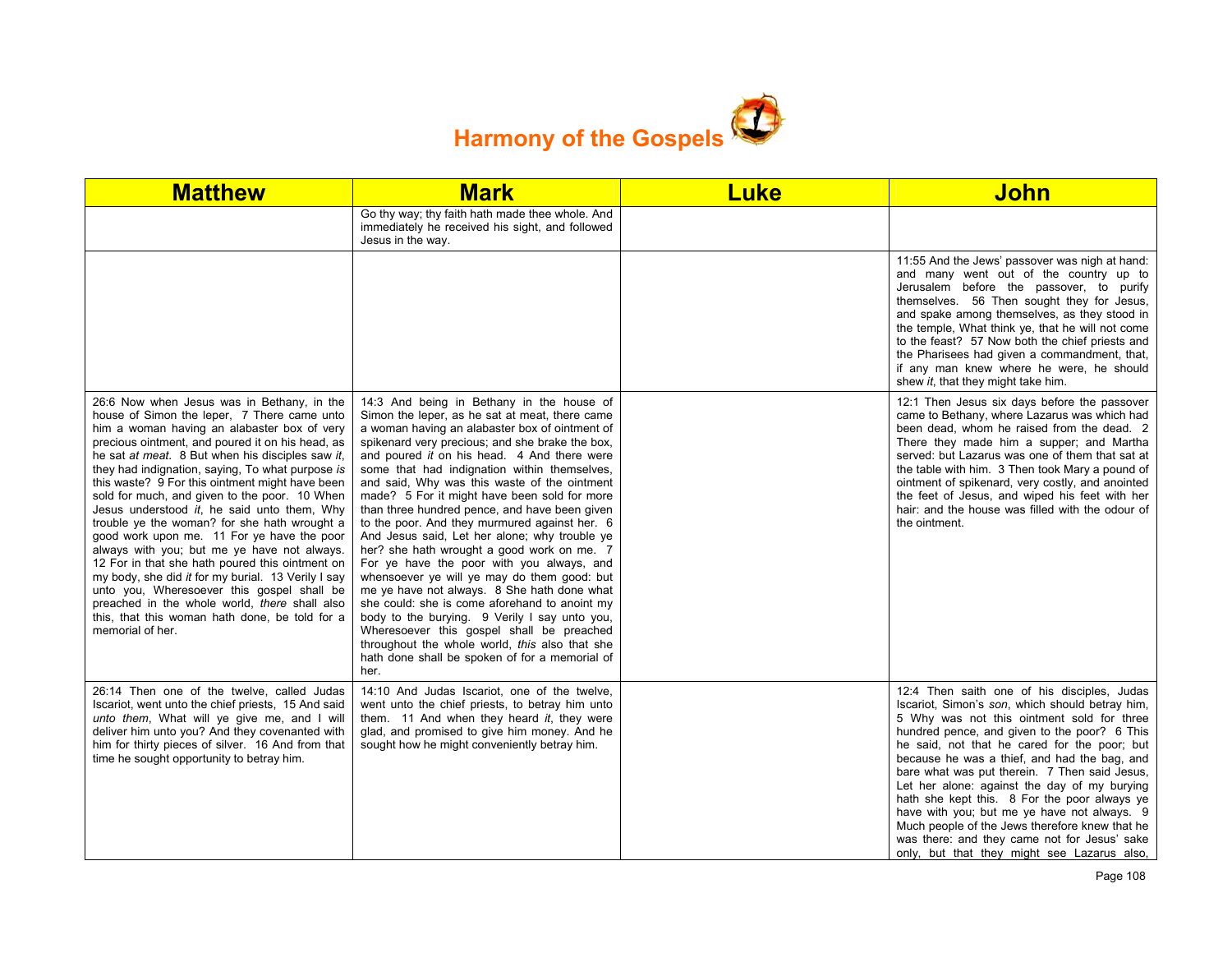# Harmony of the Gospels

| Matthew | Mark | Luke | John |
|---|---|---|---|
| | Go thy way; thy faith hath made thee whole. And immediately he received his sight, and followed Jesus in the way. | | |
| | | | 11:55 And the Jews' passover was nigh at hand: and many went out of the country up to Jerusalem before the passover, to purify themselves. 56 Then sought they for Jesus, and spake among themselves, as they stood in the temple, What think ye, that he will not come to the feast? 57 Now both the chief priests and the Pharisees had given a commandment, that, if any man knew where he were, he should shew *it*, that they might take him. |
| 26:6 Now when Jesus was in Bethany, in the house of Simon the leper, 7 There came unto him a woman having an alabaster box of very precious ointment, and poured it on his head, as he sat *at meat*. 8 But when his disciples saw *it*, they had indignation, saying, To what purpose *is* this waste? 9 For this ointment might have been sold for much, and given to the poor. 10 When Jesus understood *it*, he said unto them, Why trouble ye the woman? for she hath wrought a good work upon me. 11 For ye have the poor always with you; but me ye have not always. 12 For in that she hath poured this ointment on my body, she did *it* for my burial. 13 Verily I say unto you, Wheresoever this gospel shall be preached in the whole world, *there* shall also this, that this woman hath done, be told for a memorial of her. | 14:3 And being in Bethany in the house of Simon the leper, as he sat at meat, there came a woman having an alabaster box of ointment of spikenard very precious; and she brake the box, and poured *it* on his head. 4 And there were some that had indignation within themselves, and said, Why was this waste of the ointment made? 5 For it might have been sold for more than three hundred pence, and have been given to the poor. And they murmured against her. 6 And Jesus said, Let her alone; why trouble ye her? she hath wrought a good work on me. 7 For ye have the poor with you always, and whensoever ye will ye may do them good: but me ye have not always. 8 She hath done what she could: she is come aforehand to anoint my body to the burying. 9 Verily I say unto you, Wheresoever this gospel shall be preached throughout the whole world, *this* also that she hath done shall be spoken of for a memorial of her. | | 12:1 Then Jesus six days before the passover came to Bethany, where Lazarus was which had been dead, whom he raised from the dead. 2 There they made him a supper; and Martha served: but Lazarus was one of them that sat at the table with him. 3 Then took Mary a pound of ointment of spikenard, very costly, and anointed the feet of Jesus, and wiped his feet with her hair: and the house was filled with the odour of the ointment. |
| 26:14 Then one of the twelve, called Judas Iscariot, went unto the chief priests, 15 And said *unto them*, What will ye give me, and I will deliver him unto you? And they covenanted with him for thirty pieces of silver. 16 And from that time he sought opportunity to betray him. | 14:10 And Judas Iscariot, one of the twelve, went unto the chief priests, to betray him unto them. 11 And when they heard *it*, they were glad, and promised to give him money. And he sought how he might conveniently betray him. | | 12:4 Then saith one of his disciples, Judas Iscariot, Simon's *son*, which should betray him, 5 Why was not this ointment sold for three hundred pence, and given to the poor? 6 This he said, not that he cared for the poor; but because he was a thief, and had the bag, and bare what was put therein. 7 Then said Jesus, Let her alone: against the day of my burying hath she kept this. 8 For the poor always ye have with you; but me ye have not always. 9 Much people of the Jews therefore knew that he was there: and they came not for Jesus' sake only, but that they might see Lazarus also, |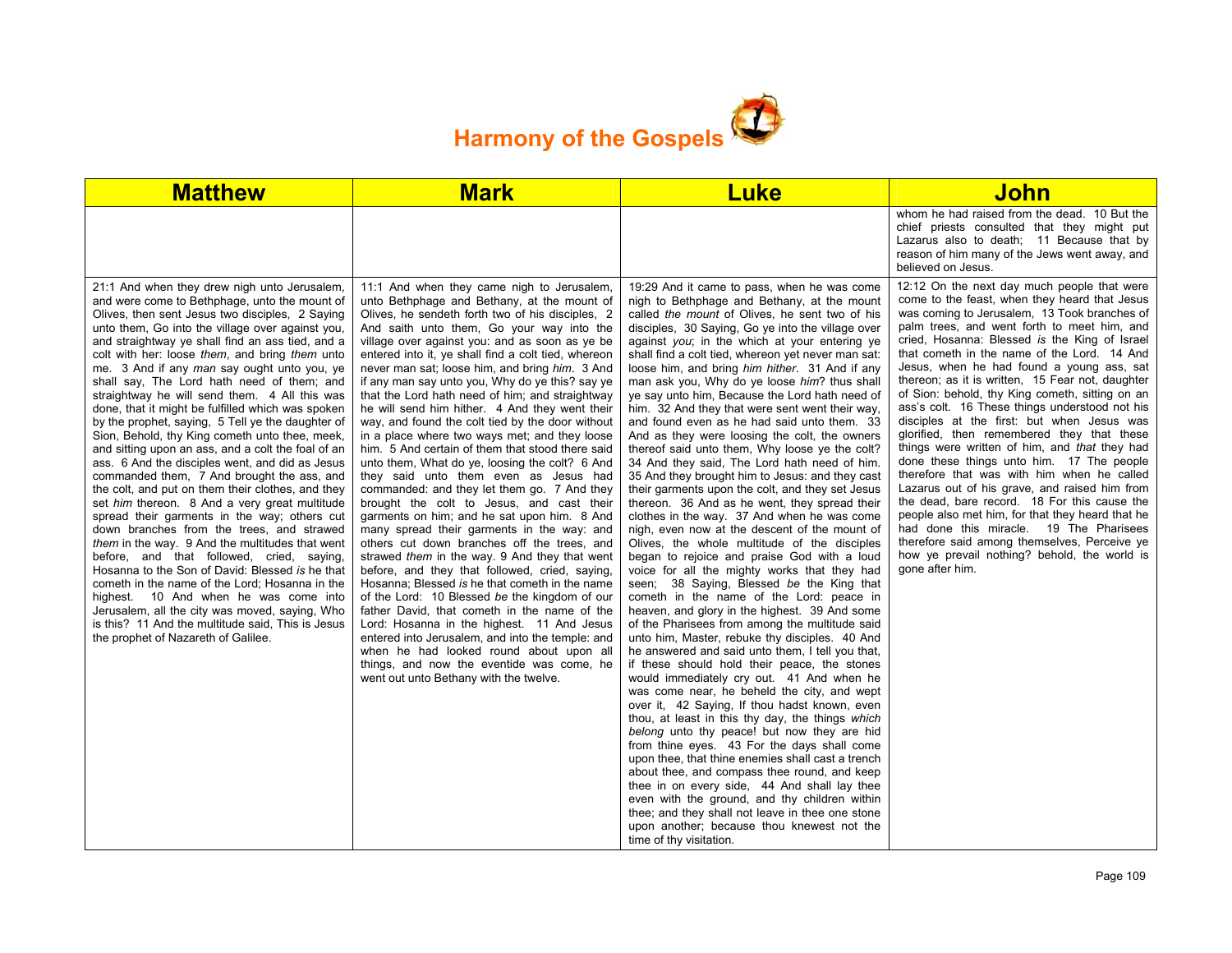# Harmony of the Gospels

| Matthew | Mark | Luke | John |
|---|---|---|---|
| | | | whom he had raised from the dead. 10 But the chief priests consulted that they might put Lazarus also to death; 11 Because that by reason of him many of the Jews went away, and believed on Jesus. |
| 21:1 And when they drew nigh unto Jerusalem, and were come to Bethphage, unto the mount of Olives, then sent Jesus two disciples, 2 Saying unto them, Go into the village over against you, and straightway ye shall find an ass tied, and a colt with her: loose *them*, and bring *them* unto me. 3 And if any *man* say ought unto you, ye shall say, The Lord hath need of them; and straightway he will send them. 4 All this was done, that it might be fulfilled which was spoken by the prophet, saying, 5 Tell ye the daughter of Sion, Behold, thy King cometh unto thee, meek, and sitting upon an ass, and a colt the foal of an ass. 6 And the disciples went, and did as Jesus commanded them, 7 And brought the ass, and the colt, and put on them their clothes, and they set *him* thereon. 8 And a very great multitude spread their garments in the way; others cut down branches from the trees, and strawed *them* in the way. 9 And the multitudes that went before, and that followed, cried, saying, Hosanna to the Son of David: Blessed *is* he that cometh in the name of the Lord; Hosanna in the highest. 10 And when he was come into Jerusalem, all the city was moved, saying, Who is this? 11 And the multitude said, This is Jesus the prophet of Nazareth of Galilee. | 11:1 And when they came nigh to Jerusalem, unto Bethphage and Bethany, at the mount of Olives, he sendeth forth two of his disciples, 2 And saith unto them, Go your way into the village over against you: and as soon as ye be entered into it, ye shall find a colt tied, whereon never man sat; loose him, and bring *him*. 3 And if any man say unto you, Why do ye this? say ye that the Lord hath need of him; and straightway he will send him hither. 4 And they went their way, and found the colt tied by the door without in a place where two ways met; and they loose him. 5 And certain of them that stood there said unto them, What do ye, loosing the colt? 6 And they said unto them even as Jesus had commanded: and they let them go. 7 And they brought the colt to Jesus, and cast their garments on him; and he sat upon him. 8 And many spread their garments in the way: and others cut down branches off the trees, and strawed *them* in the way. 9 And they that went before, and they that followed, cried, saying, Hosanna; Blessed *is* he that cometh in the name of the Lord: 10 Blessed *be* the kingdom of our father David, that cometh in the name of the Lord: Hosanna in the highest. 11 And Jesus entered into Jerusalem, and into the temple: and when he had looked round about upon all things, and now the eventide was come, he went out unto Bethany with the twelve. | 19:29 And it came to pass, when he was come nigh to Bethphage and Bethany, at the mount called *the mount* of Olives, he sent two of his disciples, 30 Saying, Go ye into the village over against *you*; in the which at your entering ye shall find a colt tied, whereon yet never man sat: loose him, and bring *him hither*. 31 And if any man ask you, Why do ye loose *him*? thus shall ye say unto him, Because the Lord hath need of him. 32 And they that were sent went their way, and found even as he had said unto them. 33 And as they were loosing the colt, the owners thereof said unto them, Why loose ye the colt? 34 And they said, The Lord hath need of him. 35 And they brought him to Jesus: and they cast their garments upon the colt, and they set Jesus thereon. 36 And as he went, they spread their clothes in the way. 37 And when he was come nigh, even now at the descent of the mount of Olives, the whole multitude of the disciples began to rejoice and praise God with a loud voice for all the mighty works that they had seen; 38 Saying, Blessed *be* the King that cometh in the name of the Lord: peace in heaven, and glory in the highest. 39 And some of the Pharisees from among the multitude said unto him, Master, rebuke thy disciples. 40 And he answered and said unto them, I tell you that, if these should hold their peace, the stones would immediately cry out. 41 And when he was come near, he beheld the city, and wept over it, 42 Saying, If thou hadst known, even thou, at least in this thy day, the things *which belong* unto thy peace! but now they are hid from thine eyes. 43 For the days shall come upon thee, that thine enemies shall cast a trench about thee, and compass thee round, and keep thee in on every side, 44 And shall lay thee even with the ground, and thy children within thee; and they shall not leave in thee one stone upon another; because thou knewest not the time of thy visitation. | 12:12 On the next day much people that were come to the feast, when they heard that Jesus was coming to Jerusalem, 13 Took branches of palm trees, and went forth to meet him, and cried, Hosanna: Blessed *is* the King of Israel that cometh in the name of the Lord. 14 And Jesus, when he had found a young ass, sat thereon; as it is written, 15 Fear not, daughter of Sion: behold, thy King cometh, sitting on an ass's colt. 16 These things understood not his disciples at the first: but when Jesus was glorified, then remembered they that these things were written of him, and *that* they had done these things unto him. 17 The people therefore that was with him when he called Lazarus out of his grave, and raised him from the dead, bare record. 18 For this cause the people also met him, for that they heard that he had done this miracle. 19 The Pharisees therefore said among themselves, Perceive ye how ye prevail nothing? behold, the world is gone after him. |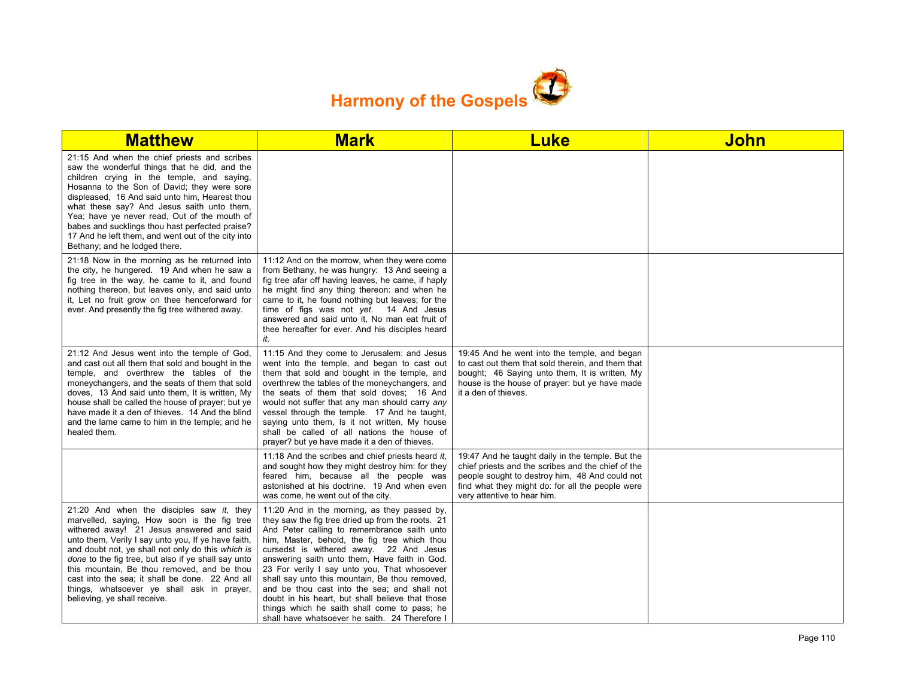# Harmony of the Gospels

| Matthew | Mark | Luke | John |
|---|---|---|---|
| 21:15 And when the chief priests and scribes saw the wonderful things that he did, and the children crying in the temple, and saying, Hosanna to the Son of David; they were sore displeased, 16 And said unto him, Hearest thou what these say? And Jesus saith unto them, Yea; have ye never read, Out of the mouth of babes and sucklings thou hast perfected praise? 17 And he left them, and went out of the city into Bethany; and he lodged there. | | | |
| 21:18 Now in the morning as he returned into the city, he hungered. 19 And when he saw a fig tree in the way, he came to it, and found nothing thereon, but leaves only, and said unto it, Let no fruit grow on thee henceforward for ever. And presently the fig tree withered away. | 11:12 And on the morrow, when they were come from Bethany, he was hungry: 13 And seeing a fig tree afar off having leaves, he came, if haply he might find any thing thereon: and when he came to it, he found nothing but leaves; for the time of figs was not *yet*. 14 And Jesus answered and said unto it, No man eat fruit of thee hereafter for ever. And his disciples heard *it*. | | |
| 21:12 And Jesus went into the temple of God, and cast out all them that sold and bought in the temple, and overthrew the tables of the moneychangers, and the seats of them that sold doves, 13 And said unto them, It is written, My house shall be called the house of prayer; but ye have made it a den of thieves. 14 And the blind and the lame came to him in the temple; and he healed them. | 11:15 And they come to Jerusalem: and Jesus went into the temple, and began to cast out them that sold and bought in the temple, and overthrew the tables of the moneychangers, and the seats of them that sold doves; 16 And would not suffer that any man should carry *any* vessel through the temple. 17 And he taught, saying unto them, Is it not written, My house shall be called of all nations the house of prayer? but ye have made it a den of thieves. | 19:45 And he went into the temple, and began to cast out them that sold therein, and them that bought; 46 Saying unto them, It is written, My house is the house of prayer: but ye have made it a den of thieves. | |
| | 11:18 And the scribes and chief priests heard *it*, and sought how they might destroy him: for they feared him, because all the people was astonished at his doctrine. 19 And when even was come, he went out of the city. | 19:47 And he taught daily in the temple. But the chief priests and the scribes and the chief of the people sought to destroy him, 48 And could not find what they might do: for all the people were very attentive to hear him. | |
| 21:20 And when the disciples saw *it*, they marvelled, saying, How soon is the fig tree withered away! 21 Jesus answered and said unto them, Verily I say unto you, If ye have faith, and doubt not, ye shall not only do this *which is done* to the fig tree, but also if ye shall say unto this mountain, Be thou removed, and be thou cast into the sea; it shall be done. 22 And all things, whatsoever ye shall ask in prayer, believing, ye shall receive. | 11:20 And in the morning, as they passed by, they saw the fig tree dried up from the roots. 21 And Peter calling to remembrance saith unto him, Master, behold, the fig tree which thou cursedst is withered away. 22 And Jesus answering saith unto them, Have faith in God. 23 For verily I say unto you, That whosoever shall say unto this mountain, Be thou removed, and be thou cast into the sea; and shall not doubt in his heart, but shall believe that those things which he saith shall come to pass; he shall have whatsoever he saith. 24 Therefore I | | |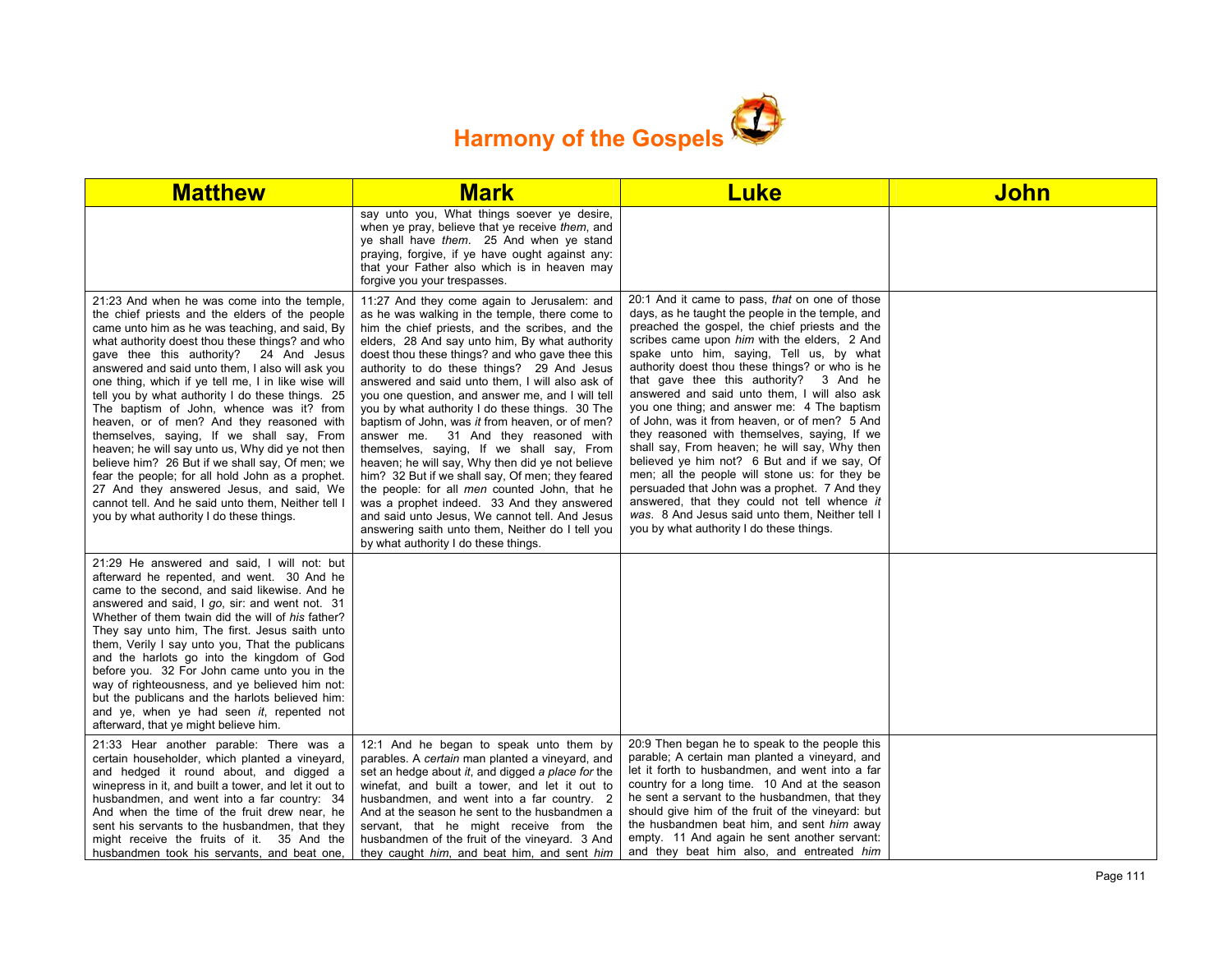# Harmony of the Gospels

| Matthew | Mark | Luke | John |
|---|---|---|---|
| | say unto you, What things soever ye desire, when ye pray, believe that ye receive *them*, and ye shall have *them*. 25 And when ye stand praying, forgive, if ye have ought against any: that your Father also which is in heaven may forgive you your trespasses. | | |
| 21:23 And when he was come into the temple, the chief priests and the elders of the people came unto him as he was teaching, and said, By what authority doest thou these things? and who gave thee this authority? 24 And Jesus answered and said unto them, I also will ask you one thing, which if ye tell me, I in like wise will tell you by what authority I do these things. 25 The baptism of John, whence was it? from heaven, or of men? And they reasoned with themselves, saying, If we shall say, From heaven; he will say unto us, Why did ye not then believe him? 26 But if we shall say, Of men; we fear the people; for all hold John as a prophet. 27 And they answered Jesus, and said, We cannot tell. And he said unto them, Neither tell I you by what authority I do these things. | 11:27 And they come again to Jerusalem: and as he was walking in the temple, there come to him the chief priests, and the scribes, and the elders, 28 And say unto him, By what authority doest thou these things? and who gave thee this authority to do these things? 29 And Jesus answered and said unto them, I will also ask of you one question, and answer me, and I will tell you by what authority I do these things. 30 The baptism of John, was *it* from heaven, or of men? answer me. 31 And they reasoned with themselves, saying, If we shall say, From heaven; he will say, Why then did ye not believe him? 32 But if we shall say, Of men; they feared the people: for all *men* counted John, that he was a prophet indeed. 33 And they answered and said unto Jesus, We cannot tell. And Jesus answering saith unto them, Neither do I tell you by what authority I do these things. | 20:1 And it came to pass, *that* on one of those days, as he taught the people in the temple, and preached the gospel, the chief priests and the scribes came upon *him* with the elders, 2 And spake unto him, saying, Tell us, by what authority doest thou these things? or who is he that gave thee this authority? 3 And he answered and said unto them, I will also ask you one thing; and answer me: 4 The baptism of John, was it from heaven, or of men? 5 And they reasoned with themselves, saying, If we shall say, From heaven; he will say, Why then believed ye him not? 6 But and if we say, Of men; all the people will stone us: for they be persuaded that John was a prophet. 7 And they answered, that they could not tell whence *it was*. 8 And Jesus said unto them, Neither tell I you by what authority I do these things. | |
| 21:29 He answered and said, I will not: but afterward he repented, and went. 30 And he came to the second, and said likewise. And he answered and said, I *go*, sir: and went not. 31 Whether of them twain did the will of *his* father? They say unto him, The first. Jesus saith unto them, Verily I say unto you, That the publicans and the harlots go into the kingdom of God before you. 32 For John came unto you in the way of righteousness, and ye believed him not: but the publicans and the harlots believed him: and ye, when ye had seen *it*, repented not afterward, that ye might believe him. | | | |
| 21:33 Hear another parable: There was a certain householder, which planted a vineyard, and hedged it round about, and digged a winepress in it, and built a tower, and let it out to husbandmen, and went into a far country: 34 And when the time of the fruit drew near, he sent his servants to the husbandmen, that they might receive the fruits of it. 35 And the husbandmen took his servants, and beat one, | 12:1 And he began to speak unto them by parables. A *certain* man planted a vineyard, and set an hedge about *it*, and digged *a place for* the winefat, and built a tower, and let it out to husbandmen, and went into a far country. 2 And at the season he sent to the husbandmen a servant, that he might receive from the husbandmen of the fruit of the vineyard. 3 And they caught *him*, and beat him, and sent *him* | 20:9 Then began he to speak to the people this parable; A certain man planted a vineyard, and let it forth to husbandmen, and went into a far country for a long time. 10 And at the season he sent a servant to the husbandmen, that they should give him of the fruit of the vineyard: but the husbandmen beat him, and sent *him* away empty. 11 And again he sent another servant: and they beat him also, and entreated *him* | |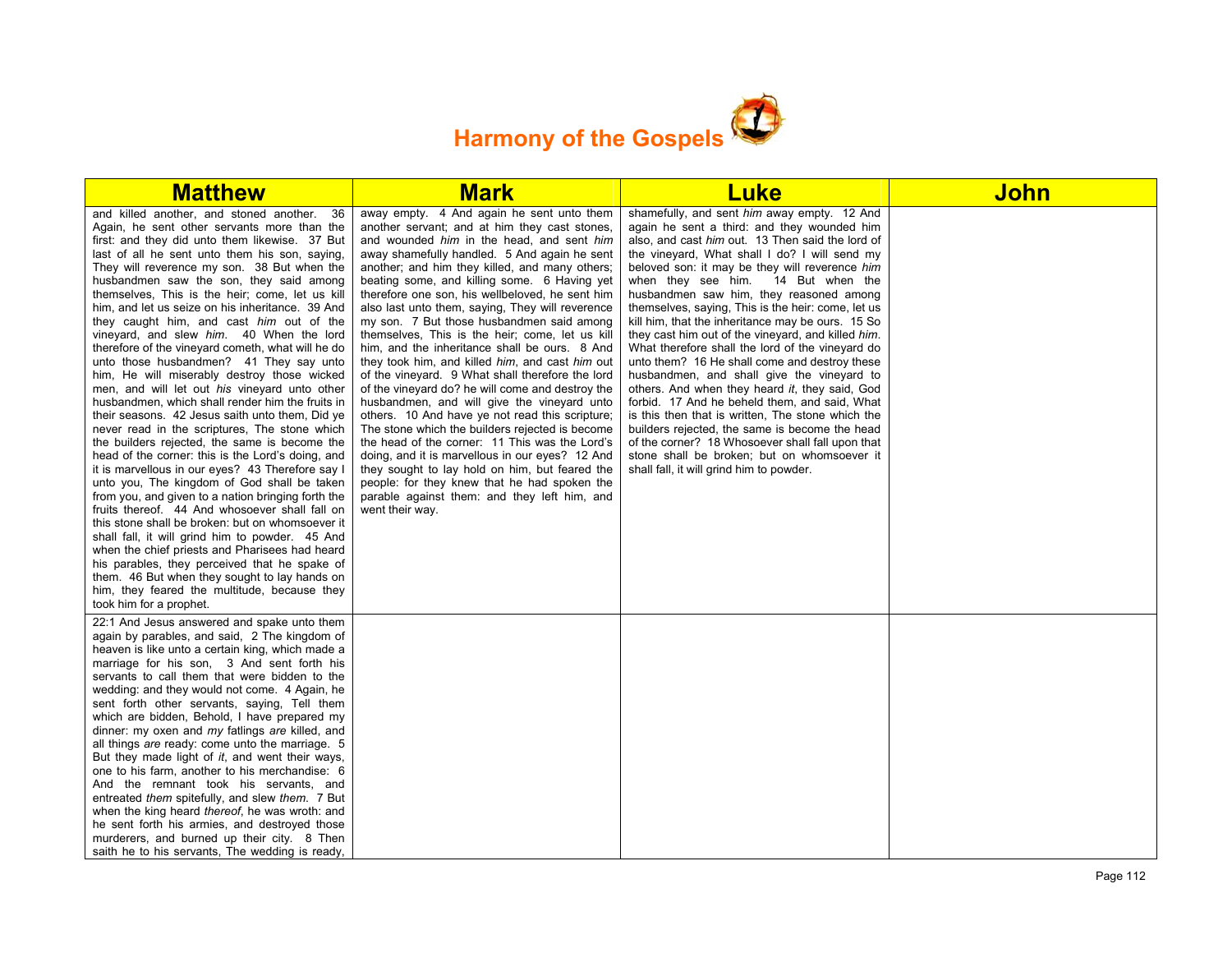# Harmony of the Gospels

| Matthew | Mark | Luke | John |
|---|---|---|---|
| and killed another, and stoned another. 36 Again, he sent other servants more than the first: and they did unto them likewise. 37 But last of all he sent unto them his son, saying, They will reverence my son. 38 But when the husbandmen saw the son, they said among themselves, This is the heir; come, let us kill him, and let us seize on his inheritance. 39 And they caught him, and cast *him* out of the vineyard, and slew *him*. 40 When the lord therefore of the vineyard cometh, what will he do unto those husbandmen? 41 They say unto him, He will miserably destroy those wicked men, and will let out *his* vineyard unto other husbandmen, which shall render him the fruits in their seasons. 42 Jesus saith unto them, Did ye never read in the scriptures, The stone which the builders rejected, the same is become the head of the corner: this is the Lord's doing, and it is marvellous in our eyes? 43 Therefore say I unto you, The kingdom of God shall be taken from you, and given to a nation bringing forth the fruits thereof. 44 And whosoever shall fall on this stone shall be broken: but on whomsoever it shall fall, it will grind him to powder. 45 And when the chief priests and Pharisees had heard his parables, they perceived that he spake of them. 46 But when they sought to lay hands on him, they feared the multitude, because they took him for a prophet. | away empty. 4 And again he sent unto them another servant; and at him they cast stones, and wounded *him* in the head, and sent *him* away shamefully handled. 5 And again he sent another; and him they killed, and many others; beating some, and killing some. 6 Having yet therefore one son, his wellbeloved, he sent him also last unto them, saying, They will reverence my son. 7 But those husbandmen said among themselves, This is the heir; come, let us kill him, and the inheritance shall be ours. 8 And they took him, and killed *him*, and cast *him* out of the vineyard. 9 What shall therefore the lord of the vineyard do? he will come and destroy the husbandmen, and will give the vineyard unto others. 10 And have ye not read this scripture; The stone which the builders rejected is become the head of the corner: 11 This was the Lord's doing, and it is marvellous in our eyes? 12 And they sought to lay hold on him, but feared the people: for they knew that he had spoken the parable against them: and they left him, and went their way. | shamefully, and sent *him* away empty. 12 And again he sent a third: and they wounded him also, and cast *him* out. 13 Then said the lord of the vineyard, What shall I do? I will send my beloved son: it may be they will reverence *him* when they see him. 14 But when the husbandmen saw him, they reasoned among themselves, saying, This is the heir: come, let us kill him, that the inheritance may be ours. 15 So they cast him out of the vineyard, and killed *him*. What therefore shall the lord of the vineyard do unto them? 16 He shall come and destroy these husbandmen, and shall give the vineyard to others. And when they heard *it*, they said, God forbid. 17 And he beheld them, and said, What is this then that is written, The stone which the builders rejected, the same is become the head of the corner? 18 Whosoever shall fall upon that stone shall be broken; but on whomsoever it shall fall, it will grind him to powder. | |
| 22:1 And Jesus answered and spake unto them again by parables, and said, 2 The kingdom of heaven is like unto a certain king, which made a marriage for his son, 3 And sent forth his servants to call them that were bidden to the wedding: and they would not come. 4 Again, he sent forth other servants, saying, Tell them which are bidden, Behold, I have prepared my dinner: my oxen and *my* fatlings *are* killed, and all things *are* ready: come unto the marriage. 5 But they made light of *it*, and went their ways, one to his farm, another to his merchandise: 6 And the remnant took his servants, and entreated *them* spitefully, and slew *them*. 7 But when the king heard *thereof*, he was wroth: and he sent forth his armies, and destroyed those murderers, and burned up their city. 8 Then saith he to his servants, The wedding is ready, | | | |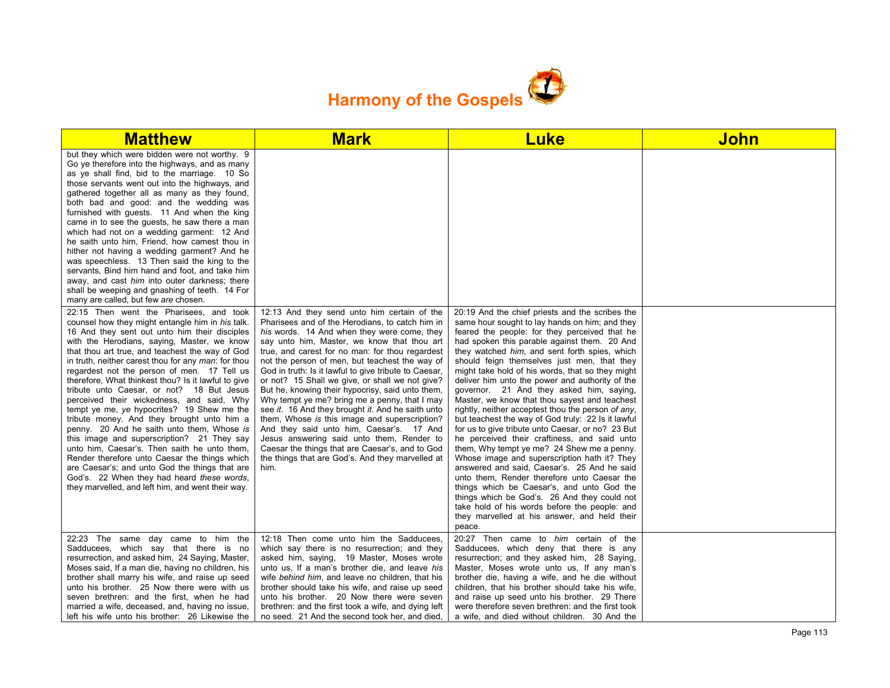# Harmony of the Gospels

| Matthew | Mark | Luke | John |
|---|---|---|---|
| but they which were bidden were not worthy. 9 Go ye therefore into the highways, and as many as ye shall find, bid to the marriage. 10 So those servants went out into the highways, and gathered together all as many as they found, both bad and good: and the wedding was furnished with guests. 11 And when the king came in to see the guests, he saw there a man which had not on a wedding garment: 12 And he saith unto him, Friend, how camest thou in hither not having a wedding garment? And he was speechless. 13 Then said the king to the servants, Bind him hand and foot, and take him away, and cast *him* into outer darkness; there shall be weeping and gnashing of teeth. 14 For many are called, but few *are* chosen. | | | |
| 22:15 Then went the Pharisees, and took counsel how they might entangle him in *his* talk. 16 And they sent out unto him their disciples with the Herodians, saying, Master, we know that thou art true, and teachest the way of God in truth, neither carest thou for any *man*: for thou regardest not the person of men. 17 Tell us therefore, What thinkest thou? Is it lawful to give tribute unto Caesar, or not? 18 But Jesus perceived their wickedness, and said, Why tempt ye me, *ye* hypocrites? 19 Shew me the tribute money. And they brought unto him a penny. 20 And he saith unto them, Whose *is* this image and superscription? 21 They say unto him, Caesar's. Then saith he unto them, Render therefore unto Caesar the things which are Caesar's; and unto God the things that are God's. 22 When they had heard *these words*, they marvelled, and left him, and went their way. | 12:13 And they send unto him certain of the Pharisees and of the Herodians, to catch him in *his* words. 14 And when they were come, they say unto him, Master, we know that thou art true, and carest for no man: for thou regardest not the person of men, but teachest the way of God in truth: Is it lawful to give tribute to Caesar, or not? 15 Shall we give, or shall we not give? But he, knowing their hypocrisy, said unto them, Why tempt ye me? bring me a penny, that I may see *it*. 16 And they brought *it*. And he saith unto them, Whose *is* this image and superscription? And they said unto him, Caesar's. 17 And Jesus answering said unto them, Render to Caesar the things that are Caesar's, and to God the things that are God's. And they marvelled at him. | 20:19 And the chief priests and the scribes the same hour sought to lay hands on him; and they feared the people: for they perceived that he had spoken this parable against them. 20 And they watched *him*, and sent forth spies, which should feign themselves just men, that they might take hold of his words, that so they might deliver him unto the power and authority of the governor. 21 And they asked him, saying, Master, we know that thou sayest and teachest rightly, neither acceptest thou the person *of any*, but teachest the way of God truly: 22 Is it lawful for us to give tribute unto Caesar, or no? 23 But he perceived their craftiness, and said unto them, Why tempt ye me? 24 Shew me a penny. Whose image and superscription hath it? They answered and said, Caesar's. 25 And he said unto them, Render therefore unto Caesar the things which be Caesar's, and unto God the things which be God's. 26 And they could not take hold of his words before the people: and they marvelled at his answer, and held their peace. | |
| 22:23 The same day came to him the Sadducees, which say that there is no resurrection, and asked him, 24 Saying, Master, Moses said, If a man die, having no children, his brother shall marry his wife, and raise up seed unto his brother. 25 Now there were with us seven brethren: and the first, when he had married a wife, deceased, and, having no issue, left his wife unto his brother: 26 Likewise the | 12:18 Then come unto him the Sadducees, which say there is no resurrection; and they asked him, saying, 19 Master, Moses wrote unto us, If a man's brother die, and leave *his* wife *behind him*, and leave no children, that his brother should take his wife, and raise up seed unto his brother. 20 Now there were seven brethren: and the first took a wife, and dying left no seed. 21 And the second took her, and died, | 20:27 Then came to *him* certain of the Sadducees, which deny that there is any resurrection; and they asked him, 28 Saying, Master, Moses wrote unto us, If any man's brother die, having a wife, and he die without children, that his brother should take his wife, and raise up seed unto his brother. 29 There were therefore seven brethren: and the first took a wife, and died without children. 30 And the | |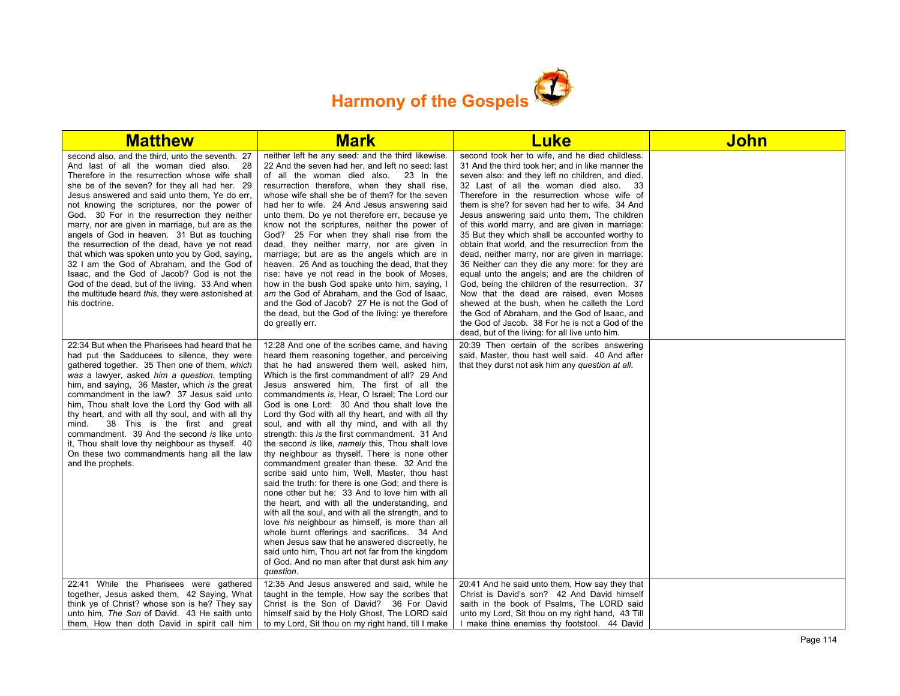# Harmony of the Gospels

| Matthew | Mark | Luke | John |
|---|---|---|---|
| second also, and the third, unto the seventh. 27 And last of all the woman died also. 28 Therefore in the resurrection whose wife shall she be of the seven? for they all had her. 29 Jesus answered and said unto them, Ye do err, not knowing the scriptures, nor the power of God. 30 For in the resurrection they neither marry, nor are given in marriage, but are as the angels of God in heaven. 31 But as touching the resurrection of the dead, have ye not read that which was spoken unto you by God, saying, 32 I am the God of Abraham, and the God of Isaac, and the God of Jacob? God is not the God of the dead, but of the living. 33 And when the multitude heard *this*, they were astonished at his doctrine. | neither left he any seed: and the third likewise. 22 And the seven had her, and left no seed: last of all the woman died also. 23 In the resurrection therefore, when they shall rise, whose wife shall she be of them? for the seven had her to wife. 24 And Jesus answering said unto them, Do ye not therefore err, because ye know not the scriptures, neither the power of God? 25 For when they shall rise from the dead, they neither marry, nor are given in marriage; but are as the angels which are in heaven. 26 And as touching the dead, that they rise: have ye not read in the book of Moses, how in the bush God spake unto him, saying, I *am* the God of Abraham, and the God of Isaac, and the God of Jacob? 27 He is not the God of the dead, but the God of the living: ye therefore do greatly err. | second took her to wife, and he died childless. 31 And the third took her; and in like manner the seven also: and they left no children, and died. 32 Last of all the woman died also. 33 Therefore in the resurrection whose wife of them is she? for seven had her to wife. 34 And Jesus answering said unto them, The children of this world marry, and are given in marriage: 35 But they which shall be accounted worthy to obtain that world, and the resurrection from the dead, neither marry, nor are given in marriage: 36 Neither can they die any more: for they are equal unto the angels; and are the children of God, being the children of the resurrection. 37 Now that the dead are raised, even Moses shewed at the bush, when he calleth the Lord the God of Abraham, and the God of Isaac, and the God of Jacob. 38 For he is not a God of the dead, but of the living: for all live unto him. | |
| 22:34 But when the Pharisees had heard that he had put the Sadducees to silence, they were gathered together. 35 Then one of them, *which was* a lawyer, asked *him a question*, tempting him, and saying, 36 Master, which *is* the great commandment in the law? 37 Jesus said unto him, Thou shalt love the Lord thy God with all thy heart, and with all thy soul, and with all thy mind. 38 This is the first and great commandment. 39 And the second *is* like unto it, Thou shalt love thy neighbour as thyself. 40 On these two commandments hang all the law and the prophets. | 12:28 And one of the scribes came, and having heard them reasoning together, and perceiving that he had answered them well, asked him, Which is the first commandment of all? 29 And Jesus answered him, The first of all the commandments *is*, Hear, O Israel; The Lord our God is one Lord: 30 And thou shalt love the Lord thy God with all thy heart, and with all thy soul, and with all thy mind, and with all thy strength: this *is* the first commandment. 31 And the second *is* like, *namely* this, Thou shalt love thy neighbour as thyself. There is none other commandment greater than these. 32 And the scribe said unto him, Well, Master, thou hast said the truth: for there is one God; and there is none other but he: 33 And to love him with all the heart, and with all the understanding, and with all the soul, and with all the strength, and to love *his* neighbour as himself, is more than all whole burnt offerings and sacrifices. 34 And when Jesus saw that he answered discreetly, he said unto him, Thou art not far from the kingdom of God. And no man after that durst ask him *any question*. | 20:39 Then certain of the scribes answering said, Master, thou hast well said. 40 And after that they durst not ask him any *question at all*. | |
| 22:41 While the Pharisees were gathered together, Jesus asked them, 42 Saying, What think ye of Christ? whose son is he? They say unto him, *The Son* of David. 43 He saith unto them, How then doth David in spirit call him | 12:35 And Jesus answered and said, while he taught in the temple, How say the scribes that Christ is the Son of David? 36 For David himself said by the Holy Ghost, The LORD said to my Lord, Sit thou on my right hand, till I make | 20:41 And he said unto them, How say they that Christ is David's son? 42 And David himself saith in the book of Psalms, The LORD said unto my Lord, Sit thou on my right hand, 43 Till I make thine enemies thy footstool. 44 David | |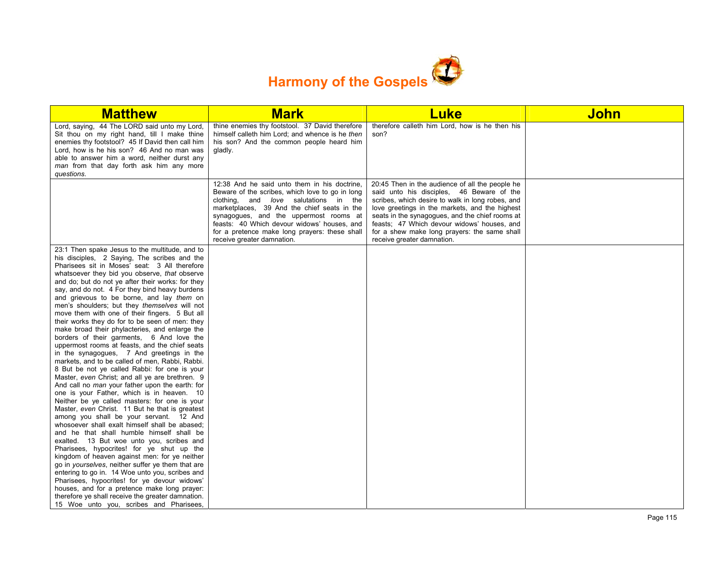# Harmony of the Gospels

| Matthew | Mark | Luke | John |
|---|---|---|---|
| Lord, saying, 44 The LORD said unto my Lord, Sit thou on my right hand, till I make thine enemies thy footstool? 45 If David then call him Lord, how is he his son? 46 And no man was able to answer him a word, neither durst any *man* from that day forth ask him any more *questions*. | thine enemies thy footstool. 37 David therefore himself calleth him Lord; and whence is he *then* his son? And the common people heard him gladly. | therefore calleth him Lord, how is he then his son? | |
| | 12:38 And he said unto them in his doctrine, Beware of the scribes, which love to go in long clothing, and *love* salutations in the marketplaces, 39 And the chief seats in the synagogues, and the uppermost rooms at feasts: 40 Which devour widows' houses, and for a pretence make long prayers: these shall receive greater damnation. | 20:45 Then in the audience of all the people he said unto his disciples, 46 Beware of the scribes, which desire to walk in long robes, and love greetings in the markets, and the highest seats in the synagogues, and the chief rooms at feasts; 47 Which devour widows' houses, and for a shew make long prayers: the same shall receive greater damnation. | |
| 23:1 Then spake Jesus to the multitude, and to his disciples, 2 Saying, The scribes and the Pharisees sit in Moses' seat: 3 All therefore whatsoever they bid you observe, *that* observe and do; but do not ye after their works: for they say, and do not. 4 For they bind heavy burdens and grievous to be borne, and lay *them* on men's shoulders; but they *themselves* will not move them with one of their fingers. 5 But all their works they do for to be seen of men: they make broad their phylacteries, and enlarge the borders of their garments, 6 And love the uppermost rooms at feasts, and the chief seats in the synagogues, 7 And greetings in the markets, and to be called of men, Rabbi, Rabbi. 8 But be not ye called Rabbi: for one is your Master, *even* Christ; and all ye are brethren. 9 And call no *man* your father upon the earth: for one is your Father, which is in heaven. 10 Neither be ye called masters: for one is your Master, *even* Christ. 11 But he that is greatest among you shall be your servant. 12 And whosoever shall exalt himself shall be abased; and he that shall humble himself shall be exalted. 13 But woe unto you, scribes and Pharisees, hypocrites! for ye shut up the kingdom of heaven against men: for ye neither go in *yourselves*, neither suffer ye them that are entering to go in. 14 Woe unto you, scribes and Pharisees, hypocrites! for ye devour widows' houses, and for a pretence make long prayer: therefore ye shall receive the greater damnation. 15 Woe unto you, scribes and Pharisees, | | | |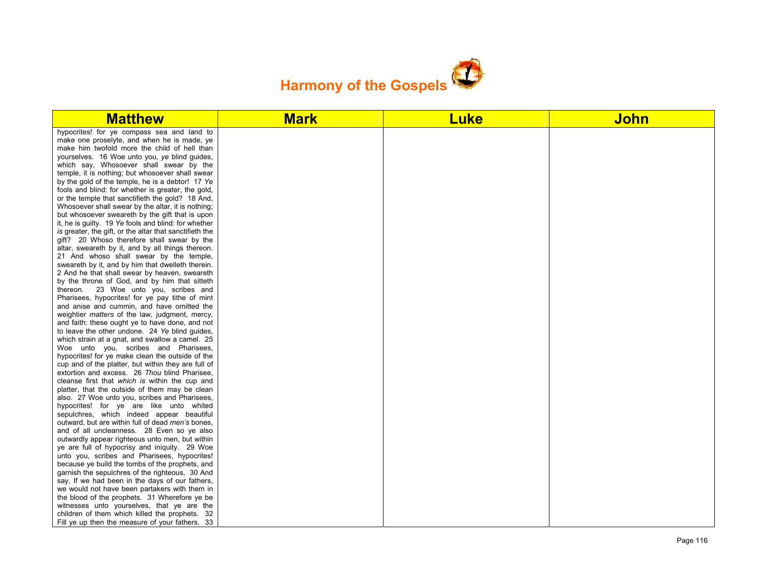| Matthew | Mark | Luke | John |
| --- | --- | --- | --- |
| hypocrites! for ye compass sea and land to make one proselyte, and when he is made, ye make him twofold more the child of hell than yourselves. 16 Woe unto you, *ye* blind guides, which say, Whosoever shall swear by the temple, it is nothing; but whosoever shall swear by the gold of the temple, he is a debtor! 17 *Ye* fools and blind: for whether is greater, the gold, or the temple that sanctifieth the gold? 18 And, Whosoever shall swear by the altar, it is nothing; but whosoever sweareth by the gift that is upon it, he is guilty. 19 *Ye* fools and blind: for whether *is* greater, the gift, or the altar that sanctifieth the gift? 20 Whoso therefore shall swear by the altar, sweareth by it, and by all things thereon. 21 And whoso shall swear by the temple, sweareth by it, and by him that dwelleth therein. 2 And he that shall swear by heaven, sweareth by the throne of God, and by him that sitteth thereon. 23 Woe unto you, scribes and Pharisees, hypocrites! for ye pay tithe of mint and anise and cummin, and have omitted the weightier *matters* of the law, judgment, mercy, and faith: these ought ye to have done, and not to leave the other undone. 24 *Ye* blind guides, which strain at a gnat, and swallow a camel. 25 Woe unto you, scribes and Pharisees, hypocrites! for ye make clean the outside of the cup and of the platter, but within they are full of extortion and excess. 26 *Thou* blind Pharisee, cleanse first that *which is* within the cup and platter, that the outside of them may be clean also. 27 Woe unto you, scribes and Pharisees, hypocrites! for ye are like unto whited sepulchres, which indeed appear beautiful outward, but are within full of dead *men's* bones, and of all uncleanness. 28 Even so ye also outwardly appear righteous unto men, but within ye are full of hypocrisy and iniquity. 29 Woe unto you, scribes and Pharisees, hypocrites! because ye build the tombs of the prophets, and garnish the sepulchres of the righteous, 30 And say, If we had been in the days of our fathers, we would not have been partakers with them in the blood of the prophets. 31 Wherefore ye be witnesses unto yourselves, that ye are the children of them which killed the prophets. 32 Fill ye up then the measure of your fathers. 33 | | | |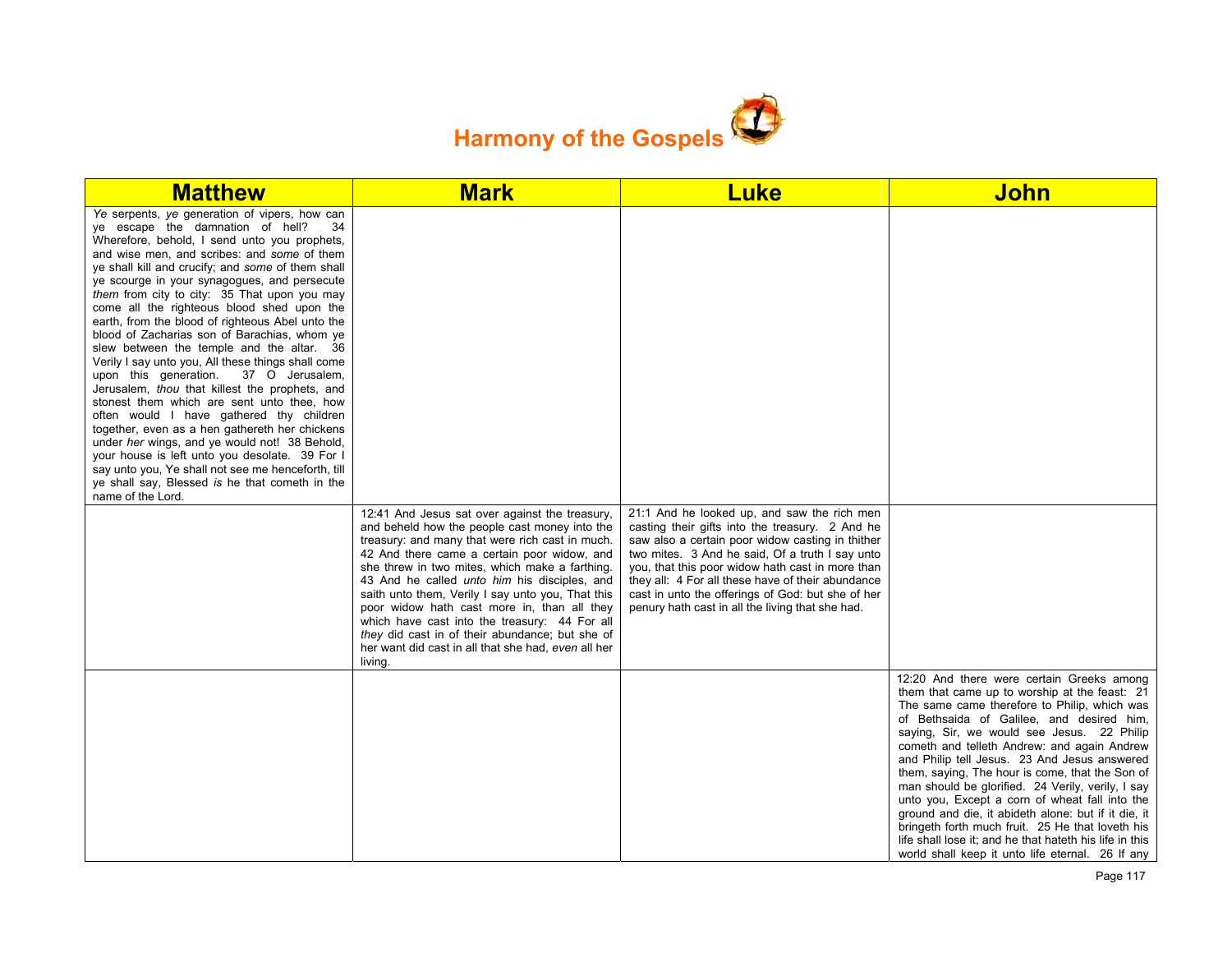# Harmony of the Gospels

| Matthew | Mark | Luke | John |
|---|---|---|---|
| *Ye* serpents, *ye* generation of vipers, how can ye escape the damnation of hell? 34 Wherefore, behold, I send unto you prophets, and wise men, and scribes: and *some* of them ye shall kill and crucify; and *some* of them shall ye scourge in your synagogues, and persecute *them* from city to city: 35 That upon you may come all the righteous blood shed upon the earth, from the blood of righteous Abel unto the blood of Zacharias son of Barachias, whom ye slew between the temple and the altar. 36 Verily I say unto you, All these things shall come upon this generation. 37 O Jerusalem, Jerusalem, *thou* that killest the prophets, and stonest them which are sent unto thee, how often would I have gathered thy children together, even as a hen gathereth her chickens under *her* wings, and ye would not! 38 Behold, your house is left unto you desolate. 39 For I say unto you, Ye shall not see me henceforth, till ye shall say, Blessed *is* he that cometh in the name of the Lord. | | | |
| | 12:41 And Jesus sat over against the treasury, and beheld how the people cast money into the treasury: and many that were rich cast in much. 42 And there came a certain poor widow, and she threw in two mites, which make a farthing. 43 And he called *unto him* his disciples, and saith unto them, Verily I say unto you, That this poor widow hath cast more in, than all they which have cast into the treasury: 44 For all *they* did cast in of their abundance; but she of her want did cast in all that she had, *even* all her living. | 21:1 And he looked up, and saw the rich men casting their gifts into the treasury. 2 And he saw also a certain poor widow casting in thither two mites. 3 And he said, Of a truth I say unto you, that this poor widow hath cast in more than they all: 4 For all these have of their abundance cast in unto the offerings of God: but she of her penury hath cast in all the living that she had. | |
| | | | 12:20 And there were certain Greeks among them that came up to worship at the feast: 21 The same came therefore to Philip, which was of Bethsaida of Galilee, and desired him, saying, Sir, we would see Jesus. 22 Philip cometh and telleth Andrew: and again Andrew and Philip tell Jesus. 23 And Jesus answered them, saying, The hour is come, that the Son of man should be glorified. 24 Verily, verily, I say unto you, Except a corn of wheat fall into the ground and die, it abideth alone: but if it die, it bringeth forth much fruit. 25 He that loveth his life shall lose it; and he that hateth his life in this world shall keep it unto life eternal. 26 If any |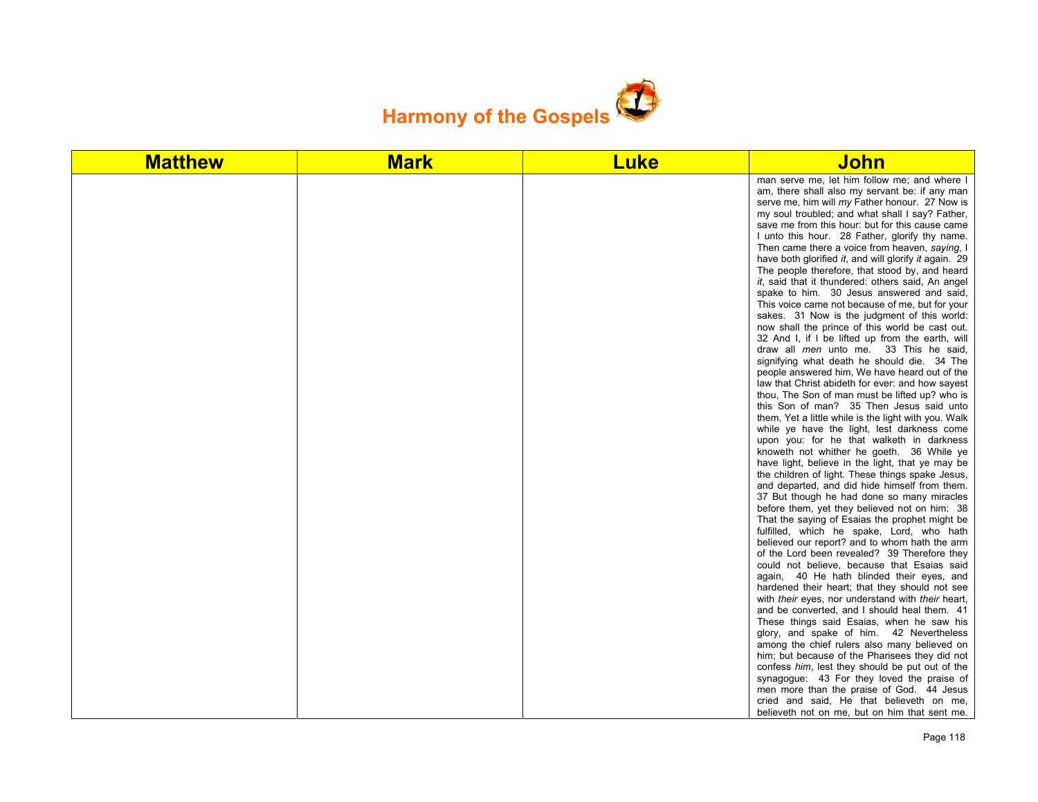# Harmony of the Gospels

| Matthew | Mark | Luke | John |
|---|---|---|---|
| | | | man serve me, let him follow me; and where I am, there shall also my servant be: if any man serve me, him will *my* Father honour. 27 Now is my soul troubled; and what shall I say? Father, save me from this hour: but for this cause came I unto this hour. 28 Father, glorify thy name. Then came there a voice from heaven, *saying*, I have both glorified *it*, and will glorify *it* again. 29 The people therefore, that stood by, and heard *it*, said that it thundered: others said, An angel spake to him. 30 Jesus answered and said, This voice came not because of me, but for your sakes. 31 Now is the judgment of this world: now shall the prince of this world be cast out. 32 And I, if I be lifted up from the earth, will draw all *men* unto me. 33 This he said, signifying what death he should die. 34 The people answered him, We have heard out of the law that Christ abideth for ever: and how sayest thou, The Son of man must be lifted up? who is this Son of man? 35 Then Jesus said unto them, Yet a little while is the light with you. Walk while ye have the light, lest darkness come upon you: for he that walketh in darkness knoweth not whither he goeth. 36 While ye have light, believe in the light, that ye may be the children of light. These things spake Jesus, and departed, and did hide himself from them. 37 But though he had done so many miracles before them, yet they believed not on him: 38 That the saying of Esaias the prophet might be fulfilled, which he spake, Lord, who hath believed our report? and to whom hath the arm of the Lord been revealed? 39 Therefore they could not believe, because that Esaias said again, 40 He hath blinded their eyes, and hardened their heart; that they should not see with *their* eyes, nor understand with *their* heart, and be converted, and I should heal them. 41 These things said Esaias, when he saw his glory, and spake of him. 42 Nevertheless among the chief rulers also many believed on him; but because of the Pharisees they did not confess *him*, lest they should be put out of the synagogue: 43 For they loved the praise of men more than the praise of God. 44 Jesus cried and said, He that believeth on me, believeth not on me, but on him that sent me. |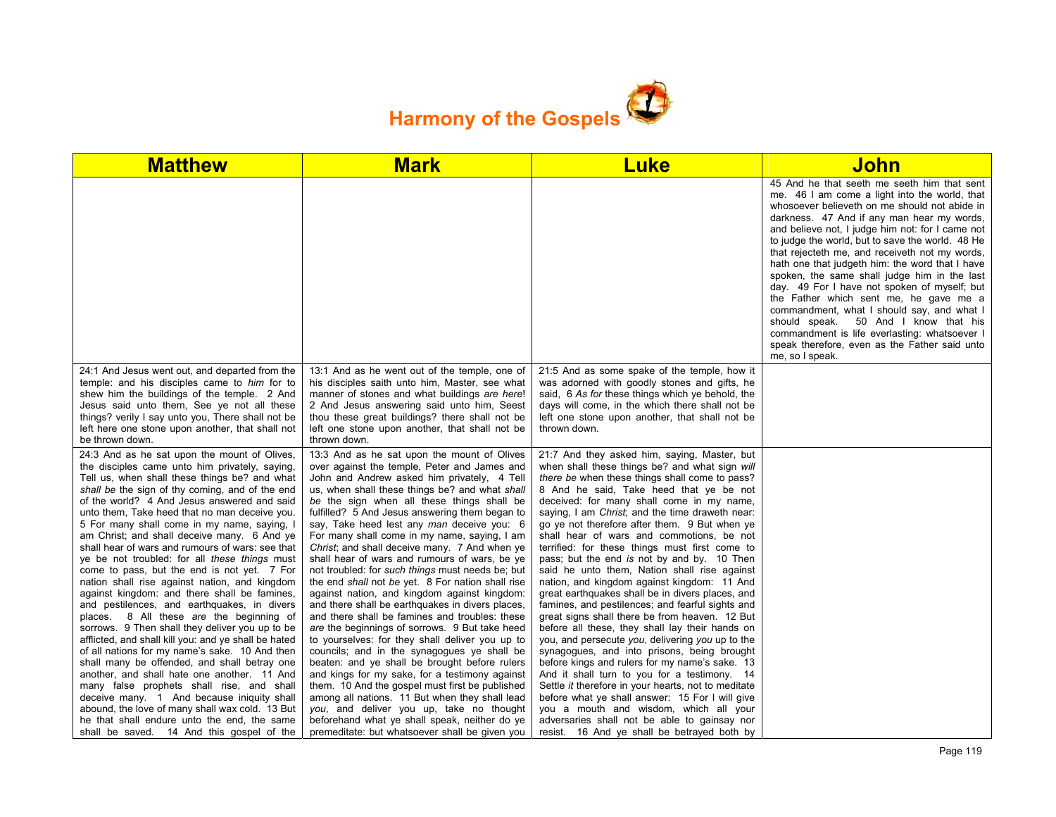# Harmony of the Gospels

| Matthew | Mark | Luke | John |
|---|---|---|---|
| | | | 45 And he that seeth me seeth him that sent me. 46 I am come a light into the world, that whosoever believeth on me should not abide in darkness. 47 And if any man hear my words, and believe not, I judge him not: for I came not to judge the world, but to save the world. 48 He that rejecteth me, and receiveth not my words, hath one that judgeth him: the word that I have spoken, the same shall judge him in the last day. 49 For I have not spoken of myself; but the Father which sent me, he gave me a commandment, what I should say, and what I should speak. 50 And I know that his commandment is life everlasting: whatsoever I speak therefore, even as the Father said unto me, so I speak. |
| 24:1 And Jesus went out, and departed from the temple: and his disciples came to *him* for to shew him the buildings of the temple. 2 And Jesus said unto them, See ye not all these things? verily I say unto you, There shall not be left here one stone upon another, that shall not be thrown down. | 13:1 And as he went out of the temple, one of his disciples saith unto him, Master, see what manner of stones and what buildings *are here*! 2 And Jesus answering said unto him, Seest thou these great buildings? there shall not be left one stone upon another, that shall not be thrown down. | 21:5 And as some spake of the temple, how it was adorned with goodly stones and gifts, he said, 6 *As for* these things which ye behold, the days will come, in the which there shall not be left one stone upon another, that shall not be thrown down. | |
| 24:3 And as he sat upon the mount of Olives, the disciples came unto him privately, saying, Tell us, when shall these things be? and what *shall be* the sign of thy coming, and of the end of the world? 4 And Jesus answered and said unto them, Take heed that no man deceive you. 5 For many shall come in my name, saying, I am Christ; and shall deceive many. 6 And ye shall hear of wars and rumours of wars: see that ye be not troubled: for all *these things* must come to pass, but the end is not yet. 7 For nation shall rise against nation, and kingdom against kingdom: and there shall be famines, and pestilences, and earthquakes, in divers places. 8 All these *are* the beginning of sorrows. 9 Then shall they deliver you up to be afflicted, and shall kill you: and ye shall be hated of all nations for my name's sake. 10 And then shall many be offended, and shall betray one another, and shall hate one another. 11 And many false prophets shall rise, and shall deceive many. 1 And because iniquity shall abound, the love of many shall wax cold. 13 But he that shall endure unto the end, the same shall be saved. 14 And this gospel of the | 13:3 And as he sat upon the mount of Olives over against the temple, Peter and James and John and Andrew asked him privately, 4 Tell us, when shall these things be? and what *shall be* the sign when all these things shall be fulfilled? 5 And Jesus answering them began to say, Take heed lest any *man* deceive you: 6 For many shall come in my name, saying, I am *Christ*; and shall deceive many. 7 And when ye shall hear of wars and rumours of wars, be ye not troubled: for *such things* must needs be; but the end *shall* not *be* yet. 8 For nation shall rise against nation, and kingdom against kingdom: and there shall be earthquakes in divers places, and there shall be famines and troubles: these *are* the beginnings of sorrows. 9 But take heed to yourselves: for they shall deliver you up to councils; and in the synagogues ye shall be beaten: and ye shall be brought before rulers and kings for my sake, for a testimony against them. 10 And the gospel must first be published among all nations. 11 But when they shall lead *you*, and deliver you up, take no thought beforehand what ye shall speak, neither do ye premeditate: but whatsoever shall be given you | 21:7 And they asked him, saying, Master, but when shall these things be? and what sign *will there be* when these things shall come to pass? 8 And he said, Take heed that ye be not deceived: for many shall come in my name, saying, I am *Christ*; and the time draweth near: go ye not therefore after them. 9 But when ye shall hear of wars and commotions, be not terrified: for these things must first come to pass; but the end *is* not by and by. 10 Then said he unto them, Nation shall rise against nation, and kingdom against kingdom: 11 And great earthquakes shall be in divers places, and famines, and pestilences; and fearful sights and great signs shall there be from heaven. 12 But before all these, they shall lay their hands on you, and persecute *you*, delivering *you* up to the synagogues, and into prisons, being brought before kings and rulers for my name's sake. 13 And it shall turn to you for a testimony. 14 Settle *it* therefore in your hearts, not to meditate before what ye shall answer: 15 For I will give you a mouth and wisdom, which all your adversaries shall not be able to gainsay nor resist. 16 And ye shall be betrayed both by | |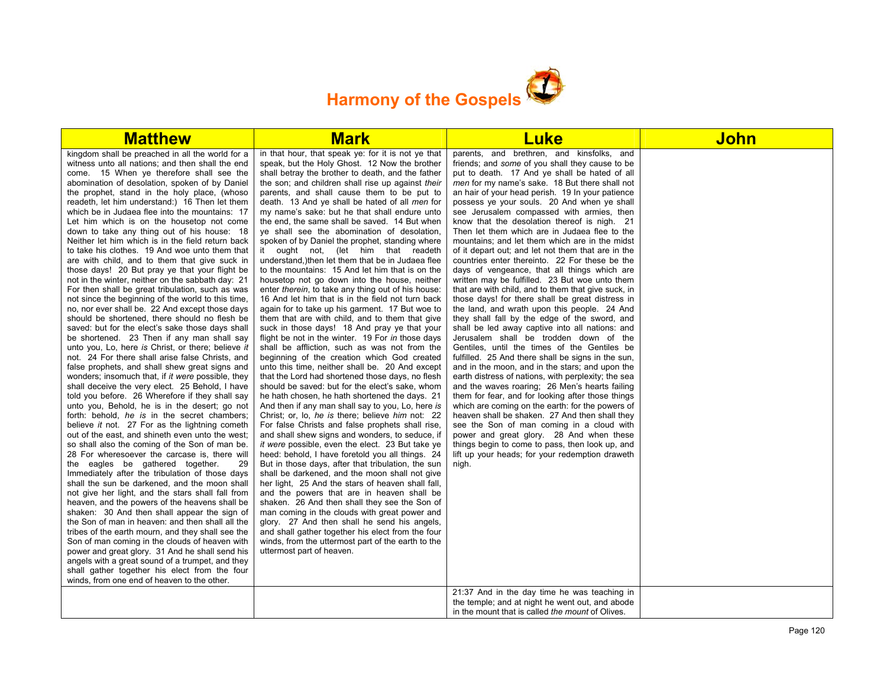# Harmony of the Gospels

| Matthew | Mark | Luke | John |
|---|---|---|---|
| kingdom shall be preached in all the world for a witness unto all nations; and then shall the end come. 15 When ye therefore shall see the abomination of desolation, spoken of by Daniel the prophet, stand in the holy place, (whoso readeth, let him understand:) 16 Then let them which be in Judaea flee into the mountains: 17 Let him which is on the housetop not come down to take any thing out of his house: 18 Neither let him which is in the field return back to take his clothes. 19 And woe unto them that are with child, and to them that give suck in those days! 20 But pray ye that your flight be not in the winter, neither on the sabbath day: 21 For then shall be great tribulation, such as was not since the beginning of the world to this time, no, nor ever shall be. 22 And except those days should be shortened, there should no flesh be saved: but for the elect's sake those days shall be shortened. 23 Then if any man shall say unto you, Lo, here *is* Christ, or there; believe *it* not. 24 For there shall arise false Christs, and false prophets, and shall shew great signs and wonders; insomuch that, if *it were* possible, they shall deceive the very elect. 25 Behold, I have told you before. 26 Wherefore if they shall say unto you, Behold, he is in the desert; go not forth: behold, *he is* in the secret chambers; believe *it* not. 27 For as the lightning cometh out of the east, and shineth even unto the west; so shall also the coming of the Son of man be. 28 For wheresoever the carcase is, there will the eagles be gathered together. 29 Immediately after the tribulation of those days shall the sun be darkened, and the moon shall not give her light, and the stars shall fall from heaven, and the powers of the heavens shall be shaken: 30 And then shall appear the sign of the Son of man in heaven: and then shall all the tribes of the earth mourn, and they shall see the Son of man coming in the clouds of heaven with power and great glory. 31 And he shall send his angels with a great sound of a trumpet, and they shall gather together his elect from the four winds, from one end of heaven to the other. | in that hour, that speak ye: for it is not ye that speak, but the Holy Ghost. 12 Now the brother shall betray the brother to death, and the father the son; and children shall rise up against *their* parents, and shall cause them to be put to death. 13 And ye shall be hated of all *men* for my name's sake: but he that shall endure unto the end, the same shall be saved. 14 But when ye shall see the abomination of desolation, spoken of by Daniel the prophet, standing where it ought not, (let him that readeth understand,)then let them that be in Judaea flee to the mountains: 15 And let him that is on the housetop not go down into the house, neither enter *therein*, to take any thing out of his house: 16 And let him that is in the field not turn back again for to take up his garment. 17 But woe to them that are with child, and to them that give suck in those days! 18 And pray ye that your flight be not in the winter. 19 For *in* those days shall be affliction, such as was not from the beginning of the creation which God created unto this time, neither shall be. 20 And except that the Lord had shortened those days, no flesh should be saved: but for the elect's sake, whom he hath chosen, he hath shortened the days. 21 And then if any man shall say to you, Lo, here *is* Christ; or, lo, *he is* there; believe *him* not: 22 For false Christs and false prophets shall rise, and shall shew signs and wonders, to seduce, if *it were* possible, even the elect. 23 But take ye heed: behold, I have foretold you all things. 24 But in those days, after that tribulation, the sun shall be darkened, and the moon shall not give her light, 25 And the stars of heaven shall fall, and the powers that are in heaven shall be shaken. 26 And then shall they see the Son of man coming in the clouds with great power and glory. 27 And then shall he send his angels, and shall gather together his elect from the four winds, from the uttermost part of the earth to the uttermost part of heaven. | parents, and brethren, and kinsfolks, and friends; and *some* of you shall they cause to be put to death. 17 And ye shall be hated of all *men* for my name's sake. 18 But there shall not an hair of your head perish. 19 In your patience possess ye your souls. 20 And when ye shall see Jerusalem compassed with armies, then know that the desolation thereof is nigh. 21 Then let them which are in Judaea flee to the mountains; and let them which are in the midst of it depart out; and let not them that are in the countries enter thereinto. 22 For these be the days of vengeance, that all things which are written may be fulfilled. 23 But woe unto them that are with child, and to them that give suck, in those days! for there shall be great distress in the land, and wrath upon this people. 24 And they shall fall by the edge of the sword, and shall be led away captive into all nations: and Jerusalem shall be trodden down of the Gentiles, until the times of the Gentiles be fulfilled. 25 And there shall be signs in the sun, and in the moon, and in the stars; and upon the earth distress of nations, with perplexity; the sea and the waves roaring; 26 Men's hearts failing them for fear, and for looking after those things which are coming on the earth: for the powers of heaven shall be shaken. 27 And then shall they see the Son of man coming in a cloud with power and great glory. 28 And when these things begin to come to pass, then look up, and lift up your heads; for your redemption draweth nigh. | |
| | | 21:37 And in the day time he was teaching in the temple; and at night he went out, and abode in the mount that is called *the mount* of Olives. | |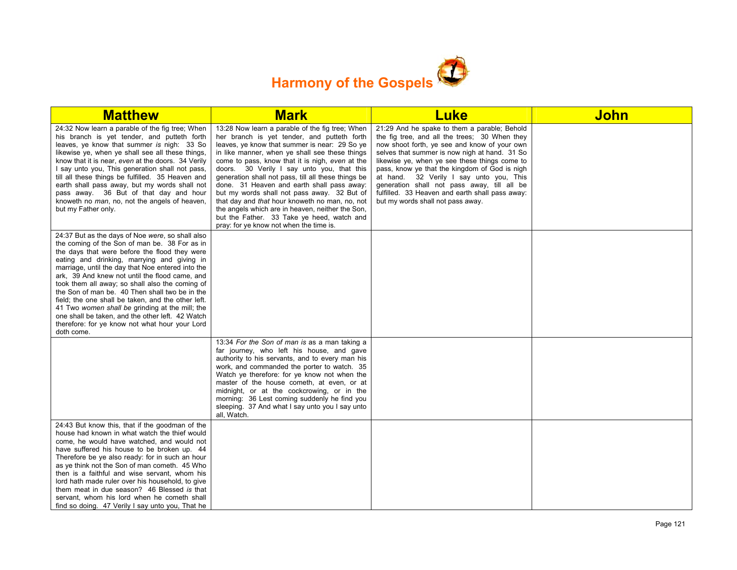# Harmony of the Gospels

| Matthew | Mark | Luke | John |
|---|---|---|---|
| 24:32 Now learn a parable of the fig tree; When his branch is yet tender, and putteth forth leaves, ye know that summer *is* nigh: 33 So likewise ye, when ye shall see all these things, know that it is near, *even* at the doors. 34 Verily I say unto you, This generation shall not pass, till all these things be fulfilled. 35 Heaven and earth shall pass away, but my words shall not pass away. 36 But of that day and hour knoweth no *man*, no, not the angels of heaven, but my Father only. | 13:28 Now learn a parable of the fig tree; When her branch is yet tender, and putteth forth leaves, ye know that summer is near: 29 So ye in like manner, when ye shall see these things come to pass, know that it is nigh, *even* at the doors. 30 Verily I say unto you, that this generation shall not pass, till all these things be done. 31 Heaven and earth shall pass away: but my words shall not pass away. 32 But of that day and *that* hour knoweth no man, no, not the angels which are in heaven, neither the Son, but the Father. 33 Take ye heed, watch and pray: for ye know not when the time is. | 21:29 And he spake to them a parable; Behold the fig tree, and all the trees; 30 When they now shoot forth, ye see and know of your own selves that summer is now nigh at hand. 31 So likewise ye, when ye see these things come to pass, know ye that the kingdom of God is nigh at hand. 32 Verily I say unto you, This generation shall not pass away, till all be fulfilled. 33 Heaven and earth shall pass away: but my words shall not pass away. | |
| 24:37 But as the days of Noe *were*, so shall also the coming of the Son of man be. 38 For as in the days that were before the flood they were eating and drinking, marrying and giving in marriage, until the day that Noe entered into the ark, 39 And knew not until the flood came, and took them all away; so shall also the coming of the Son of man be. 40 Then shall two be in the field; the one shall be taken, and the other left. 41 Two *women shall be* grinding at the mill; the one shall be taken, and the other left. 42 Watch therefore: for ye know not what hour your Lord doth come. | | | |
| | 13:34 *For the Son of man is* as a man taking a far journey, who left his house, and gave authority to his servants, and to every man his work, and commanded the porter to watch. 35 Watch ye therefore: for ye know not when the master of the house cometh, at even, or at midnight, or at the cockcrowing, or in the morning: 36 Lest coming suddenly he find you sleeping. 37 And what I say unto you I say unto all, Watch. | | |
| 24:43 But know this, that if the goodman of the house had known in what watch the thief would come, he would have watched, and would not have suffered his house to be broken up. 44 Therefore be ye also ready: for in such an hour as ye think not the Son of man cometh. 45 Who then is a faithful and wise servant, whom his lord hath made ruler over his household, to give them meat in due season? 46 Blessed *is* that servant, whom his lord when he cometh shall find so doing. 47 Verily I say unto you, That he | | | |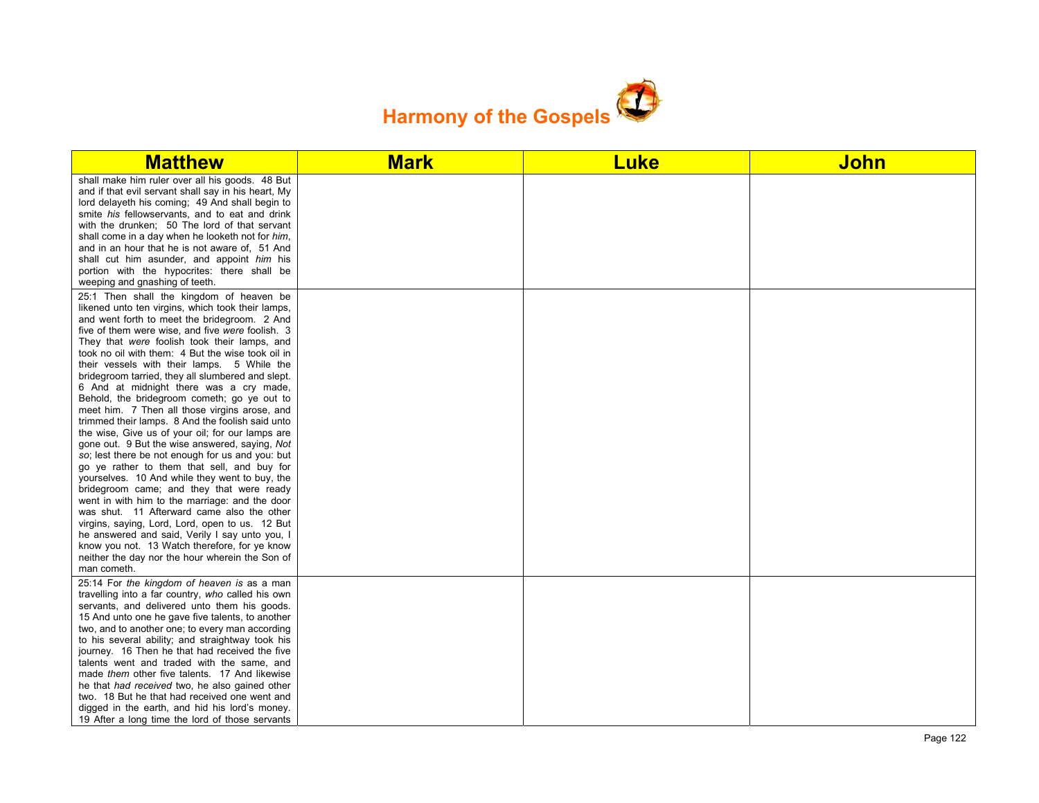# Harmony of the Gospels

| Matthew | Mark | Luke | John |
|---|---|---|---|
| shall make him ruler over all his goods. 48 But and if that evil servant shall say in his heart, My lord delayeth his coming; 49 And shall begin to smite *his* fellowservants, and to eat and drink with the drunken; 50 The lord of that servant shall come in a day when he looketh not for *him*, and in an hour that he is not aware of, 51 And shall cut him asunder, and appoint *him* his portion with the hypocrites: there shall be weeping and gnashing of teeth. | | | |
| 25:1 Then shall the kingdom of heaven be likened unto ten virgins, which took their lamps, and went forth to meet the bridegroom. 2 And five of them were wise, and five *were* foolish. 3 They that *were* foolish took their lamps, and took no oil with them: 4 But the wise took oil in their vessels with their lamps. 5 While the bridegroom tarried, they all slumbered and slept. 6 And at midnight there was a cry made, Behold, the bridegroom cometh; go ye out to meet him. 7 Then all those virgins arose, and trimmed their lamps. 8 And the foolish said unto the wise, Give us of your oil; for our lamps are gone out. 9 But the wise answered, saying, *Not so*; lest there be not enough for us and you: but go ye rather to them that sell, and buy for yourselves. 10 And while they went to buy, the bridegroom came; and they that were ready went in with him to the marriage: and the door was shut. 11 Afterward came also the other virgins, saying, Lord, Lord, open to us. 12 But he answered and said, Verily I say unto you, I know you not. 13 Watch therefore, for ye know neither the day nor the hour wherein the Son of man cometh. | | | |
| 25:14 For *the kingdom of heaven is* as a man travelling into a far country, *who* called his own servants, and delivered unto them his goods. 15 And unto one he gave five talents, to another two, and to another one; to every man according to his several ability; and straightway took his journey. 16 Then he that had received the five talents went and traded with the same, and made *them* other five talents. 17 And likewise he that *had received* two, he also gained other two. 18 But he that had received one went and digged in the earth, and hid his lord's money. 19 After a long time the lord of those servants | | | |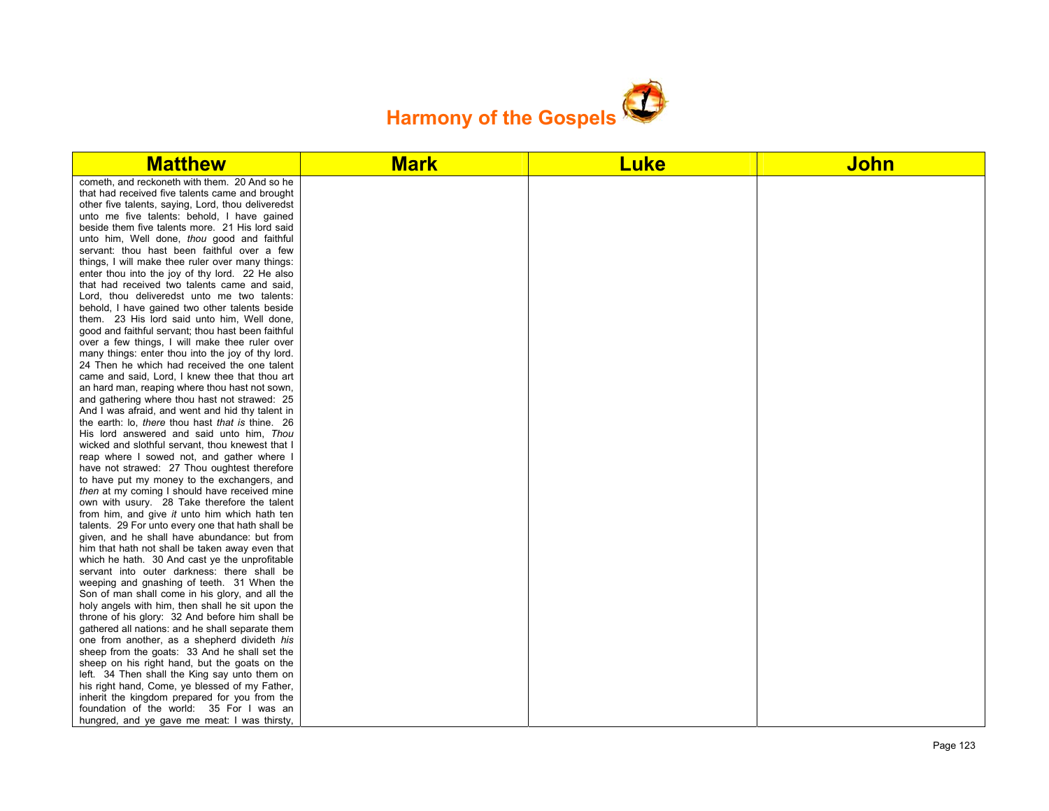| Matthew | Mark | Luke | John |
|---|---|---|---|
| cometh, and reckoneth with them. 20 And so he that had received five talents came and brought other five talents, saying, Lord, thou deliveredst unto me five talents: behold, I have gained beside them five talents more. 21 His lord said unto him, Well done, *thou* good and faithful servant: thou hast been faithful over a few things, I will make thee ruler over many things: enter thou into the joy of thy lord. 22 He also that had received two talents came and said, Lord, thou deliveredst unto me two talents: behold, I have gained two other talents beside them. 23 His lord said unto him, Well done, good and faithful servant; thou hast been faithful over a few things, I will make thee ruler over many things: enter thou into the joy of thy lord. 24 Then he which had received the one talent came and said, Lord, I knew thee that thou art an hard man, reaping where thou hast not sown, and gathering where thou hast not strawed: 25 And I was afraid, and went and hid thy talent in the earth: lo, *there* thou hast *that is* thine. 26 His lord answered and said unto him, *Thou* wicked and slothful servant, thou knewest that I reap where I sowed not, and gather where I have not strawed: 27 Thou oughtest therefore to have put my money to the exchangers, and *then* at my coming I should have received mine own with usury. 28 Take therefore the talent from him, and give *it* unto him which hath ten talents. 29 For unto every one that hath shall be given, and he shall have abundance: but from him that hath not shall be taken away even that which he hath. 30 And cast ye the unprofitable servant into outer darkness: there shall be weeping and gnashing of teeth. 31 When the Son of man shall come in his glory, and all the holy angels with him, then shall he sit upon the throne of his glory: 32 And before him shall be gathered all nations: and he shall separate them one from another, as a shepherd divideth *his* sheep from the goats: 33 And he shall set the sheep on his right hand, but the goats on the left. 34 Then shall the King say unto them on his right hand, Come, ye blessed of my Father, inherit the kingdom prepared for you from the foundation of the world: 35 For I was an hungred, and ye gave me meat: I was thirsty, | | | |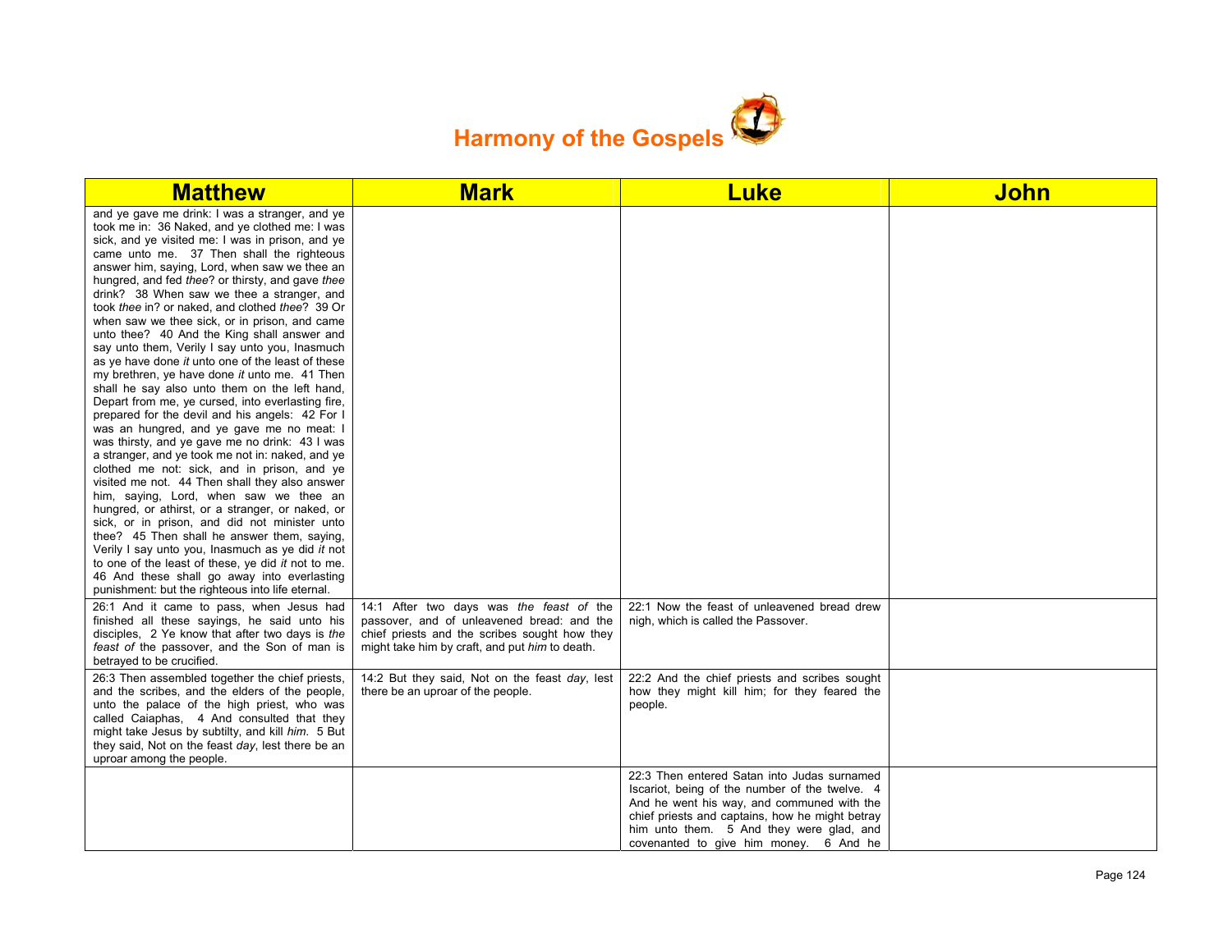# Harmony of the Gospels

| Matthew | Mark | Luke | John |
|---|---|---|---|
| and ye gave me drink: I was a stranger, and ye took me in: 36 Naked, and ye clothed me: I was sick, and ye visited me: I was in prison, and ye came unto me. 37 Then shall the righteous answer him, saying, Lord, when saw we thee an hungred, and fed *thee*? or thirsty, and gave *thee* drink? 38 When saw we thee a stranger, and took *thee* in? or naked, and clothed *thee*? 39 Or when saw we thee sick, or in prison, and came unto thee? 40 And the King shall answer and say unto them, Verily I say unto you, Inasmuch as ye have done *it* unto one of the least of these my brethren, ye have done *it* unto me. 41 Then shall he say also unto them on the left hand, Depart from me, ye cursed, into everlasting fire, prepared for the devil and his angels: 42 For I was an hungred, and ye gave me no meat: I was thirsty, and ye gave me no drink: 43 I was a stranger, and ye took me not in: naked, and ye clothed me not: sick, and in prison, and ye visited me not. 44 Then shall they also answer him, saying, Lord, when saw we thee an hungred, or athirst, or a stranger, or naked, or sick, or in prison, and did not minister unto thee? 45 Then shall he answer them, saying, Verily I say unto you, Inasmuch as ye did *it* not to one of the least of these, ye did *it* not to me. 46 And these shall go away into everlasting punishment: but the righteous into life eternal. | | | |
| 26:1 And it came to pass, when Jesus had finished all these sayings, he said unto his disciples, 2 Ye know that after two days is *the feast of* the passover, and the Son of man is betrayed to be crucified. | 14:1 After two days was *the feast of* the passover, and of unleavened bread: and the chief priests and the scribes sought how they might take him by craft, and put *him* to death. | 22:1 Now the feast of unleavened bread drew nigh, which is called the Passover. | |
| 26:3 Then assembled together the chief priests, and the scribes, and the elders of the people, unto the palace of the high priest, who was called Caiaphas, 4 And consulted that they might take Jesus by subtilty, and kill *him*. 5 But they said, Not on the feast *day*, lest there be an uproar among the people. | 14:2 But they said, Not on the feast *day*, lest there be an uproar of the people. | 22:2 And the chief priests and scribes sought how they might kill him; for they feared the people. | |
| | | 22:3 Then entered Satan into Judas surnamed Iscariot, being of the number of the twelve. 4 And he went his way, and communed with the chief priests and captains, how he might betray him unto them. 5 And they were glad, and covenanted to give him money. 6 And he | |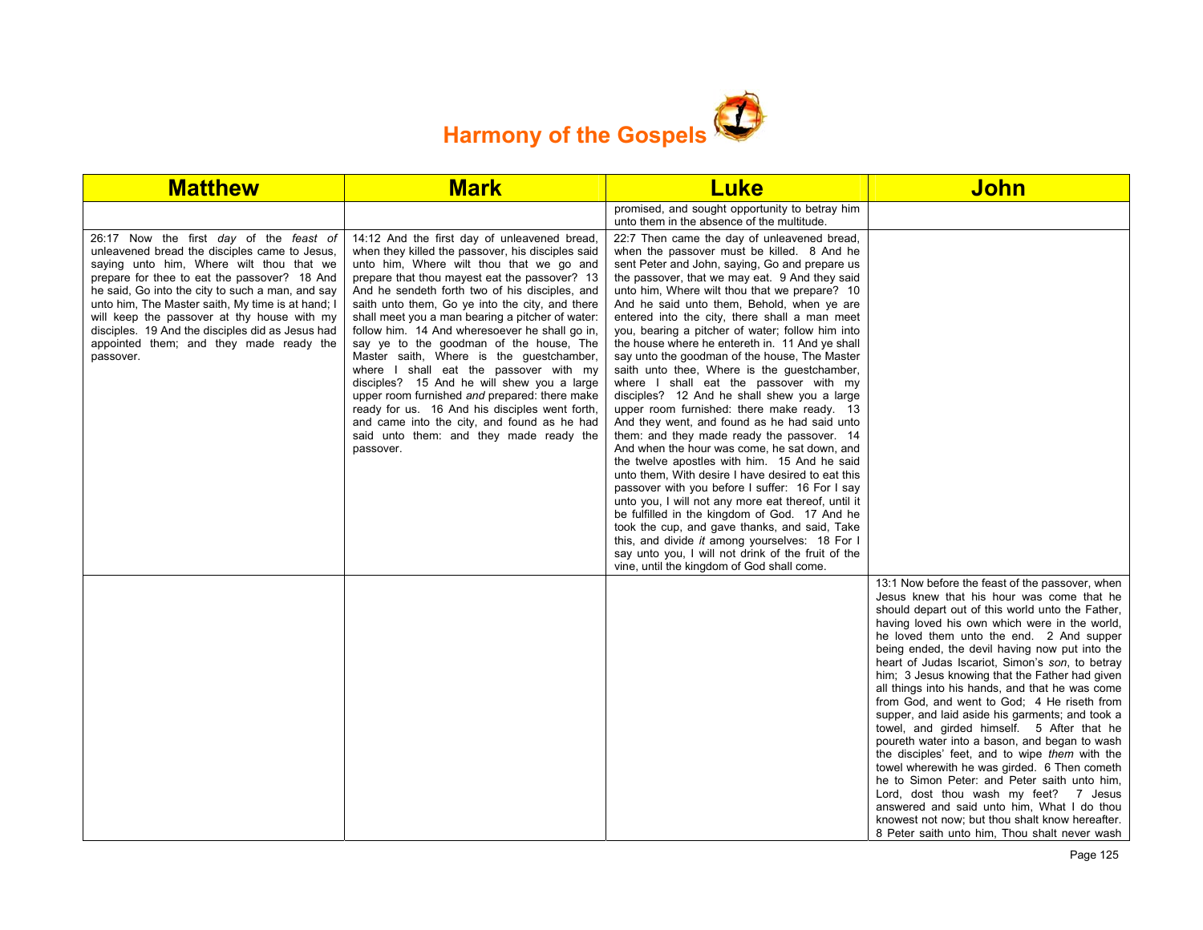# Harmony of the Gospels

| Matthew | Mark | Luke | John |
|---|---|---|---|
| | | promised, and sought opportunity to betray him unto them in the absence of the multitude. | |
| 26:17 Now the first *day* of the *feast of* unleavened bread the disciples came to Jesus, saying unto him, Where wilt thou that we prepare for thee to eat the passover? 18 And he said, Go into the city to such a man, and say unto him, The Master saith, My time is at hand; I will keep the passover at thy house with my disciples. 19 And the disciples did as Jesus had appointed them; and they made ready the passover. | 14:12 And the first day of unleavened bread, when they killed the passover, his disciples said unto him, Where wilt thou that we go and prepare that thou mayest eat the passover? 13 And he sendeth forth two of his disciples, and saith unto them, Go ye into the city, and there shall meet you a man bearing a pitcher of water: follow him. 14 And wheresoever he shall go in, say ye to the goodman of the house, The Master saith, Where is the guestchamber, where I shall eat the passover with my disciples? 15 And he will shew you a large upper room furnished *and* prepared: there make ready for us. 16 And his disciples went forth, and came into the city, and found as he had said unto them: and they made ready the passover. | 22:7 Then came the day of unleavened bread, when the passover must be killed. 8 And he sent Peter and John, saying, Go and prepare us the passover, that we may eat. 9 And they said unto him, Where wilt thou that we prepare? 10 And he said unto them, Behold, when ye are entered into the city, there shall a man meet you, bearing a pitcher of water; follow him into the house where he entereth in. 11 And ye shall say unto the goodman of the house, The Master saith unto thee, Where is the guestchamber, where I shall eat the passover with my disciples? 12 And he shall shew you a large upper room furnished: there make ready. 13 And they went, and found as he had said unto them: and they made ready the passover. 14 And when the hour was come, he sat down, and the twelve apostles with him. 15 And he said unto them, With desire I have desired to eat this passover with you before I suffer: 16 For I say unto you, I will not any more eat thereof, until it be fulfilled in the kingdom of God. 17 And he took the cup, and gave thanks, and said, Take this, and divide *it* among yourselves: 18 For I say unto you, I will not drink of the fruit of the vine, until the kingdom of God shall come. | |
| | | | 13:1 Now before the feast of the passover, when Jesus knew that his hour was come that he should depart out of this world unto the Father, having loved his own which were in the world, he loved them unto the end. 2 And supper being ended, the devil having now put into the heart of Judas Iscariot, Simon's *son*, to betray him; 3 Jesus knowing that the Father had given all things into his hands, and that he was come from God, and went to God; 4 He riseth from supper, and laid aside his garments; and took a towel, and girded himself. 5 After that he poureth water into a bason, and began to wash the disciples' feet, and to wipe *them* with the towel wherewith he was girded. 6 Then cometh he to Simon Peter: and Peter saith unto him, Lord, dost thou wash my feet? 7 Jesus answered and said unto him, What I do thou knowest not now; but thou shalt know hereafter. 8 Peter saith unto him, Thou shalt never wash |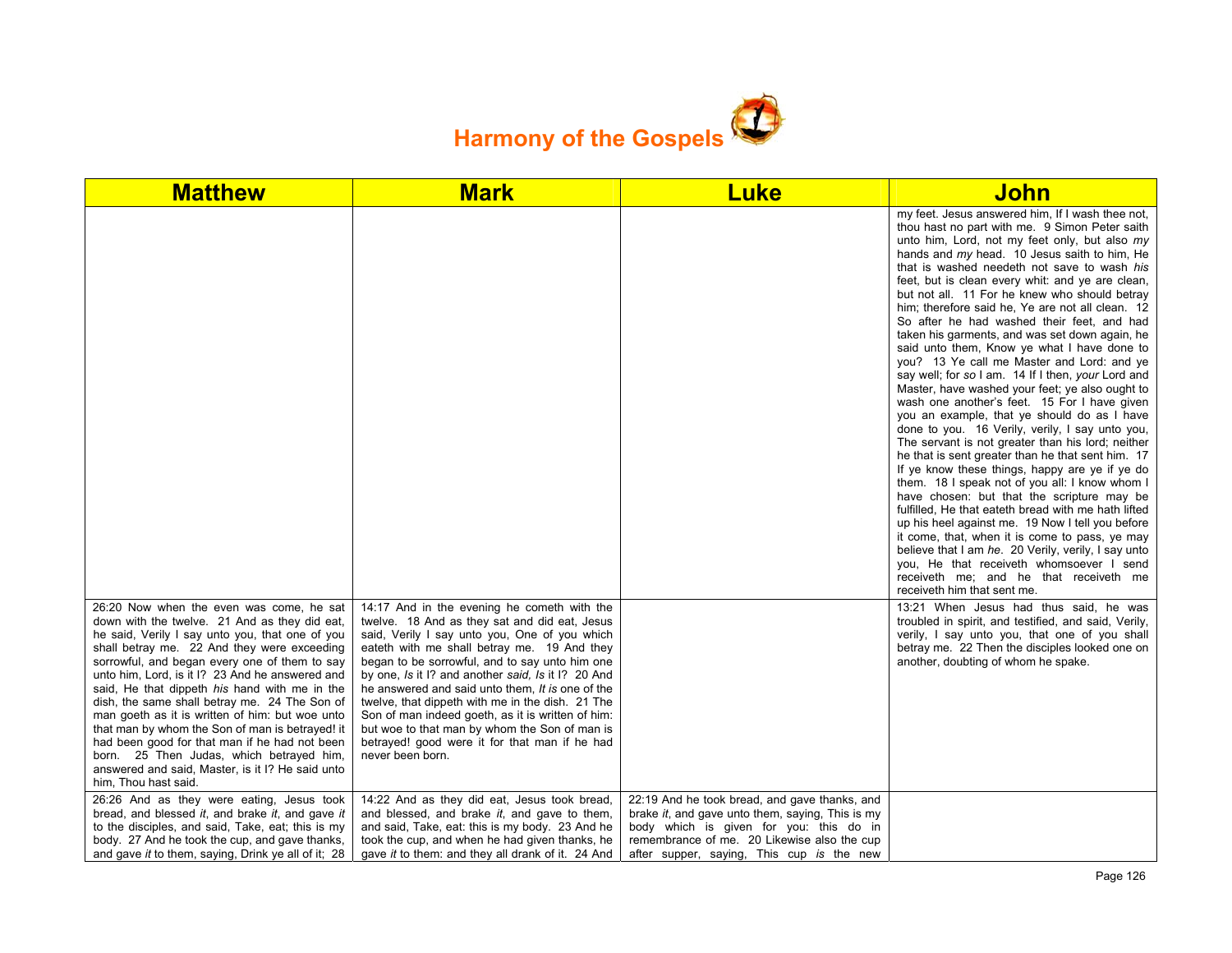# Harmony of the Gospels

| Matthew | Mark | Luke | John |
|---|---|---|---|
| | | | my feet. Jesus answered him, If I wash thee not, thou hast no part with me. 9 Simon Peter saith unto him, Lord, not my feet only, but also *my* hands and *my* head. 10 Jesus saith to him, He that is washed needeth not save to wash *his* feet, but is clean every whit: and ye are clean, but not all. 11 For he knew who should betray him; therefore said he, Ye are not all clean. 12 So after he had washed their feet, and had taken his garments, and was set down again, he said unto them, Know ye what I have done to you? 13 Ye call me Master and Lord: and ye say well; for *so* I am. 14 If I then, *your* Lord and Master, have washed your feet; ye also ought to wash one another's feet. 15 For I have given you an example, that ye should do as I have done to you. 16 Verily, verily, I say unto you, The servant is not greater than his lord; neither he that is sent greater than he that sent him. 17 If ye know these things, happy are ye if ye do them. 18 I speak not of you all: I know whom I have chosen: but that the scripture may be fulfilled, He that eateth bread with me hath lifted up his heel against me. 19 Now I tell you before it come, that, when it is come to pass, ye may believe that I am *he*. 20 Verily, verily, I say unto you, He that receiveth whomsoever I send receiveth me; and he that receiveth me receiveth him that sent me. |
| 26:20 Now when the even was come, he sat down with the twelve. 21 And as they did eat, he said, Verily I say unto you, that one of you shall betray me. 22 And they were exceeding sorrowful, and began every one of them to say unto him, Lord, is it I? 23 And he answered and said, He that dippeth *his* hand with me in the dish, the same shall betray me. 24 The Son of man goeth as it is written of him: but woe unto that man by whom the Son of man is betrayed! it had been good for that man if he had not been born. 25 Then Judas, which betrayed him, answered and said, Master, is it I? He said unto him, Thou hast said. | 14:17 And in the evening he cometh with the twelve. 18 And as they sat and did eat, Jesus said, Verily I say unto you, One of you which eateth with me shall betray me. 19 And they began to be sorrowful, and to say unto him one by one, *Is* it I? and another *said, Is* it I? 20 And he answered and said unto them, *It is* one of the twelve, that dippeth with me in the dish. 21 The Son of man indeed goeth, as it is written of him: but woe to that man by whom the Son of man is betrayed! good were it for that man if he had never been born. | | 13:21 When Jesus had thus said, he was troubled in spirit, and testified, and said, Verily, verily, I say unto you, that one of you shall betray me. 22 Then the disciples looked one on another, doubting of whom he spake. |
| 26:26 And as they were eating, Jesus took bread, and blessed *it*, and brake *it*, and gave *it* to the disciples, and said, Take, eat; this is my body. 27 And he took the cup, and gave thanks, and gave *it* to them, saying, Drink ye all of it; 28 | 14:22 And as they did eat, Jesus took bread, and blessed, and brake *it*, and gave to them, and said, Take, eat: this is my body. 23 And he took the cup, and when he had given thanks, he gave *it* to them: and they all drank of it. 24 And | 22:19 And he took bread, and gave thanks, and brake *it*, and gave unto them, saying, This is my body which is given for you: this do in remembrance of me. 20 Likewise also the cup after supper, saying, This cup *is* the new | |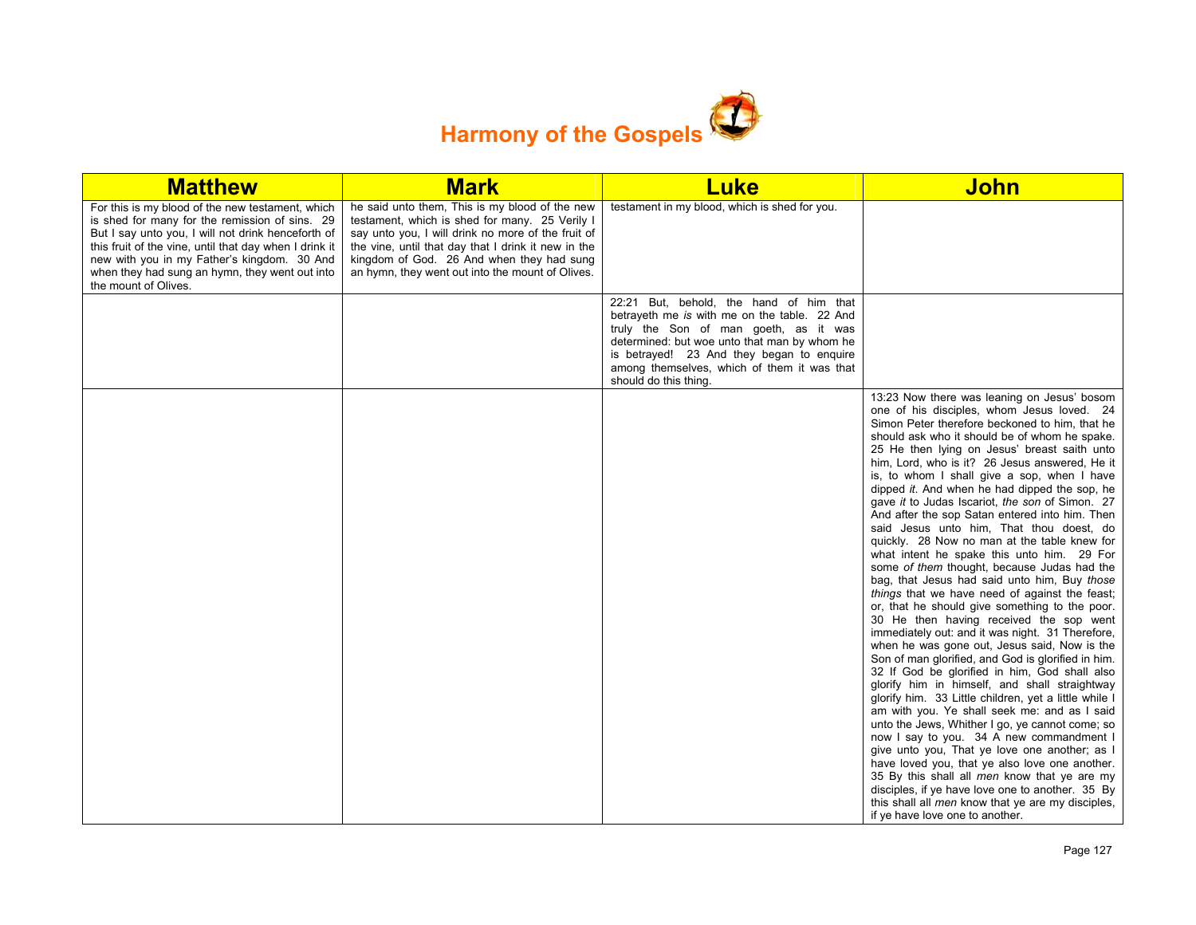# Harmony of the Gospels

| Matthew | Mark | Luke | John |
|---|---|---|---|
| For this is my blood of the new testament, which is shed for many for the remission of sins. 29 But I say unto you, I will not drink henceforth of this fruit of the vine, until that day when I drink it new with you in my Father's kingdom. 30 And when they had sung an hymn, they went out into the mount of Olives. | he said unto them, This is my blood of the new testament, which is shed for many. 25 Verily I say unto you, I will drink no more of the fruit of the vine, until that day that I drink it new in the kingdom of God. 26 And when they had sung an hymn, they went out into the mount of Olives. | testament in my blood, which is shed for you. | |
| | | 22:21 But, behold, the hand of him that betrayeth me *is* with me on the table. 22 And truly the Son of man goeth, as it was determined: but woe unto that man by whom he is betrayed! 23 And they began to enquire among themselves, which of them it was that should do this thing. | |
| | | | 13:23 Now there was leaning on Jesus' bosom one of his disciples, whom Jesus loved. 24 Simon Peter therefore beckoned to him, that he should ask who it should be of whom he spake. 25 He then lying on Jesus' breast saith unto him, Lord, who is it? 26 Jesus answered, He it is, to whom I shall give a sop, when I have dipped *it*. And when he had dipped the sop, he gave *it* to Judas Iscariot, *the son* of Simon. 27 And after the sop Satan entered into him. Then said Jesus unto him, That thou doest, do quickly. 28 Now no man at the table knew for what intent he spake this unto him. 29 For some *of them* thought, because Judas had the bag, that Jesus had said unto him, Buy *those things* that we have need of against the feast; or, that he should give something to the poor. 30 He then having received the sop went immediately out: and it was night. 31 Therefore, when he was gone out, Jesus said, Now is the Son of man glorified, and God is glorified in him. 32 If God be glorified in him, God shall also glorify him in himself, and shall straightway glorify him. 33 Little children, yet a little while I am with you. Ye shall seek me: and as I said unto the Jews, Whither I go, ye cannot come; so now I say to you. 34 A new commandment I give unto you, That ye love one another; as I have loved you, that ye also love one another. 35 By this shall all *men* know that ye are my disciples, if ye have love one to another. 35 By this shall all *men* know that ye are my disciples, if ye have love one to another. |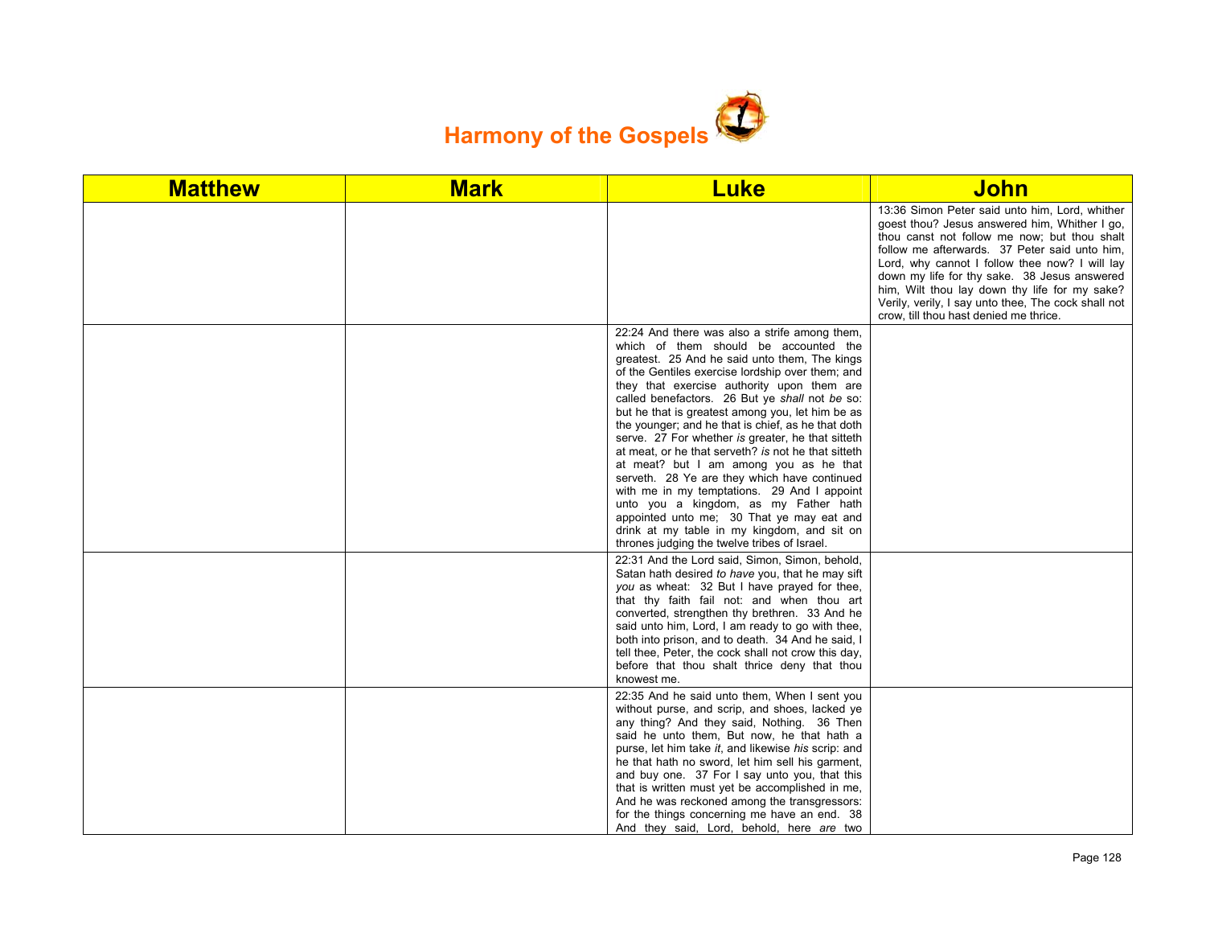# Harmony of the Gospels

| Matthew | Mark | Luke | John |
|---|---|---|---|
| | | | 13:36 Simon Peter said unto him, Lord, whither goest thou? Jesus answered him, Whither I go, thou canst not follow me now; but thou shalt follow me afterwards. 37 Peter said unto him, Lord, why cannot I follow thee now? I will lay down my life for thy sake. 38 Jesus answered him, Wilt thou lay down thy life for my sake? Verily, verily, I say unto thee, The cock shall not crow, till thou hast denied me thrice. |
| | | 22:24 And there was also a strife among them, which of them should be accounted the greatest. 25 And he said unto them, The kings of the Gentiles exercise lordship over them; and they that exercise authority upon them are called benefactors. 26 But ye *shall* not *be* so: but he that is greatest among you, let him be as the younger; and he that is chief, as he that doth serve. 27 For whether *is* greater, he that sitteth at meat, or he that serveth? *is* not he that sitteth at meat? but I am among you as he that serveth. 28 Ye are they which have continued with me in my temptations. 29 And I appoint unto you a kingdom, as my Father hath appointed unto me; 30 That ye may eat and drink at my table in my kingdom, and sit on thrones judging the twelve tribes of Israel. | |
| | | 22:31 And the Lord said, Simon, Simon, behold, Satan hath desired *to have* you, that he may sift *you* as wheat: 32 But I have prayed for thee, that thy faith fail not: and when thou art converted, strengthen thy brethren. 33 And he said unto him, Lord, I am ready to go with thee, both into prison, and to death. 34 And he said, I tell thee, Peter, the cock shall not crow this day, before that thou shalt thrice deny that thou knowest me. | |
| | | 22:35 And he said unto them, When I sent you without purse, and scrip, and shoes, lacked ye any thing? And they said, Nothing. 36 Then said he unto them, But now, he that hath a purse, let him take *it*, and likewise *his* scrip: and he that hath no sword, let him sell his garment, and buy one. 37 For I say unto you, that this that is written must yet be accomplished in me, And he was reckoned among the transgressors: for the things concerning me have an end. 38 And they said, Lord, behold, here *are* two | |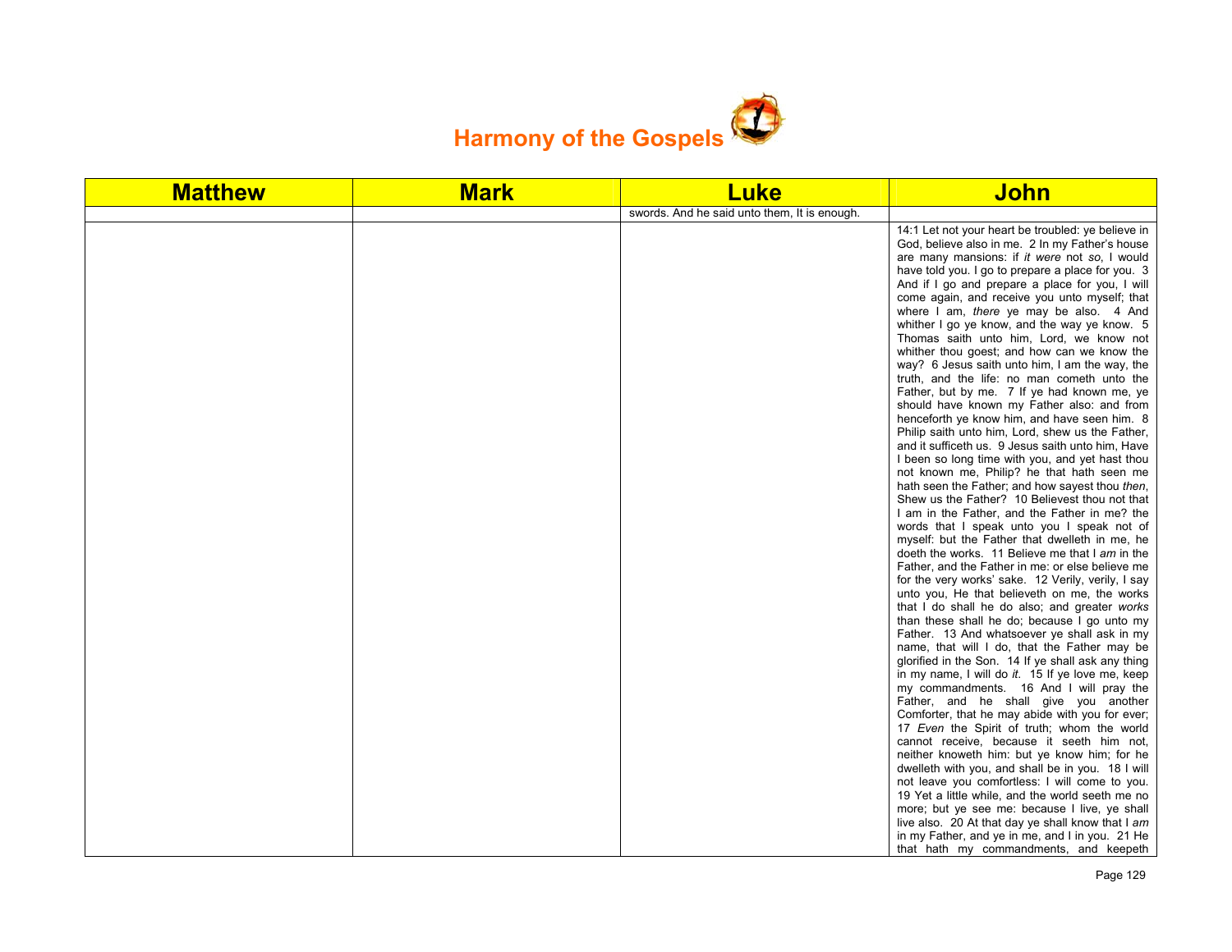# Harmony of the Gospels

| Matthew | Mark | Luke | John |
|---|---|---|---|
| | | swords. And he said unto them, It is enough. | |
| | | | 14:1 Let not your heart be troubled: ye believe in God, believe also in me. 2 In my Father's house are many mansions: if *it were* not *so*, I would have told you. I go to prepare a place for you. 3 And if I go and prepare a place for you, I will come again, and receive you unto myself; that where I am, *there* ye may be also. 4 And whither I go ye know, and the way ye know. 5 Thomas saith unto him, Lord, we know not whither thou goest; and how can we know the way? 6 Jesus saith unto him, I am the way, the truth, and the life: no man cometh unto the Father, but by me. 7 If ye had known me, ye should have known my Father also: and from henceforth ye know him, and have seen him. 8 Philip saith unto him, Lord, shew us the Father, and it sufficeth us. 9 Jesus saith unto him, Have I been so long time with you, and yet hast thou not known me, Philip? he that hath seen me hath seen the Father; and how sayest thou *then*, Shew us the Father? 10 Believest thou not that I am in the Father, and the Father in me? the words that I speak unto you I speak not of myself: but the Father that dwelleth in me, he doeth the works. 11 Believe me that I *am* in the Father, and the Father in me: or else believe me for the very works' sake. 12 Verily, verily, I say unto you, He that believeth on me, the works that I do shall he do also; and greater *works* than these shall he do; because I go unto my Father. 13 And whatsoever ye shall ask in my name, that will I do, that the Father may be glorified in the Son. 14 If ye shall ask any thing in my name, I will do *it*. 15 If ye love me, keep my commandments. 16 And I will pray the Father, and he shall give you another Comforter, that he may abide with you for ever; 17 *Even* the Spirit of truth; whom the world cannot receive, because it seeth him not, neither knoweth him: but ye know him; for he dwelleth with you, and shall be in you. 18 I will not leave you comfortless: I will come to you. 19 Yet a little while, and the world seeth me no more; but ye see me: because I live, ye shall live also. 20 At that day ye shall know that I *am* in my Father, and ye in me, and I in you. 21 He that hath my commandments, and keepeth |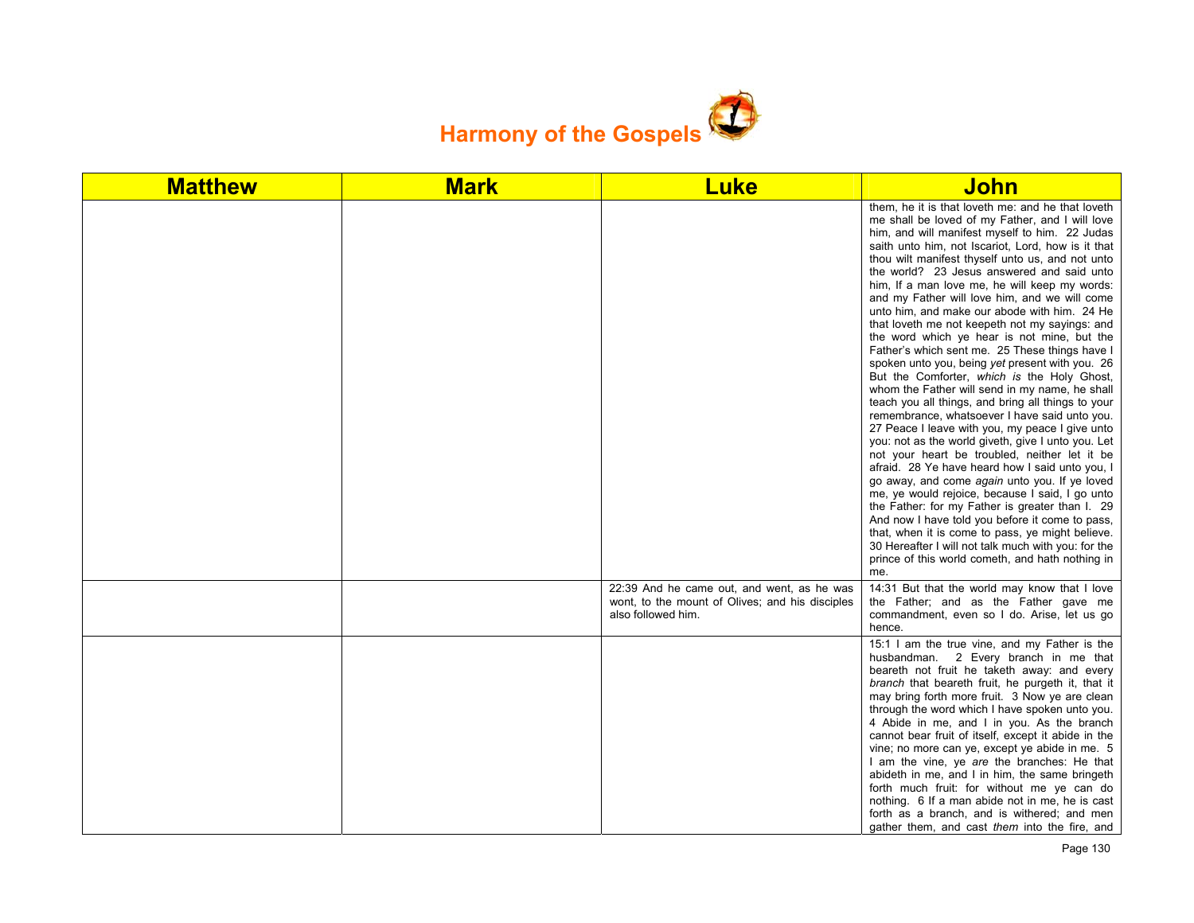# Harmony of the Gospels

| Matthew | Mark | Luke | John |
|---|---|---|---|
| | | | them, he it is that loveth me: and he that loveth me shall be loved of my Father, and I will love him, and will manifest myself to him. 22 Judas saith unto him, not Iscariot, Lord, how is it that thou wilt manifest thyself unto us, and not unto the world? 23 Jesus answered and said unto him, If a man love me, he will keep my words: and my Father will love him, and we will come unto him, and make our abode with him. 24 He that loveth me not keepeth not my sayings: and the word which ye hear is not mine, but the Father's which sent me. 25 These things have I spoken unto you, being *yet* present with you. 26 But the Comforter, *which is* the Holy Ghost, whom the Father will send in my name, he shall teach you all things, and bring all things to your remembrance, whatsoever I have said unto you. 27 Peace I leave with you, my peace I give unto you: not as the world giveth, give I unto you. Let not your heart be troubled, neither let it be afraid. 28 Ye have heard how I said unto you, I go away, and come *again* unto you. If ye loved me, ye would rejoice, because I said, I go unto the Father: for my Father is greater than I. 29 And now I have told you before it come to pass, that, when it is come to pass, ye might believe. 30 Hereafter I will not talk much with you: for the prince of this world cometh, and hath nothing in me. |
| | | 22:39 And he came out, and went, as he was wont, to the mount of Olives; and his disciples also followed him. | 14:31 But that the world may know that I love the Father; and as the Father gave me commandment, even so I do. Arise, let us go hence. |
| | | | 15:1 I am the true vine, and my Father is the husbandman. 2 Every branch in me that beareth not fruit he taketh away: and every *branch* that beareth fruit, he purgeth it, that it may bring forth more fruit. 3 Now ye are clean through the word which I have spoken unto you. 4 Abide in me, and I in you. As the branch cannot bear fruit of itself, except it abide in the vine; no more can ye, except ye abide in me. 5 I am the vine, ye *are* the branches: He that abideth in me, and I in him, the same bringeth forth much fruit: for without me ye can do nothing. 6 If a man abide not in me, he is cast forth as a branch, and is withered; and men gather them, and cast *them* into the fire, and |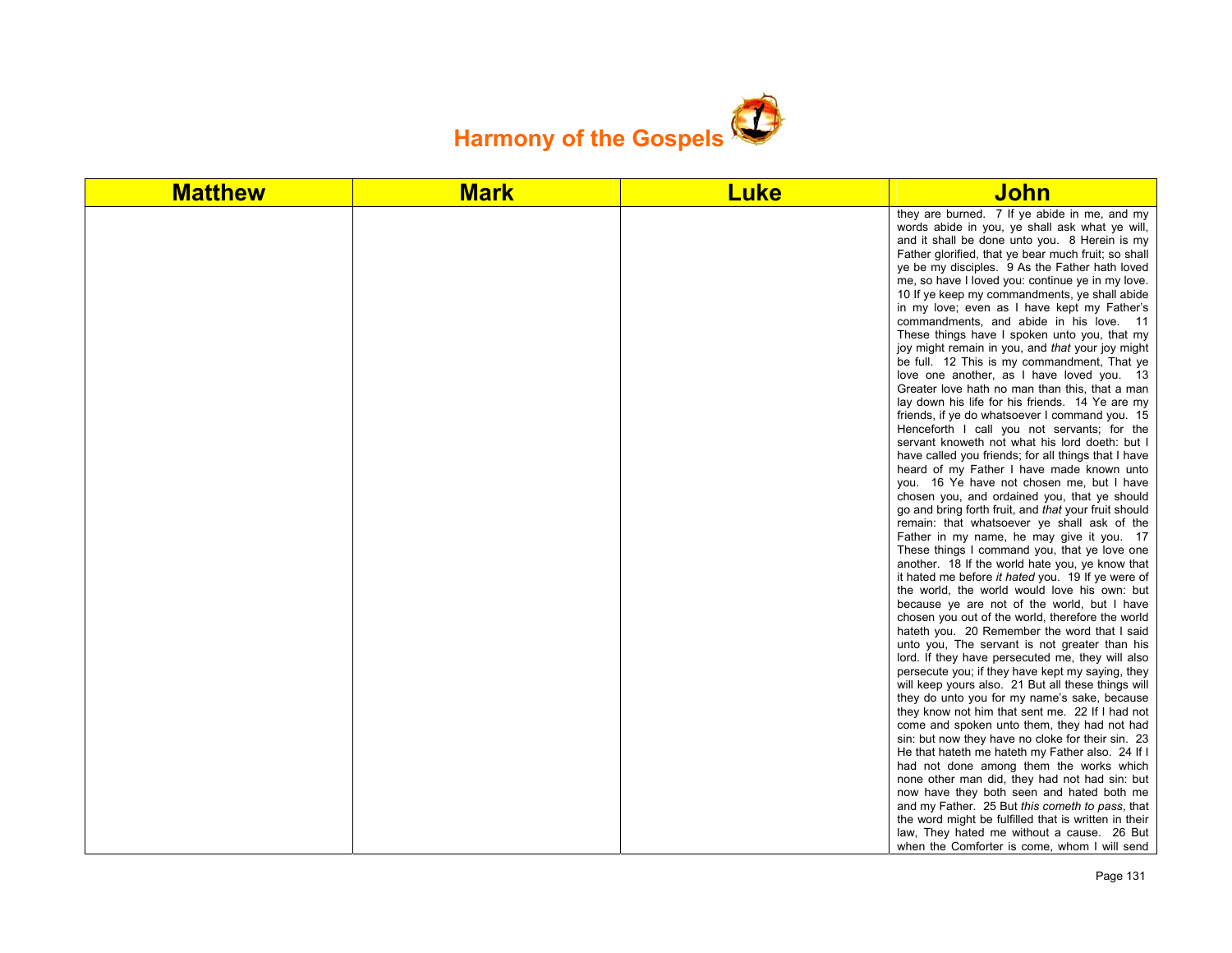# Harmony of the Gospels

| Matthew | Mark | Luke | John |
|---|---|---|---|
| | | | they are burned. 7 If ye abide in me, and my words abide in you, ye shall ask what ye will, and it shall be done unto you. 8 Herein is my Father glorified, that ye bear much fruit; so shall ye be my disciples. 9 As the Father hath loved me, so have I loved you: continue ye in my love. 10 If ye keep my commandments, ye shall abide in my love; even as I have kept my Father's commandments, and abide in his love. 11 These things have I spoken unto you, that my joy might remain in you, and *that* your joy might be full. 12 This is my commandment, That ye love one another, as I have loved you. 13 Greater love hath no man than this, that a man lay down his life for his friends. 14 Ye are my friends, if ye do whatsoever I command you. 15 Henceforth I call you not servants; for the servant knoweth not what his lord doeth: but I have called you friends; for all things that I have heard of my Father I have made known unto you. 16 Ye have not chosen me, but I have chosen you, and ordained you, that ye should go and bring forth fruit, and *that* your fruit should remain: that whatsoever ye shall ask of the Father in my name, he may give it you. 17 These things I command you, that ye love one another. 18 If the world hate you, ye know that it hated me before *it hated* you. 19 If ye were of the world, the world would love his own: but because ye are not of the world, but I have chosen you out of the world, therefore the world hateth you. 20 Remember the word that I said unto you, The servant is not greater than his lord. If they have persecuted me, they will also persecute you; if they have kept my saying, they will keep yours also. 21 But all these things will they do unto you for my name's sake, because they know not him that sent me. 22 If I had not come and spoken unto them, they had not had sin: but now they have no cloke for their sin. 23 He that hateth me hateth my Father also. 24 If I had not done among them the works which none other man did, they had not had sin: but now have they both seen and hated both me and my Father. 25 But *this cometh to pass*, that the word might be fulfilled that is written in their law, They hated me without a cause. 26 But when the Comforter is come, whom I will send |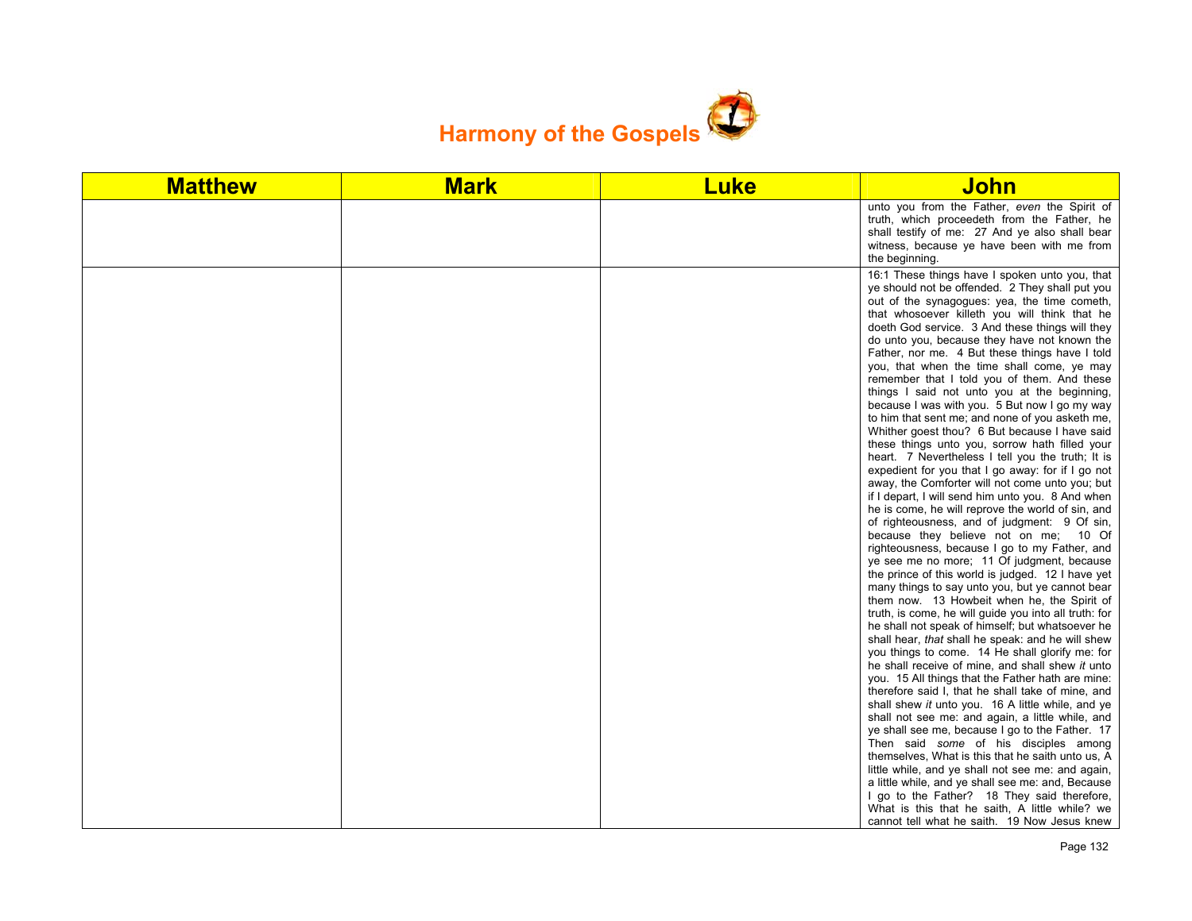# Harmony of the Gospels

| Matthew | Mark | Luke | John |
|---|---|---|---|
| | | | unto you from the Father, *even* the Spirit of truth, which proceedeth from the Father, he shall testify of me: 27 And ye also shall bear witness, because ye have been with me from the beginning. |
| | | | 16:1 These things have I spoken unto you, that ye should not be offended. 2 They shall put you out of the synagogues: yea, the time cometh, that whosoever killeth you will think that he doeth God service. 3 And these things will they do unto you, because they have not known the Father, nor me. 4 But these things have I told you, that when the time shall come, ye may remember that I told you of them. And these things I said not unto you at the beginning, because I was with you. 5 But now I go my way to him that sent me; and none of you asketh me, Whither goest thou? 6 But because I have said these things unto you, sorrow hath filled your heart. 7 Nevertheless I tell you the truth; It is expedient for you that I go away: for if I go not away, the Comforter will not come unto you; but if I depart, I will send him unto you. 8 And when he is come, he will reprove the world of sin, and of righteousness, and of judgment: 9 Of sin, because they believe not on me; 10 Of righteousness, because I go to my Father, and ye see me no more; 11 Of judgment, because the prince of this world is judged. 12 I have yet many things to say unto you, but ye cannot bear them now. 13 Howbeit when he, the Spirit of truth, is come, he will guide you into all truth: for he shall not speak of himself; but whatsoever he shall hear, *that* shall he speak: and he will shew you things to come. 14 He shall glorify me: for he shall receive of mine, and shall shew *it* unto you. 15 All things that the Father hath are mine: therefore said I, that he shall take of mine, and shall shew *it* unto you. 16 A little while, and ye shall not see me: and again, a little while, and ye shall see me, because I go to the Father. 17 Then said *some* of his disciples among themselves, What is this that he saith unto us, A little while, and ye shall not see me: and again, a little while, and ye shall see me: and, Because I go to the Father? 18 They said therefore, What is this that he saith, A little while? we cannot tell what he saith. 19 Now Jesus knew |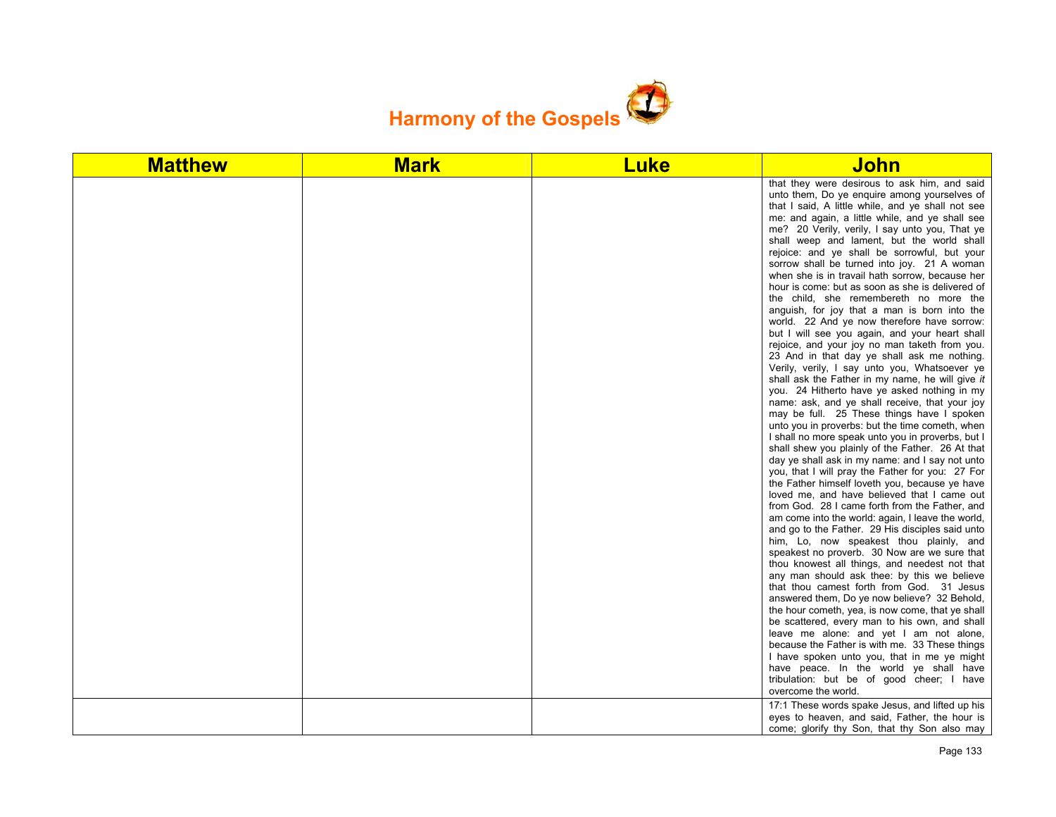# Harmony of the Gospels

| Matthew | Mark | Luke | John |
| --- | --- | --- | --- |
| | | | that they were desirous to ask him, and said unto them, Do ye enquire among yourselves of that I said, A little while, and ye shall not see me: and again, a little while, and ye shall see me? 20 Verily, verily, I say unto you, That ye shall weep and lament, but the world shall rejoice: and ye shall be sorrowful, but your sorrow shall be turned into joy. 21 A woman when she is in travail hath sorrow, because her hour is come: but as soon as she is delivered of the child, she remembereth no more the anguish, for joy that a man is born into the world. 22 And ye now therefore have sorrow: but I will see you again, and your heart shall rejoice, and your joy no man taketh from you. 23 And in that day ye shall ask me nothing. Verily, verily, I say unto you, Whatsoever ye shall ask the Father in my name, he will give *it* you. 24 Hitherto have ye asked nothing in my name: ask, and ye shall receive, that your joy may be full. 25 These things have I spoken unto you in proverbs: but the time cometh, when I shall no more speak unto you in proverbs, but I shall shew you plainly of the Father. 26 At that day ye shall ask in my name: and I say not unto you, that I will pray the Father for you: 27 For the Father himself loveth you, because ye have loved me, and have believed that I came out from God. 28 I came forth from the Father, and am come into the world: again, I leave the world, and go to the Father. 29 His disciples said unto him, Lo, now speakest thou plainly, and speakest no proverb. 30 Now are we sure that thou knowest all things, and needest not that any man should ask thee: by this we believe that thou camest forth from God. 31 Jesus answered them, Do ye now believe? 32 Behold, the hour cometh, yea, is now come, that ye shall be scattered, every man to his own, and shall leave me alone: and yet I am not alone, because the Father is with me. 33 These things I have spoken unto you, that in me ye might have peace. In the world ye shall have tribulation: but be of good cheer; I have overcome the world. |
| | | | 17:1 These words spake Jesus, and lifted up his eyes to heaven, and said, Father, the hour is come; glorify thy Son, that thy Son also may |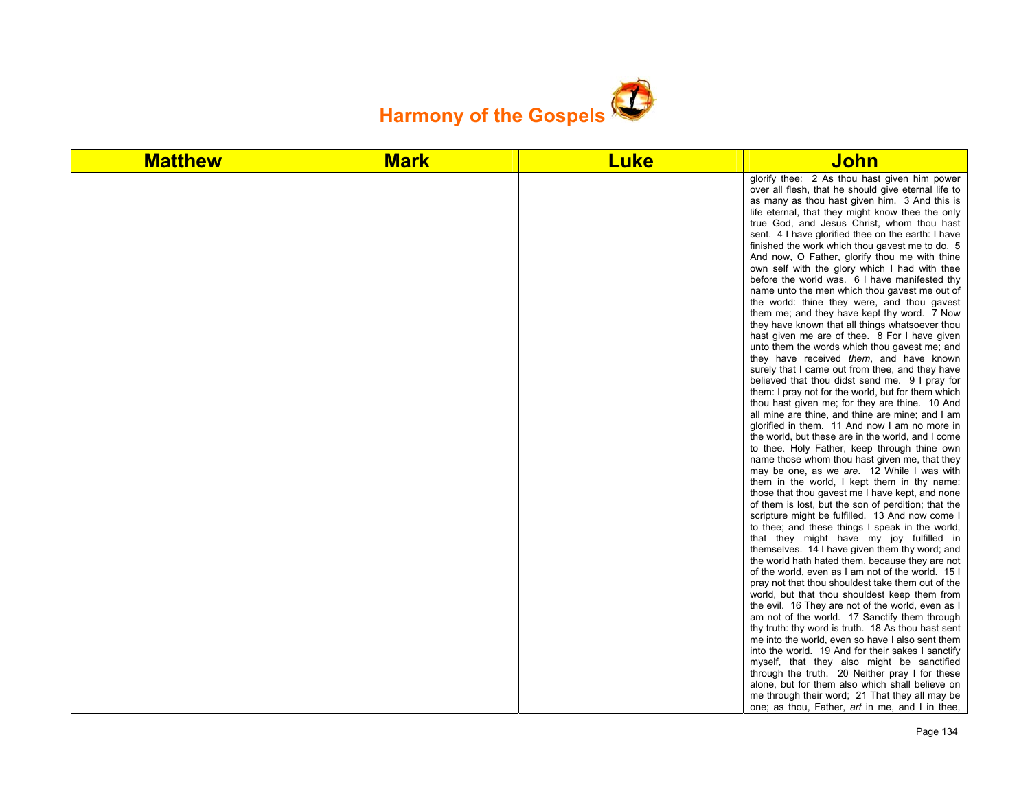# Harmony of the Gospels

| Matthew | Mark | Luke | John |
|---|---|---|---|
| | | | glorify thee: 2 As thou hast given him power over all flesh, that he should give eternal life to as many as thou hast given him. 3 And this is life eternal, that they might know thee the only true God, and Jesus Christ, whom thou hast sent. 4 I have glorified thee on the earth: I have finished the work which thou gavest me to do. 5 And now, O Father, glorify thou me with thine own self with the glory which I had with thee before the world was. 6 I have manifested thy name unto the men which thou gavest me out of the world: thine they were, and thou gavest them me; and they have kept thy word. 7 Now they have known that all things whatsoever thou hast given me are of thee. 8 For I have given unto them the words which thou gavest me; and they have received *them*, and have known surely that I came out from thee, and they have believed that thou didst send me. 9 I pray for them: I pray not for the world, but for them which thou hast given me; for they are thine. 10 And all mine are thine, and thine are mine; and I am glorified in them. 11 And now I am no more in the world, but these are in the world, and I come to thee. Holy Father, keep through thine own name those whom thou hast given me, that they may be one, as we *are*. 12 While I was with them in the world, I kept them in thy name: those that thou gavest me I have kept, and none of them is lost, but the son of perdition; that the scripture might be fulfilled. 13 And now come I to thee; and these things I speak in the world, that they might have my joy fulfilled in themselves. 14 I have given them thy word; and the world hath hated them, because they are not of the world, even as I am not of the world. 15 I pray not that thou shouldest take them out of the world, but that thou shouldest keep them from the evil. 16 They are not of the world, even as I am not of the world. 17 Sanctify them through thy truth: thy word is truth. 18 As thou hast sent me into the world, even so have I also sent them into the world. 19 And for their sakes I sanctify myself, that they also might be sanctified through the truth. 20 Neither pray I for these alone, but for them also which shall believe on me through their word; 21 That they all may be one; as thou, Father, *art* in me, and I in thee, |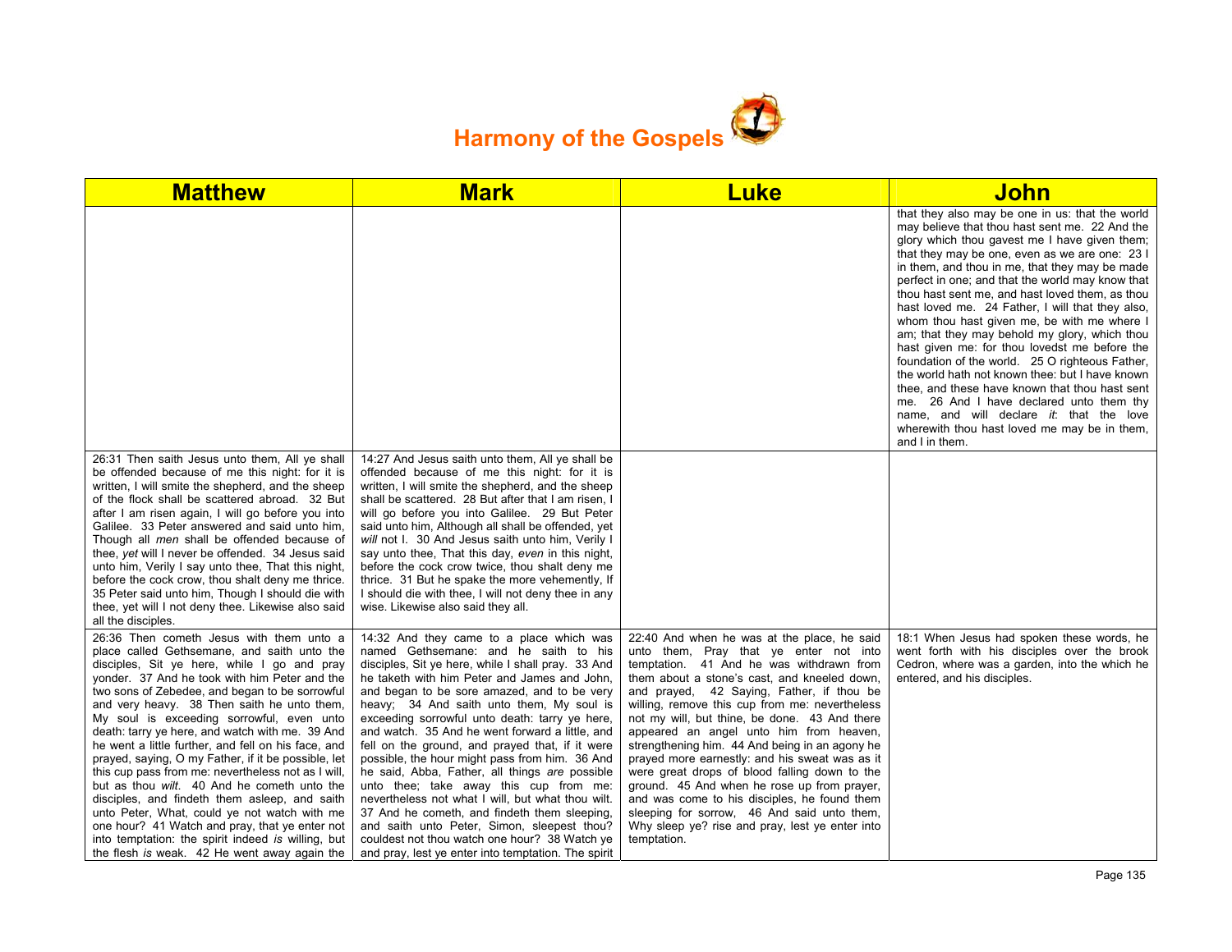# Harmony of the Gospels

| Matthew | Mark | Luke | John |
|---|---|---|---|
| | | | that they also may be one in us: that the world may believe that thou hast sent me. 22 And the glory which thou gavest me I have given them; that they may be one, even as we are one: 23 I in them, and thou in me, that they may be made perfect in one; and that the world may know that thou hast sent me, and hast loved them, as thou hast loved me. 24 Father, I will that they also, whom thou hast given me, be with me where I am; that they may behold my glory, which thou hast given me: for thou lovedst me before the foundation of the world. 25 O righteous Father, the world hath not known thee: but I have known thee, and these have known that thou hast sent me. 26 And I have declared unto them thy name, and will declare *it*: that the love wherewith thou hast loved me may be in them, and I in them. |
| 26:31 Then saith Jesus unto them, All ye shall be offended because of me this night: for it is written, I will smite the shepherd, and the sheep of the flock shall be scattered abroad. 32 But after I am risen again, I will go before you into Galilee. 33 Peter answered and said unto him, Though all *men* shall be offended because of thee, *yet* will I never be offended. 34 Jesus said unto him, Verily I say unto thee, That this night, before the cock crow, thou shalt deny me thrice. 35 Peter said unto him, Though I should die with thee, yet will I not deny thee. Likewise also said all the disciples. | 14:27 And Jesus saith unto them, All ye shall be offended because of me this night: for it is written, I will smite the shepherd, and the sheep shall be scattered. 28 But after that I am risen, I will go before you into Galilee. 29 But Peter said unto him, Although all shall be offended, yet *will* not I. 30 And Jesus saith unto him, Verily I say unto thee, That this day, *even* in this night, before the cock crow twice, thou shalt deny me thrice. 31 But he spake the more vehemently, If I should die with thee, I will not deny thee in any wise. Likewise also said they all. | | |
| 26:36 Then cometh Jesus with them unto a place called Gethsemane, and saith unto the disciples, Sit ye here, while I go and pray yonder. 37 And he took with him Peter and the two sons of Zebedee, and began to be sorrowful and very heavy. 38 Then saith he unto them, My soul is exceeding sorrowful, even unto death: tarry ye here, and watch with me. 39 And he went a little further, and fell on his face, and prayed, saying, O my Father, if it be possible, let this cup pass from me: nevertheless not as I will, but as thou *wilt*. 40 And he cometh unto the disciples, and findeth them asleep, and saith unto Peter, What, could ye not watch with me one hour? 41 Watch and pray, that ye enter not into temptation: the spirit indeed *is* willing, but the flesh *is* weak. 42 He went away again the | 14:32 And they came to a place which was named Gethsemane: and he saith to his disciples, Sit ye here, while I shall pray. 33 And he taketh with him Peter and James and John, and began to be sore amazed, and to be very heavy; 34 And saith unto them, My soul is exceeding sorrowful unto death: tarry ye here, and watch. 35 And he went forward a little, and fell on the ground, and prayed that, if it were possible, the hour might pass from him. 36 And he said, Abba, Father, all things *are* possible unto thee; take away this cup from me: nevertheless not what I will, but what thou wilt. 37 And he cometh, and findeth them sleeping, and saith unto Peter, Simon, sleepest thou? couldest not thou watch one hour? 38 Watch ye and pray, lest ye enter into temptation. The spirit | 22:40 And when he was at the place, he said unto them, Pray that ye enter not into temptation. 41 And he was withdrawn from them about a stone's cast, and kneeled down, and prayed, 42 Saying, Father, if thou be willing, remove this cup from me: nevertheless not my will, but thine, be done. 43 And there appeared an angel unto him from heaven, strengthening him. 44 And being in an agony he prayed more earnestly: and his sweat was as it were great drops of blood falling down to the ground. 45 And when he rose up from prayer, and was come to his disciples, he found them sleeping for sorrow, 46 And said unto them, Why sleep ye? rise and pray, lest ye enter into temptation. | 18:1 When Jesus had spoken these words, he went forth with his disciples over the brook Cedron, where was a garden, into the which he entered, and his disciples. |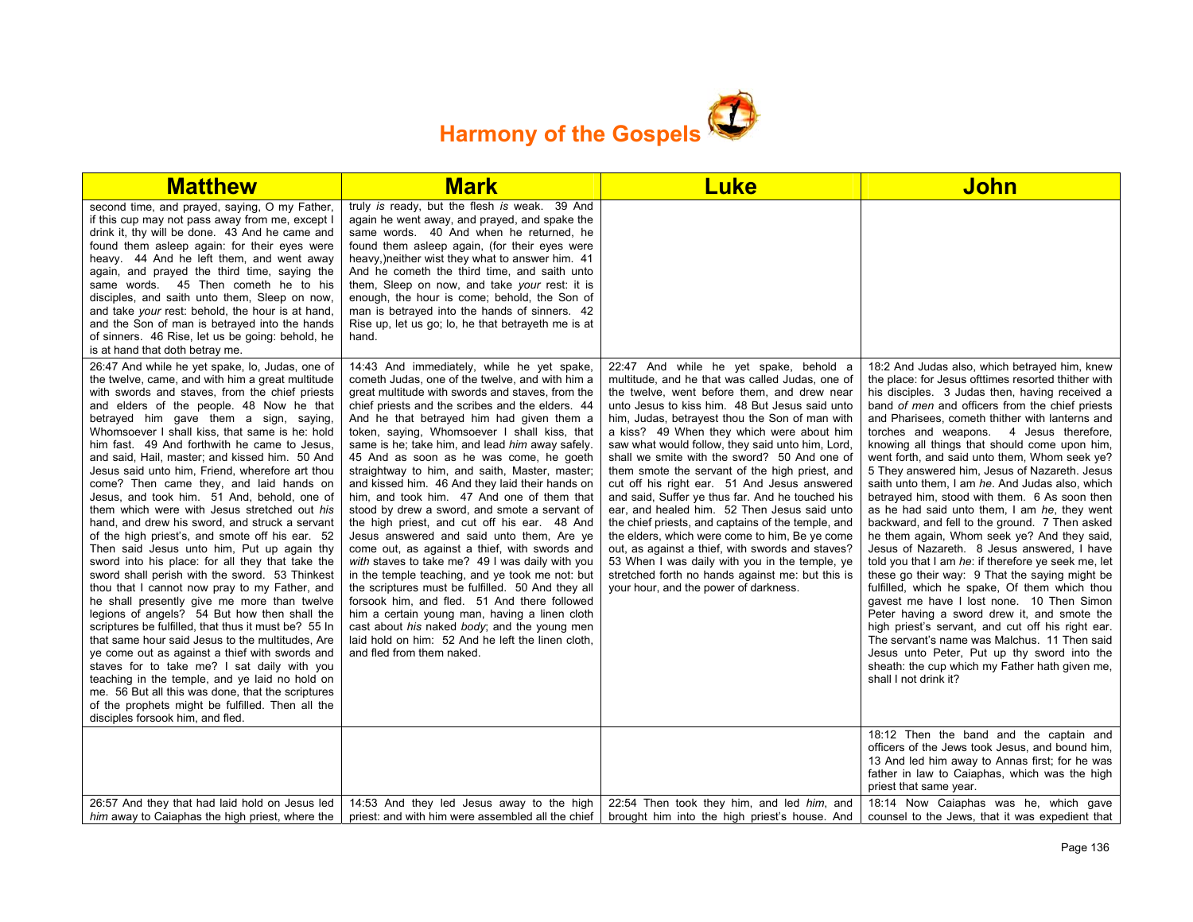# Harmony of the Gospels

| Matthew | Mark | Luke | John |
|---|---|---|---|
| second time, and prayed, saying, O my Father, if this cup may not pass away from me, except I drink it, thy will be done. 43 And he came and found them asleep again: for their eyes were heavy. 44 And he left them, and went away again, and prayed the third time, saying the same words. 45 Then cometh he to his disciples, and saith unto them, Sleep on now, and take *your* rest: behold, the hour is at hand, and the Son of man is betrayed into the hands of sinners. 46 Rise, let us be going: behold, he is at hand that doth betray me. | truly *is* ready, but the flesh *is* weak. 39 And again he went away, and prayed, and spake the same words. 40 And when he returned, he found them asleep again, (for their eyes were heavy,)neither wist they what to answer him. 41 And he cometh the third time, and saith unto them, Sleep on now, and take *your* rest: it is enough, the hour is come; behold, the Son of man is betrayed into the hands of sinners. 42 Rise up, let us go; lo, he that betrayeth me is at hand. | | |
| 26:47 And while he yet spake, lo, Judas, one of the twelve, came, and with him a great multitude with swords and staves, from the chief priests and elders of the people. 48 Now he that betrayed him gave them a sign, saying, Whomsoever I shall kiss, that same is he: hold him fast. 49 And forthwith he came to Jesus, and said, Hail, master; and kissed him. 50 And Jesus said unto him, Friend, wherefore art thou come? Then came they, and laid hands on Jesus, and took him. 51 And, behold, one of them which were with Jesus stretched out *his* hand, and drew his sword, and struck a servant of the high priest's, and smote off his ear. 52 Then said Jesus unto him, Put up again thy sword into his place: for all they that take the sword shall perish with the sword. 53 Thinkest thou that I cannot now pray to my Father, and he shall presently give me more than twelve legions of angels? 54 But how then shall the scriptures be fulfilled, that thus it must be? 55 In that same hour said Jesus to the multitudes, Are ye come out as against a thief with swords and staves for to take me? I sat daily with you teaching in the temple, and ye laid no hold on me. 56 But all this was done, that the scriptures of the prophets might be fulfilled. Then all the disciples forsook him, and fled. | 14:43 And immediately, while he yet spake, cometh Judas, one of the twelve, and with him a great multitude with swords and staves, from the chief priests and the scribes and the elders. 44 And he that betrayed him had given them a token, saying, Whomsoever I shall kiss, that same is he; take him, and lead *him* away safely. 45 And as soon as he was come, he goeth straightway to him, and saith, Master, master; and kissed him. 46 And they laid their hands on him, and took him. 47 And one of them that stood by drew a sword, and smote a servant of the high priest, and cut off his ear. 48 And Jesus answered and said unto them, Are ye come out, as against a thief, with swords and *with* staves to take me? 49 I was daily with you in the temple teaching, and ye took me not: but the scriptures must be fulfilled. 50 And they all forsook him, and fled. 51 And there followed him a certain young man, having a linen cloth cast about *his* naked *body*; and the young men laid hold on him: 52 And he left the linen cloth, and fled from them naked. | 22:47 And while he yet spake, behold a multitude, and he that was called Judas, one of the twelve, went before them, and drew near unto Jesus to kiss him. 48 But Jesus said unto him, Judas, betrayest thou the Son of man with a kiss? 49 When they which were about him saw what would follow, they said unto him, Lord, shall we smite with the sword? 50 And one of them smote the servant of the high priest, and cut off his right ear. 51 And Jesus answered and said, Suffer ye thus far. And he touched his ear, and healed him. 52 Then Jesus said unto the chief priests, and captains of the temple, and the elders, which were come to him, Be ye come out, as against a thief, with swords and staves? 53 When I was daily with you in the temple, ye stretched forth no hands against me: but this is your hour, and the power of darkness. | 18:2 And Judas also, which betrayed him, knew the place: for Jesus ofttimes resorted thither with his disciples. 3 Judas then, having received a band *of men* and officers from the chief priests and Pharisees, cometh thither with lanterns and torches and weapons. 4 Jesus therefore, knowing all things that should come upon him, went forth, and said unto them, Whom seek ye? 5 They answered him, Jesus of Nazareth. Jesus saith unto them, I am *he*. And Judas also, which betrayed him, stood with them. 6 As soon then as he had said unto them, I am *he*, they went backward, and fell to the ground. 7 Then asked he them again, Whom seek ye? And they said, Jesus of Nazareth. 8 Jesus answered, I have told you that I am *he*: if therefore ye seek me, let these go their way: 9 That the saying might be fulfilled, which he spake, Of them which thou gavest me have I lost none. 10 Then Simon Peter having a sword drew it, and smote the high priest's servant, and cut off his right ear. The servant's name was Malchus. 11 Then said Jesus unto Peter, Put up thy sword into the sheath: the cup which my Father hath given me, shall I not drink it? |
| | | | 18:12 Then the band and the captain and officers of the Jews took Jesus, and bound him, 13 And led him away to Annas first; for he was father in law to Caiaphas, which was the high priest that same year. |
| 26:57 And they that had laid hold on Jesus led *him* away to Caiaphas the high priest, where the | 14:53 And they led Jesus away to the high priest: and with him were assembled all the chief | 22:54 Then took they him, and led *him*, and brought him into the high priest's house. And | 18:14 Now Caiaphas was he, which gave counsel to the Jews, that it was expedient that |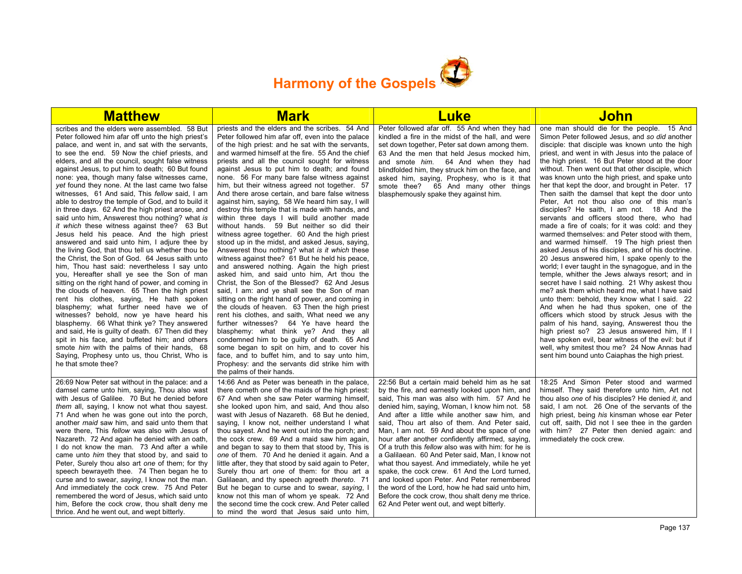# Harmony of the Gospels

| Matthew | Mark | Luke | John |
|---|---|---|---|
| scribes and the elders were assembled. 58 But Peter followed him afar off unto the high priest's palace, and went in, and sat with the servants, to see the end. 59 Now the chief priests, and elders, and all the council, sought false witness against Jesus, to put him to death; 60 But found none: yea, though many false witnesses came, *yet* found they none. At the last came two false witnesses, 61 And said, This *fellow* said, I am able to destroy the temple of God, and to build it in three days. 62 And the high priest arose, and said unto him, Answerest thou nothing? what *is it which* these witness against thee? 63 But Jesus held his peace. And the high priest answered and said unto him, I adjure thee by the living God, that thou tell us whether thou be the Christ, the Son of God. 64 Jesus saith unto him, Thou hast said: nevertheless I say unto you, Hereafter shall ye see the Son of man sitting on the right hand of power, and coming in the clouds of heaven. 65 Then the high priest rent his clothes, saying, He hath spoken blasphemy; what further need have we of witnesses? behold, now ye have heard his blasphemy. 66 What think ye? They answered and said, He is guilty of death. 67 Then did they spit in his face, and buffeted him; and others smote *him* with the palms of their hands, 68 Saying, Prophesy unto us, thou Christ, Who is he that smote thee? | priests and the elders and the scribes. 54 And Peter followed him afar off, even into the palace of the high priest: and he sat with the servants, and warmed himself at the fire. 55 And the chief priests and all the council sought for witness against Jesus to put him to death; and found none. 56 For many bare false witness against him, but their witness agreed not together. 57 And there arose certain, and bare false witness against him, saying, 58 We heard him say, I will destroy this temple that is made with hands, and within three days I will build another made without hands. 59 But neither so did their witness agree together. 60 And the high priest stood up in the midst, and asked Jesus, saying, Answerest thou nothing? what *is it which* these witness against thee? 61 But he held his peace, and answered nothing. Again the high priest asked him, and said unto him, Art thou the Christ, the Son of the Blessed? 62 And Jesus said, I am: and ye shall see the Son of man sitting on the right hand of power, and coming in the clouds of heaven. 63 Then the high priest rent his clothes, and saith, What need we any further witnesses? 64 Ye have heard the blasphemy: what think ye? And they all condemned him to be guilty of death. 65 And some began to spit on him, and to cover his face, and to buffet him, and to say unto him, Prophesy: and the servants did strike him with the palms of their hands. | Peter followed afar off. 55 And when they had kindled a fire in the midst of the hall, and were set down together, Peter sat down among them. 63 And the men that held Jesus mocked him, and smote *him*. 64 And when they had blindfolded him, they struck him on the face, and asked him, saying, Prophesy, who is it that smote thee? 65 And many other things blasphemously spake they against him. | one man should die for the people. 15 And Simon Peter followed Jesus, and *so did* another disciple: that disciple was known unto the high priest, and went in with Jesus into the palace of the high priest. 16 But Peter stood at the door without. Then went out that other disciple, which was known unto the high priest, and spake unto her that kept the door, and brought in Peter. 17 Then saith the damsel that kept the door unto Peter, Art not thou also *one* of this man's disciples? He saith, I am not. 18 And the servants and officers stood there, who had made a fire of coals; for it was cold: and they warmed themselves: and Peter stood with them, and warmed himself. 19 The high priest then asked Jesus of his disciples, and of his doctrine. 20 Jesus answered him, I spake openly to the world; I ever taught in the synagogue, and in the temple, whither the Jews always resort; and in secret have I said nothing. 21 Why askest thou me? ask them which heard me, what I have said unto them: behold, they know what I said. 22 And when he had thus spoken, one of the officers which stood by struck Jesus with the palm of his hand, saying, Answerest thou the high priest so? 23 Jesus answered him, If I have spoken evil, bear witness of the evil: but if well, why smitest thou me? 24 Now Annas had sent him bound unto Caiaphas the high priest. |
| 26:69 Now Peter sat without in the palace: and a damsel came unto him, saying, Thou also wast with Jesus of Galilee. 70 But he denied before *them* all, saying, I know not what thou sayest. 71 And when he was gone out into the porch, another *maid* saw him, and said unto them that were there, This *fellow* was also with Jesus of Nazareth. 72 And again he denied with an oath, I do not know the man. 73 And after a while came unto *him* they that stood by, and said to Peter, Surely thou also art *one* of them; for thy speech bewrayeth thee. 74 Then began he to curse and to swear, *saying*, I know not the man. And immediately the cock crew. 75 And Peter remembered the word of Jesus, which said unto him, Before the cock crow, thou shalt deny me thrice. And he went out, and wept bitterly. | 14:66 And as Peter was beneath in the palace, there cometh one of the maids of the high priest: 67 And when she saw Peter warming himself, she looked upon him, and said, And thou also wast with Jesus of Nazareth. 68 But he denied, saying, I know not, neither understand I what thou sayest. And he went out into the porch; and the cock crew. 69 And a maid saw him again, and began to say to them that stood by, This is *one* of them. 70 And he denied it again. And a little after, they that stood by said again to Peter, Surely thou art *one* of them: for thou art a Galilaean, and thy speech agreeth *thereto*. 71 But he began to curse and to swear, *saying*, I know not this man of whom ye speak. 72 And the second time the cock crew. And Peter called to mind the word that Jesus said unto him, | 22:56 But a certain maid beheld him as he sat by the fire, and earnestly looked upon him, and said, This man was also with him. 57 And he denied him, saying, Woman, I know him not. 58 And after a little while another saw him, and said, Thou art also of them. And Peter said, Man, I am not. 59 And about the space of one hour after another confidently affirmed, saying, Of a truth this *fellow* also was with him: for he is a Galilaean. 60 And Peter said, Man, I know not what thou sayest. And immediately, while he yet spake, the cock crew. 61 And the Lord turned, and looked upon Peter. And Peter remembered the word of the Lord, how he had said unto him, Before the cock crow, thou shalt deny me thrice. 62 And Peter went out, and wept bitterly. | 18:25 And Simon Peter stood and warmed himself. They said therefore unto him, Art not thou also *one* of his disciples? He denied *it*, and said, I am not. 26 One of the servants of the high priest, being *his* kinsman whose ear Peter cut off, saith, Did not I see thee in the garden with him? 27 Peter then denied again: and immediately the cock crew. |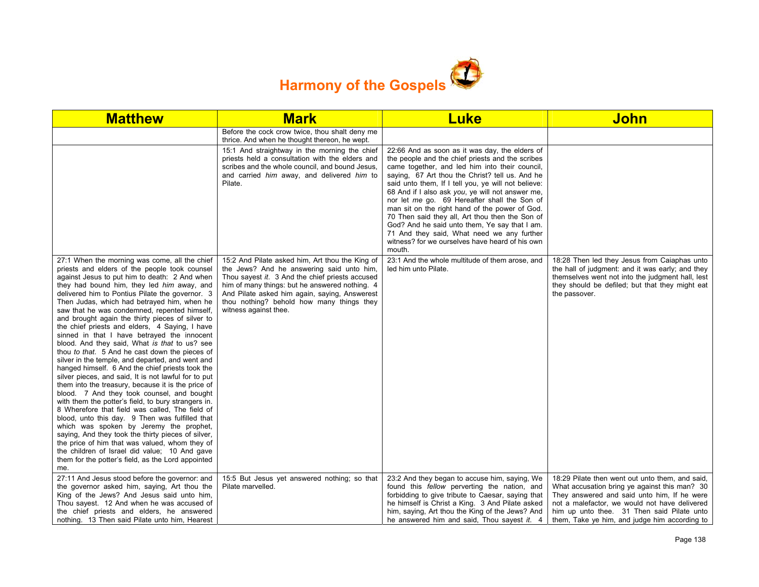# Harmony of the Gospels

| Matthew | Mark | Luke | John |
|---|---|---|---|
| | Before the cock crow twice, thou shalt deny me thrice. And when he thought thereon, he wept. | | |
| | 15:1 And straightway in the morning the chief priests held a consultation with the elders and scribes and the whole council, and bound Jesus, and carried *him* away, and delivered *him* to Pilate. | 22:66 And as soon as it was day, the elders of the people and the chief priests and the scribes came together, and led him into their council, saying, 67 Art thou the Christ? tell us. And he said unto them, If I tell you, ye will not believe: 68 And if I also ask *you*, ye will not answer me, nor let *me* go. 69 Hereafter shall the Son of man sit on the right hand of the power of God. 70 Then said they all, Art thou then the Son of God? And he said unto them, Ye say that I am. 71 And they said, What need we any further witness? for we ourselves have heard of his own mouth. | |
| 27:1 When the morning was come, all the chief priests and elders of the people took counsel against Jesus to put him to death: 2 And when they had bound him, they led *him* away, and delivered him to Pontius Pilate the governor. 3 Then Judas, which had betrayed him, when he saw that he was condemned, repented himself, and brought again the thirty pieces of silver to the chief priests and elders, 4 Saying, I have sinned in that I have betrayed the innocent blood. And they said, What *is that* to us? see thou *to that*. 5 And he cast down the pieces of silver in the temple, and departed, and went and hanged himself. 6 And the chief priests took the silver pieces, and said, It is not lawful for to put them into the treasury, because it is the price of blood. 7 And they took counsel, and bought with them the potter's field, to bury strangers in. 8 Wherefore that field was called, The field of blood, unto this day. 9 Then was fulfilled that which was spoken by Jeremy the prophet, saying, And they took the thirty pieces of silver, the price of him that was valued, whom they of the children of Israel did value; 10 And gave them for the potter's field, as the Lord appointed me. | 15:2 And Pilate asked him, Art thou the King of the Jews? And he answering said unto him, Thou sayest *it*. 3 And the chief priests accused him of many things: but he answered nothing. 4 And Pilate asked him again, saying, Answerest thou nothing? behold how many things they witness against thee. | 23:1 And the whole multitude of them arose, and led him unto Pilate. | 18:28 Then led they Jesus from Caiaphas unto the hall of judgment: and it was early; and they themselves went not into the judgment hall, lest they should be defiled; but that they might eat the passover. |
| 27:11 And Jesus stood before the governor: and the governor asked him, saying, Art thou the King of the Jews? And Jesus said unto him, Thou sayest. 12 And when he was accused of the chief priests and elders, he answered nothing. 13 Then said Pilate unto him, Hearest | 15:5 But Jesus yet answered nothing; so that Pilate marvelled. | 23:2 And they began to accuse him, saying, We found this *fellow* perverting the nation, and forbidding to give tribute to Caesar, saying that he himself is Christ a King. 3 And Pilate asked him, saying, Art thou the King of the Jews? And he answered him and said, Thou sayest *it*. 4 | 18:29 Pilate then went out unto them, and said, What accusation bring ye against this man? 30 They answered and said unto him, If he were not a malefactor, we would not have delivered him up unto thee. 31 Then said Pilate unto them, Take ye him, and judge him according to |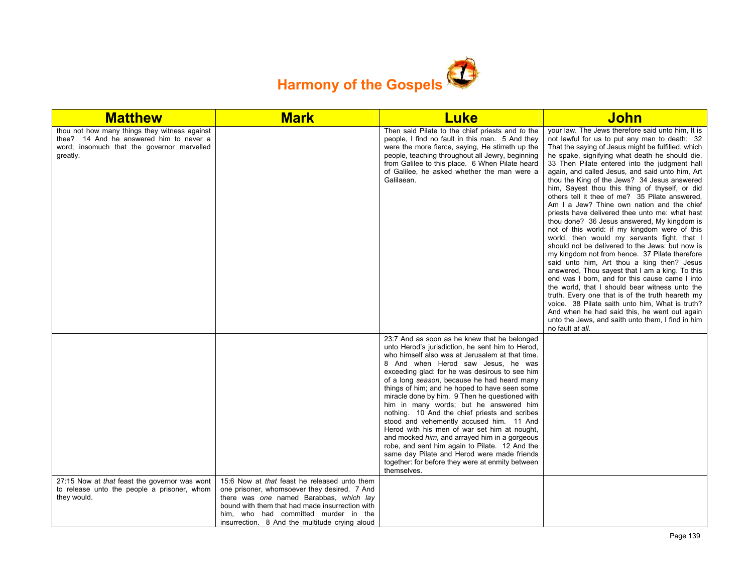# Harmony of the Gospels

| Matthew | Mark | Luke | John |
|---|---|---|---|
| thou not how many things they witness against thee? 14 And he answered him to never a word; insomuch that the governor marvelled greatly. | | Then said Pilate to the chief priests and *to* the people, I find no fault in this man. 5 And they were the more fierce, saying, He stirreth up the people, teaching throughout all Jewry, beginning from Galilee to this place. 6 When Pilate heard of Galilee, he asked whether the man were a Galilaean. | your law. The Jews therefore said unto him, It is not lawful for us to put any man to death: 32 That the saying of Jesus might be fulfilled, which he spake, signifying what death he should die. 33 Then Pilate entered into the judgment hall again, and called Jesus, and said unto him, Art thou the King of the Jews? 34 Jesus answered him, Sayest thou this thing of thyself, or did others tell it thee of me? 35 Pilate answered, Am I a Jew? Thine own nation and the chief priests have delivered thee unto me: what hast thou done? 36 Jesus answered, My kingdom is not of this world: if my kingdom were of this world, then would my servants fight, that I should not be delivered to the Jews: but now is my kingdom not from hence. 37 Pilate therefore said unto him, Art thou a king then? Jesus answered, Thou sayest that I am a king. To this end was I born, and for this cause came I into the world, that I should bear witness unto the truth. Every one that is of the truth heareth my voice. 38 Pilate saith unto him, What is truth? And when he had said this, he went out again unto the Jews, and saith unto them, I find in him no fault *at all*. |
| | | 23:7 And as soon as he knew that he belonged unto Herod's jurisdiction, he sent him to Herod, who himself also was at Jerusalem at that time. 8 And when Herod saw Jesus, he was exceeding glad: for he was desirous to see him of a long *season*, because he had heard many things of him; and he hoped to have seen some miracle done by him. 9 Then he questioned with him in many words; but he answered him nothing. 10 And the chief priests and scribes stood and vehemently accused him. 11 And Herod with his men of war set him at nought, and mocked *him*, and arrayed him in a gorgeous robe, and sent him again to Pilate. 12 And the same day Pilate and Herod were made friends together: for before they were at enmity between themselves. | |
| 27:15 Now at *that* feast the governor was wont to release unto the people a prisoner, whom they would. | 15:6 Now at *that* feast he released unto them one prisoner, whomsoever they desired. 7 And there was *one* named Barabbas, *which lay* bound with them that had made insurrection with him, who had committed murder in the insurrection. 8 And the multitude crying aloud | | |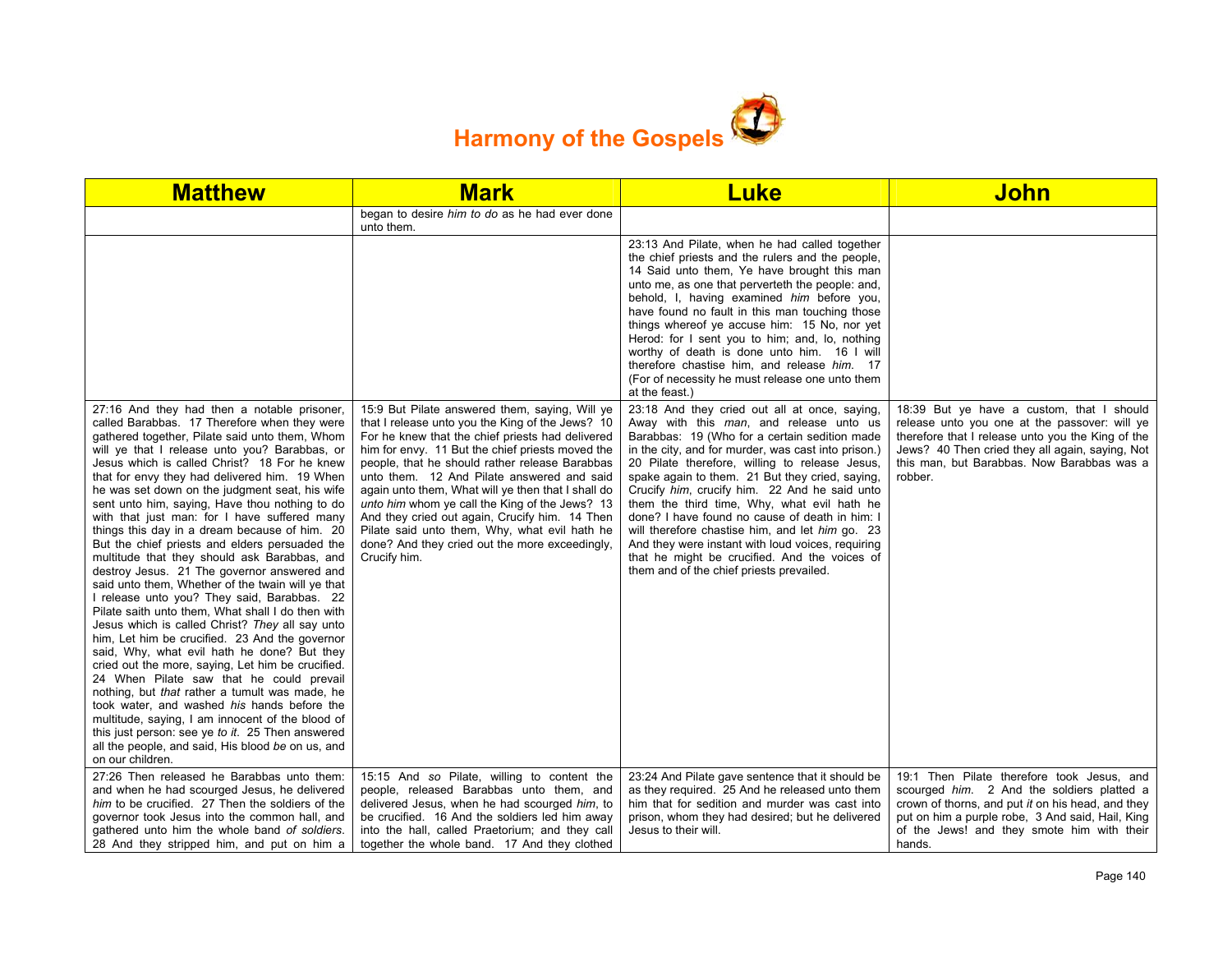# Harmony of the Gospels

| Matthew | Mark | Luke | John |
|---|---|---|---|
| | began to desire *him to do* as he had ever done unto them. | | |
| | | 23:13 And Pilate, when he had called together the chief priests and the rulers and the people, 14 Said unto them, Ye have brought this man unto me, as one that perverteth the people: and, behold, I, having examined *him* before you, have found no fault in this man touching those things whereof ye accuse him: 15 No, nor yet Herod: for I sent you to him; and, lo, nothing worthy of death is done unto him. 16 I will therefore chastise him, and release *him*. 17 (For of necessity he must release one unto them at the feast.) | |
| 27:16 And they had then a notable prisoner, called Barabbas. 17 Therefore when they were gathered together, Pilate said unto them, Whom will ye that I release unto you? Barabbas, or Jesus which is called Christ? 18 For he knew that for envy they had delivered him. 19 When he was set down on the judgment seat, his wife sent unto him, saying, Have thou nothing to do with that just man: for I have suffered many things this day in a dream because of him. 20 But the chief priests and elders persuaded the multitude that they should ask Barabbas, and destroy Jesus. 21 The governor answered and said unto them, Whether of the twain will ye that I release unto you? They said, Barabbas. 22 Pilate saith unto them, What shall I do then with Jesus which is called Christ? *They* all say unto him, Let him be crucified. 23 And the governor said, Why, what evil hath he done? But they cried out the more, saying, Let him be crucified. 24 When Pilate saw that he could prevail nothing, but *that* rather a tumult was made, he took water, and washed *his* hands before the multitude, saying, I am innocent of the blood of this just person: see ye *to it*. 25 Then answered all the people, and said, His blood *be* on us, and on our children. | 15:9 But Pilate answered them, saying, Will ye that I release unto you the King of the Jews? 10 For he knew that the chief priests had delivered him for envy. 11 But the chief priests moved the people, that he should rather release Barabbas unto them. 12 And Pilate answered and said again unto them, What will ye then that I shall do *unto him* whom ye call the King of the Jews? 13 And they cried out again, Crucify him. 14 Then Pilate said unto them, Why, what evil hath he done? And they cried out the more exceedingly, Crucify him. | 23:18 And they cried out all at once, saying, Away with this *man*, and release unto us Barabbas: 19 (Who for a certain sedition made in the city, and for murder, was cast into prison.) 20 Pilate therefore, willing to release Jesus, spake again to them. 21 But they cried, saying, Crucify *him*, crucify him. 22 And he said unto them the third time, Why, what evil hath he done? I have found no cause of death in him: I will therefore chastise him, and let *him* go. 23 And they were instant with loud voices, requiring that he might be crucified. And the voices of them and of the chief priests prevailed. | 18:39 But ye have a custom, that I should release unto you one at the passover: will ye therefore that I release unto you the King of the Jews? 40 Then cried they all again, saying, Not this man, but Barabbas. Now Barabbas was a robber. |
| 27:26 Then released he Barabbas unto them: and when he had scourged Jesus, he delivered *him* to be crucified. 27 Then the soldiers of the governor took Jesus into the common hall, and gathered unto him the whole band *of soldiers*. 28 And they stripped him, and put on him a | 15:15 And *so* Pilate, willing to content the people, released Barabbas unto them, and delivered Jesus, when he had scourged *him*, to be crucified. 16 And the soldiers led him away into the hall, called Praetorium; and they call together the whole band. 17 And they clothed | 23:24 And Pilate gave sentence that it should be as they required. 25 And he released unto them him that for sedition and murder was cast into prison, whom they had desired; but he delivered Jesus to their will. | 19:1 Then Pilate therefore took Jesus, and scourged *him*. 2 And the soldiers platted a crown of thorns, and put *it* on his head, and they put on him a purple robe, 3 And said, Hail, King of the Jews! and they smote him with their hands. |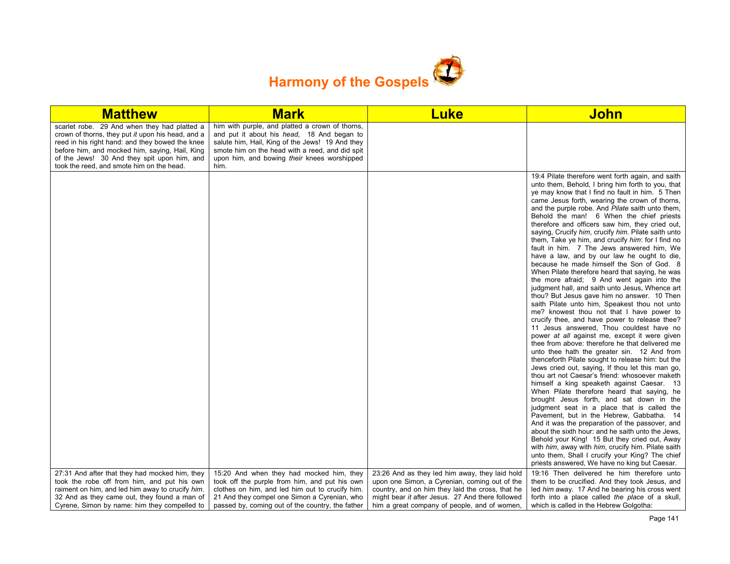# Harmony of the Gospels

| Matthew | Mark | Luke | John |
|---|---|---|---|
| scarlet robe. 29 And when they had platted a crown of thorns, they put *it* upon his head, and a reed in his right hand: and they bowed the knee before him, and mocked him, saying, Hail, King of the Jews! 30 And they spit upon him, and took the reed, and smote him on the head. | him with purple, and platted a crown of thorns, and put it about his *head*, 18 And began to salute him, Hail, King of the Jews! 19 And they smote him on the head with a reed, and did spit upon him, and bowing *their* knees worshipped him. | | |
| | | | 19:4 Pilate therefore went forth again, and saith unto them, Behold, I bring him forth to you, that ye may know that I find no fault in him. 5 Then came Jesus forth, wearing the crown of thorns, and the purple robe. And *Pilate* saith unto them, Behold the man! 6 When the chief priests therefore and officers saw him, they cried out, saying, Crucify *him*, crucify *him*. Pilate saith unto them, Take ye him, and crucify *him*: for I find no fault in him. 7 The Jews answered him, We have a law, and by our law he ought to die, because he made himself the Son of God. 8 When Pilate therefore heard that saying, he was the more afraid; 9 And went again into the judgment hall, and saith unto Jesus, Whence art thou? But Jesus gave him no answer. 10 Then saith Pilate unto him, Speakest thou not unto me? knowest thou not that I have power to crucify thee, and have power to release thee? 11 Jesus answered, Thou couldest have no power *at all* against me, except it were given thee from above: therefore he that delivered me unto thee hath the greater sin. 12 And from thenceforth Pilate sought to release him: but the Jews cried out, saying, If thou let this man go, thou art not Caesar's friend: whosoever maketh himself a king speaketh against Caesar. 13 When Pilate therefore heard that saying, he brought Jesus forth, and sat down in the judgment seat in a place that is called the Pavement, but in the Hebrew, Gabbatha. 14 And it was the preparation of the passover, and about the sixth hour: and he saith unto the Jews, Behold your King! 15 But they cried out, Away with *him*, away with *him*, crucify him. Pilate saith unto them, Shall I crucify your King? The chief priests answered, We have no king but Caesar. |
| 27:31 And after that they had mocked him, they took the robe off from him, and put his own raiment on him, and led him away to crucify *him*. 32 And as they came out, they found a man of Cyrene, Simon by name: him they compelled to | 15:20 And when they had mocked him, they took off the purple from him, and put his own clothes on him, and led him out to crucify him. 21 And they compel one Simon a Cyrenian, who passed by, coming out of the country, the father | 23:26 And as they led him away, they laid hold upon one Simon, a Cyrenian, coming out of the country, and on him they laid the cross, that he might bear *it* after Jesus. 27 And there followed him a great company of people, and of women, | 19:16 Then delivered he him therefore unto them to be crucified. And they took Jesus, and led *him* away. 17 And he bearing his cross went forth into a place called *the place* of a skull, which is called in the Hebrew Golgotha: |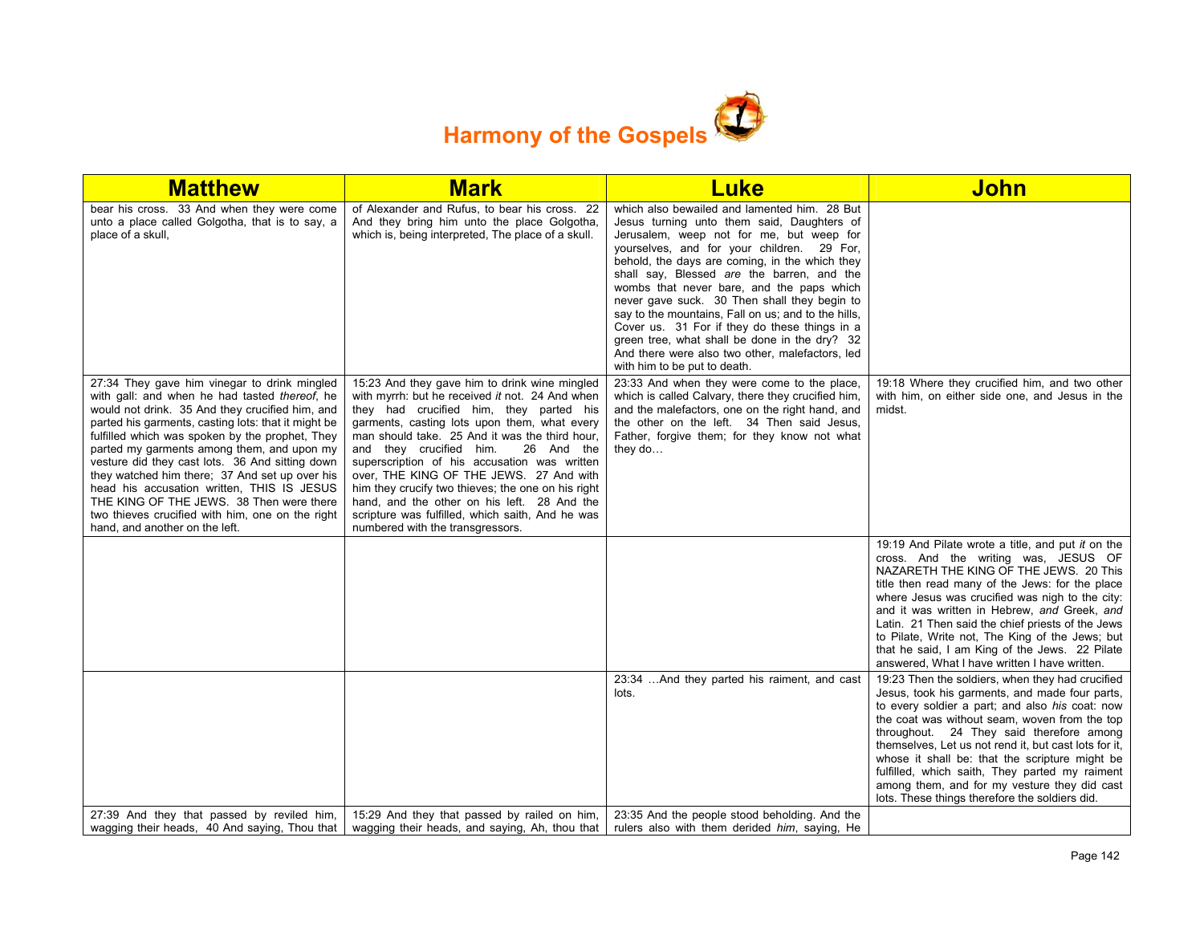# Harmony of the Gospels

| Matthew | Mark | Luke | John |
|---|---|---|---|
| bear his cross. 33 And when they were come unto a place called Golgotha, that is to say, a place of a skull, | of Alexander and Rufus, to bear his cross. 22 And they bring him unto the place Golgotha, which is, being interpreted, The place of a skull. | which also bewailed and lamented him. 28 But Jesus turning unto them said, Daughters of Jerusalem, weep not for me, but weep for yourselves, and for your children. 29 For, behold, the days are coming, in the which they shall say, Blessed *are* the barren, and the wombs that never bare, and the paps which never gave suck. 30 Then shall they begin to say to the mountains, Fall on us; and to the hills, Cover us. 31 For if they do these things in a green tree, what shall be done in the dry? 32 And there were also two other, malefactors, led with him to be put to death. | |
| 27:34 They gave him vinegar to drink mingled with gall: and when he had tasted *thereof*, he would not drink. 35 And they crucified him, and parted his garments, casting lots: that it might be fulfilled which was spoken by the prophet, They parted my garments among them, and upon my vesture did they cast lots. 36 And sitting down they watched him there; 37 And set up over his head his accusation written, THIS IS JESUS THE KING OF THE JEWS. 38 Then were there two thieves crucified with him, one on the right hand, and another on the left. | 15:23 And they gave him to drink wine mingled with myrrh: but he received *it* not. 24 And when they had crucified him, they parted his garments, casting lots upon them, what every man should take. 25 And it was the third hour, and they crucified him. 26 And the superscription of his accusation was written over, THE KING OF THE JEWS. 27 And with him they crucify two thieves; the one on his right hand, and the other on his left. 28 And the scripture was fulfilled, which saith, And he was numbered with the transgressors. | 23:33 And when they were come to the place, which is called Calvary, there they crucified him, and the malefactors, one on the right hand, and the other on the left. 34 Then said Jesus, Father, forgive them; for they know not what they do… | 19:18 Where they crucified him, and two other with him, on either side one, and Jesus in the midst. |
| | | | 19:19 And Pilate wrote a title, and put *it* on the cross. And the writing was, JESUS OF NAZARETH THE KING OF THE JEWS. 20 This title then read many of the Jews: for the place where Jesus was crucified was nigh to the city: and it was written in Hebrew, *and* Greek, *and* Latin. 21 Then said the chief priests of the Jews to Pilate, Write not, The King of the Jews; but that he said, I am King of the Jews. 22 Pilate answered, What I have written I have written. |
| | | 23:34 …And they parted his raiment, and cast lots. | 19:23 Then the soldiers, when they had crucified Jesus, took his garments, and made four parts, to every soldier a part; and also *his* coat: now the coat was without seam, woven from the top throughout. 24 They said therefore among themselves, Let us not rend it, but cast lots for it, whose it shall be: that the scripture might be fulfilled, which saith, They parted my raiment among them, and for my vesture they did cast lots. These things therefore the soldiers did. |
| 27:39 And they that passed by reviled him, wagging their heads, 40 And saying, Thou that | 15:29 And they that passed by railed on him, wagging their heads, and saying, Ah, thou that | 23:35 And the people stood beholding. And the rulers also with them derided *him*, saying, He | |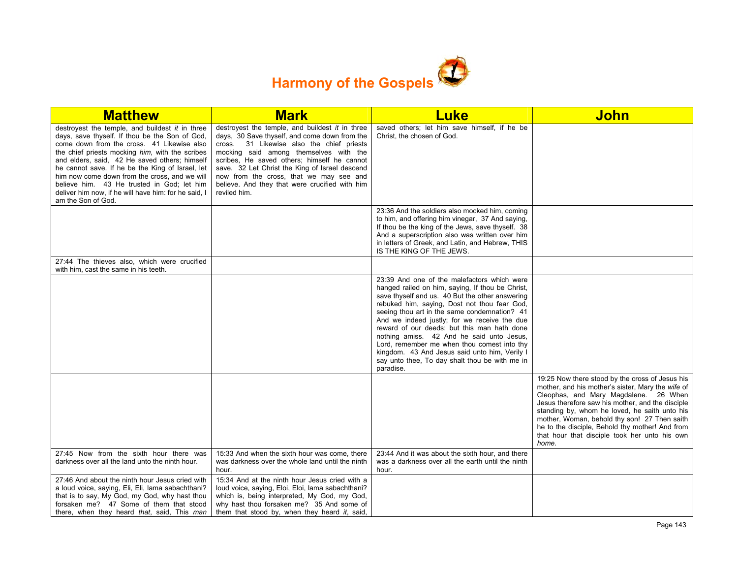# Harmony of the Gospels

| Matthew | Mark | Luke | John |
|---|---|---|---|
| destroyest the temple, and buildest *it* in three days, save thyself. If thou be the Son of God, come down from the cross. 41 Likewise also the chief priests mocking *him*, with the scribes and elders, said, 42 He saved others; himself he cannot save. If he be the King of Israel, let him now come down from the cross, and we will believe him. 43 He trusted in God; let him deliver him now, if he will have him: for he said, I am the Son of God. | destroyest the temple, and buildest *it* in three days, 30 Save thyself, and come down from the cross. 31 Likewise also the chief priests mocking said among themselves with the scribes, He saved others; himself he cannot save. 32 Let Christ the King of Israel descend now from the cross, that we may see and believe. And they that were crucified with him reviled him. | saved others; let him save himself, if he be Christ, the chosen of God. | |
| | | 23:36 And the soldiers also mocked him, coming to him, and offering him vinegar, 37 And saying, If thou be the king of the Jews, save thyself. 38 And a superscription also was written over him in letters of Greek, and Latin, and Hebrew, THIS IS THE KING OF THE JEWS. | |
| 27:44 The thieves also, which were crucified with him, cast the same in his teeth. | | | |
| | | 23:39 And one of the malefactors which were hanged railed on him, saying, If thou be Christ, save thyself and us. 40 But the other answering rebuked him, saying, Dost not thou fear God, seeing thou art in the same condemnation? 41 And we indeed justly; for we receive the due reward of our deeds: but this man hath done nothing amiss. 42 And he said unto Jesus, Lord, remember me when thou comest into thy kingdom. 43 And Jesus said unto him, Verily I say unto thee, To day shalt thou be with me in paradise. | |
| | | | 19:25 Now there stood by the cross of Jesus his mother, and his mother's sister, Mary the *wife* of Cleophas, and Mary Magdalene. 26 When Jesus therefore saw his mother, and the disciple standing by, whom he loved, he saith unto his mother, Woman, behold thy son! 27 Then saith he to the disciple, Behold thy mother! And from that hour that disciple took her unto his own *home*. |
| 27:45 Now from the sixth hour there was darkness over all the land unto the ninth hour. | 15:33 And when the sixth hour was come, there was darkness over the whole land until the ninth hour. | 23:44 And it was about the sixth hour, and there was a darkness over all the earth until the ninth hour. | |
| 27:46 And about the ninth hour Jesus cried with a loud voice, saying, Eli, Eli, lama sabachthani? that is to say, My God, my God, why hast thou forsaken me? 47 Some of them that stood there, when they heard *that*, said, This *man* | 15:34 And at the ninth hour Jesus cried with a loud voice, saying, Eloi, Eloi, lama sabachthani? which is, being interpreted, My God, my God, why hast thou forsaken me? 35 And some of them that stood by, when they heard *it*, said, | | |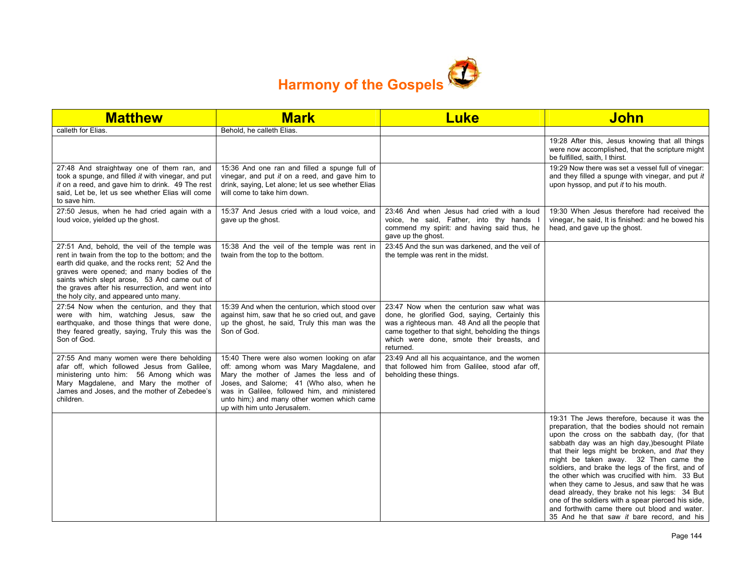# Harmony of the Gospels

| Matthew | Mark | Luke | John |
|---|---|---|---|
| calleth for Elias. | Behold, he calleth Elias. | | |
| | | | 19:28 After this, Jesus knowing that all things were now accomplished, that the scripture might be fulfilled, saith, I thirst. |
| 27:48 And straightway one of them ran, and took a spunge, and filled *it* with vinegar, and put *it* on a reed, and gave him to drink. 49 The rest said, Let be, let us see whether Elias will come to save him. | 15:36 And one ran and filled a spunge full of vinegar, and put *it* on a reed, and gave him to drink, saying, Let alone; let us see whether Elias will come to take him down. | | 19:29 Now there was set a vessel full of vinegar: and they filled a spunge with vinegar, and put *it* upon hyssop, and put *it* to his mouth. |
| 27:50 Jesus, when he had cried again with a loud voice, yielded up the ghost. | 15:37 And Jesus cried with a loud voice, and gave up the ghost. | 23:46 And when Jesus had cried with a loud voice, he said, Father, into thy hands I commend my spirit: and having said thus, he gave up the ghost. | 19:30 When Jesus therefore had received the vinegar, he said, It is finished: and he bowed his head, and gave up the ghost. |
| 27:51 And, behold, the veil of the temple was rent in twain from the top to the bottom; and the earth did quake, and the rocks rent; 52 And the graves were opened; and many bodies of the saints which slept arose, 53 And came out of the graves after his resurrection, and went into the holy city, and appeared unto many. | 15:38 And the veil of the temple was rent in twain from the top to the bottom. | 23:45 And the sun was darkened, and the veil of the temple was rent in the midst. | |
| 27:54 Now when the centurion, and they that were with him, watching Jesus, saw the earthquake, and those things that were done, they feared greatly, saying, Truly this was the Son of God. | 15:39 And when the centurion, which stood over against him, saw that he so cried out, and gave up the ghost, he said, Truly this man was the Son of God. | 23:47 Now when the centurion saw what was done, he glorified God, saying, Certainly this was a righteous man. 48 And all the people that came together to that sight, beholding the things which were done, smote their breasts, and returned. | |
| 27:55 And many women were there beholding afar off, which followed Jesus from Galilee, ministering unto him: 56 Among which was Mary Magdalene, and Mary the mother of James and Joses, and the mother of Zebedee's children. | 15:40 There were also women looking on afar off: among whom was Mary Magdalene, and Mary the mother of James the less and of Joses, and Salome; 41 (Who also, when he was in Galilee, followed him, and ministered unto him;) and many other women which came up with him unto Jerusalem. | 23:49 And all his acquaintance, and the women that followed him from Galilee, stood afar off, beholding these things. | |
| | | | 19:31 The Jews therefore, because it was the preparation, that the bodies should not remain upon the cross on the sabbath day, (for that sabbath day was an high day,)besought Pilate that their legs might be broken, and *that* they might be taken away. 32 Then came the soldiers, and brake the legs of the first, and of the other which was crucified with him. 33 But when they came to Jesus, and saw that he was dead already, they brake not his legs: 34 But one of the soldiers with a spear pierced his side, and forthwith came there out blood and water. 35 And he that saw *it* bare record, and his |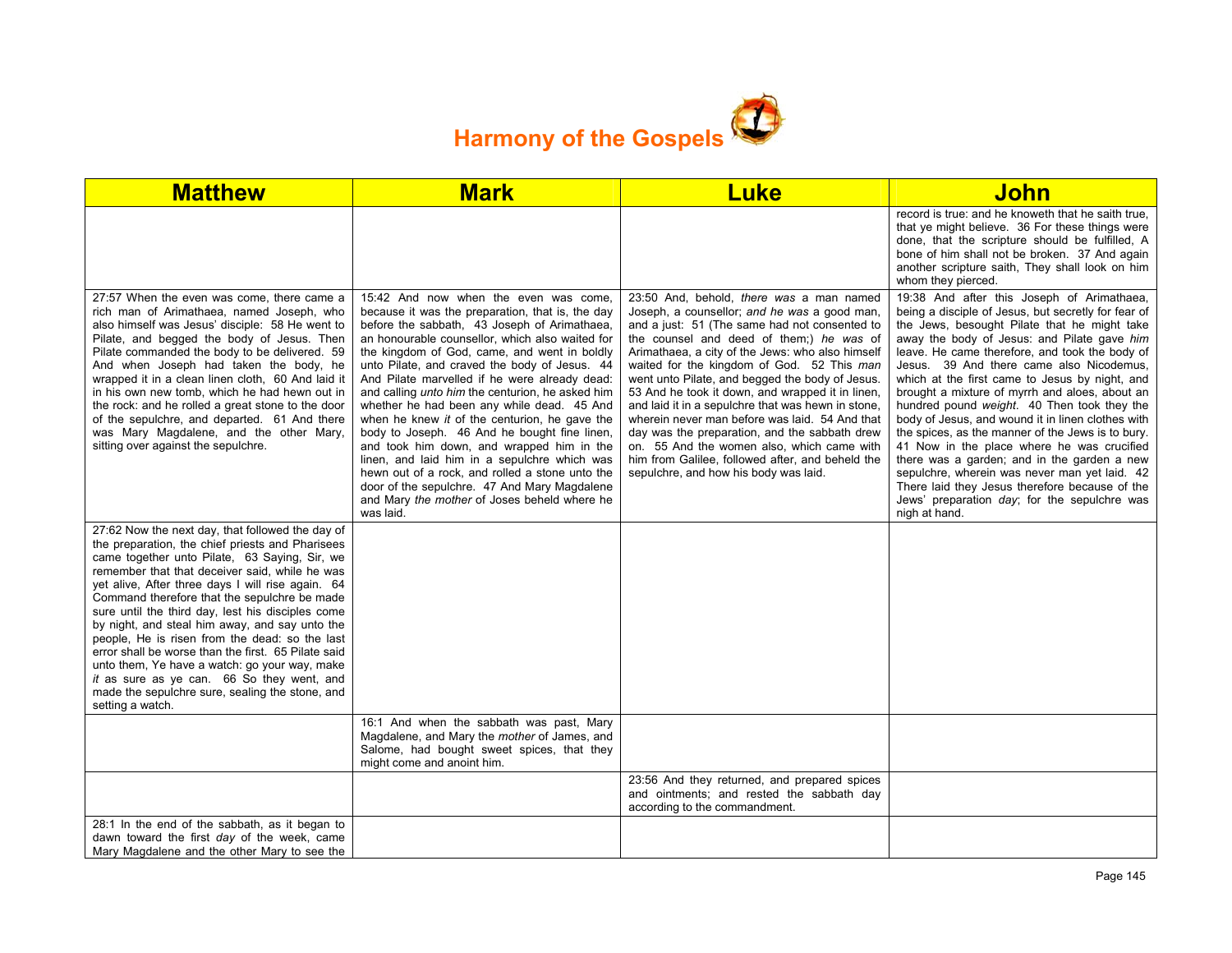# Harmony of the Gospels

| Matthew | Mark | Luke | John |
|---|---|---|---|
| | | | record is true: and he knoweth that he saith true, that ye might believe. 36 For these things were done, that the scripture should be fulfilled, A bone of him shall not be broken. 37 And again another scripture saith, They shall look on him whom they pierced. |
| 27:57 When the even was come, there came a rich man of Arimathaea, named Joseph, who also himself was Jesus' disciple: 58 He went to Pilate, and begged the body of Jesus. Then Pilate commanded the body to be delivered. 59 And when Joseph had taken the body, he wrapped it in a clean linen cloth, 60 And laid it in his own new tomb, which he had hewn out in the rock: and he rolled a great stone to the door of the sepulchre, and departed. 61 And there was Mary Magdalene, and the other Mary, sitting over against the sepulchre. | 15:42 And now when the even was come, because it was the preparation, that is, the day before the sabbath, 43 Joseph of Arimathaea, an honourable counsellor, which also waited for the kingdom of God, came, and went in boldly unto Pilate, and craved the body of Jesus. 44 And Pilate marvelled if he were already dead: and calling *unto him* the centurion, he asked him whether he had been any while dead. 45 And when he knew *it* of the centurion, he gave the body to Joseph. 46 And he bought fine linen, and took him down, and wrapped him in the linen, and laid him in a sepulchre which was hewn out of a rock, and rolled a stone unto the door of the sepulchre. 47 And Mary Magdalene and Mary *the mother* of Joses beheld where he was laid. | 23:50 And, behold, *there was* a man named Joseph, a counsellor; *and he was* a good man, and a just: 51 (The same had not consented to the counsel and deed of them;) *he was* of Arimathaea, a city of the Jews: who also himself waited for the kingdom of God. 52 This *man* went unto Pilate, and begged the body of Jesus. 53 And he took it down, and wrapped it in linen, and laid it in a sepulchre that was hewn in stone, wherein never man before was laid. 54 And that day was the preparation, and the sabbath drew on. 55 And the women also, which came with him from Galilee, followed after, and beheld the sepulchre, and how his body was laid. | 19:38 And after this Joseph of Arimathaea, being a disciple of Jesus, but secretly for fear of the Jews, besought Pilate that he might take away the body of Jesus: and Pilate gave *him* leave. He came therefore, and took the body of Jesus. 39 And there came also Nicodemus, which at the first came to Jesus by night, and brought a mixture of myrrh and aloes, about an hundred pound *weight*. 40 Then took they the body of Jesus, and wound it in linen clothes with the spices, as the manner of the Jews is to bury. 41 Now in the place where he was crucified there was a garden; and in the garden a new sepulchre, wherein was never man yet laid. 42 There laid they Jesus therefore because of the Jews' preparation *day*; for the sepulchre was nigh at hand. |
| 27:62 Now the next day, that followed the day of the preparation, the chief priests and Pharisees came together unto Pilate, 63 Saying, Sir, we remember that that deceiver said, while he was yet alive, After three days I will rise again. 64 Command therefore that the sepulchre be made sure until the third day, lest his disciples come by night, and steal him away, and say unto the people, He is risen from the dead: so the last error shall be worse than the first. 65 Pilate said unto them, Ye have a watch: go your way, make *it* as sure as ye can. 66 So they went, and made the sepulchre sure, sealing the stone, and setting a watch. | | | |
| | 16:1 And when the sabbath was past, Mary Magdalene, and Mary the *mother* of James, and Salome, had bought sweet spices, that they might come and anoint him. | | |
| | | 23:56 And they returned, and prepared spices and ointments; and rested the sabbath day according to the commandment. | |
| 28:1 In the end of the sabbath, as it began to dawn toward the first *day* of the week, came Mary Magdalene and the other Mary to see the | | | |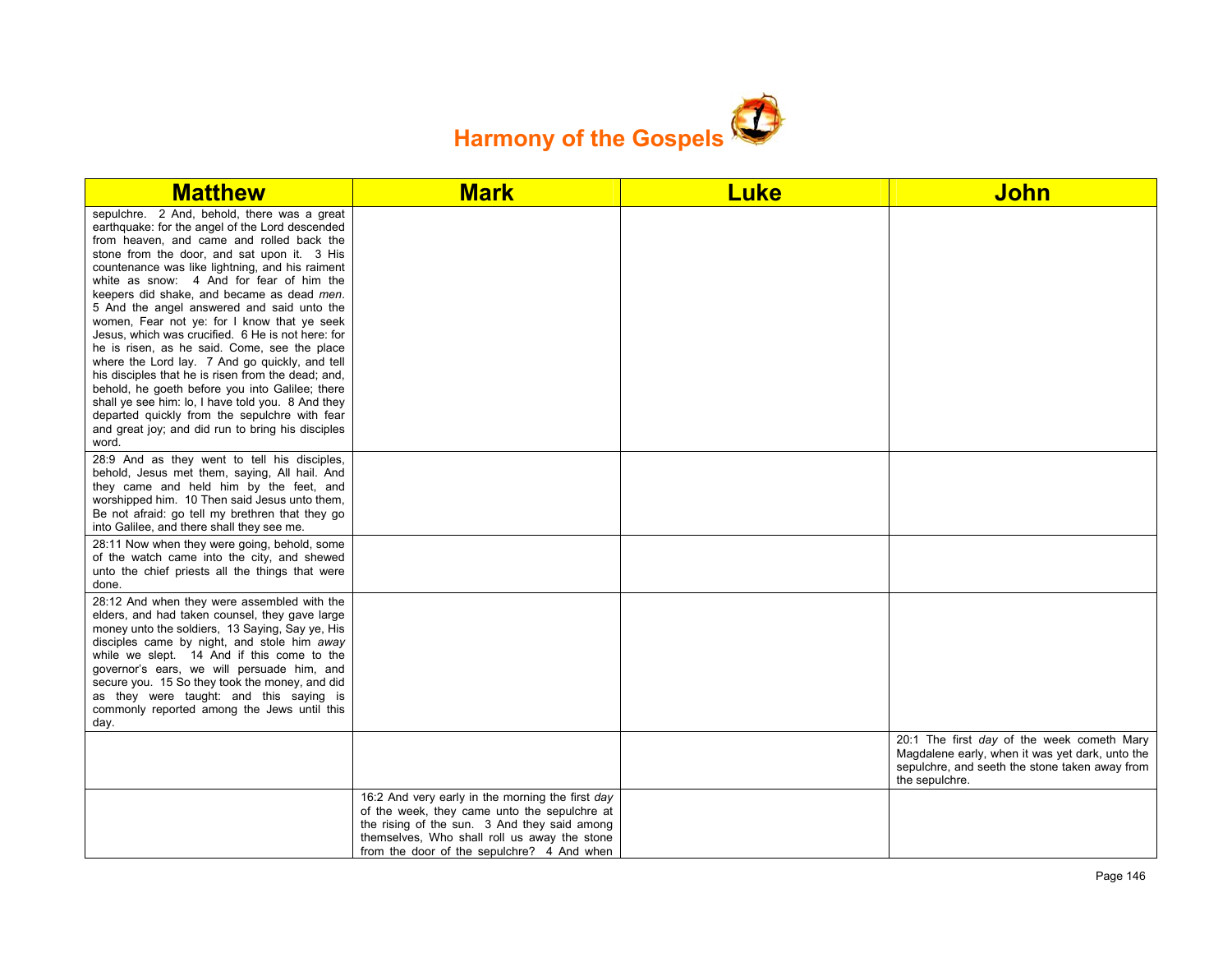# Harmony of the Gospels

| Matthew | Mark | Luke | John |
|---|---|---|---|
| sepulchre. 2 And, behold, there was a great earthquake: for the angel of the Lord descended from heaven, and came and rolled back the stone from the door, and sat upon it. 3 His countenance was like lightning, and his raiment white as snow: 4 And for fear of him the keepers did shake, and became as dead *men*. 5 And the angel answered and said unto the women, Fear not ye: for I know that ye seek Jesus, which was crucified. 6 He is not here: for he is risen, as he said. Come, see the place where the Lord lay. 7 And go quickly, and tell his disciples that he is risen from the dead; and, behold, he goeth before you into Galilee; there shall ye see him: lo, I have told you. 8 And they departed quickly from the sepulchre with fear and great joy; and did run to bring his disciples word. | | | |
| 28:9 And as they went to tell his disciples, behold, Jesus met them, saying, All hail. And they came and held him by the feet, and worshipped him. 10 Then said Jesus unto them, Be not afraid: go tell my brethren that they go into Galilee, and there shall they see me. | | | |
| 28:11 Now when they were going, behold, some of the watch came into the city, and shewed unto the chief priests all the things that were done. | | | |
| 28:12 And when they were assembled with the elders, and had taken counsel, they gave large money unto the soldiers, 13 Saying, Say ye, His disciples came by night, and stole him *away* while we slept. 14 And if this come to the governor's ears, we will persuade him, and secure you. 15 So they took the money, and did as they were taught: and this saying is commonly reported among the Jews until this day. | | | |
| | | | 20:1 The first *day* of the week cometh Mary Magdalene early, when it was yet dark, unto the sepulchre, and seeth the stone taken away from the sepulchre. |
| | 16:2 And very early in the morning the first *day* of the week, they came unto the sepulchre at the rising of the sun. 3 And they said among themselves, Who shall roll us away the stone from the door of the sepulchre? 4 And when | | |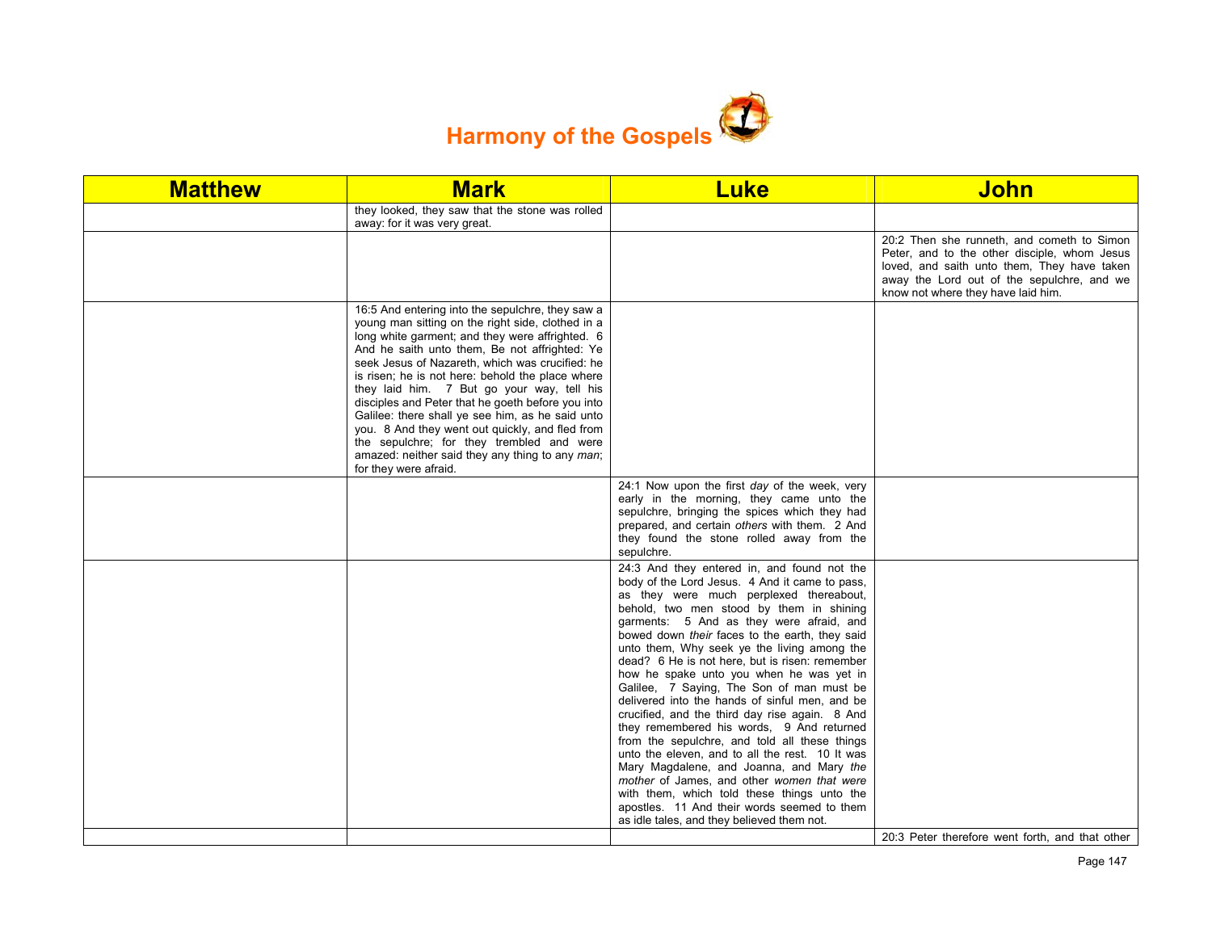# Harmony of the Gospels

| Matthew | Mark | Luke | John |
|---|---|---|---|
| | they looked, they saw that the stone was rolled away: for it was very great. | | |
| | | | 20:2 Then she runneth, and cometh to Simon Peter, and to the other disciple, whom Jesus loved, and saith unto them, They have taken away the Lord out of the sepulchre, and we know not where they have laid him. |
| | 16:5 And entering into the sepulchre, they saw a young man sitting on the right side, clothed in a long white garment; and they were affrighted. 6 And he saith unto them, Be not affrighted: Ye seek Jesus of Nazareth, which was crucified: he is risen; he is not here: behold the place where they laid him. 7 But go your way, tell his disciples and Peter that he goeth before you into Galilee: there shall ye see him, as he said unto you. 8 And they went out quickly, and fled from the sepulchre; for they trembled and were amazed: neither said they any thing to any *man*; for they were afraid. | | |
| | | 24:1 Now upon the first *day* of the week, very early in the morning, they came unto the sepulchre, bringing the spices which they had prepared, and certain *others* with them. 2 And they found the stone rolled away from the sepulchre. | |
| | | 24:3 And they entered in, and found not the body of the Lord Jesus. 4 And it came to pass, as they were much perplexed thereabout, behold, two men stood by them in shining garments: 5 And as they were afraid, and bowed down *their* faces to the earth, they said unto them, Why seek ye the living among the dead? 6 He is not here, but is risen: remember how he spake unto you when he was yet in Galilee, 7 Saying, The Son of man must be delivered into the hands of sinful men, and be crucified, and the third day rise again. 8 And they remembered his words, 9 And returned from the sepulchre, and told all these things unto the eleven, and to all the rest. 10 It was Mary Magdalene, and Joanna, and Mary *the mother* of James, and other *women that were* with them, which told these things unto the apostles. 11 And their words seemed to them as idle tales, and they believed them not. | |
| | | | 20:3 Peter therefore went forth, and that other |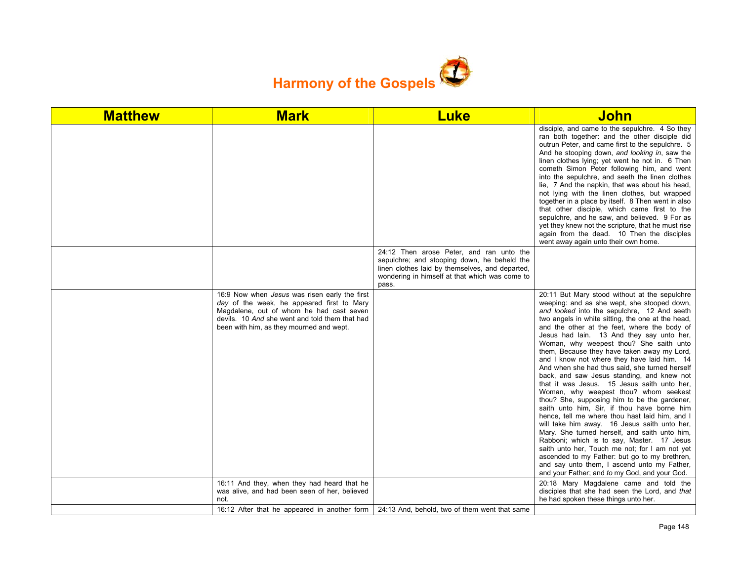# Harmony of the Gospels

| Matthew | Mark | Luke | John |
|---|---|---|---|
| | | | disciple, and came to the sepulchre. 4 So they ran both together: and the other disciple did outrun Peter, and came first to the sepulchre. 5 And he stooping down, *and looking in*, saw the linen clothes lying; yet went he not in. 6 Then cometh Simon Peter following him, and went into the sepulchre, and seeth the linen clothes lie, 7 And the napkin, that was about his head, not lying with the linen clothes, but wrapped together in a place by itself. 8 Then went in also that other disciple, which came first to the sepulchre, and he saw, and believed. 9 For as yet they knew not the scripture, that he must rise again from the dead. 10 Then the disciples went away again unto their own home. |
| | | 24:12 Then arose Peter, and ran unto the sepulchre; and stooping down, he beheld the linen clothes laid by themselves, and departed, wondering in himself at that which was come to pass. | |
| | 16:9 Now when *Jesus* was risen early the first *day* of the week, he appeared first to Mary Magdalene, out of whom he had cast seven devils. 10 *And* she went and told them that had been with him, as they mourned and wept. | | 20:11 But Mary stood without at the sepulchre weeping: and as she wept, she stooped down, *and looked* into the sepulchre, 12 And seeth two angels in white sitting, the one at the head, and the other at the feet, where the body of Jesus had lain. 13 And they say unto her, Woman, why weepest thou? She saith unto them, Because they have taken away my Lord, and I know not where they have laid him. 14 And when she had thus said, she turned herself back, and saw Jesus standing, and knew not that it was Jesus. 15 Jesus saith unto her, Woman, why weepest thou? whom seekest thou? She, supposing him to be the gardener, saith unto him, Sir, if thou have borne him hence, tell me where thou hast laid him, and I will take him away. 16 Jesus saith unto her, Mary. She turned herself, and saith unto him, Rabboni; which is to say, Master. 17 Jesus saith unto her, Touch me not; for I am not yet ascended to my Father: but go to my brethren, and say unto them, I ascend unto my Father, and your Father; and *to* my God, and your God. |
| | 16:11 And they, when they had heard that he was alive, and had been seen of her, believed not. | | 20:18 Mary Magdalene came and told the disciples that she had seen the Lord, and *that* he had spoken these things unto her. |
| | 16:12 After that he appeared in another form | 24:13 And, behold, two of them went that same | |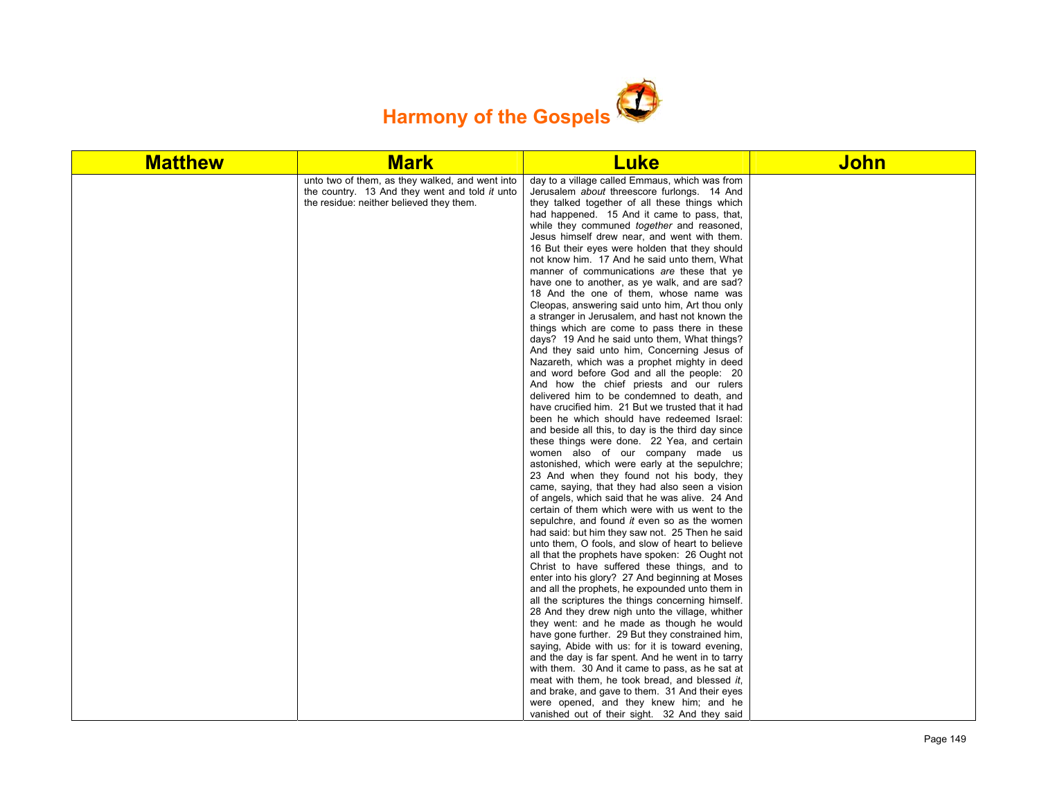# Harmony of the Gospels

| Matthew | Mark | Luke | John |
|---|---|---|---|
| | unto two of them, as they walked, and went into the country. 13 And they went and told *it* unto the residue: neither believed they them. | day to a village called Emmaus, which was from Jerusalem *about* threescore furlongs. 14 And they talked together of all these things which had happened. 15 And it came to pass, that, while they communed *together* and reasoned, Jesus himself drew near, and went with them. 16 But their eyes were holden that they should not know him. 17 And he said unto them, What manner of communications *are* these that ye have one to another, as ye walk, and are sad? 18 And the one of them, whose name was Cleopas, answering said unto him, Art thou only a stranger in Jerusalem, and hast not known the things which are come to pass there in these days? 19 And he said unto them, What things? And they said unto him, Concerning Jesus of Nazareth, which was a prophet mighty in deed and word before God and all the people: 20 And how the chief priests and our rulers delivered him to be condemned to death, and have crucified him. 21 But we trusted that it had been he which should have redeemed Israel: and beside all this, to day is the third day since these things were done. 22 Yea, and certain women also of our company made us astonished, which were early at the sepulchre; 23 And when they found not his body, they came, saying, that they had also seen a vision of angels, which said that he was alive. 24 And certain of them which were with us went to the sepulchre, and found *it* even so as the women had said: but him they saw not. 25 Then he said unto them, O fools, and slow of heart to believe all that the prophets have spoken: 26 Ought not Christ to have suffered these things, and to enter into his glory? 27 And beginning at Moses and all the prophets, he expounded unto them in all the scriptures the things concerning himself. 28 And they drew nigh unto the village, whither they went: and he made as though he would have gone further. 29 But they constrained him, saying, Abide with us: for it is toward evening, and the day is far spent. And he went in to tarry with them. 30 And it came to pass, as he sat at meat with them, he took bread, and blessed *it*, and brake, and gave to them. 31 And their eyes were opened, and they knew him; and he vanished out of their sight. 32 And they said | |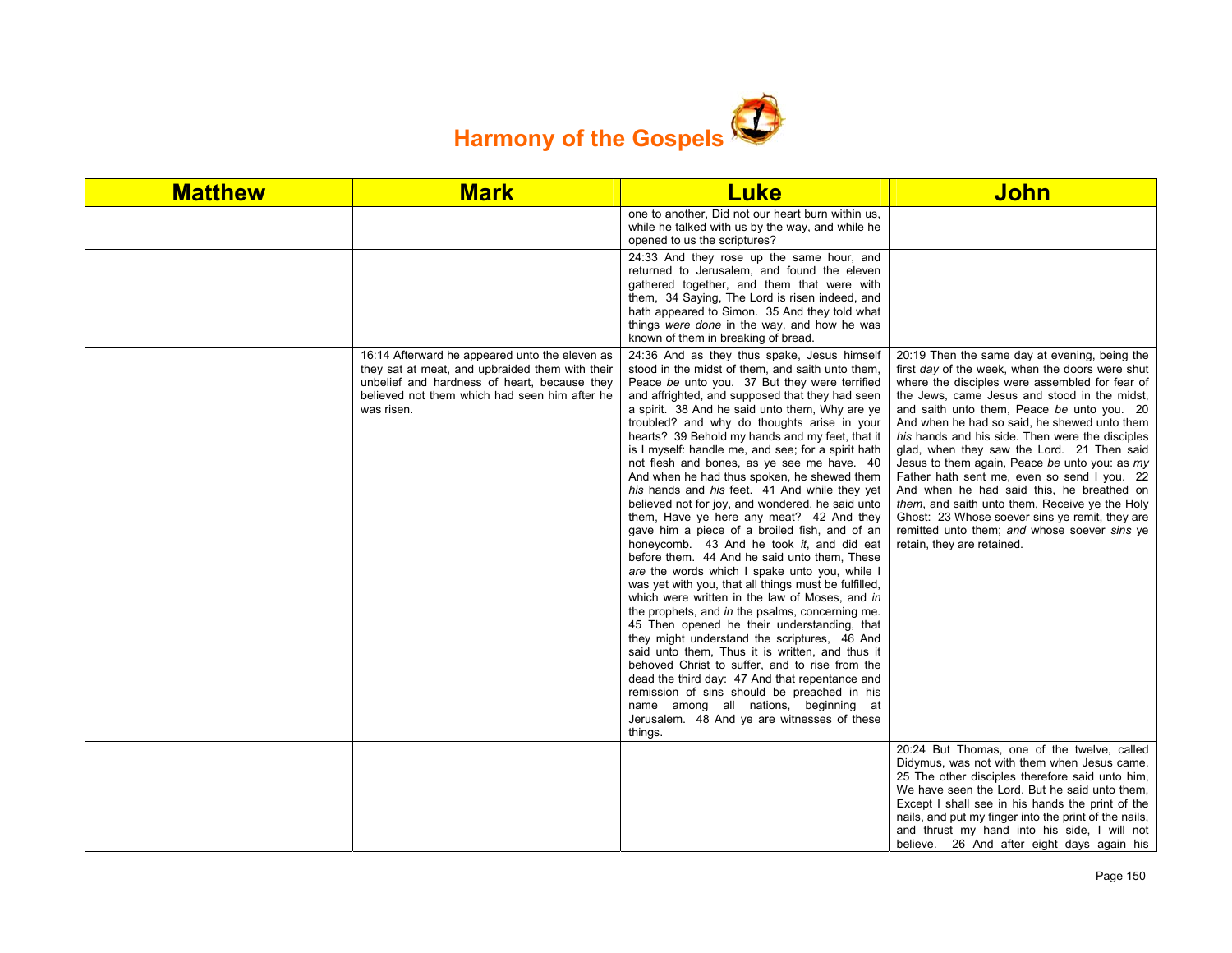# Harmony of the Gospels

| Matthew | Mark | Luke | John |
|---|---|---|---|
| | | one to another, Did not our heart burn within us, while he talked with us by the way, and while he opened to us the scriptures? | |
| | | 24:33 And they rose up the same hour, and returned to Jerusalem, and found the eleven gathered together, and them that were with them, 34 Saying, The Lord is risen indeed, and hath appeared to Simon. 35 And they told what things *were done* in the way, and how he was known of them in breaking of bread. | |
| | 16:14 Afterward he appeared unto the eleven as they sat at meat, and upbraided them with their unbelief and hardness of heart, because they believed not them which had seen him after he was risen. | 24:36 And as they thus spake, Jesus himself stood in the midst of them, and saith unto them, Peace *be* unto you. 37 But they were terrified and affrighted, and supposed that they had seen a spirit. 38 And he said unto them, Why are ye troubled? and why do thoughts arise in your hearts? 39 Behold my hands and my feet, that it is I myself: handle me, and see; for a spirit hath not flesh and bones, as ye see me have. 40 And when he had thus spoken, he shewed them *his* hands and *his* feet. 41 And while they yet believed not for joy, and wondered, he said unto them, Have ye here any meat? 42 And they gave him a piece of a broiled fish, and of an honeycomb. 43 And he took *it*, and did eat before them. 44 And he said unto them, These *are* the words which I spake unto you, while I was yet with you, that all things must be fulfilled, which were written in the law of Moses, and *in* the prophets, and *in* the psalms, concerning me. 45 Then opened he their understanding, that they might understand the scriptures, 46 And said unto them, Thus it is written, and thus it behoved Christ to suffer, and to rise from the dead the third day: 47 And that repentance and remission of sins should be preached in his name among all nations, beginning at Jerusalem. 48 And ye are witnesses of these things. | 20:19 Then the same day at evening, being the first *day* of the week, when the doors were shut where the disciples were assembled for fear of the Jews, came Jesus and stood in the midst, and saith unto them, Peace *be* unto you. 20 And when he had so said, he shewed unto them *his* hands and his side. Then were the disciples glad, when they saw the Lord. 21 Then said Jesus to them again, Peace *be* unto you: as *my* Father hath sent me, even so send I you. 22 And when he had said this, he breathed on *them*, and saith unto them, Receive ye the Holy Ghost: 23 Whose soever sins ye remit, they are remitted unto them; *and* whose soever *sins* ye retain, they are retained. |
| | | | 20:24 But Thomas, one of the twelve, called Didymus, was not with them when Jesus came. 25 The other disciples therefore said unto him, We have seen the Lord. But he said unto them, Except I shall see in his hands the print of the nails, and put my finger into the print of the nails, and thrust my hand into his side, I will not believe. 26 And after eight days again his |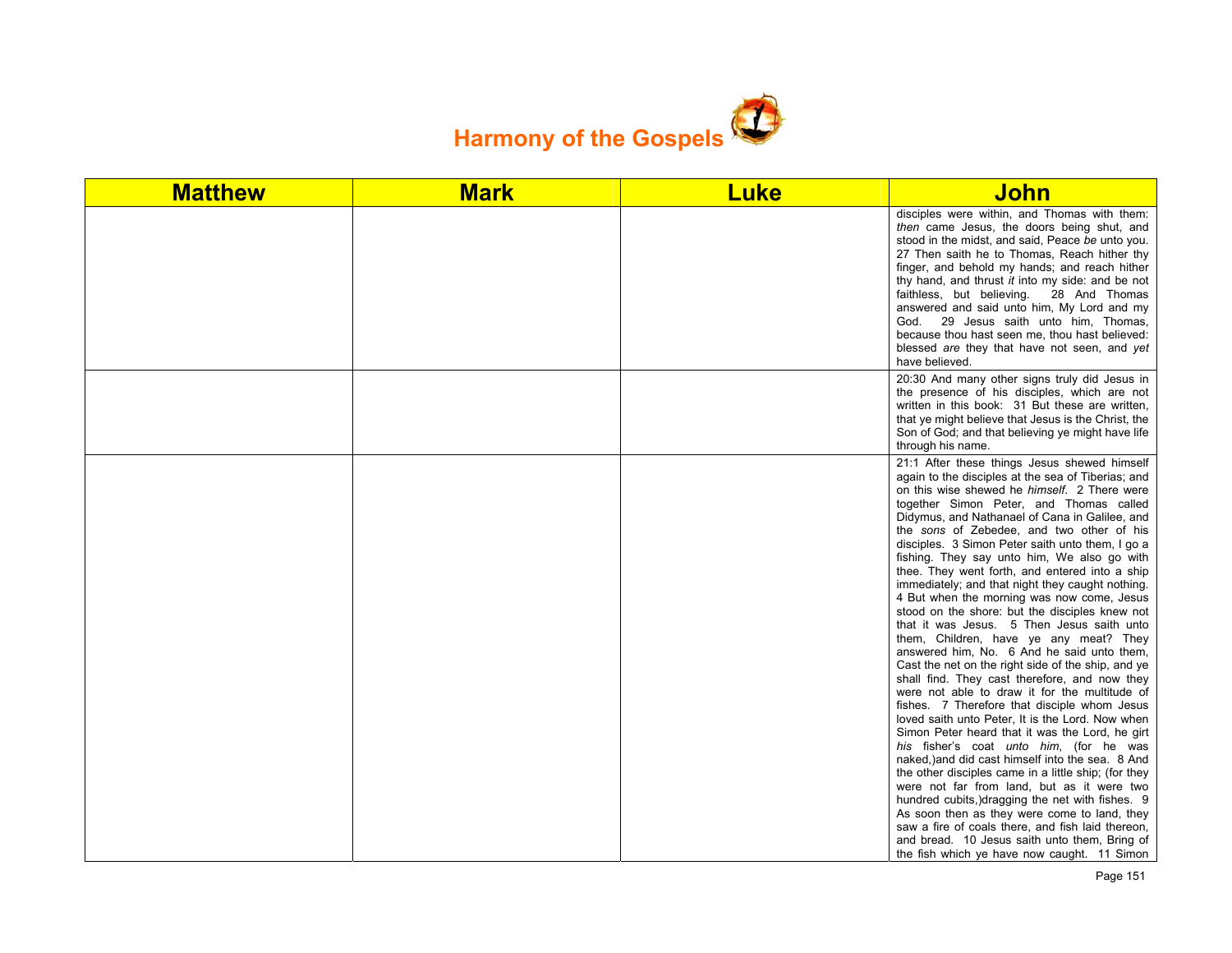# Harmony of the Gospels

| Matthew | Mark | Luke | John |
|---|---|---|---|
| | | | disciples were within, and Thomas with them: *then* came Jesus, the doors being shut, and stood in the midst, and said, Peace *be* unto you. 27 Then saith he to Thomas, Reach hither thy finger, and behold my hands; and reach hither thy hand, and thrust *it* into my side: and be not faithless, but believing. 28 And Thomas answered and said unto him, My Lord and my God. 29 Jesus saith unto him, Thomas, because thou hast seen me, thou hast believed: blessed *are* they that have not seen, and *yet* have believed. |
| | | | 20:30 And many other signs truly did Jesus in the presence of his disciples, which are not written in this book: 31 But these are written, that ye might believe that Jesus is the Christ, the Son of God; and that believing ye might have life through his name. |
| | | | 21:1 After these things Jesus shewed himself again to the disciples at the sea of Tiberias; and on this wise shewed he *himself*. 2 There were together Simon Peter, and Thomas called Didymus, and Nathanael of Cana in Galilee, and the *sons* of Zebedee, and two other of his disciples. 3 Simon Peter saith unto them, I go a fishing. They say unto him, We also go with thee. They went forth, and entered into a ship immediately; and that night they caught nothing. 4 But when the morning was now come, Jesus stood on the shore: but the disciples knew not that it was Jesus. 5 Then Jesus saith unto them, Children, have ye any meat? They answered him, No. 6 And he said unto them, Cast the net on the right side of the ship, and ye shall find. They cast therefore, and now they were not able to draw it for the multitude of fishes. 7 Therefore that disciple whom Jesus loved saith unto Peter, It is the Lord. Now when Simon Peter heard that it was the Lord, he girt *his* fisher's coat *unto him*, (for he was naked,)and did cast himself into the sea. 8 And the other disciples came in a little ship; (for they were not far from land, but as it were two hundred cubits,)dragging the net with fishes. 9 As soon then as they were come to land, they saw a fire of coals there, and fish laid thereon, and bread. 10 Jesus saith unto them, Bring of the fish which ye have now caught. 11 Simon |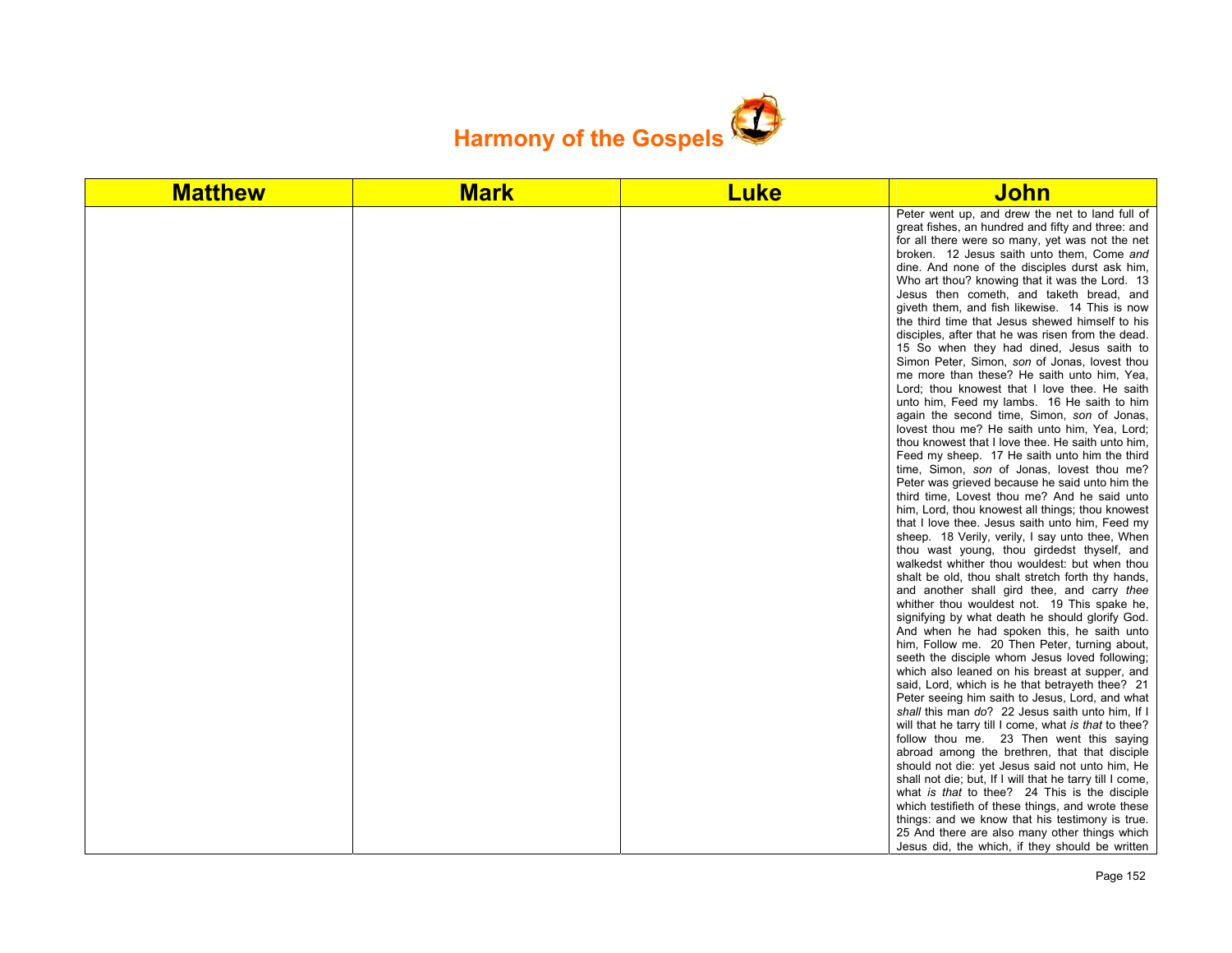# Harmony of the Gospels

| Matthew | Mark | Luke | John |
|---|---|---|---|
| | | | Peter went up, and drew the net to land full of great fishes, an hundred and fifty and three: and for all there were so many, yet was not the net broken. 12 Jesus saith unto them, Come *and* dine. And none of the disciples durst ask him, Who art thou? knowing that it was the Lord. 13 Jesus then cometh, and taketh bread, and giveth them, and fish likewise. 14 This is now the third time that Jesus shewed himself to his disciples, after that he was risen from the dead. 15 So when they had dined, Jesus saith to Simon Peter, Simon, *son* of Jonas, lovest thou me more than these? He saith unto him, Yea, Lord; thou knowest that I love thee. He saith unto him, Feed my lambs. 16 He saith to him again the second time, Simon, *son* of Jonas, lovest thou me? He saith unto him, Yea, Lord; thou knowest that I love thee. He saith unto him, Feed my sheep. 17 He saith unto him the third time, Simon, *son* of Jonas, lovest thou me? Peter was grieved because he said unto him the third time, Lovest thou me? And he said unto him, Lord, thou knowest all things; thou knowest that I love thee. Jesus saith unto him, Feed my sheep. 18 Verily, verily, I say unto thee, When thou wast young, thou girdedst thyself, and walkedst whither thou wouldest: but when thou shalt be old, thou shalt stretch forth thy hands, and another shall gird thee, and carry *thee* whither thou wouldest not. 19 This spake he, signifying by what death he should glorify God. And when he had spoken this, he saith unto him, Follow me. 20 Then Peter, turning about, seeth the disciple whom Jesus loved following; which also leaned on his breast at supper, and said, Lord, which is he that betrayeth thee? 21 Peter seeing him saith to Jesus, Lord, and what *shall* this man *do*? 22 Jesus saith unto him, If I will that he tarry till I come, what *is that* to thee? follow thou me. 23 Then went this saying abroad among the brethren, that that disciple should not die: yet Jesus said not unto him, He shall not die; but, If I will that he tarry till I come, what *is that* to thee? 24 This is the disciple which testifieth of these things, and wrote these things: and we know that his testimony is true. 25 And there are also many other things which Jesus did, the which, if they should be written |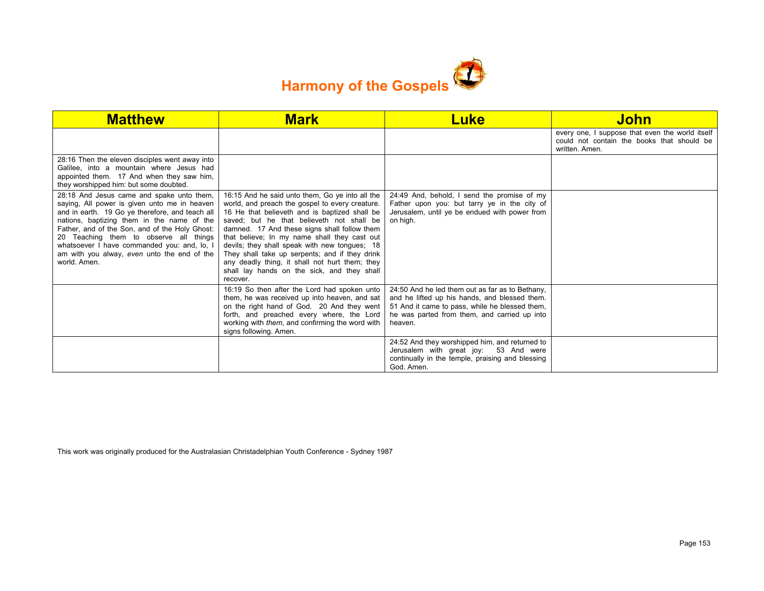# Harmony of the Gospels

| Matthew | Mark | Luke | John |
|---|---|---|---|
| | | | every one, I suppose that even the world itself could not contain the books that should be written. Amen. |
| 28:16 Then the eleven disciples went away into Galilee, into a mountain where Jesus had appointed them. 17 And when they saw him, they worshipped him: but some doubted. | | | |
| 28:18 And Jesus came and spake unto them, saying, All power is given unto me in heaven and in earth. 19 Go ye therefore, and teach all nations, baptizing them in the name of the Father, and of the Son, and of the Holy Ghost: 20 Teaching them to observe all things whatsoever I have commanded you: and, lo, I am with you alway, *even* unto the end of the world. Amen. | 16:15 And he said unto them, Go ye into all the world, and preach the gospel to every creature. 16 He that believeth and is baptized shall be saved; but he that believeth not shall be damned. 17 And these signs shall follow them that believe; In my name shall they cast out devils; they shall speak with new tongues; 18 They shall take up serpents; and if they drink any deadly thing, it shall not hurt them; they shall lay hands on the sick, and they shall recover. | 24:49 And, behold, I send the promise of my Father upon you: but tarry ye in the city of Jerusalem, until ye be endued with power from on high. | |
| | 16:19 So then after the Lord had spoken unto them, he was received up into heaven, and sat on the right hand of God. 20 And they went forth, and preached every where, the Lord working with *them*, and confirming the word with signs following. Amen. | 24:50 And he led them out as far as to Bethany, and he lifted up his hands, and blessed them. 51 And it came to pass, while he blessed them, he was parted from them, and carried up into heaven. | |
| | | 24:52 And they worshipped him, and returned to Jerusalem with great joy: 53 And were continually in the temple, praising and blessing God. Amen. | |

This work was originally produced for the Australasian Christadelphian Youth Conference - Sydney 1987